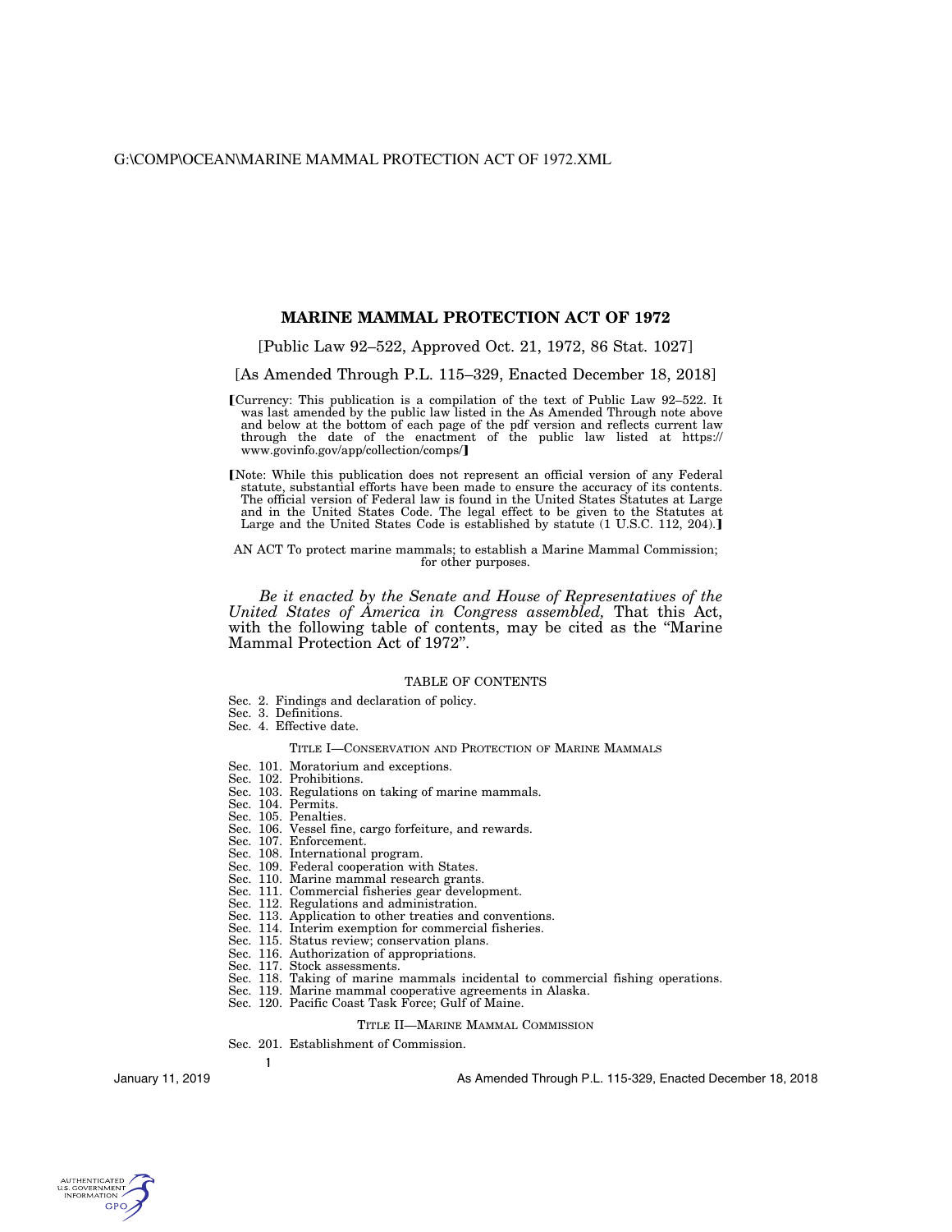# MARINE MAMMAL PROTECTION ACT OF 1972

[Public Law 92–522, Approved Oct. 21, 1972, 86 Stat. 1027]

[As Amended Through P.L. 115–329, Enacted December 18, 2018]

【Currency: This publication is a compilation of the text of Public Law 92–522. It was last amended by the public law listed in the As Amended Through note above and below at the bottom of each page of the pdf version and reflects current law through the date of the enactment of the public law listed at https://www.govinfo.gov/app/collection/comps/】

【Note: While this publication does not represent an official version of any Federal statute, substantial efforts have been made to ensure the accuracy of its contents. The official version of Federal law is found in the United States Statutes at Large and in the United States Code. The legal effect to be given to the Statutes at Large and the United States Code is established by statute (1 U.S.C. 112, 204).】

AN ACT To protect marine mammals; to establish a Marine Mammal Commission; for other purposes.

*Be it enacted by the Senate and House of Representatives of the United States of America in Congress assembled,* That this Act, with the following table of contents, may be cited as the "Marine Mammal Protection Act of 1972".

TABLE OF CONTENTS

- Sec. 2. Findings and declaration of policy.
- Sec. 3. Definitions.
- Sec. 4. Effective date.

TITLE I—CONSERVATION AND PROTECTION OF MARINE MAMMALS

- Sec. 101. Moratorium and exceptions.
- Sec. 102. Prohibitions.
- Sec. 103. Regulations on taking of marine mammals.
- Sec. 104. Permits.
- Sec. 105. Penalties.
- Sec. 106. Vessel fine, cargo forfeiture, and rewards.
- Sec. 107. Enforcement.
- Sec. 108. International program.
- Sec. 109. Federal cooperation with States.
- Sec. 110. Marine mammal research grants.
- Sec. 111. Commercial fisheries gear development.
- Sec. 112. Regulations and administration.
- Sec. 113. Application to other treaties and conventions.
- Sec. 114. Interim exemption for commercial fisheries.
- Sec. 115. Status review; conservation plans.
- Sec. 116. Authorization of appropriations.
- Sec. 117. Stock assessments.
- Sec. 118. Taking of marine mammals incidental to commercial fishing operations.
- Sec. 119. Marine mammal cooperative agreements in Alaska.
- Sec. 120. Pacific Coast Task Force; Gulf of Maine.

TITLE II—MARINE MAMMAL COMMISSION

- Sec. 201. Establishment of Commission.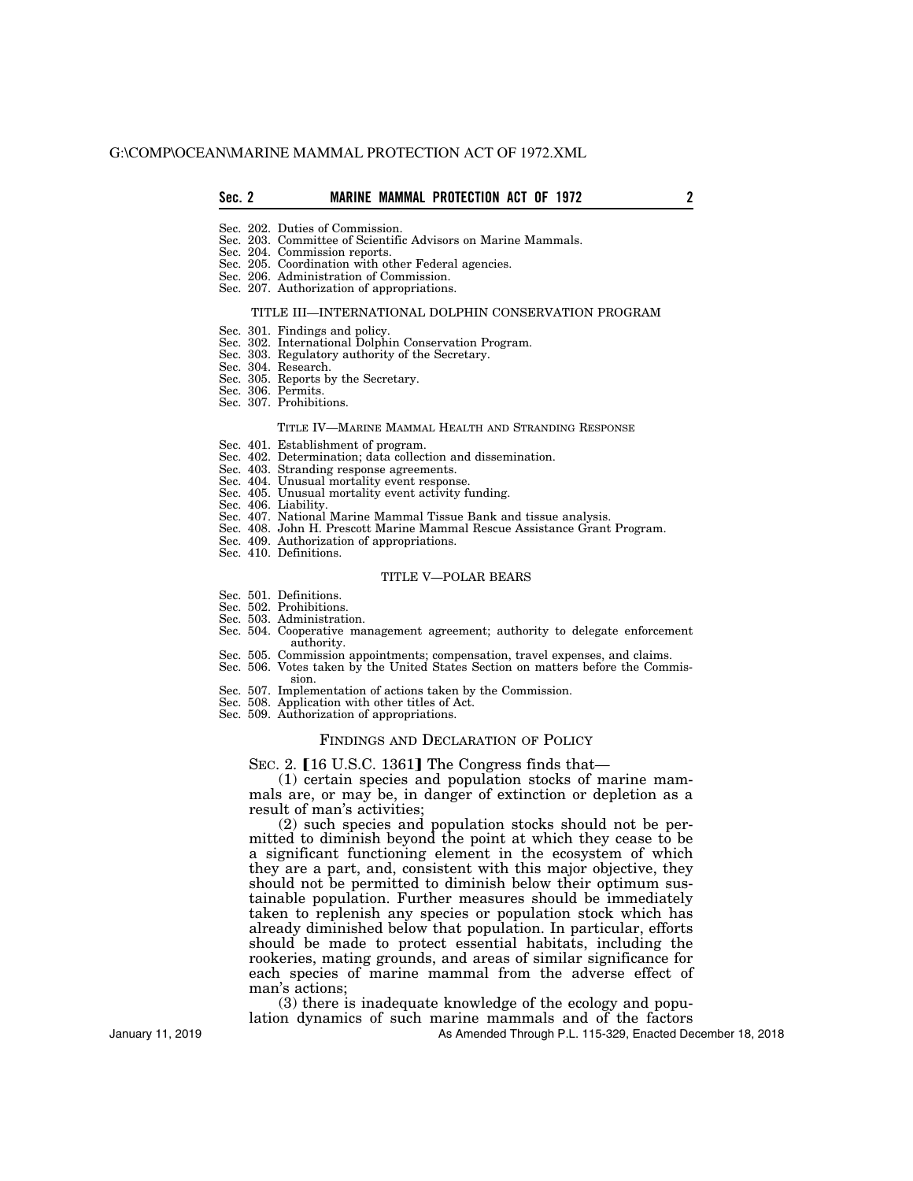Sec. 202. Duties of Commission.
Sec. 203. Committee of Scientific Advisors on Marine Mammals.
Sec. 204. Commission reports.
Sec. 205. Coordination with other Federal agencies.
Sec. 206. Administration of Commission.
Sec. 207. Authorization of appropriations.

TITLE III—INTERNATIONAL DOLPHIN CONSERVATION PROGRAM

Sec. 301. Findings and policy.
Sec. 302. International Dolphin Conservation Program.
Sec. 303. Regulatory authority of the Secretary.
Sec. 304. Research.
Sec. 305. Reports by the Secretary.
Sec. 306. Permits.
Sec. 307. Prohibitions.

TITLE IV—MARINE MAMMAL HEALTH AND STRANDING RESPONSE

Sec. 401. Establishment of program.
Sec. 402. Determination; data collection and dissemination.
Sec. 403. Stranding response agreements.
Sec. 404. Unusual mortality event response.
Sec. 405. Unusual mortality event activity funding.
Sec. 406. Liability.
Sec. 407. National Marine Mammal Tissue Bank and tissue analysis.
Sec. 408. John H. Prescott Marine Mammal Rescue Assistance Grant Program.
Sec. 409. Authorization of appropriations.
Sec. 410. Definitions.

TITLE V—POLAR BEARS

Sec. 501. Definitions.
Sec. 502. Prohibitions.
Sec. 503. Administration.
Sec. 504. Cooperative management agreement; authority to delegate enforcement authority.
Sec. 505. Commission appointments; compensation, travel expenses, and claims.
Sec. 506. Votes taken by the United States Section on matters before the Commission.
Sec. 507. Implementation of actions taken by the Commission.
Sec. 508. Application with other titles of Act.
Sec. 509. Authorization of appropriations.

## FINDINGS AND DECLARATION OF POLICY

SEC. 2. 【16 U.S.C. 1361】 The Congress finds that—

(1) certain species and population stocks of marine mammals are, or may be, in danger of extinction or depletion as a result of man's activities;

(2) such species and population stocks should not be permitted to diminish beyond the point at which they cease to be a significant functioning element in the ecosystem of which they are a part, and, consistent with this major objective, they should not be permitted to diminish below their optimum sustainable population. Further measures should be immediately taken to replenish any species or population stock which has already diminished below that population. In particular, efforts should be made to protect essential habitats, including the rookeries, mating grounds, and areas of similar significance for each species of marine mammal from the adverse effect of man's actions;

(3) there is inadequate knowledge of the ecology and population dynamics of such marine mammals and of the factors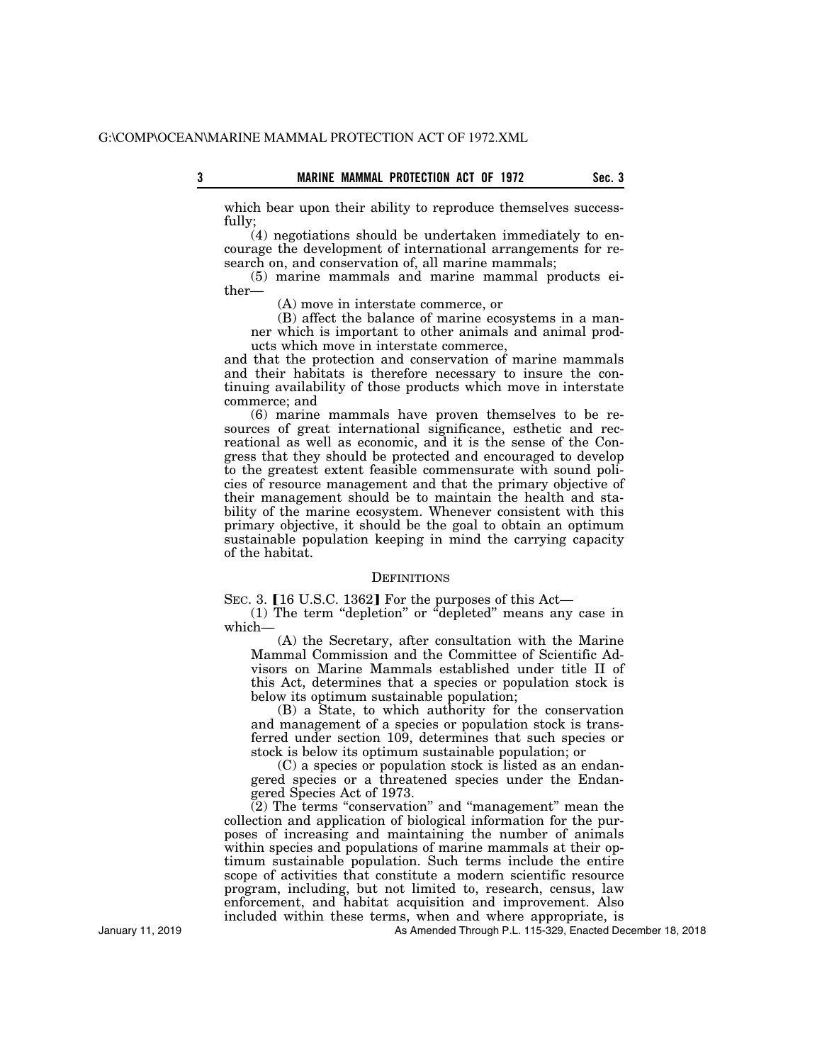which bear upon their ability to reproduce themselves successfully;

(4) negotiations should be undertaken immediately to encourage the development of international arrangements for research on, and conservation of, all marine mammals;

(5) marine mammals and marine mammal products either—

(A) move in interstate commerce, or

(B) affect the balance of marine ecosystems in a manner which is important to other animals and animal products which move in interstate commerce,

and that the protection and conservation of marine mammals and their habitats is therefore necessary to insure the continuing availability of those products which move in interstate commerce; and

(6) marine mammals have proven themselves to be resources of great international significance, esthetic and recreational as well as economic, and it is the sense of the Congress that they should be protected and encouraged to develop to the greatest extent feasible commensurate with sound policies of resource management and that the primary objective of their management should be to maintain the health and stability of the marine ecosystem. Whenever consistent with this primary objective, it should be the goal to obtain an optimum sustainable population keeping in mind the carrying capacity of the habitat.

## DEFINITIONS

SEC. 3. 【16 U.S.C. 1362】 For the purposes of this Act—

(1) The term "depletion" or "depleted" means any case in which—

(A) the Secretary, after consultation with the Marine Mammal Commission and the Committee of Scientific Advisors on Marine Mammals established under title II of this Act, determines that a species or population stock is below its optimum sustainable population;

(B) a State, to which authority for the conservation and management of a species or population stock is transferred under section 109, determines that such species or stock is below its optimum sustainable population; or

(C) a species or population stock is listed as an endangered species or a threatened species under the Endangered Species Act of 1973.

(2) The terms "conservation" and "management" mean the collection and application of biological information for the purposes of increasing and maintaining the number of animals within species and populations of marine mammals at their optimum sustainable population. Such terms include the entire scope of activities that constitute a modern scientific resource program, including, but not limited to, research, census, law enforcement, and habitat acquisition and improvement. Also included within these terms, when and where appropriate, is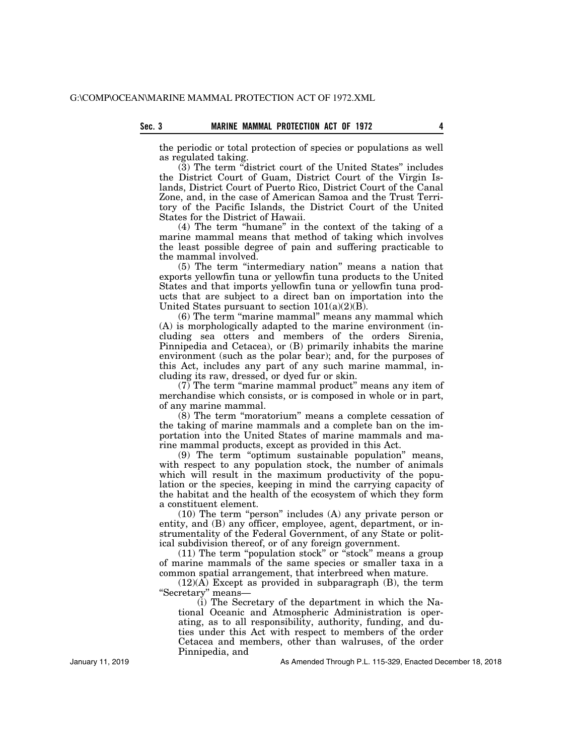the periodic or total protection of species or populations as well as regulated taking.

(3) The term "district court of the United States" includes the District Court of Guam, District Court of the Virgin Islands, District Court of Puerto Rico, District Court of the Canal Zone, and, in the case of American Samoa and the Trust Territory of the Pacific Islands, the District Court of the United States for the District of Hawaii.

(4) The term "humane" in the context of the taking of a marine mammal means that method of taking which involves the least possible degree of pain and suffering practicable to the mammal involved.

(5) The term "intermediary nation" means a nation that exports yellowfin tuna or yellowfin tuna products to the United States and that imports yellowfin tuna or yellowfin tuna products that are subject to a direct ban on importation into the United States pursuant to section 101(a)(2)(B).

(6) The term "marine mammal" means any mammal which (A) is morphologically adapted to the marine environment (including sea otters and members of the orders Sirenia, Pinnipedia and Cetacea), or (B) primarily inhabits the marine environment (such as the polar bear); and, for the purposes of this Act, includes any part of any such marine mammal, including its raw, dressed, or dyed fur or skin.

(7) The term "marine mammal product" means any item of merchandise which consists, or is composed in whole or in part, of any marine mammal.

(8) The term "moratorium" means a complete cessation of the taking of marine mammals and a complete ban on the importation into the United States of marine mammals and marine mammal products, except as provided in this Act.

(9) The term "optimum sustainable population" means, with respect to any population stock, the number of animals which will result in the maximum productivity of the population or the species, keeping in mind the carrying capacity of the habitat and the health of the ecosystem of which they form a constituent element.

(10) The term "person" includes (A) any private person or entity, and (B) any officer, employee, agent, department, or instrumentality of the Federal Government, of any State or political subdivision thereof, or of any foreign government.

(11) The term "population stock" or "stock" means a group of marine mammals of the same species or smaller taxa in a common spatial arrangement, that interbreed when mature.

(12)(A) Except as provided in subparagraph (B), the term "Secretary" means—

(i) The Secretary of the department in which the National Oceanic and Atmospheric Administration is operating, as to all responsibility, authority, funding, and duties under this Act with respect to members of the order Cetacea and members, other than walruses, of the order Pinnipedia, and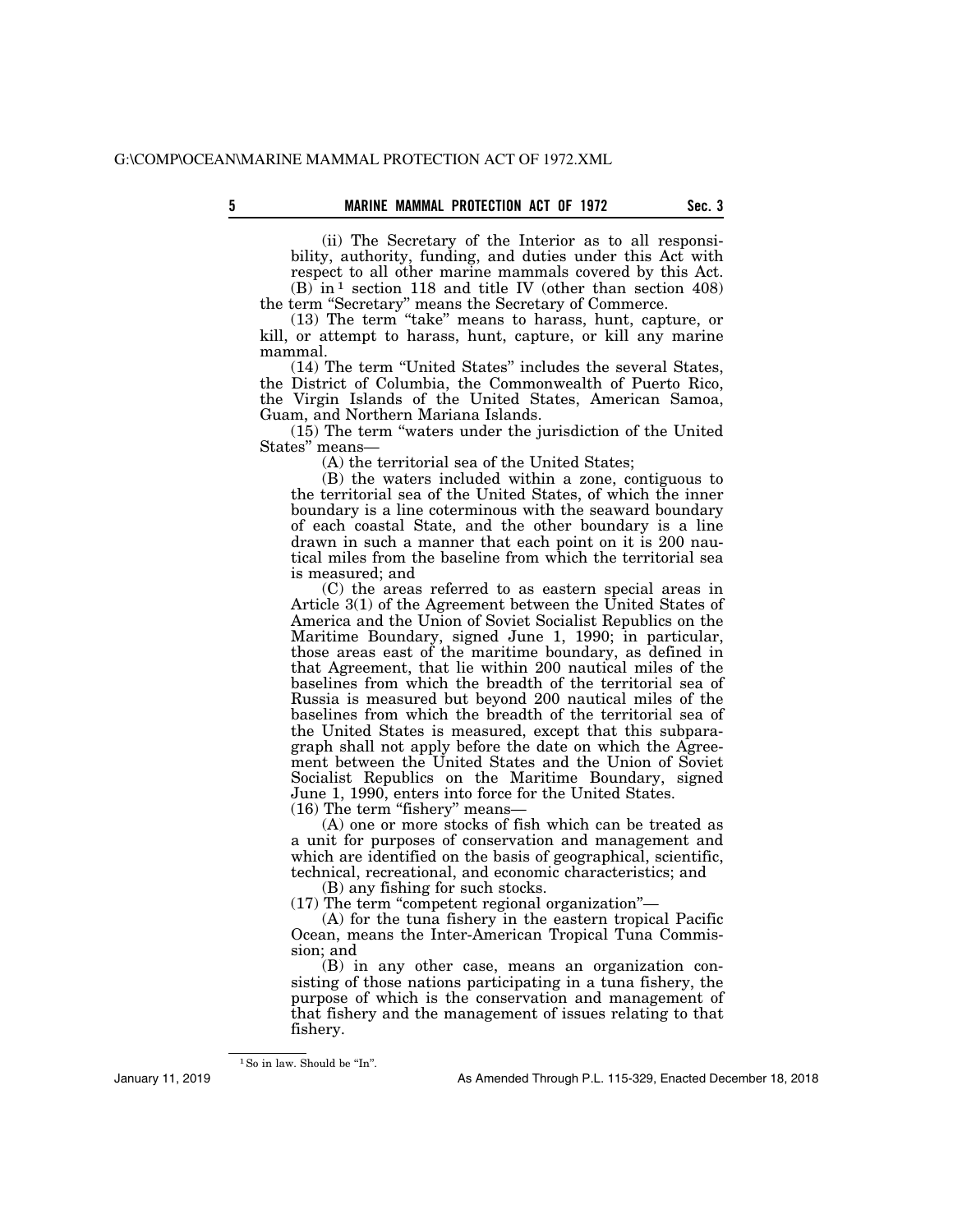(ii) The Secretary of the Interior as to all responsibility, authority, funding, and duties under this Act with respect to all other marine mammals covered by this Act.

(B) in[1] section 118 and title IV (other than section 408) the term "Secretary" means the Secretary of Commerce.

(13) The term "take" means to harass, hunt, capture, or kill, or attempt to harass, hunt, capture, or kill any marine mammal.

(14) The term "United States" includes the several States, the District of Columbia, the Commonwealth of Puerto Rico, the Virgin Islands of the United States, American Samoa, Guam, and Northern Mariana Islands.

(15) The term "waters under the jurisdiction of the United States" means—

(A) the territorial sea of the United States;

(B) the waters included within a zone, contiguous to the territorial sea of the United States, of which the inner boundary is a line coterminous with the seaward boundary of each coastal State, and the other boundary is a line drawn in such a manner that each point on it is 200 nautical miles from the baseline from which the territorial sea is measured; and

(C) the areas referred to as eastern special areas in Article 3(1) of the Agreement between the United States of America and the Union of Soviet Socialist Republics on the Maritime Boundary, signed June 1, 1990; in particular, those areas east of the maritime boundary, as defined in that Agreement, that lie within 200 nautical miles of the baselines from which the breadth of the territorial sea of Russia is measured but beyond 200 nautical miles of the baselines from which the breadth of the territorial sea of the United States is measured, except that this subparagraph shall not apply before the date on which the Agreement between the United States and the Union of Soviet Socialist Republics on the Maritime Boundary, signed June 1, 1990, enters into force for the United States.

(16) The term "fishery" means—

(A) one or more stocks of fish which can be treated as a unit for purposes of conservation and management and which are identified on the basis of geographical, scientific, technical, recreational, and economic characteristics; and

(B) any fishing for such stocks.

(17) The term "competent regional organization"—

(A) for the tuna fishery in the eastern tropical Pacific Ocean, means the Inter-American Tropical Tuna Commission; and

(B) in any other case, means an organization consisting of those nations participating in a tuna fishery, the purpose of which is the conservation and management of that fishery and the management of issues relating to that fishery.

---

[1] So in law. Should be "In".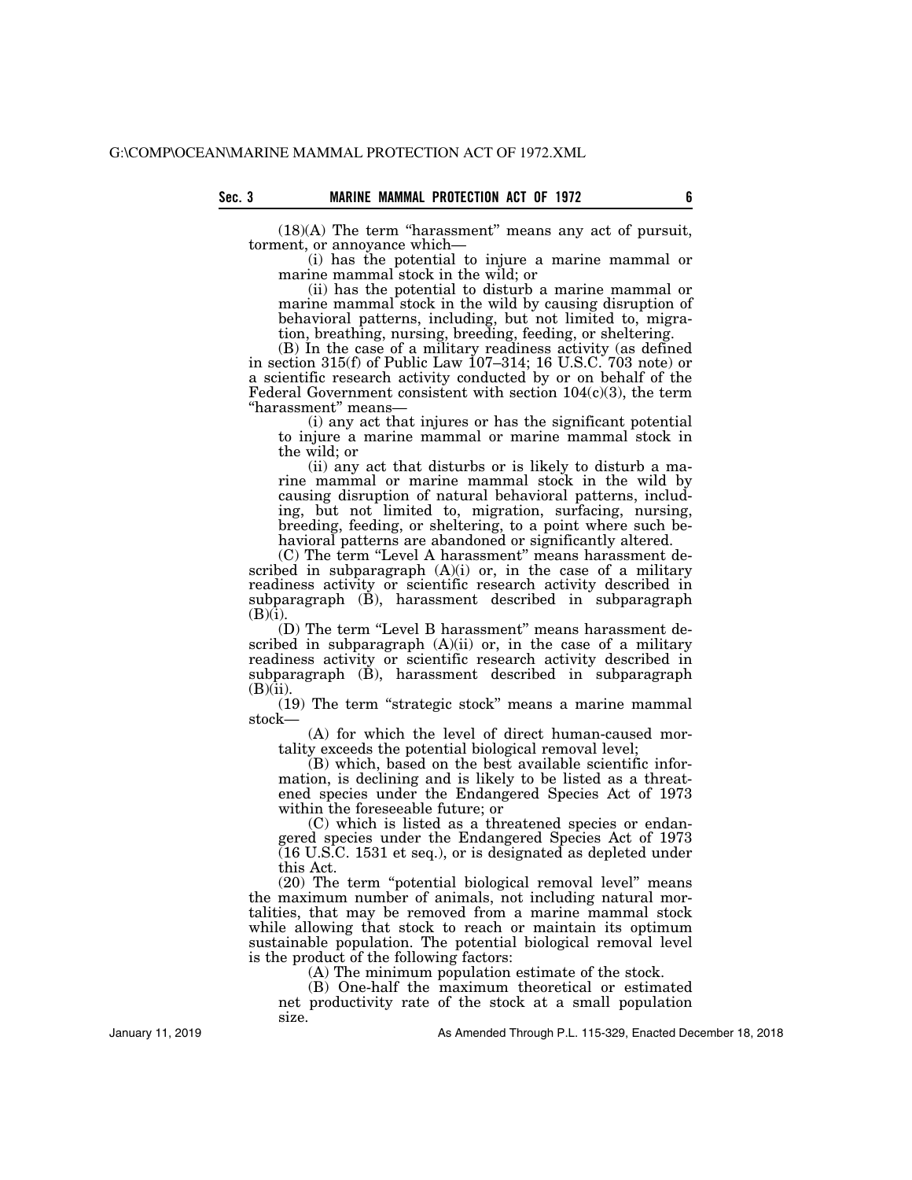(18)(A) The term "harassment" means any act of pursuit, torment, or annoyance which—

(i) has the potential to injure a marine mammal or marine mammal stock in the wild; or

(ii) has the potential to disturb a marine mammal or marine mammal stock in the wild by causing disruption of behavioral patterns, including, but not limited to, migration, breathing, nursing, breeding, feeding, or sheltering.

(B) In the case of a military readiness activity (as defined in section 315(f) of Public Law 107–314; 16 U.S.C. 703 note) or a scientific research activity conducted by or on behalf of the Federal Government consistent with section 104(c)(3), the term "harassment" means—

(i) any act that injures or has the significant potential to injure a marine mammal or marine mammal stock in the wild; or

(ii) any act that disturbs or is likely to disturb a marine mammal or marine mammal stock in the wild by causing disruption of natural behavioral patterns, including, but not limited to, migration, surfacing, nursing, breeding, feeding, or sheltering, to a point where such behavioral patterns are abandoned or significantly altered.

(C) The term "Level A harassment" means harassment described in subparagraph (A)(i) or, in the case of a military readiness activity or scientific research activity described in subparagraph (B), harassment described in subparagraph (B)(i).

(D) The term "Level B harassment" means harassment described in subparagraph (A)(ii) or, in the case of a military readiness activity or scientific research activity described in subparagraph (B), harassment described in subparagraph (B)(ii).

(19) The term "strategic stock" means a marine mammal stock—

(A) for which the level of direct human-caused mortality exceeds the potential biological removal level;

(B) which, based on the best available scientific information, is declining and is likely to be listed as a threatened species under the Endangered Species Act of 1973 within the foreseeable future; or

(C) which is listed as a threatened species or endangered species under the Endangered Species Act of 1973 (16 U.S.C. 1531 et seq.), or is designated as depleted under this Act.

(20) The term "potential biological removal level" means the maximum number of animals, not including natural mortalities, that may be removed from a marine mammal stock while allowing that stock to reach or maintain its optimum sustainable population. The potential biological removal level is the product of the following factors:

(A) The minimum population estimate of the stock.

(B) One-half the maximum theoretical or estimated net productivity rate of the stock at a small population size.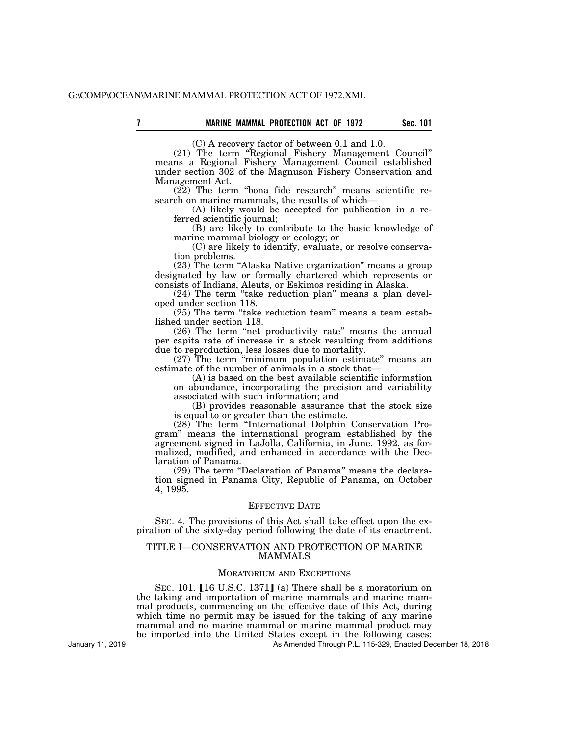(C) A recovery factor of between 0.1 and 1.0.

(21) The term "Regional Fishery Management Council" means a Regional Fishery Management Council established under section 302 of the Magnuson Fishery Conservation and Management Act.

(22) The term "bona fide research" means scientific research on marine mammals, the results of which—

(A) likely would be accepted for publication in a referred scientific journal;

(B) are likely to contribute to the basic knowledge of marine mammal biology or ecology; or

(C) are likely to identify, evaluate, or resolve conservation problems.

(23) The term "Alaska Native organization" means a group designated by law or formally chartered which represents or consists of Indians, Aleuts, or Eskimos residing in Alaska.

(24) The term "take reduction plan" means a plan developed under section 118.

(25) The term "take reduction team" means a team established under section 118.

(26) The term "net productivity rate" means the annual per capita rate of increase in a stock resulting from additions due to reproduction, less losses due to mortality.

(27) The term "minimum population estimate" means an estimate of the number of animals in a stock that—

(A) is based on the best available scientific information on abundance, incorporating the precision and variability associated with such information; and

(B) provides reasonable assurance that the stock size is equal to or greater than the estimate.

(28) The term "International Dolphin Conservation Program" means the international program established by the agreement signed in LaJolla, California, in June, 1992, as formalized, modified, and enhanced in accordance with the Declaration of Panama.

(29) The term "Declaration of Panama" means the declaration signed in Panama City, Republic of Panama, on October 4, 1995.

### EFFECTIVE DATE

SEC. 4. The provisions of this Act shall take effect upon the expiration of the sixty-day period following the date of its enactment.

## TITLE I—CONSERVATION AND PROTECTION OF MARINE MAMMALS

### MORATORIUM AND EXCEPTIONS

SEC. 101. [16 U.S.C. 1371] (a) There shall be a moratorium on the taking and importation of marine mammals and marine mammal products, commencing on the effective date of this Act, during which time no permit may be issued for the taking of any marine mammal and no marine mammal or marine mammal product may be imported into the United States except in the following cases: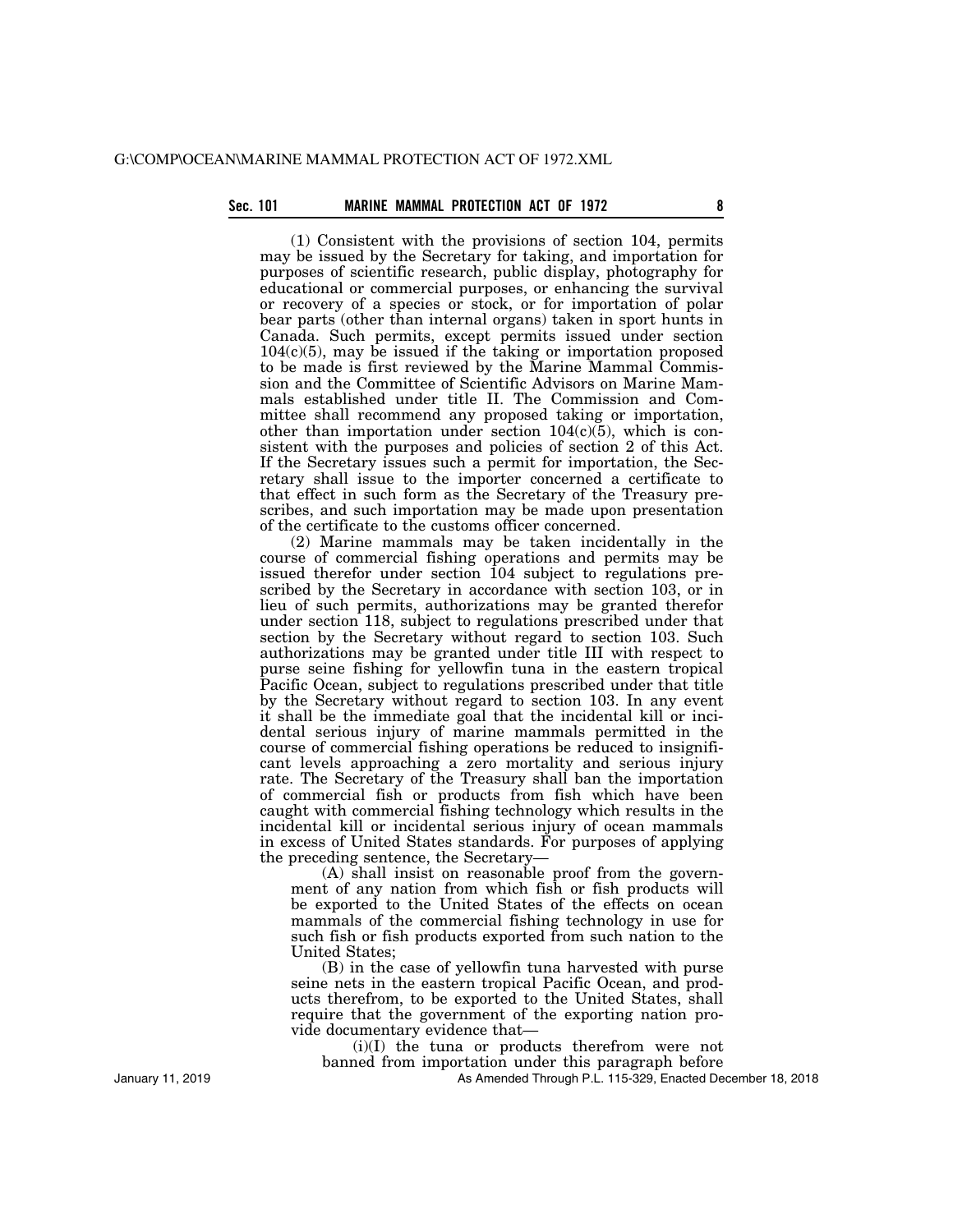(1) Consistent with the provisions of section 104, permits may be issued by the Secretary for taking, and importation for purposes of scientific research, public display, photography for educational or commercial purposes, or enhancing the survival or recovery of a species or stock, or for importation of polar bear parts (other than internal organs) taken in sport hunts in Canada. Such permits, except permits issued under section 104(c)(5), may be issued if the taking or importation proposed to be made is first reviewed by the Marine Mammal Commission and the Committee of Scientific Advisors on Marine Mammals established under title II. The Commission and Committee shall recommend any proposed taking or importation, other than importation under section 104(c)(5), which is consistent with the purposes and policies of section 2 of this Act. If the Secretary issues such a permit for importation, the Secretary shall issue to the importer concerned a certificate to that effect in such form as the Secretary of the Treasury prescribes, and such importation may be made upon presentation of the certificate to the customs officer concerned.

(2) Marine mammals may be taken incidentally in the course of commercial fishing operations and permits may be issued therefor under section 104 subject to regulations prescribed by the Secretary in accordance with section 103, or in lieu of such permits, authorizations may be granted therefor under section 118, subject to regulations prescribed under that section by the Secretary without regard to section 103. Such authorizations may be granted under title III with respect to purse seine fishing for yellowfin tuna in the eastern tropical Pacific Ocean, subject to regulations prescribed under that title by the Secretary without regard to section 103. In any event it shall be the immediate goal that the incidental kill or incidental serious injury of marine mammals permitted in the course of commercial fishing operations be reduced to insignificant levels approaching a zero mortality and serious injury rate. The Secretary of the Treasury shall ban the importation of commercial fish or products from fish which have been caught with commercial fishing technology which results in the incidental kill or incidental serious injury of ocean mammals in excess of United States standards. For purposes of applying the preceding sentence, the Secretary—

(A) shall insist on reasonable proof from the government of any nation from which fish or fish products will be exported to the United States of the effects on ocean mammals of the commercial fishing technology in use for such fish or fish products exported from such nation to the United States;

(B) in the case of yellowfin tuna harvested with purse seine nets in the eastern tropical Pacific Ocean, and products therefrom, to be exported to the United States, shall require that the government of the exporting nation provide documentary evidence that—

(i)(I) the tuna or products therefrom were not banned from importation under this paragraph before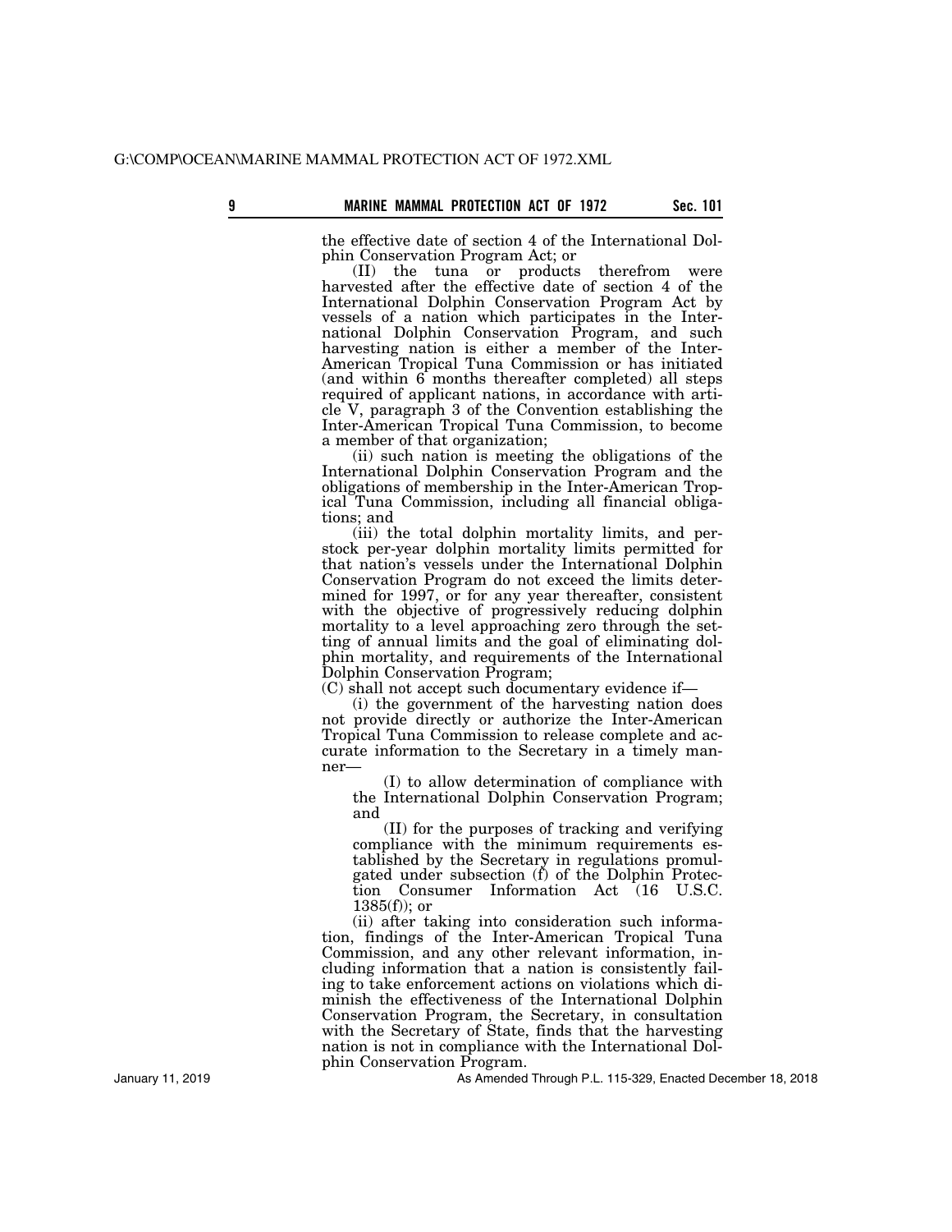the effective date of section 4 of the International Dolphin Conservation Program Act; or

(II) the tuna or products therefrom were harvested after the effective date of section 4 of the International Dolphin Conservation Program Act by vessels of a nation which participates in the International Dolphin Conservation Program, and such harvesting nation is either a member of the Inter-American Tropical Tuna Commission or has initiated (and within 6 months thereafter completed) all steps required of applicant nations, in accordance with article V, paragraph 3 of the Convention establishing the Inter-American Tropical Tuna Commission, to become a member of that organization;

(ii) such nation is meeting the obligations of the International Dolphin Conservation Program and the obligations of membership in the Inter-American Tropical Tuna Commission, including all financial obligations; and

(iii) the total dolphin mortality limits, and per-stock per-year dolphin mortality limits permitted for that nation's vessels under the International Dolphin Conservation Program do not exceed the limits determined for 1997, or for any year thereafter, consistent with the objective of progressively reducing dolphin mortality to a level approaching zero through the setting of annual limits and the goal of eliminating dolphin mortality, and requirements of the International Dolphin Conservation Program;

(C) shall not accept such documentary evidence if—

(i) the government of the harvesting nation does not provide directly or authorize the Inter-American Tropical Tuna Commission to release complete and accurate information to the Secretary in a timely manner—

(I) to allow determination of compliance with the International Dolphin Conservation Program; and

(II) for the purposes of tracking and verifying compliance with the minimum requirements established by the Secretary in regulations promulgated under subsection (f) of the Dolphin Protection Consumer Information Act (16 U.S.C. 1385(f)); or

(ii) after taking into consideration such information, findings of the Inter-American Tropical Tuna Commission, and any other relevant information, including information that a nation is consistently failing to take enforcement actions on violations which diminish the effectiveness of the International Dolphin Conservation Program, the Secretary, in consultation with the Secretary of State, finds that the harvesting nation is not in compliance with the International Dolphin Conservation Program.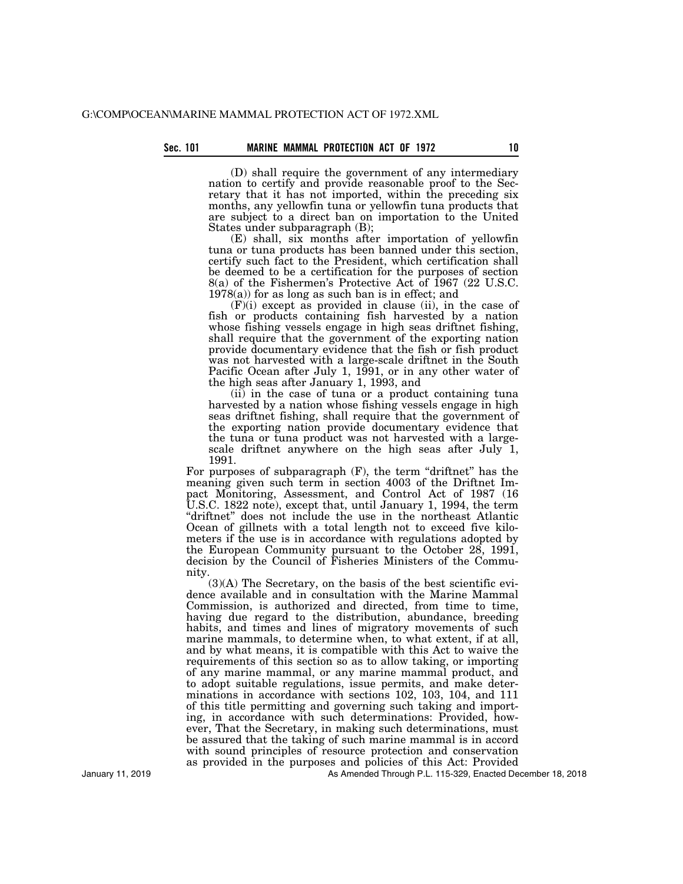(D) shall require the government of any intermediary nation to certify and provide reasonable proof to the Secretary that it has not imported, within the preceding six months, any yellowfin tuna or yellowfin tuna products that are subject to a direct ban on importation to the United States under subparagraph (B);

(E) shall, six months after importation of yellowfin tuna or tuna products has been banned under this section, certify such fact to the President, which certification shall be deemed to be a certification for the purposes of section 8(a) of the Fishermen's Protective Act of 1967 (22 U.S.C. 1978(a)) for as long as such ban is in effect; and

(F)(i) except as provided in clause (ii), in the case of fish or products containing fish harvested by a nation whose fishing vessels engage in high seas driftnet fishing, shall require that the government of the exporting nation provide documentary evidence that the fish or fish product was not harvested with a large-scale driftnet in the South Pacific Ocean after July 1, 1991, or in any other water of the high seas after January 1, 1993, and

(ii) in the case of tuna or a product containing tuna harvested by a nation whose fishing vessels engage in high seas driftnet fishing, shall require that the government of the exporting nation provide documentary evidence that the tuna or tuna product was not harvested with a large-scale driftnet anywhere on the high seas after July 1, 1991.

For purposes of subparagraph (F), the term "driftnet" has the meaning given such term in section 4003 of the Driftnet Impact Monitoring, Assessment, and Control Act of 1987 (16 U.S.C. 1822 note), except that, until January 1, 1994, the term "driftnet" does not include the use in the northeast Atlantic Ocean of gillnets with a total length not to exceed five kilometers if the use is in accordance with regulations adopted by the European Community pursuant to the October 28, 1991, decision by the Council of Fisheries Ministers of the Community.

(3)(A) The Secretary, on the basis of the best scientific evidence available and in consultation with the Marine Mammal Commission, is authorized and directed, from time to time, having due regard to the distribution, abundance, breeding habits, and times and lines of migratory movements of such marine mammals, to determine when, to what extent, if at all, and by what means, it is compatible with this Act to waive the requirements of this section so as to allow taking, or importing of any marine mammal, or any marine mammal product, and to adopt suitable regulations, issue permits, and make determinations in accordance with sections 102, 103, 104, and 111 of this title permitting and governing such taking and importing, in accordance with such determinations: Provided, however, That the Secretary, in making such determinations, must be assured that the taking of such marine mammal is in accord with sound principles of resource protection and conservation as provided in the purposes and policies of this Act: Provided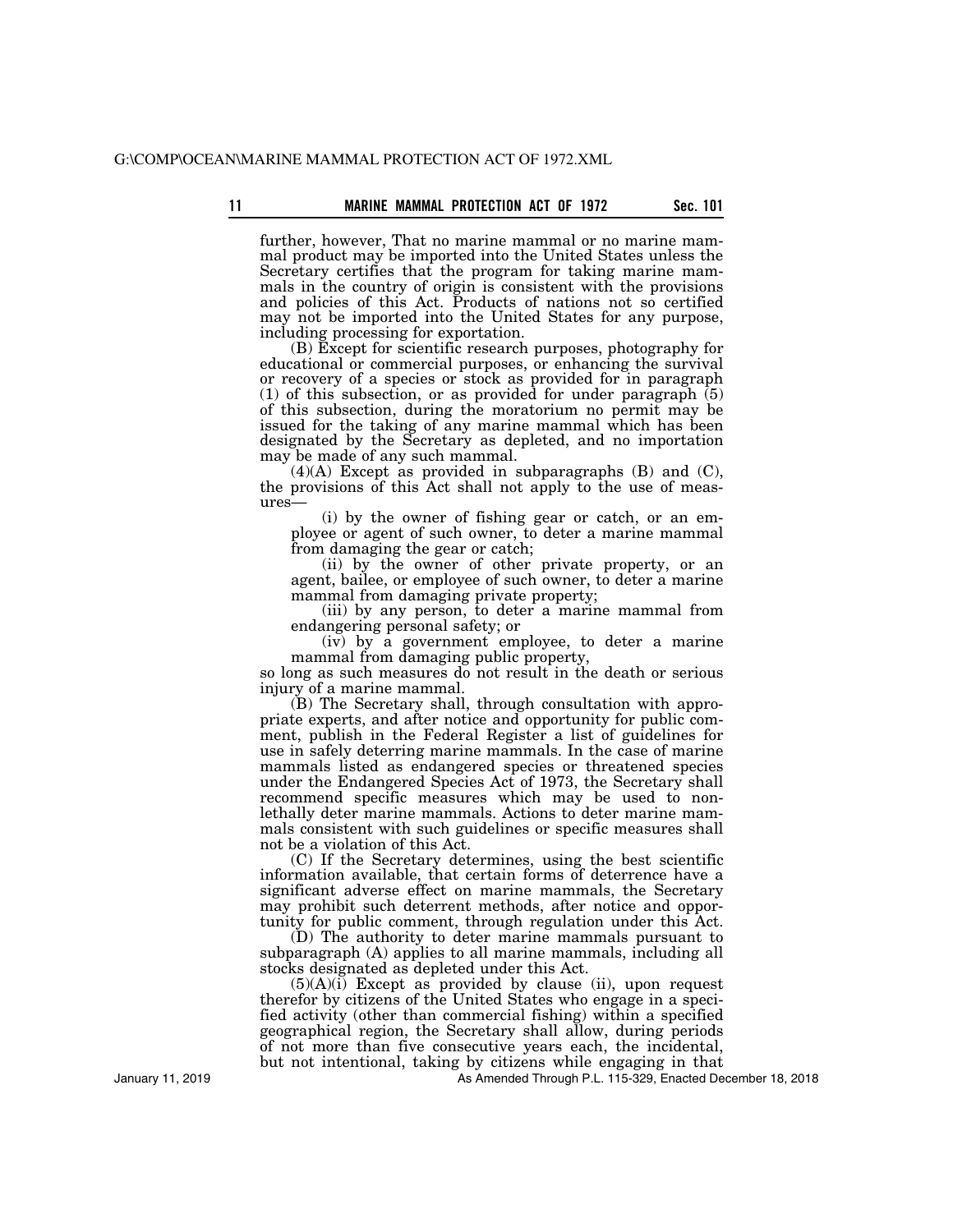further, however, That no marine mammal or no marine mammal product may be imported into the United States unless the Secretary certifies that the program for taking marine mammals in the country of origin is consistent with the provisions and policies of this Act. Products of nations not so certified may not be imported into the United States for any purpose, including processing for exportation.

(B) Except for scientific research purposes, photography for educational or commercial purposes, or enhancing the survival or recovery of a species or stock as provided for in paragraph (1) of this subsection, or as provided for under paragraph (5) of this subsection, during the moratorium no permit may be issued for the taking of any marine mammal which has been designated by the Secretary as depleted, and no importation may be made of any such mammal.

(4)(A) Except as provided in subparagraphs (B) and (C), the provisions of this Act shall not apply to the use of measures—

(i) by the owner of fishing gear or catch, or an employee or agent of such owner, to deter a marine mammal from damaging the gear or catch;

(ii) by the owner of other private property, or an agent, bailee, or employee of such owner, to deter a marine mammal from damaging private property;

(iii) by any person, to deter a marine mammal from endangering personal safety; or

(iv) by a government employee, to deter a marine mammal from damaging public property,

so long as such measures do not result in the death or serious injury of a marine mammal.

(B) The Secretary shall, through consultation with appropriate experts, and after notice and opportunity for public comment, publish in the Federal Register a list of guidelines for use in safely deterring marine mammals. In the case of marine mammals listed as endangered species or threatened species under the Endangered Species Act of 1973, the Secretary shall recommend specific measures which may be used to nonlethally deter marine mammals. Actions to deter marine mammals consistent with such guidelines or specific measures shall not be a violation of this Act.

(C) If the Secretary determines, using the best scientific information available, that certain forms of deterrence have a significant adverse effect on marine mammals, the Secretary may prohibit such deterrent methods, after notice and opportunity for public comment, through regulation under this Act.

(D) The authority to deter marine mammals pursuant to subparagraph (A) applies to all marine mammals, including all stocks designated as depleted under this Act.

(5)(A)(i) Except as provided by clause (ii), upon request therefor by citizens of the United States who engage in a specified activity (other than commercial fishing) within a specified geographical region, the Secretary shall allow, during periods of not more than five consecutive years each, the incidental, but not intentional, taking by citizens while engaging in that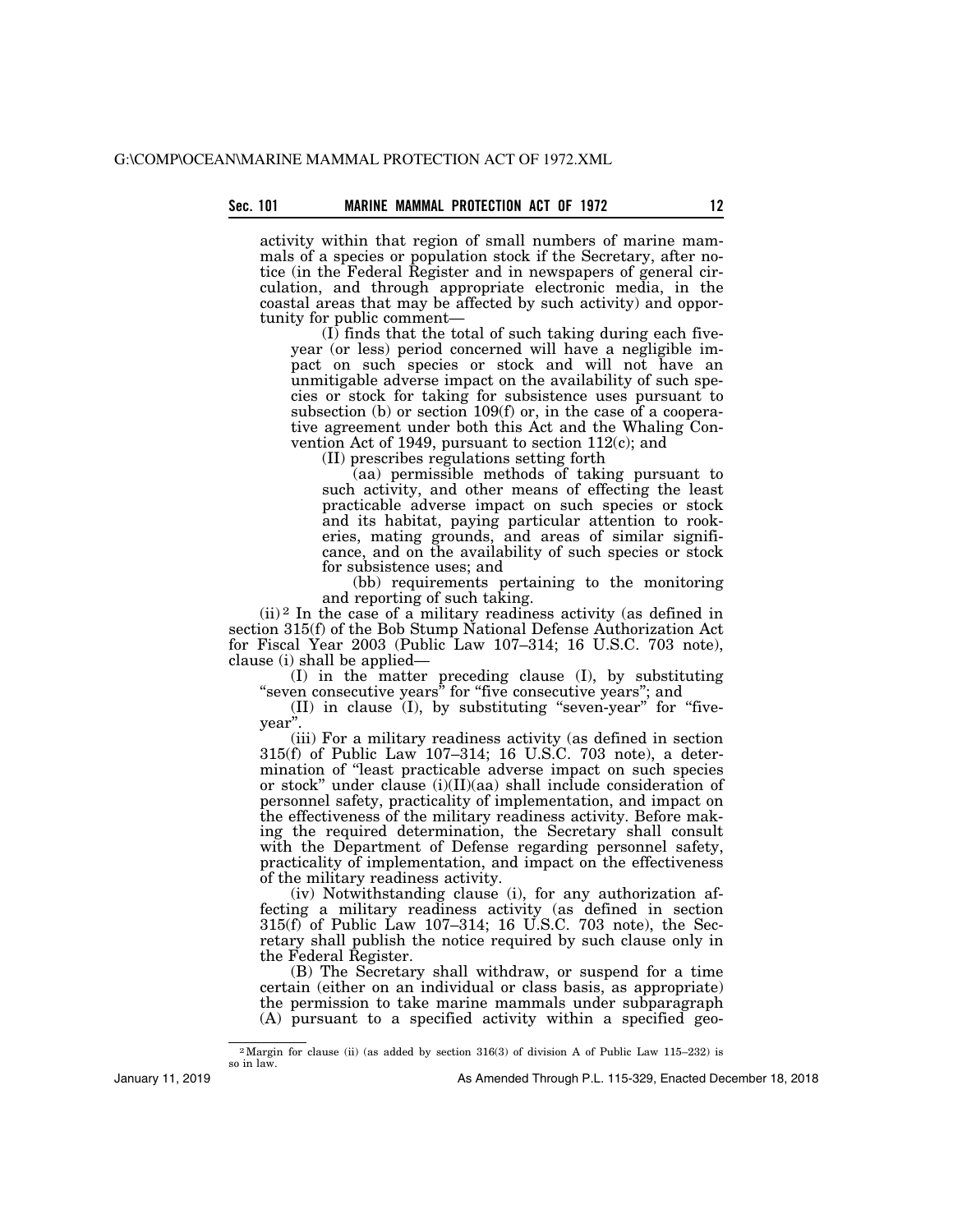activity within that region of small numbers of marine mammals of a species or population stock if the Secretary, after notice (in the Federal Register and in newspapers of general circulation, and through appropriate electronic media, in the coastal areas that may be affected by such activity) and opportunity for public comment—

(I) finds that the total of such taking during each five-year (or less) period concerned will have a negligible impact on such species or stock and will not have an unmitigable adverse impact on the availability of such species or stock for taking for subsistence uses pursuant to subsection (b) or section 109(f) or, in the case of a cooperative agreement under both this Act and the Whaling Convention Act of 1949, pursuant to section 112(c); and

(II) prescribes regulations setting forth

(aa) permissible methods of taking pursuant to such activity, and other means of effecting the least practicable adverse impact on such species or stock and its habitat, paying particular attention to rookeries, mating grounds, and areas of similar significance, and on the availability of such species or stock for subsistence uses; and

(bb) requirements pertaining to the monitoring and reporting of such taking.

(ii)[2] In the case of a military readiness activity (as defined in section 315(f) of the Bob Stump National Defense Authorization Act for Fiscal Year 2003 (Public Law 107–314; 16 U.S.C. 703 note), clause (i) shall be applied—

(I) in the matter preceding clause (I), by substituting "seven consecutive years" for "five consecutive years"; and

(II) in clause (I), by substituting "seven-year" for "five-year".

(iii) For a military readiness activity (as defined in section 315(f) of Public Law 107–314; 16 U.S.C. 703 note), a determination of "least practicable adverse impact on such species or stock" under clause (i)(II)(aa) shall include consideration of personnel safety, practicality of implementation, and impact on the effectiveness of the military readiness activity. Before making the required determination, the Secretary shall consult with the Department of Defense regarding personnel safety, practicality of implementation, and impact on the effectiveness of the military readiness activity.

(iv) Notwithstanding clause (i), for any authorization affecting a military readiness activity (as defined in section 315(f) of Public Law 107–314; 16 U.S.C. 703 note), the Secretary shall publish the notice required by such clause only in the Federal Register.

(B) The Secretary shall withdraw, or suspend for a time certain (either on an individual or class basis, as appropriate) the permission to take marine mammals under subparagraph (A) pursuant to a specified activity within a specified geo-

---

[2] Margin for clause (ii) (as added by section 316(3) of division A of Public Law 115–232) is so in law.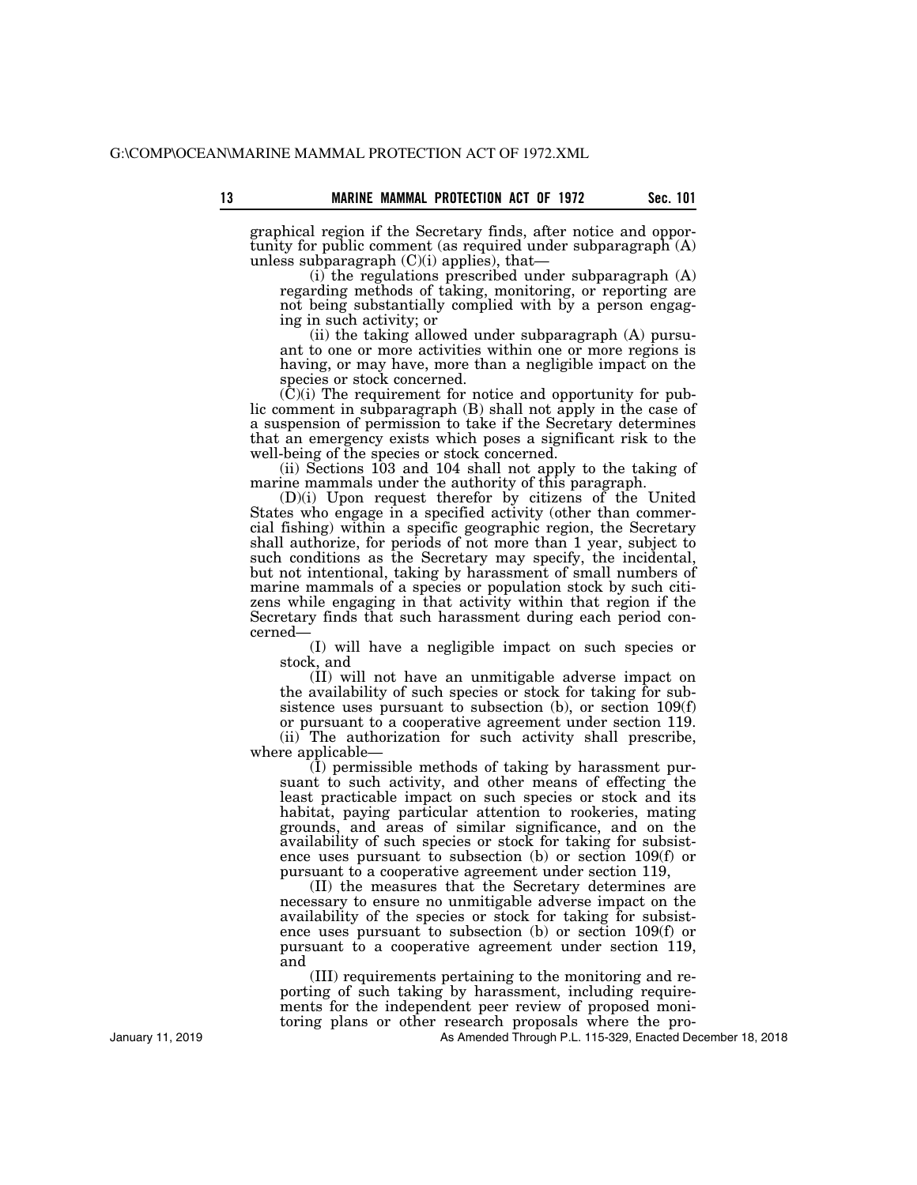graphical region if the Secretary finds, after notice and opportunity for public comment (as required under subparagraph (A) unless subparagraph (C)(i) applies), that—

(i) the regulations prescribed under subparagraph (A) regarding methods of taking, monitoring, or reporting are not being substantially complied with by a person engaging in such activity; or

(ii) the taking allowed under subparagraph (A) pursuant to one or more activities within one or more regions is having, or may have, more than a negligible impact on the species or stock concerned.

(C)(i) The requirement for notice and opportunity for public comment in subparagraph (B) shall not apply in the case of a suspension of permission to take if the Secretary determines that an emergency exists which poses a significant risk to the well-being of the species or stock concerned.

(ii) Sections 103 and 104 shall not apply to the taking of marine mammals under the authority of this paragraph.

(D)(i) Upon request therefor by citizens of the United States who engage in a specified activity (other than commercial fishing) within a specific geographic region, the Secretary shall authorize, for periods of not more than 1 year, subject to such conditions as the Secretary may specify, the incidental, but not intentional, taking by harassment of small numbers of marine mammals of a species or population stock by such citizens while engaging in that activity within that region if the Secretary finds that such harassment during each period concerned—

(I) will have a negligible impact on such species or stock, and

(II) will not have an unmitigable adverse impact on the availability of such species or stock for taking for subsistence uses pursuant to subsection (b), or section 109(f) or pursuant to a cooperative agreement under section 119.

(ii) The authorization for such activity shall prescribe, where applicable—

(I) permissible methods of taking by harassment pursuant to such activity, and other means of effecting the least practicable impact on such species or stock and its habitat, paying particular attention to rookeries, mating grounds, and areas of similar significance, and on the availability of such species or stock for taking for subsistence uses pursuant to subsection (b) or section 109(f) or pursuant to a cooperative agreement under section 119,

(II) the measures that the Secretary determines are necessary to ensure no unmitigable adverse impact on the availability of the species or stock for taking for subsistence uses pursuant to subsection (b) or section 109(f) or pursuant to a cooperative agreement under section 119, and

(III) requirements pertaining to the monitoring and reporting of such taking by harassment, including requirements for the independent peer review of proposed monitoring plans or other research proposals where the pro-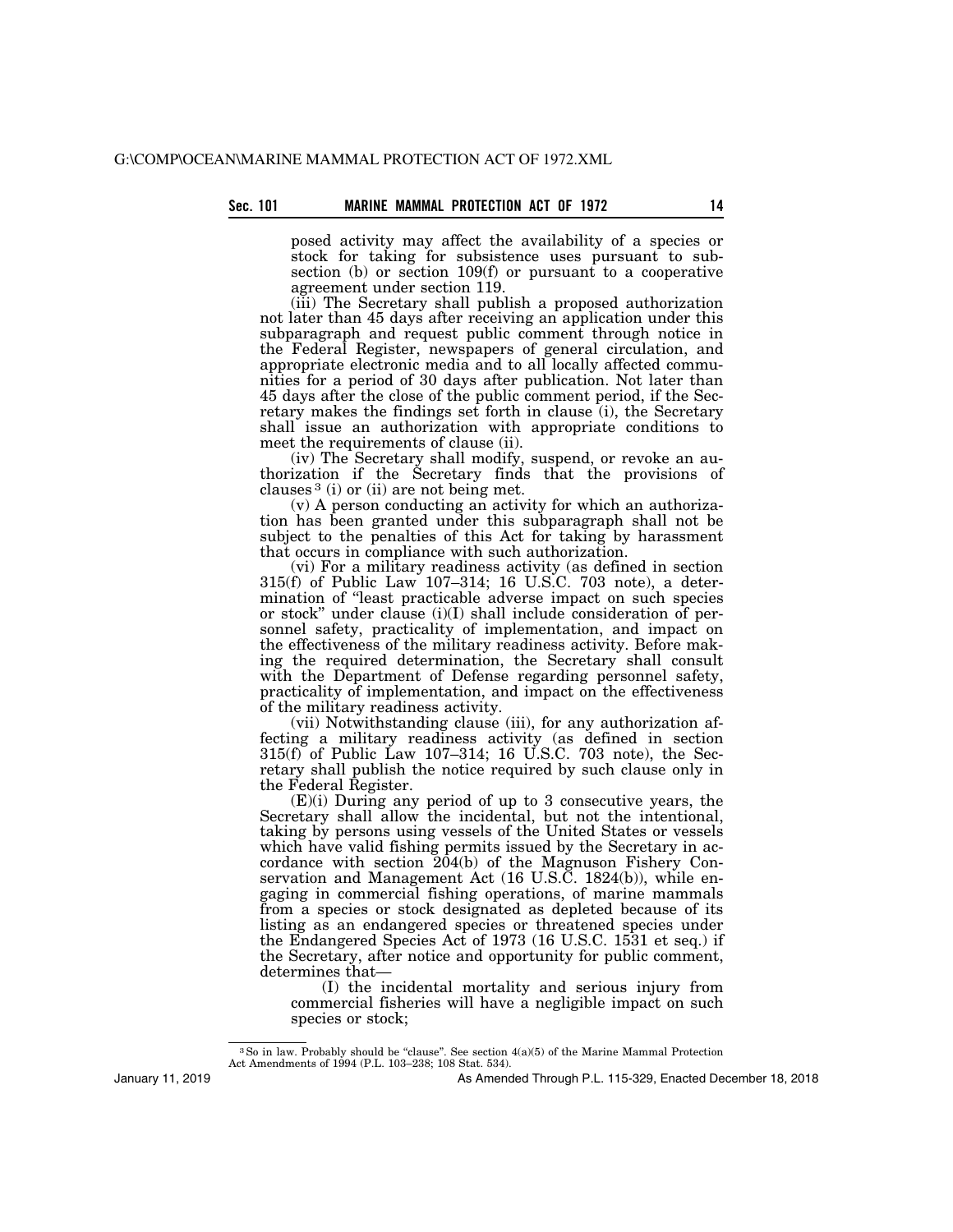posed activity may affect the availability of a species or stock for taking for subsistence uses pursuant to subsection (b) or section 109(f) or pursuant to a cooperative agreement under section 119.

(iii) The Secretary shall publish a proposed authorization not later than 45 days after receiving an application under this subparagraph and request public comment through notice in the Federal Register, newspapers of general circulation, and appropriate electronic media and to all locally affected communities for a period of 30 days after publication. Not later than 45 days after the close of the public comment period, if the Secretary makes the findings set forth in clause (i), the Secretary shall issue an authorization with appropriate conditions to meet the requirements of clause (ii).

(iv) The Secretary shall modify, suspend, or revoke an authorization if the Secretary finds that the provisions of clauses[3] (i) or (ii) are not being met.

(v) A person conducting an activity for which an authorization has been granted under this subparagraph shall not be subject to the penalties of this Act for taking by harassment that occurs in compliance with such authorization.

(vi) For a military readiness activity (as defined in section 315(f) of Public Law 107–314; 16 U.S.C. 703 note), a determination of "least practicable adverse impact on such species or stock" under clause (i)(I) shall include consideration of personnel safety, practicality of implementation, and impact on the effectiveness of the military readiness activity. Before making the required determination, the Secretary shall consult with the Department of Defense regarding personnel safety, practicality of implementation, and impact on the effectiveness of the military readiness activity.

(vii) Notwithstanding clause (iii), for any authorization affecting a military readiness activity (as defined in section 315(f) of Public Law 107–314; 16 U.S.C. 703 note), the Secretary shall publish the notice required by such clause only in the Federal Register.

(E)(i) During any period of up to 3 consecutive years, the Secretary shall allow the incidental, but not the intentional, taking by persons using vessels of the United States or vessels which have valid fishing permits issued by the Secretary in accordance with section 204(b) of the Magnuson Fishery Conservation and Management Act (16 U.S.C. 1824(b)), while engaging in commercial fishing operations, of marine mammals from a species or stock designated as depleted because of its listing as an endangered species or threatened species under the Endangered Species Act of 1973 (16 U.S.C. 1531 et seq.) if the Secretary, after notice and opportunity for public comment, determines that—

(I) the incidental mortality and serious injury from commercial fisheries will have a negligible impact on such species or stock;

---

[3] So in law. Probably should be "clause". See section 4(a)(5) of the Marine Mammal Protection Act Amendments of 1994 (P.L. 103–238; 108 Stat. 534).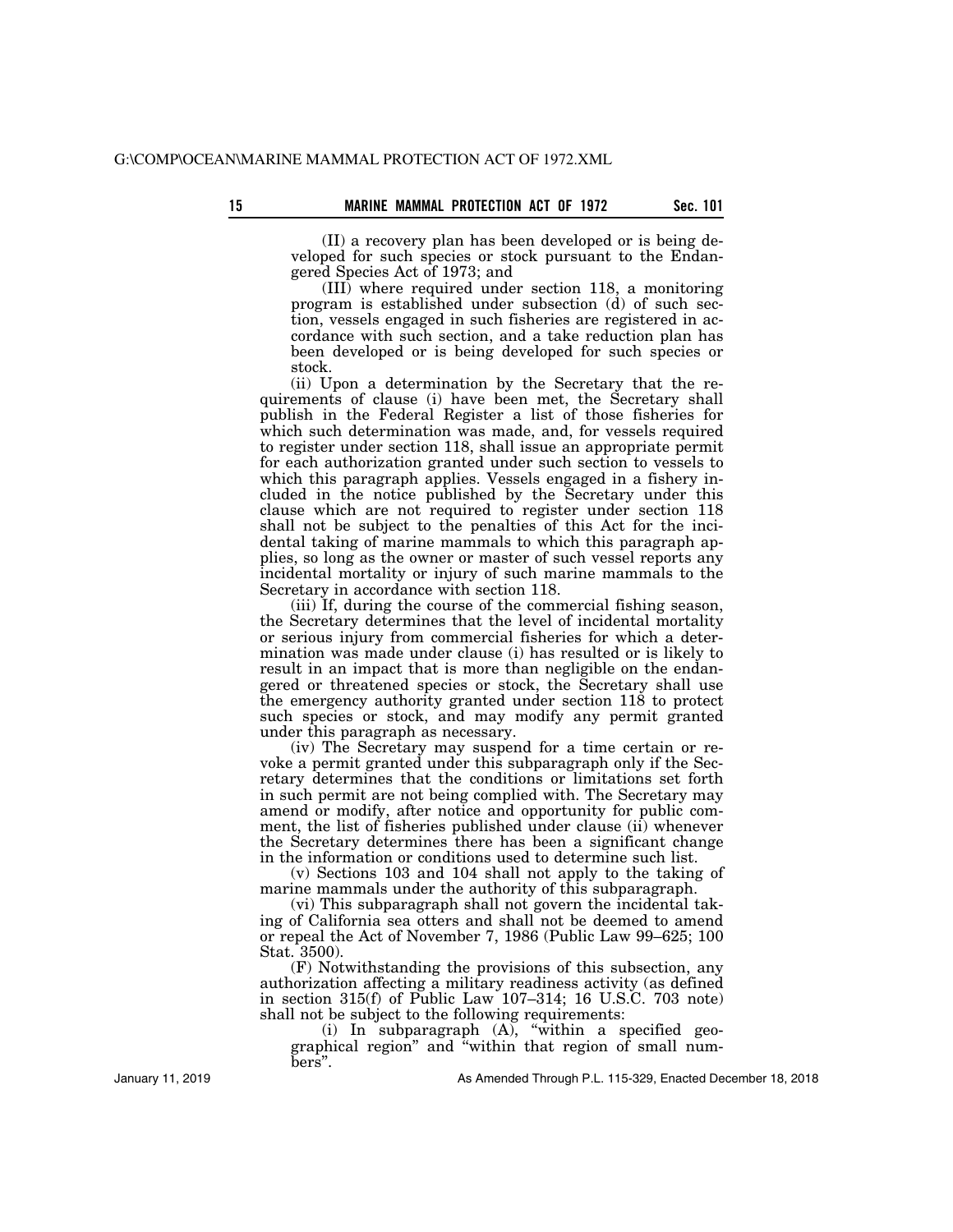(II) a recovery plan has been developed or is being developed for such species or stock pursuant to the Endangered Species Act of 1973; and

(III) where required under section 118, a monitoring program is established under subsection (d) of such section, vessels engaged in such fisheries are registered in accordance with such section, and a take reduction plan has been developed or is being developed for such species or stock.

(ii) Upon a determination by the Secretary that the requirements of clause (i) have been met, the Secretary shall publish in the Federal Register a list of those fisheries for which such determination was made, and, for vessels required to register under section 118, shall issue an appropriate permit for each authorization granted under such section to vessels to which this paragraph applies. Vessels engaged in a fishery included in the notice published by the Secretary under this clause which are not required to register under section 118 shall not be subject to the penalties of this Act for the incidental taking of marine mammals to which this paragraph applies, so long as the owner or master of such vessel reports any incidental mortality or injury of such marine mammals to the Secretary in accordance with section 118.

(iii) If, during the course of the commercial fishing season, the Secretary determines that the level of incidental mortality or serious injury from commercial fisheries for which a determination was made under clause (i) has resulted or is likely to result in an impact that is more than negligible on the endangered or threatened species or stock, the Secretary shall use the emergency authority granted under section 118 to protect such species or stock, and may modify any permit granted under this paragraph as necessary.

(iv) The Secretary may suspend for a time certain or revoke a permit granted under this subparagraph only if the Secretary determines that the conditions or limitations set forth in such permit are not being complied with. The Secretary may amend or modify, after notice and opportunity for public comment, the list of fisheries published under clause (ii) whenever the Secretary determines there has been a significant change in the information or conditions used to determine such list.

(v) Sections 103 and 104 shall not apply to the taking of marine mammals under the authority of this subparagraph.

(vi) This subparagraph shall not govern the incidental taking of California sea otters and shall not be deemed to amend or repeal the Act of November 7, 1986 (Public Law 99–625; 100 Stat. 3500).

(F) Notwithstanding the provisions of this subsection, any authorization affecting a military readiness activity (as defined in section 315(f) of Public Law 107–314; 16 U.S.C. 703 note) shall not be subject to the following requirements:

(i) In subparagraph (A), "within a specified geographical region" and "within that region of small numbers".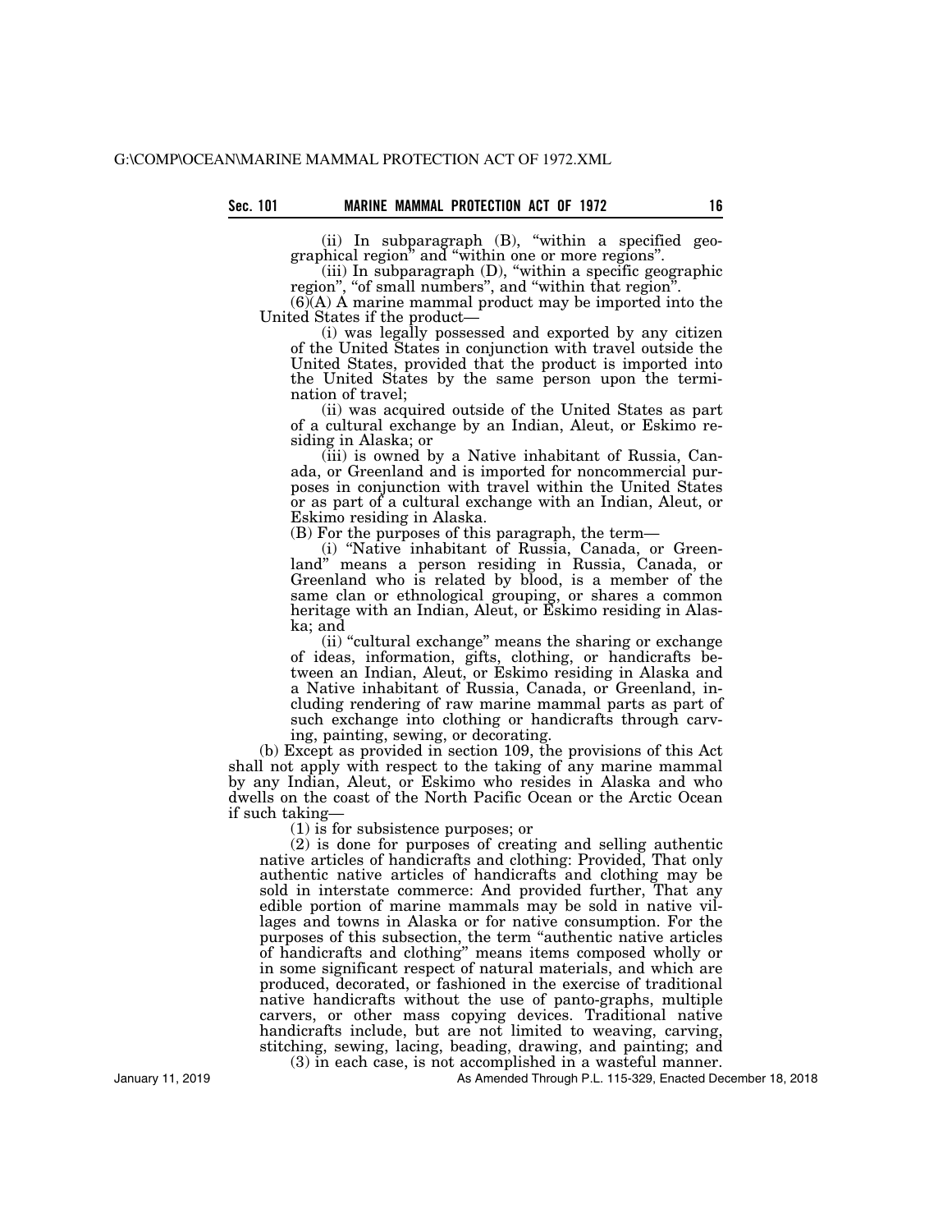(ii) In subparagraph (B), "within a specified geographical region" and "within one or more regions".

(iii) In subparagraph (D), "within a specific geographic region", "of small numbers", and "within that region".

(6)(A) A marine mammal product may be imported into the United States if the product—

(i) was legally possessed and exported by any citizen of the United States in conjunction with travel outside the United States, provided that the product is imported into the United States by the same person upon the termination of travel;

(ii) was acquired outside of the United States as part of a cultural exchange by an Indian, Aleut, or Eskimo residing in Alaska; or

(iii) is owned by a Native inhabitant of Russia, Canada, or Greenland and is imported for noncommercial purposes in conjunction with travel within the United States or as part of a cultural exchange with an Indian, Aleut, or Eskimo residing in Alaska.

(B) For the purposes of this paragraph, the term—

(i) "Native inhabitant of Russia, Canada, or Greenland" means a person residing in Russia, Canada, or Greenland who is related by blood, is a member of the same clan or ethnological grouping, or shares a common heritage with an Indian, Aleut, or Eskimo residing in Alaska; and

(ii) "cultural exchange" means the sharing or exchange of ideas, information, gifts, clothing, or handicrafts between an Indian, Aleut, or Eskimo residing in Alaska and a Native inhabitant of Russia, Canada, or Greenland, including rendering of raw marine mammal parts as part of such exchange into clothing or handicrafts through carving, painting, sewing, or decorating.

(b) Except as provided in section 109, the provisions of this Act shall not apply with respect to the taking of any marine mammal by any Indian, Aleut, or Eskimo who resides in Alaska and who dwells on the coast of the North Pacific Ocean or the Arctic Ocean if such taking—

(1) is for subsistence purposes; or

(2) is done for purposes of creating and selling authentic native articles of handicrafts and clothing: Provided, That only authentic native articles of handicrafts and clothing may be sold in interstate commerce: And provided further, That any edible portion of marine mammals may be sold in native villages and towns in Alaska or for native consumption. For the purposes of this subsection, the term "authentic native articles of handicrafts and clothing" means items composed wholly or in some significant respect of natural materials, and which are produced, decorated, or fashioned in the exercise of traditional native handicrafts without the use of panto-graphs, multiple carvers, or other mass copying devices. Traditional native handicrafts include, but are not limited to weaving, carving, stitching, sewing, lacing, beading, drawing, and painting; and

(3) in each case, is not accomplished in a wasteful manner.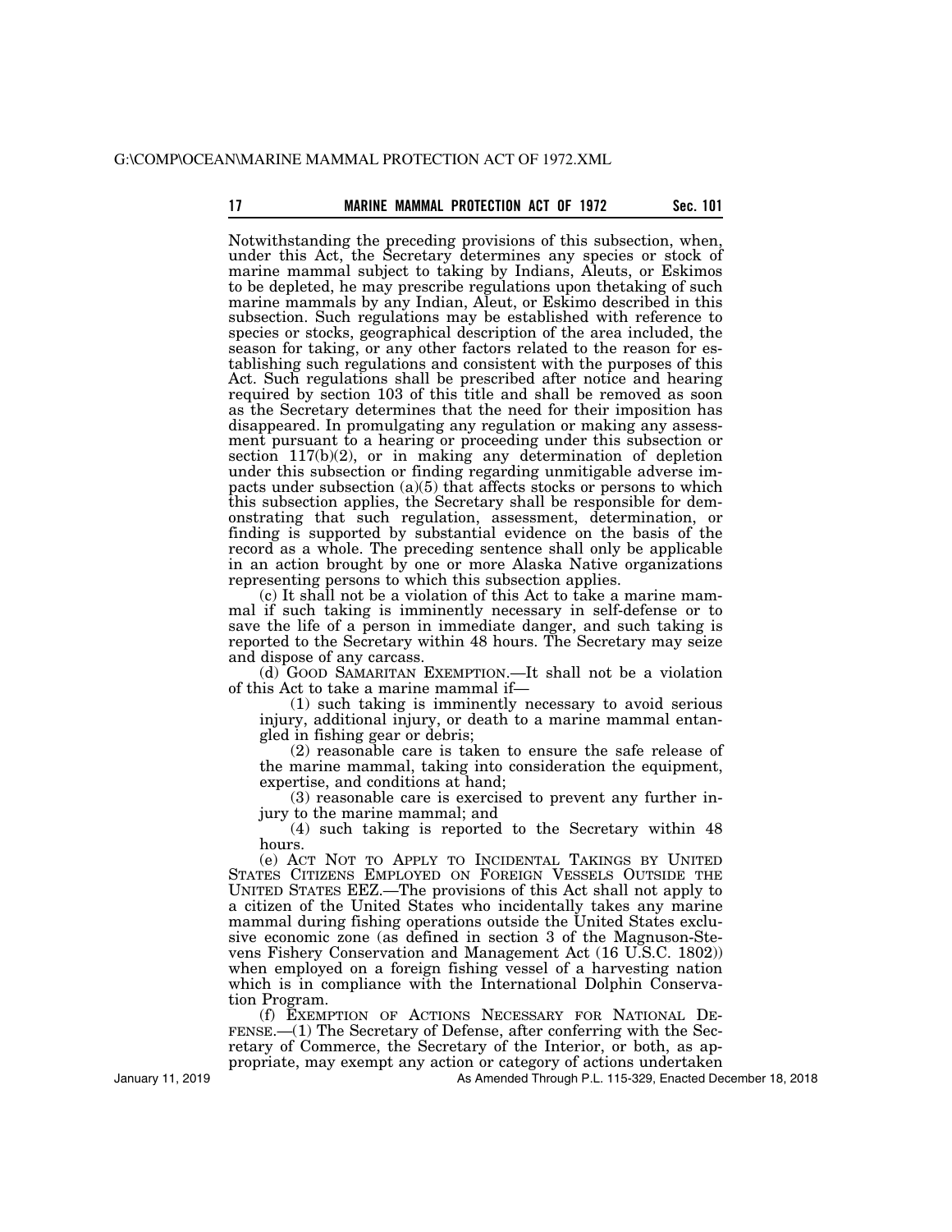Notwithstanding the preceding provisions of this subsection, when, under this Act, the Secretary determines any species or stock of marine mammal subject to taking by Indians, Aleuts, or Eskimos to be depleted, he may prescribe regulations upon thetaking of such marine mammals by any Indian, Aleut, or Eskimo described in this subsection. Such regulations may be established with reference to species or stocks, geographical description of the area included, the season for taking, or any other factors related to the reason for establishing such regulations and consistent with the purposes of this Act. Such regulations shall be prescribed after notice and hearing required by section 103 of this title and shall be removed as soon as the Secretary determines that the need for their imposition has disappeared. In promulgating any regulation or making any assessment pursuant to a hearing or proceeding under this subsection or section 117(b)(2), or in making any determination of depletion under this subsection or finding regarding unmitigable adverse impacts under subsection (a)(5) that affects stocks or persons to which this subsection applies, the Secretary shall be responsible for demonstrating that such regulation, assessment, determination, or finding is supported by substantial evidence on the basis of the record as a whole. The preceding sentence shall only be applicable in an action brought by one or more Alaska Native organizations representing persons to which this subsection applies.

(c) It shall not be a violation of this Act to take a marine mammal if such taking is imminently necessary in self-defense or to save the life of a person in immediate danger, and such taking is reported to the Secretary within 48 hours. The Secretary may seize and dispose of any carcass.

(d) GOOD SAMARITAN EXEMPTION.—It shall not be a violation of this Act to take a marine mammal if—

(1) such taking is imminently necessary to avoid serious injury, additional injury, or death to a marine mammal entangled in fishing gear or debris;

(2) reasonable care is taken to ensure the safe release of the marine mammal, taking into consideration the equipment, expertise, and conditions at hand;

(3) reasonable care is exercised to prevent any further injury to the marine mammal; and

(4) such taking is reported to the Secretary within 48 hours.

(e) ACT NOT TO APPLY TO INCIDENTAL TAKINGS BY UNITED STATES CITIZENS EMPLOYED ON FOREIGN VESSELS OUTSIDE THE UNITED STATES EEZ.—The provisions of this Act shall not apply to a citizen of the United States who incidentally takes any marine mammal during fishing operations outside the United States exclusive economic zone (as defined in section 3 of the Magnuson-Stevens Fishery Conservation and Management Act (16 U.S.C. 1802)) when employed on a foreign fishing vessel of a harvesting nation which is in compliance with the International Dolphin Conservation Program.

(f) EXEMPTION OF ACTIONS NECESSARY FOR NATIONAL DEFENSE.—(1) The Secretary of Defense, after conferring with the Secretary of Commerce, the Secretary of the Interior, or both, as appropriate, may exempt any action or category of actions undertaken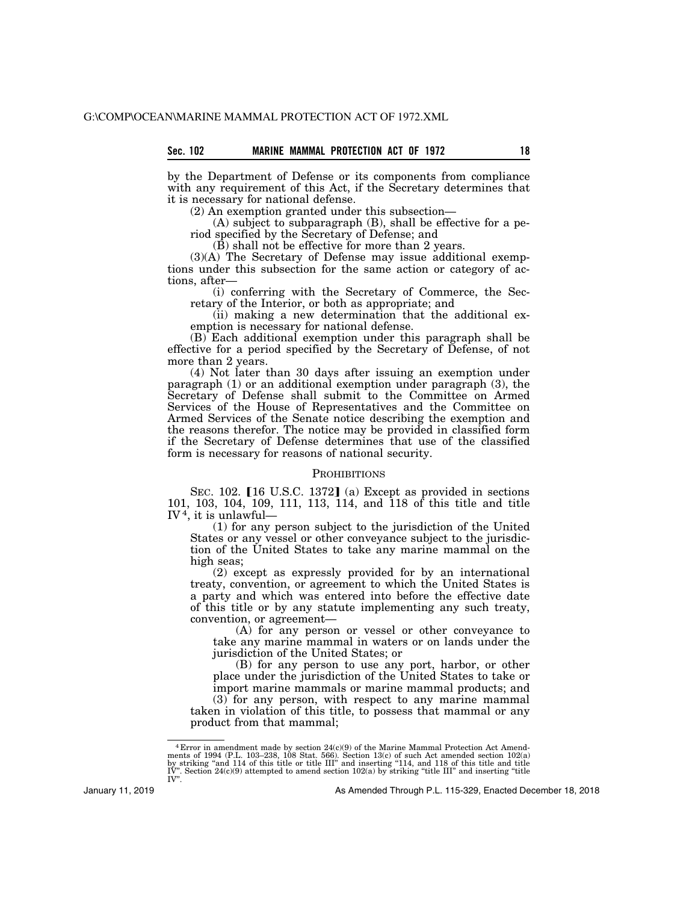by the Department of Defense or its components from compliance with any requirement of this Act, if the Secretary determines that it is necessary for national defense.

(2) An exemption granted under this subsection—

(A) subject to subparagraph (B), shall be effective for a period specified by the Secretary of Defense; and

(B) shall not be effective for more than 2 years.

(3)(A) The Secretary of Defense may issue additional exemptions under this subsection for the same action or category of actions, after—

(i) conferring with the Secretary of Commerce, the Secretary of the Interior, or both as appropriate; and

(ii) making a new determination that the additional exemption is necessary for national defense.

(B) Each additional exemption under this paragraph shall be effective for a period specified by the Secretary of Defense, of not more than 2 years.

(4) Not later than 30 days after issuing an exemption under paragraph (1) or an additional exemption under paragraph (3), the Secretary of Defense shall submit to the Committee on Armed Services of the House of Representatives and the Committee on Armed Services of the Senate notice describing the exemption and the reasons therefor. The notice may be provided in classified form if the Secretary of Defense determines that use of the classified form is necessary for reasons of national security.

## PROHIBITIONS

SEC. 102. 【16 U.S.C. 1372】 (a) Except as provided in sections 101, 103, 104, 109, 111, 113, 114, and 118 of this title and title IV[4], it is unlawful—

(1) for any person subject to the jurisdiction of the United States or any vessel or other conveyance subject to the jurisdiction of the United States to take any marine mammal on the high seas;

(2) except as expressly provided for by an international treaty, convention, or agreement to which the United States is a party and which was entered into before the effective date of this title or by any statute implementing any such treaty, convention, or agreement—

(A) for any person or vessel or other conveyance to take any marine mammal in waters or on lands under the jurisdiction of the United States; or

(B) for any person to use any port, harbor, or other place under the jurisdiction of the United States to take or import marine mammals or marine mammal products; and

(3) for any person, with respect to any marine mammal taken in violation of this title, to possess that mammal or any product from that mammal;

---

[4] Error in amendment made by section 24(c)(9) of the Marine Mammal Protection Act Amendments of 1994 (P.L. 103–238, 108 Stat. 566). Section 13(c) of such Act amended section 102(a) by striking "and 114 of this title or title III" and inserting "114, and 118 of this title and title IV". Section 24(c)(9) attempted to amend section 102(a) by striking "title III" and inserting "title IV".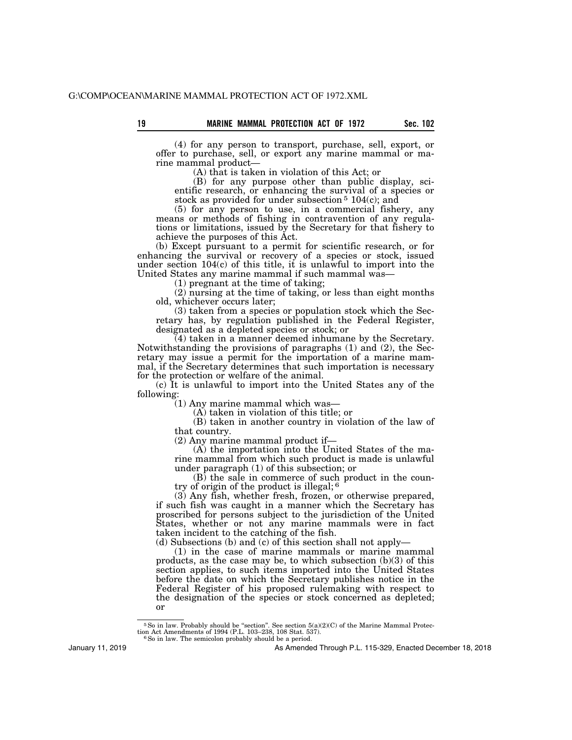(4) for any person to transport, purchase, sell, export, or offer to purchase, sell, or export any marine mammal or marine mammal product—

(A) that is taken in violation of this Act; or

(B) for any purpose other than public display, scientific research, or enhancing the survival of a species or stock as provided for under subsection[5] 104(c); and

(5) for any person to use, in a commercial fishery, any means or methods of fishing in contravention of any regulations or limitations, issued by the Secretary for that fishery to achieve the purposes of this Act.

(b) Except pursuant to a permit for scientific research, or for enhancing the survival or recovery of a species or stock, issued under section 104(c) of this title, it is unlawful to import into the United States any marine mammal if such mammal was—

(1) pregnant at the time of taking;

(2) nursing at the time of taking, or less than eight months old, whichever occurs later;

(3) taken from a species or population stock which the Secretary has, by regulation published in the Federal Register, designated as a depleted species or stock; or

(4) taken in a manner deemed inhumane by the Secretary.

Notwithstanding the provisions of paragraphs (1) and (2), the Secretary may issue a permit for the importation of a marine mammal, if the Secretary determines that such importation is necessary for the protection or welfare of the animal.

(c) It is unlawful to import into the United States any of the following:

(1) Any marine mammal which was—

(A) taken in violation of this title; or

(B) taken in another country in violation of the law of that country.

(2) Any marine mammal product if—

(A) the importation into the United States of the marine mammal from which such product is made is unlawful under paragraph (1) of this subsection; or

(B) the sale in commerce of such product in the country of origin of the product is illegal;[6]

(3) Any fish, whether fresh, frozen, or otherwise prepared, if such fish was caught in a manner which the Secretary has proscribed for persons subject to the jurisdiction of the United States, whether or not any marine mammals were in fact taken incident to the catching of the fish.

(d) Subsections (b) and (c) of this section shall not apply—

(1) in the case of marine mammals or marine mammal products, as the case may be, to which subsection (b)(3) of this section applies, to such items imported into the United States before the date on which the Secretary publishes notice in the Federal Register of his proposed rulemaking with respect to the designation of the species or stock concerned as depleted; or

---

[5] So in law. Probably should be "section". See section 5(a)(2)(C) of the Marine Mammal Protection Act Amendments of 1994 (P.L. 103–238, 108 Stat. 537).

[6] So in law. The semicolon probably should be a period.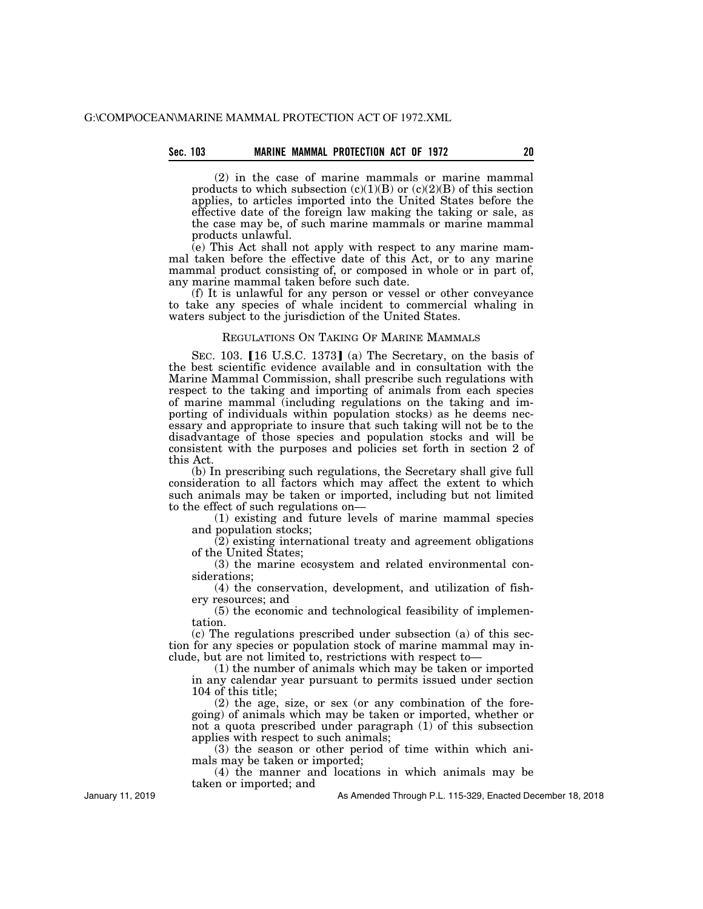(2) in the case of marine mammals or marine mammal products to which subsection (c)(1)(B) or (c)(2)(B) of this section applies, to articles imported into the United States before the effective date of the foreign law making the taking or sale, as the case may be, of such marine mammals or marine mammal products unlawful.

(e) This Act shall not apply with respect to any marine mammal taken before the effective date of this Act, or to any marine mammal product consisting of, or composed in whole or in part of, any marine mammal taken before such date.

(f) It is unlawful for any person or vessel or other conveyance to take any species of whale incident to commercial whaling in waters subject to the jurisdiction of the United States.

### REGULATIONS ON TAKING OF MARINE MAMMALS

SEC. 103. [16 U.S.C. 1373] (a) The Secretary, on the basis of the best scientific evidence available and in consultation with the Marine Mammal Commission, shall prescribe such regulations with respect to the taking and importing of animals from each species of marine mammal (including regulations on the taking and importing of individuals within population stocks) as he deems necessary and appropriate to insure that such taking will not be to the disadvantage of those species and population stocks and will be consistent with the purposes and policies set forth in section 2 of this Act.

(b) In prescribing such regulations, the Secretary shall give full consideration to all factors which may affect the extent to which such animals may be taken or imported, including but not limited to the effect of such regulations on—

(1) existing and future levels of marine mammal species and population stocks;

(2) existing international treaty and agreement obligations of the United States;

(3) the marine ecosystem and related environmental considerations;

(4) the conservation, development, and utilization of fishery resources; and

(5) the economic and technological feasibility of implementation.

(c) The regulations prescribed under subsection (a) of this section for any species or population stock of marine mammal may include, but are not limited to, restrictions with respect to—

(1) the number of animals which may be taken or imported in any calendar year pursuant to permits issued under section 104 of this title;

(2) the age, size, or sex (or any combination of the foregoing) of animals which may be taken or imported, whether or not a quota prescribed under paragraph (1) of this subsection applies with respect to such animals;

(3) the season or other period of time within which animals may be taken or imported;

(4) the manner and locations in which animals may be taken or imported; and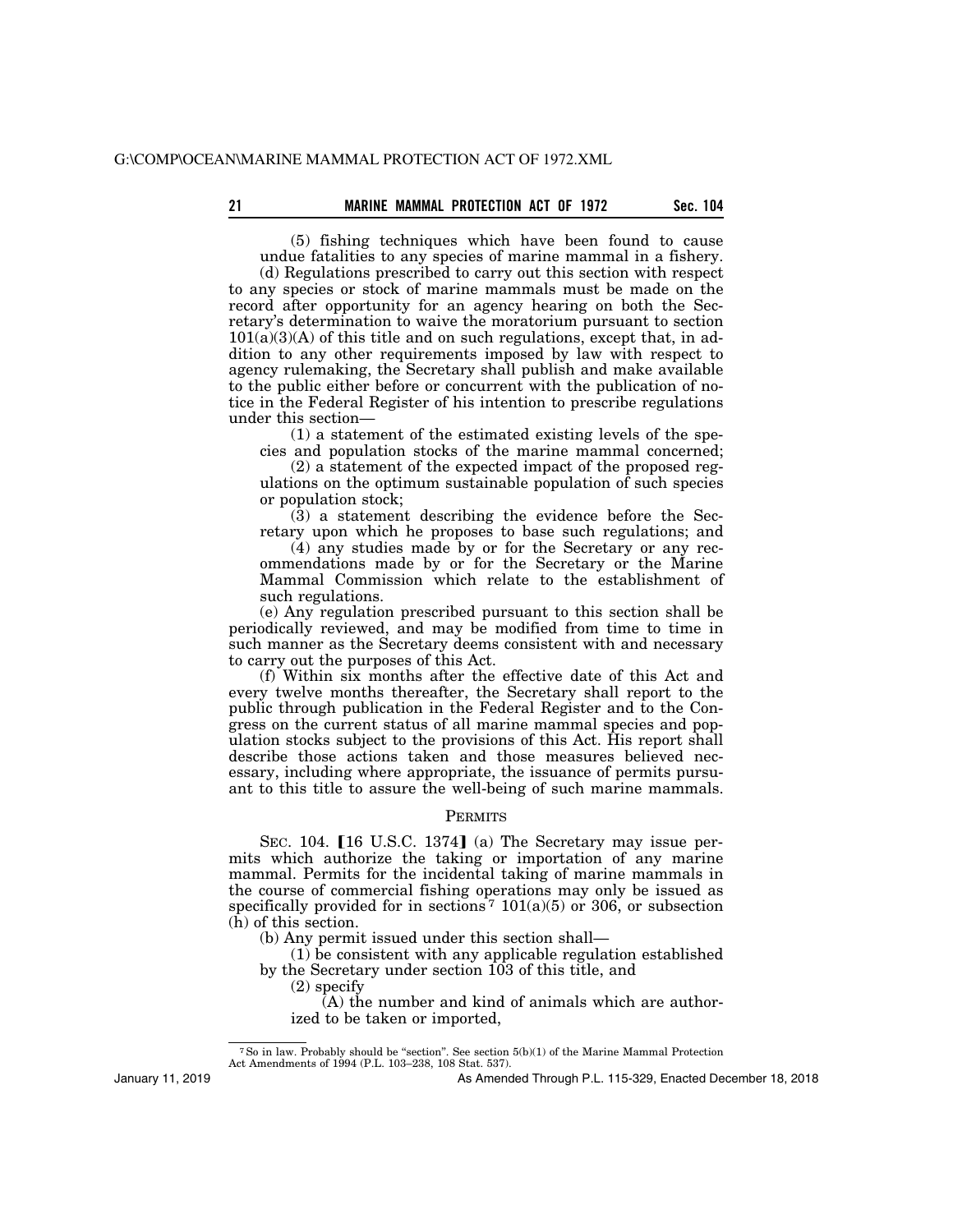(5) fishing techniques which have been found to cause undue fatalities to any species of marine mammal in a fishery.

(d) Regulations prescribed to carry out this section with respect to any species or stock of marine mammals must be made on the record after opportunity for an agency hearing on both the Secretary's determination to waive the moratorium pursuant to section 101(a)(3)(A) of this title and on such regulations, except that, in addition to any other requirements imposed by law with respect to agency rulemaking, the Secretary shall publish and make available to the public either before or concurrent with the publication of notice in the Federal Register of his intention to prescribe regulations under this section—

(1) a statement of the estimated existing levels of the species and population stocks of the marine mammal concerned;

(2) a statement of the expected impact of the proposed regulations on the optimum sustainable population of such species or population stock;

(3) a statement describing the evidence before the Secretary upon which he proposes to base such regulations; and

(4) any studies made by or for the Secretary or any recommendations made by or for the Secretary or the Marine Mammal Commission which relate to the establishment of such regulations.

(e) Any regulation prescribed pursuant to this section shall be periodically reviewed, and may be modified from time to time in such manner as the Secretary deems consistent with and necessary to carry out the purposes of this Act.

(f) Within six months after the effective date of this Act and every twelve months thereafter, the Secretary shall report to the public through publication in the Federal Register and to the Congress on the current status of all marine mammal species and population stocks subject to the provisions of this Act. His report shall describe those actions taken and those measures believed necessary, including where appropriate, the issuance of permits pursuant to this title to assure the well-being of such marine mammals.

## PERMITS

SEC. 104. [16 U.S.C. 1374] (a) The Secretary may issue permits which authorize the taking or importation of any marine mammal. Permits for the incidental taking of marine mammals in the course of commercial fishing operations may only be issued as specifically provided for in sections[7] 101(a)(5) or 306, or subsection (h) of this section.

(b) Any permit issued under this section shall—

(1) be consistent with any applicable regulation established by the Secretary under section 103 of this title, and

(2) specify

(A) the number and kind of animals which are authorized to be taken or imported,

[7] So in law. Probably should be "section". See section 5(b)(1) of the Marine Mammal Protection Act Amendments of 1994 (P.L. 103–238, 108 Stat. 537).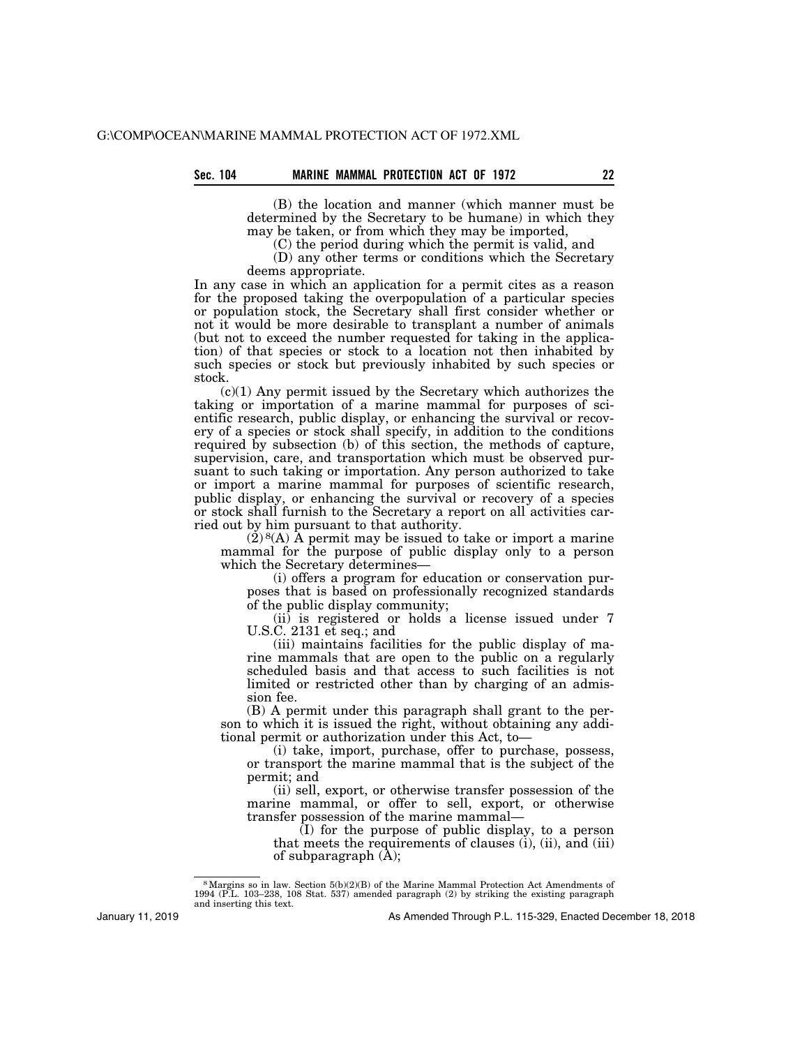(B) the location and manner (which manner must be determined by the Secretary to be humane) in which they may be taken, or from which they may be imported,

(C) the period during which the permit is valid, and

(D) any other terms or conditions which the Secretary deems appropriate.

In any case in which an application for a permit cites as a reason for the proposed taking the overpopulation of a particular species or population stock, the Secretary shall first consider whether or not it would be more desirable to transplant a number of animals (but not to exceed the number requested for taking in the application) of that species or stock to a location not then inhabited by such species or stock but previously inhabited by such species or stock.

(c)(1) Any permit issued by the Secretary which authorizes the taking or importation of a marine mammal for purposes of scientific research, public display, or enhancing the survival or recovery of a species or stock shall specify, in addition to the conditions required by subsection (b) of this section, the methods of capture, supervision, care, and transportation which must be observed pursuant to such taking or importation. Any person authorized to take or import a marine mammal for purposes of scientific research, public display, or enhancing the survival or recovery of a species or stock shall furnish to the Secretary a report on all activities carried out by him pursuant to that authority.

(2)[8](A) A permit may be issued to take or import a marine mammal for the purpose of public display only to a person which the Secretary determines—

(i) offers a program for education or conservation purposes that is based on professionally recognized standards of the public display community;

(ii) is registered or holds a license issued under 7 U.S.C. 2131 et seq.; and

(iii) maintains facilities for the public display of marine mammals that are open to the public on a regularly scheduled basis and that access to such facilities is not limited or restricted other than by charging of an admission fee.

(B) A permit under this paragraph shall grant to the person to which it is issued the right, without obtaining any additional permit or authorization under this Act, to—

(i) take, import, purchase, offer to purchase, possess, or transport the marine mammal that is the subject of the permit; and

(ii) sell, export, or otherwise transfer possession of the marine mammal, or offer to sell, export, or otherwise transfer possession of the marine mammal—

(I) for the purpose of public display, to a person that meets the requirements of clauses (i), (ii), and (iii) of subparagraph (A);

---

[8] Margins so in law. Section 5(b)(2)(B) of the Marine Mammal Protection Act Amendments of 1994 (P.L. 103–238, 108 Stat. 537) amended paragraph (2) by striking the existing paragraph and inserting this text.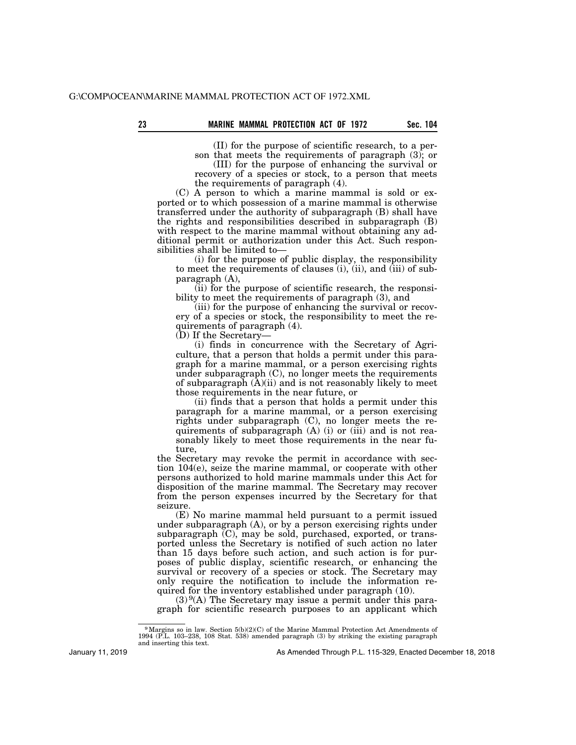(II) for the purpose of scientific research, to a person that meets the requirements of paragraph (3); or

(III) for the purpose of enhancing the survival or recovery of a species or stock, to a person that meets the requirements of paragraph (4).

(C) A person to which a marine mammal is sold or exported or to which possession of a marine mammal is otherwise transferred under the authority of subparagraph (B) shall have the rights and responsibilities described in subparagraph (B) with respect to the marine mammal without obtaining any additional permit or authorization under this Act. Such responsibilities shall be limited to—

(i) for the purpose of public display, the responsibility to meet the requirements of clauses (i), (ii), and (iii) of subparagraph (A),

(ii) for the purpose of scientific research, the responsibility to meet the requirements of paragraph (3), and

(iii) for the purpose of enhancing the survival or recovery of a species or stock, the responsibility to meet the requirements of paragraph (4).

(D) If the Secretary—

(i) finds in concurrence with the Secretary of Agriculture, that a person that holds a permit under this paragraph for a marine mammal, or a person exercising rights under subparagraph (C), no longer meets the requirements of subparagraph (A)(ii) and is not reasonably likely to meet those requirements in the near future, or

(ii) finds that a person that holds a permit under this paragraph for a marine mammal, or a person exercising rights under subparagraph (C), no longer meets the requirements of subparagraph (A) (i) or (iii) and is not reasonably likely to meet those requirements in the near future,

the Secretary may revoke the permit in accordance with section 104(e), seize the marine mammal, or cooperate with other persons authorized to hold marine mammals under this Act for disposition of the marine mammal. The Secretary may recover from the person expenses incurred by the Secretary for that seizure.

(E) No marine mammal held pursuant to a permit issued under subparagraph (A), or by a person exercising rights under subparagraph (C), may be sold, purchased, exported, or transported unless the Secretary is notified of such action no later than 15 days before such action, and such action is for purposes of public display, scientific research, or enhancing the survival or recovery of a species or stock. The Secretary may only require the notification to include the information required for the inventory established under paragraph (10).

(3) [9](A) The Secretary may issue a permit under this paragraph for scientific research purposes to an applicant which

---

[9] Margins so in law. Section 5(b)(2)(C) of the Marine Mammal Protection Act Amendments of 1994 (P.L. 103–238, 108 Stat. 538) amended paragraph (3) by striking the existing paragraph and inserting this text.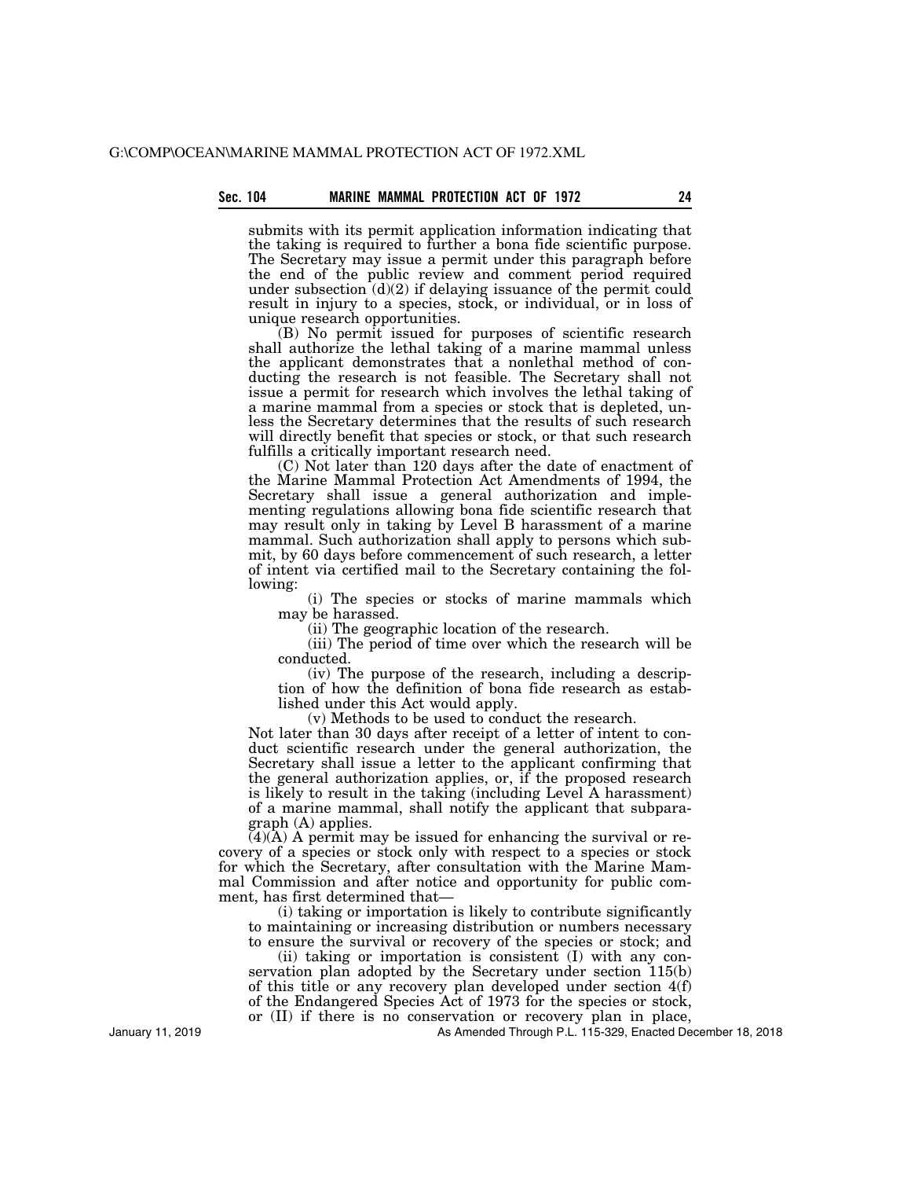submits with its permit application information indicating that the taking is required to further a bona fide scientific purpose. The Secretary may issue a permit under this paragraph before the end of the public review and comment period required under subsection (d)(2) if delaying issuance of the permit could result in injury to a species, stock, or individual, or in loss of unique research opportunities.

(B) No permit issued for purposes of scientific research shall authorize the lethal taking of a marine mammal unless the applicant demonstrates that a nonlethal method of conducting the research is not feasible. The Secretary shall not issue a permit for research which involves the lethal taking of a marine mammal from a species or stock that is depleted, unless the Secretary determines that the results of such research will directly benefit that species or stock, or that such research fulfills a critically important research need.

(C) Not later than 120 days after the date of enactment of the Marine Mammal Protection Act Amendments of 1994, the Secretary shall issue a general authorization and implementing regulations allowing bona fide scientific research that may result only in taking by Level B harassment of a marine mammal. Such authorization shall apply to persons which submit, by 60 days before commencement of such research, a letter of intent via certified mail to the Secretary containing the following:

(i) The species or stocks of marine mammals which may be harassed.

(ii) The geographic location of the research.

(iii) The period of time over which the research will be conducted.

(iv) The purpose of the research, including a description of how the definition of bona fide research as established under this Act would apply.

(v) Methods to be used to conduct the research.

Not later than 30 days after receipt of a letter of intent to conduct scientific research under the general authorization, the Secretary shall issue a letter to the applicant confirming that the general authorization applies, or, if the proposed research is likely to result in the taking (including Level A harassment) of a marine mammal, shall notify the applicant that subparagraph (A) applies.

(4)(A) A permit may be issued for enhancing the survival or recovery of a species or stock only with respect to a species or stock for which the Secretary, after consultation with the Marine Mammal Commission and after notice and opportunity for public comment, has first determined that—

(i) taking or importation is likely to contribute significantly to maintaining or increasing distribution or numbers necessary to ensure the survival or recovery of the species or stock; and

(ii) taking or importation is consistent (I) with any conservation plan adopted by the Secretary under section 115(b) of this title or any recovery plan developed under section 4(f) of the Endangered Species Act of 1973 for the species or stock, or (II) if there is no conservation or recovery plan in place,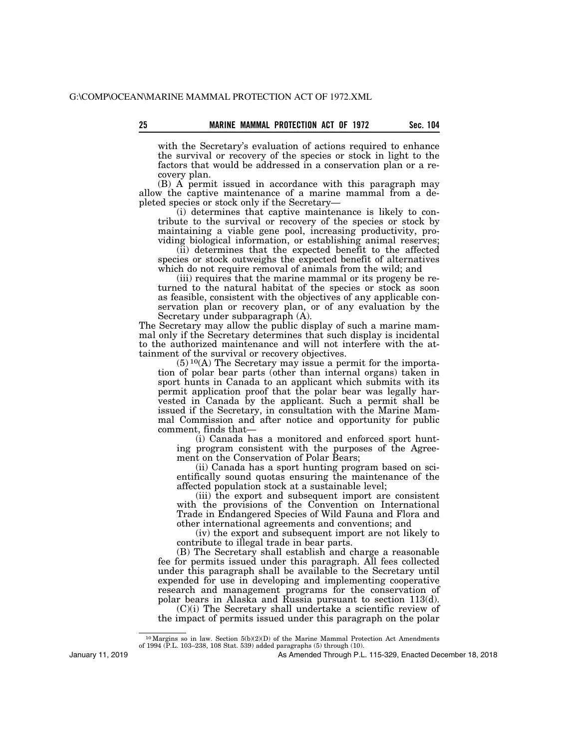with the Secretary's evaluation of actions required to enhance the survival or recovery of the species or stock in light to the factors that would be addressed in a conservation plan or a recovery plan.

(B) A permit issued in accordance with this paragraph may allow the captive maintenance of a marine mammal from a depleted species or stock only if the Secretary—

(i) determines that captive maintenance is likely to contribute to the survival or recovery of the species or stock by maintaining a viable gene pool, increasing productivity, providing biological information, or establishing animal reserves;

(ii) determines that the expected benefit to the affected species or stock outweighs the expected benefit of alternatives which do not require removal of animals from the wild; and

(iii) requires that the marine mammal or its progeny be returned to the natural habitat of the species or stock as soon as feasible, consistent with the objectives of any applicable conservation plan or recovery plan, or of any evaluation by the Secretary under subparagraph (A).

The Secretary may allow the public display of such a marine mammal only if the Secretary determines that such display is incidental to the authorized maintenance and will not interfere with the attainment of the survival or recovery objectives.

(5) [10](A) The Secretary may issue a permit for the importation of polar bear parts (other than internal organs) taken in sport hunts in Canada to an applicant which submits with its permit application proof that the polar bear was legally harvested in Canada by the applicant. Such a permit shall be issued if the Secretary, in consultation with the Marine Mammal Commission and after notice and opportunity for public comment, finds that—

(i) Canada has a monitored and enforced sport hunting program consistent with the purposes of the Agreement on the Conservation of Polar Bears;

(ii) Canada has a sport hunting program based on scientifically sound quotas ensuring the maintenance of the affected population stock at a sustainable level;

(iii) the export and subsequent import are consistent with the provisions of the Convention on International Trade in Endangered Species of Wild Fauna and Flora and other international agreements and conventions; and

(iv) the export and subsequent import are not likely to contribute to illegal trade in bear parts.

(B) The Secretary shall establish and charge a reasonable fee for permits issued under this paragraph. All fees collected under this paragraph shall be available to the Secretary until expended for use in developing and implementing cooperative research and management programs for the conservation of polar bears in Alaska and Russia pursuant to section 113(d).

(C)(i) The Secretary shall undertake a scientific review of the impact of permits issued under this paragraph on the polar

---

[10] Margins so in law. Section 5(b)(2)(D) of the Marine Mammal Protection Act Amendments of 1994 (P.L. 103–238, 108 Stat. 539) added paragraphs (5) through (10).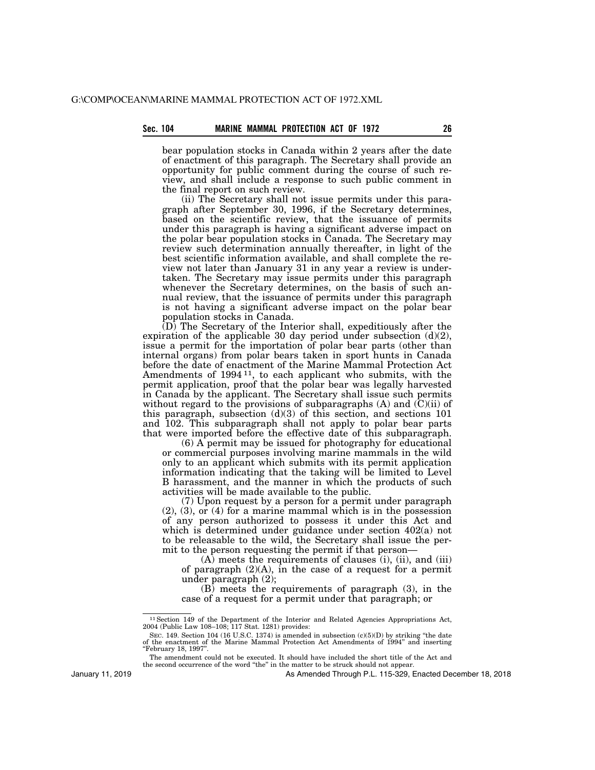bear population stocks in Canada within 2 years after the date of enactment of this paragraph. The Secretary shall provide an opportunity for public comment during the course of such review, and shall include a response to such public comment in the final report on such review.

(ii) The Secretary shall not issue permits under this paragraph after September 30, 1996, if the Secretary determines, based on the scientific review, that the issuance of permits under this paragraph is having a significant adverse impact on the polar bear population stocks in Canada. The Secretary may review such determination annually thereafter, in light of the best scientific information available, and shall complete the review not later than January 31 in any year a review is undertaken. The Secretary may issue permits under this paragraph whenever the Secretary determines, on the basis of such annual review, that the issuance of permits under this paragraph is not having a significant adverse impact on the polar bear population stocks in Canada.

(D) The Secretary of the Interior shall, expeditiously after the expiration of the applicable 30 day period under subsection (d)(2), issue a permit for the importation of polar bear parts (other than internal organs) from polar bears taken in sport hunts in Canada before the date of enactment of the Marine Mammal Protection Act Amendments of 1994 [11], to each applicant who submits, with the permit application, proof that the polar bear was legally harvested in Canada by the applicant. The Secretary shall issue such permits without regard to the provisions of subparagraphs (A) and (C)(ii) of this paragraph, subsection (d)(3) of this section, and sections 101 and 102. This subparagraph shall not apply to polar bear parts that were imported before the effective date of this subparagraph.

(6) A permit may be issued for photography for educational or commercial purposes involving marine mammals in the wild only to an applicant which submits with its permit application information indicating that the taking will be limited to Level B harassment, and the manner in which the products of such activities will be made available to the public.

(7) Upon request by a person for a permit under paragraph (2), (3), or (4) for a marine mammal which is in the possession of any person authorized to possess it under this Act and which is determined under guidance under section 402(a) not to be releasable to the wild, the Secretary shall issue the permit to the person requesting the permit if that person—

(A) meets the requirements of clauses (i), (ii), and (iii) of paragraph (2)(A), in the case of a request for a permit under paragraph (2);

(B) meets the requirements of paragraph (3), in the case of a request for a permit under that paragraph; or

---

[11] Section 149 of the Department of the Interior and Related Agencies Appropriations Act, 2004 (Public Law 108–108; 117 Stat. 1281) provides:

SEC. 149. Section 104 (16 U.S.C. 1374) is amended in subsection (c)(5)(D) by striking "the date of the enactment of the Marine Mammal Protection Act Amendments of 1994" and inserting "February 18, 1997".

The amendment could not be executed. It should have included the short title of the Act and the second occurrence of the word "the" in the matter to be struck should not appear.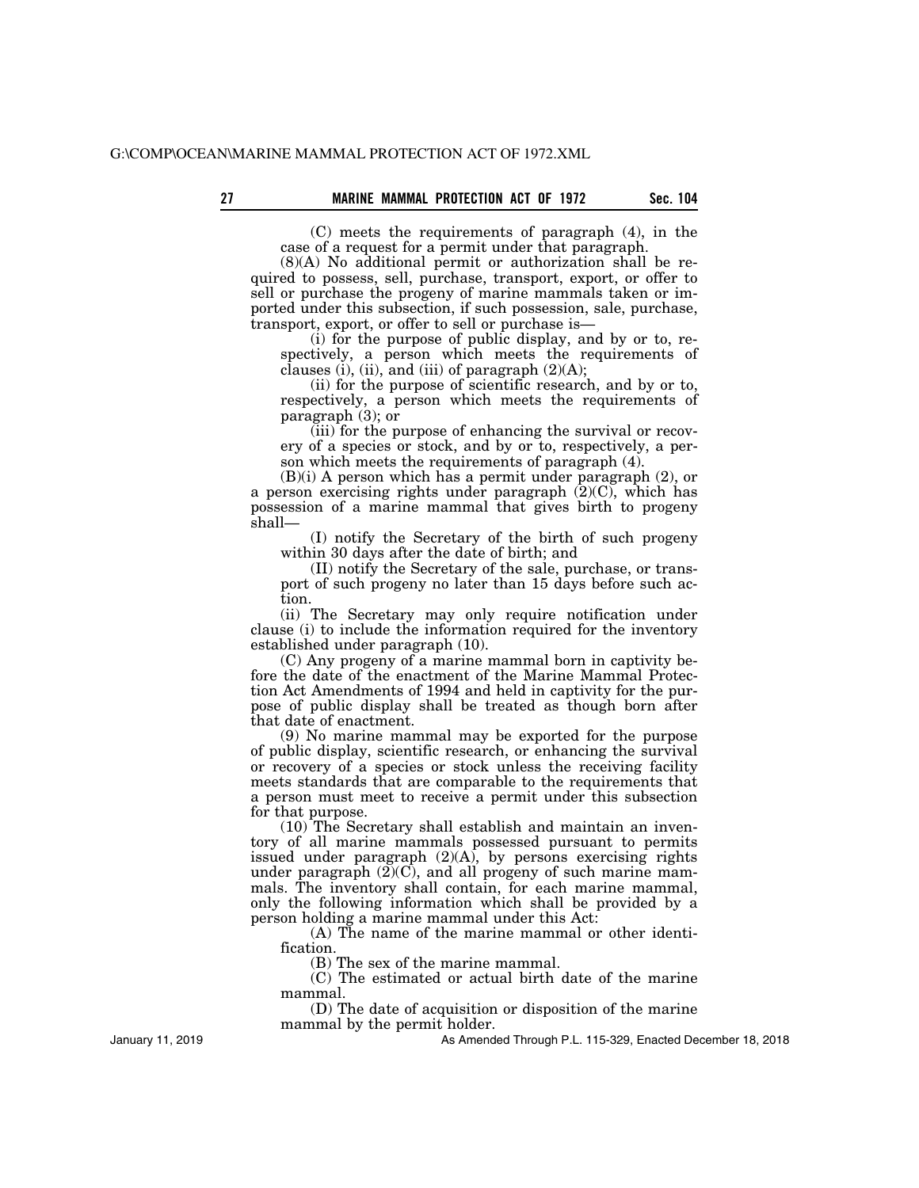(C) meets the requirements of paragraph (4), in the case of a request for a permit under that paragraph.

(8)(A) No additional permit or authorization shall be required to possess, sell, purchase, transport, export, or offer to sell or purchase the progeny of marine mammals taken or imported under this subsection, if such possession, sale, purchase, transport, export, or offer to sell or purchase is—

(i) for the purpose of public display, and by or to, respectively, a person which meets the requirements of clauses (i), (ii), and (iii) of paragraph (2)(A);

(ii) for the purpose of scientific research, and by or to, respectively, a person which meets the requirements of paragraph (3); or

(iii) for the purpose of enhancing the survival or recovery of a species or stock, and by or to, respectively, a person which meets the requirements of paragraph (4).

(B)(i) A person which has a permit under paragraph (2), or a person exercising rights under paragraph (2)(C), which has possession of a marine mammal that gives birth to progeny shall—

(I) notify the Secretary of the birth of such progeny within 30 days after the date of birth; and

(II) notify the Secretary of the sale, purchase, or transport of such progeny no later than 15 days before such action.

(ii) The Secretary may only require notification under clause (i) to include the information required for the inventory established under paragraph (10).

(C) Any progeny of a marine mammal born in captivity before the date of the enactment of the Marine Mammal Protection Act Amendments of 1994 and held in captivity for the purpose of public display shall be treated as though born after that date of enactment.

(9) No marine mammal may be exported for the purpose of public display, scientific research, or enhancing the survival or recovery of a species or stock unless the receiving facility meets standards that are comparable to the requirements that a person must meet to receive a permit under this subsection for that purpose.

(10) The Secretary shall establish and maintain an inventory of all marine mammals possessed pursuant to permits issued under paragraph (2)(A), by persons exercising rights under paragraph (2)(C), and all progeny of such marine mammals. The inventory shall contain, for each marine mammal, only the following information which shall be provided by a person holding a marine mammal under this Act:

(A) The name of the marine mammal or other identification.

(B) The sex of the marine mammal.

(C) The estimated or actual birth date of the marine mammal.

(D) The date of acquisition or disposition of the marine mammal by the permit holder.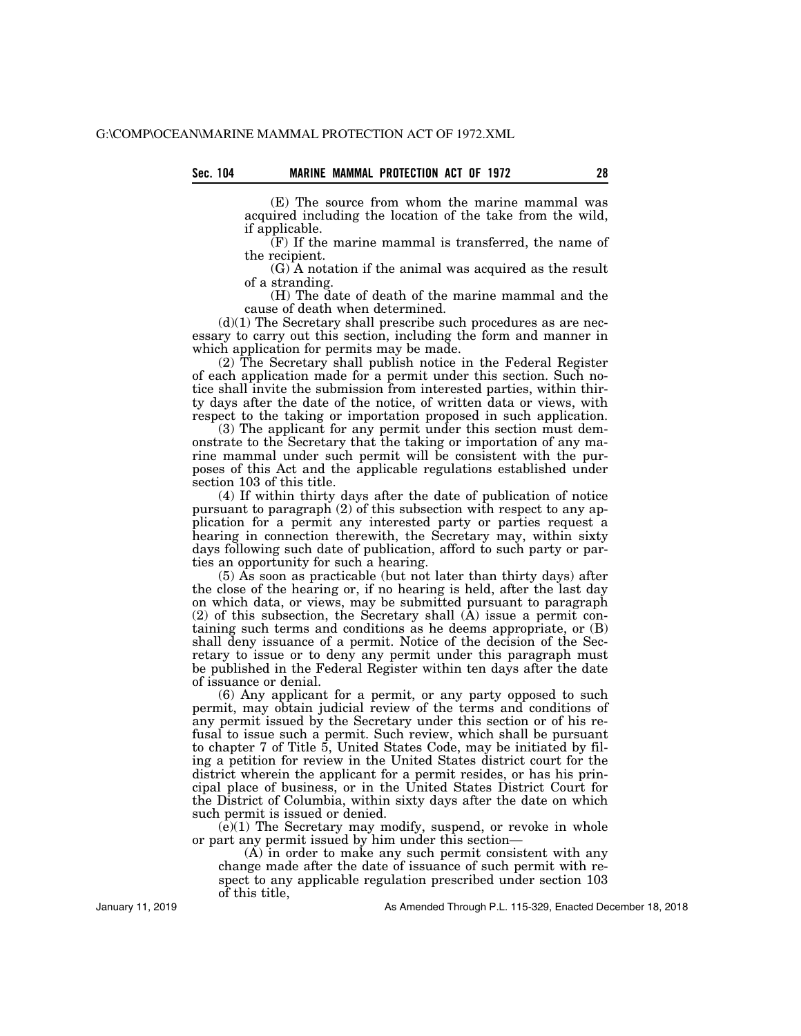(E) The source from whom the marine mammal was acquired including the location of the take from the wild, if applicable.

(F) If the marine mammal is transferred, the name of the recipient.

(G) A notation if the animal was acquired as the result of a stranding.

(H) The date of death of the marine mammal and the cause of death when determined.

(d)(1) The Secretary shall prescribe such procedures as are necessary to carry out this section, including the form and manner in which application for permits may be made.

(2) The Secretary shall publish notice in the Federal Register of each application made for a permit under this section. Such notice shall invite the submission from interested parties, within thirty days after the date of the notice, of written data or views, with respect to the taking or importation proposed in such application.

(3) The applicant for any permit under this section must demonstrate to the Secretary that the taking or importation of any marine mammal under such permit will be consistent with the purposes of this Act and the applicable regulations established under section 103 of this title.

(4) If within thirty days after the date of publication of notice pursuant to paragraph (2) of this subsection with respect to any application for a permit any interested party or parties request a hearing in connection therewith, the Secretary may, within sixty days following such date of publication, afford to such party or parties an opportunity for such a hearing.

(5) As soon as practicable (but not later than thirty days) after the close of the hearing or, if no hearing is held, after the last day on which data, or views, may be submitted pursuant to paragraph (2) of this subsection, the Secretary shall (A) issue a permit containing such terms and conditions as he deems appropriate, or (B) shall deny issuance of a permit. Notice of the decision of the Secretary to issue or to deny any permit under this paragraph must be published in the Federal Register within ten days after the date of issuance or denial.

(6) Any applicant for a permit, or any party opposed to such permit, may obtain judicial review of the terms and conditions of any permit issued by the Secretary under this section or of his refusal to issue such a permit. Such review, which shall be pursuant to chapter 7 of Title 5, United States Code, may be initiated by filing a petition for review in the United States district court for the district wherein the applicant for a permit resides, or has his principal place of business, or in the United States District Court for the District of Columbia, within sixty days after the date on which such permit is issued or denied.

(e)(1) The Secretary may modify, suspend, or revoke in whole or part any permit issued by him under this section—

(A) in order to make any such permit consistent with any change made after the date of issuance of such permit with respect to any applicable regulation prescribed under section 103 of this title,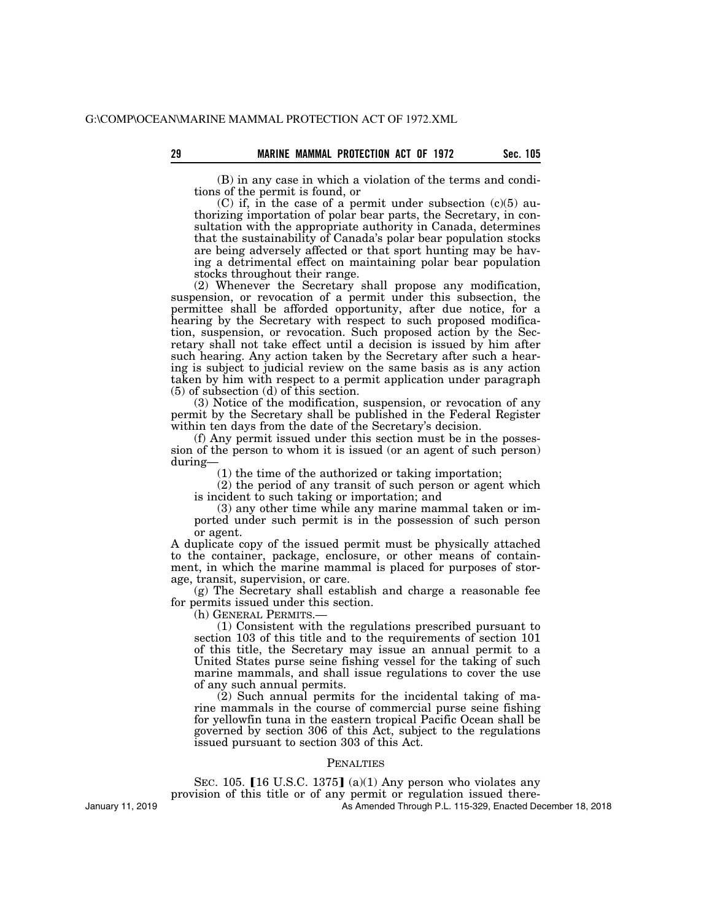(B) in any case in which a violation of the terms and conditions of the permit is found, or

(C) if, in the case of a permit under subsection (c)(5) authorizing importation of polar bear parts, the Secretary, in consultation with the appropriate authority in Canada, determines that the sustainability of Canada's polar bear population stocks are being adversely affected or that sport hunting may be having a detrimental effect on maintaining polar bear population stocks throughout their range.

(2) Whenever the Secretary shall propose any modification, suspension, or revocation of a permit under this subsection, the permittee shall be afforded opportunity, after due notice, for a hearing by the Secretary with respect to such proposed modification, suspension, or revocation. Such proposed action by the Secretary shall not take effect until a decision is issued by him after such hearing. Any action taken by the Secretary after such a hearing is subject to judicial review on the same basis as is any action taken by him with respect to a permit application under paragraph (5) of subsection (d) of this section.

(3) Notice of the modification, suspension, or revocation of any permit by the Secretary shall be published in the Federal Register within ten days from the date of the Secretary's decision.

(f) Any permit issued under this section must be in the possession of the person to whom it is issued (or an agent of such person) during—

(1) the time of the authorized or taking importation;

(2) the period of any transit of such person or agent which is incident to such taking or importation; and

(3) any other time while any marine mammal taken or imported under such permit is in the possession of such person or agent.

A duplicate copy of the issued permit must be physically attached to the container, package, enclosure, or other means of containment, in which the marine mammal is placed for purposes of storage, transit, supervision, or care.

(g) The Secretary shall establish and charge a reasonable fee for permits issued under this section.

(h) GENERAL PERMITS.—

(1) Consistent with the regulations prescribed pursuant to section 103 of this title and to the requirements of section 101 of this title, the Secretary may issue an annual permit to a United States purse seine fishing vessel for the taking of such marine mammals, and shall issue regulations to cover the use of any such annual permits.

(2) Such annual permits for the incidental taking of marine mammals in the course of commercial purse seine fishing for yellowfin tuna in the eastern tropical Pacific Ocean shall be governed by section 306 of this Act, subject to the regulations issued pursuant to section 303 of this Act.

## PENALTIES

SEC. 105. [16 U.S.C. 1375] (a)(1) Any person who violates any provision of this title or of any permit or regulation issued there-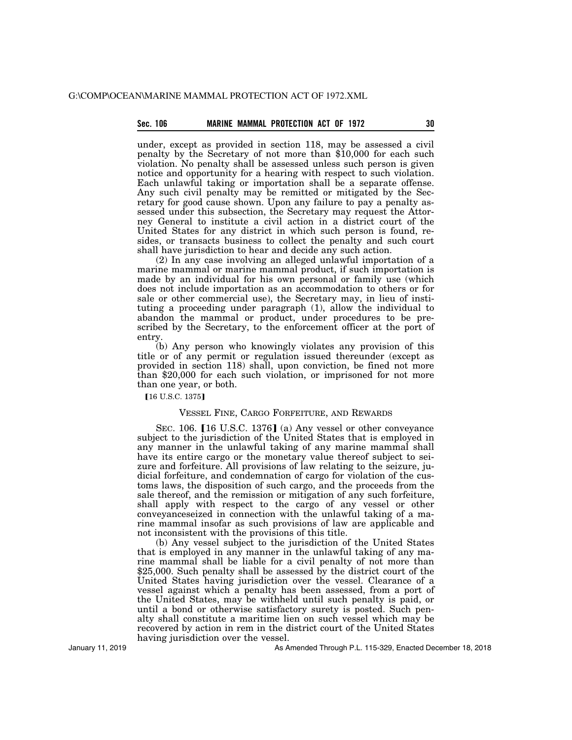under, except as provided in section 118, may be assessed a civil penalty by the Secretary of not more than $10,000 for each such violation. No penalty shall be assessed unless such person is given notice and opportunity for a hearing with respect to such violation. Each unlawful taking or importation shall be a separate offense. Any such civil penalty may be remitted or mitigated by the Secretary for good cause shown. Upon any failure to pay a penalty assessed under this subsection, the Secretary may request the Attorney General to institute a civil action in a district court of the United States for any district in which such person is found, resides, or transacts business to collect the penalty and such court shall have jurisdiction to hear and decide any such action.

(2) In any case involving an alleged unlawful importation of a marine mammal or marine mammal product, if such importation is made by an individual for his own personal or family use (which does not include importation as an accommodation to others or for sale or other commercial use), the Secretary may, in lieu of instituting a proceeding under paragraph (1), allow the individual to abandon the mammal or product, under procedures to be prescribed by the Secretary, to the enforcement officer at the port of entry.

(b) Any person who knowingly violates any provision of this title or of any permit or regulation issued thereunder (except as provided in section 118) shall, upon conviction, be fined not more than $20,000 for each such violation, or imprisoned for not more than one year, or both.

【16 U.S.C. 1375】

VESSEL FINE, CARGO FORFEITURE, AND REWARDS

SEC. 106. 【16 U.S.C. 1376】 (a) Any vessel or other conveyance subject to the jurisdiction of the United States that is employed in any manner in the unlawful taking of any marine mammal shall have its entire cargo or the monetary value thereof subject to seizure and forfeiture. All provisions of law relating to the seizure, judicial forfeiture, and condemnation of cargo for violation of the customs laws, the disposition of such cargo, and the proceeds from the sale thereof, and the remission or mitigation of any such forfeiture, shall apply with respect to the cargo of any vessel or other conveyanceseized in connection with the unlawful taking of a marine mammal insofar as such provisions of law are applicable and not inconsistent with the provisions of this title.

(b) Any vessel subject to the jurisdiction of the United States that is employed in any manner in the unlawful taking of any marine mammal shall be liable for a civil penalty of not more than $25,000. Such penalty shall be assessed by the district court of the United States having jurisdiction over the vessel. Clearance of a vessel against which a penalty has been assessed, from a port of the United States, may be withheld until such penalty is paid, or until a bond or otherwise satisfactory surety is posted. Such penalty shall constitute a maritime lien on such vessel which may be recovered by action in rem in the district court of the United States having jurisdiction over the vessel.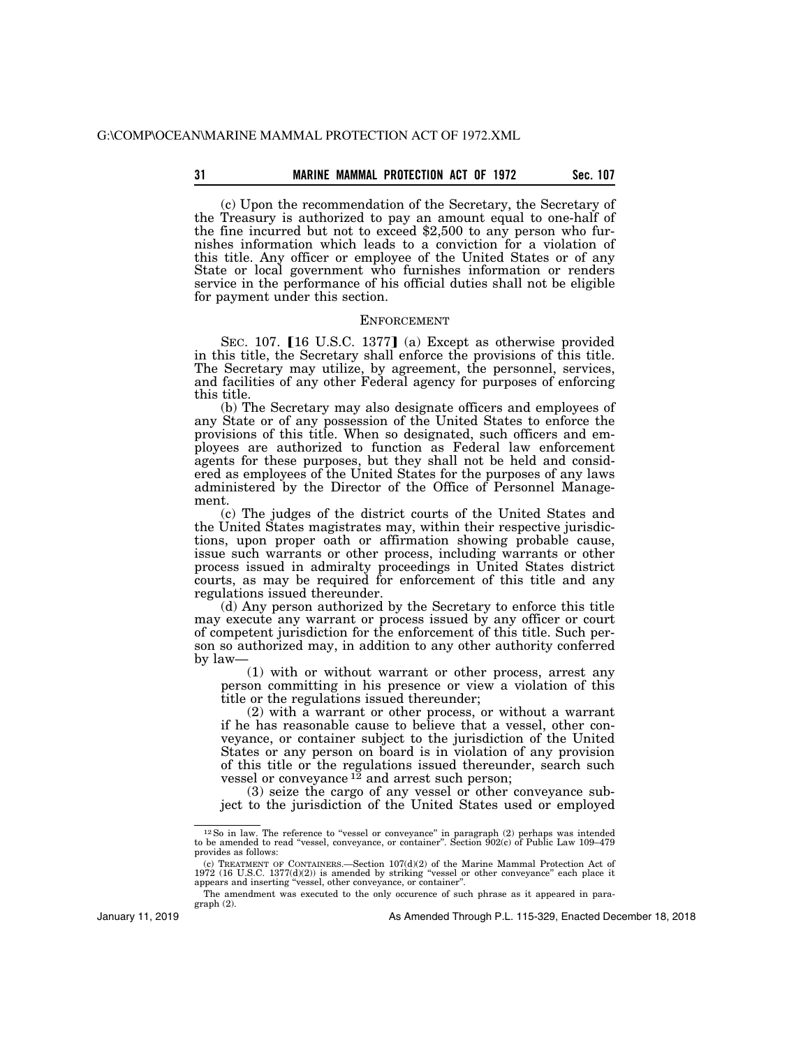(c) Upon the recommendation of the Secretary, the Secretary of the Treasury is authorized to pay an amount equal to one-half of the fine incurred but not to exceed $2,500 to any person who furnishes information which leads to a conviction for a violation of this title. Any officer or employee of the United States or of any State or local government who furnishes information or renders service in the performance of his official duties shall not be eligible for payment under this section.

## ENFORCEMENT

SEC. 107. [16 U.S.C. 1377] (a) Except as otherwise provided in this title, the Secretary shall enforce the provisions of this title. The Secretary may utilize, by agreement, the personnel, services, and facilities of any other Federal agency for purposes of enforcing this title.

(b) The Secretary may also designate officers and employees of any State or of any possession of the United States to enforce the provisions of this title. When so designated, such officers and employees are authorized to function as Federal law enforcement agents for these purposes, but they shall not be held and considered as employees of the United States for the purposes of any laws administered by the Director of the Office of Personnel Management.

(c) The judges of the district courts of the United States and the United States magistrates may, within their respective jurisdictions, upon proper oath or affirmation showing probable cause, issue such warrants or other process, including warrants or other process issued in admiralty proceedings in United States district courts, as may be required for enforcement of this title and any regulations issued thereunder.

(d) Any person authorized by the Secretary to enforce this title may execute any warrant or process issued by any officer or court of competent jurisdiction for the enforcement of this title. Such person so authorized may, in addition to any other authority conferred by law—

(1) with or without warrant or other process, arrest any person committing in his presence or view a violation of this title or the regulations issued thereunder;

(2) with a warrant or other process, or without a warrant if he has reasonable cause to believe that a vessel, other conveyance, or container subject to the jurisdiction of the United States or any person on board is in violation of any provision of this title or the regulations issued thereunder, search such vessel or conveyance [12] and arrest such person;

(3) seize the cargo of any vessel or other conveyance subject to the jurisdiction of the United States used or employed

---

[12] So in law. The reference to "vessel or conveyance" in paragraph (2) perhaps was intended to be amended to read "vessel, conveyance, or container". Section 902(c) of Public Law 109–479 provides as follows:

(c) TREATMENT OF CONTAINERS.—Section 107(d)(2) of the Marine Mammal Protection Act of 1972 (16 U.S.C. 1377(d)(2)) is amended by striking "vessel or other conveyance" each place it appears and inserting "vessel, other conveyance, or container".

The amendment was executed to the only occurence of such phrase as it appeared in paragraph (2).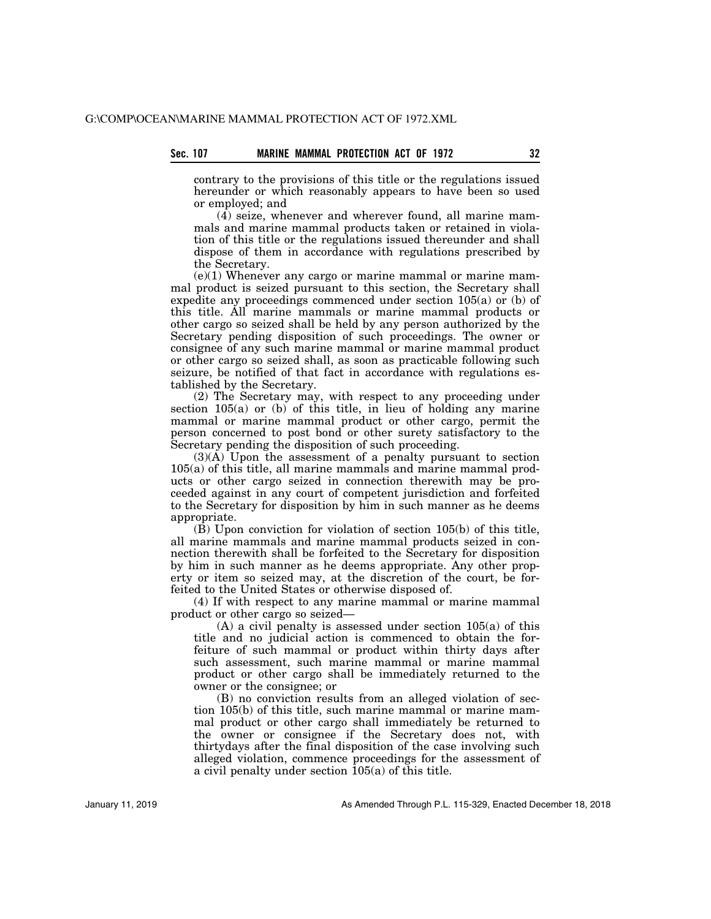contrary to the provisions of this title or the regulations issued hereunder or which reasonably appears to have been so used or employed; and

(4) seize, whenever and wherever found, all marine mammals and marine mammal products taken or retained in violation of this title or the regulations issued thereunder and shall dispose of them in accordance with regulations prescribed by the Secretary.

(e)(1) Whenever any cargo or marine mammal or marine mammal product is seized pursuant to this section, the Secretary shall expedite any proceedings commenced under section 105(a) or (b) of this title. All marine mammals or marine mammal products or other cargo so seized shall be held by any person authorized by the Secretary pending disposition of such proceedings. The owner or consignee of any such marine mammal or marine mammal product or other cargo so seized shall, as soon as practicable following such seizure, be notified of that fact in accordance with regulations established by the Secretary.

(2) The Secretary may, with respect to any proceeding under section 105(a) or (b) of this title, in lieu of holding any marine mammal or marine mammal product or other cargo, permit the person concerned to post bond or other surety satisfactory to the Secretary pending the disposition of such proceeding.

(3)(A) Upon the assessment of a penalty pursuant to section 105(a) of this title, all marine mammals and marine mammal products or other cargo seized in connection therewith may be proceeded against in any court of competent jurisdiction and forfeited to the Secretary for disposition by him in such manner as he deems appropriate.

(B) Upon conviction for violation of section 105(b) of this title, all marine mammals and marine mammal products seized in connection therewith shall be forfeited to the Secretary for disposition by him in such manner as he deems appropriate. Any other property or item so seized may, at the discretion of the court, be forfeited to the United States or otherwise disposed of.

(4) If with respect to any marine mammal or marine mammal product or other cargo so seized—

(A) a civil penalty is assessed under section 105(a) of this title and no judicial action is commenced to obtain the forfeiture of such mammal or product within thirty days after such assessment, such marine mammal or marine mammal product or other cargo shall be immediately returned to the owner or the consignee; or

(B) no conviction results from an alleged violation of section 105(b) of this title, such marine mammal or marine mammal product or other cargo shall immediately be returned to the owner or consignee if the Secretary does not, with thirtydays after the final disposition of the case involving such alleged violation, commence proceedings for the assessment of a civil penalty under section 105(a) of this title.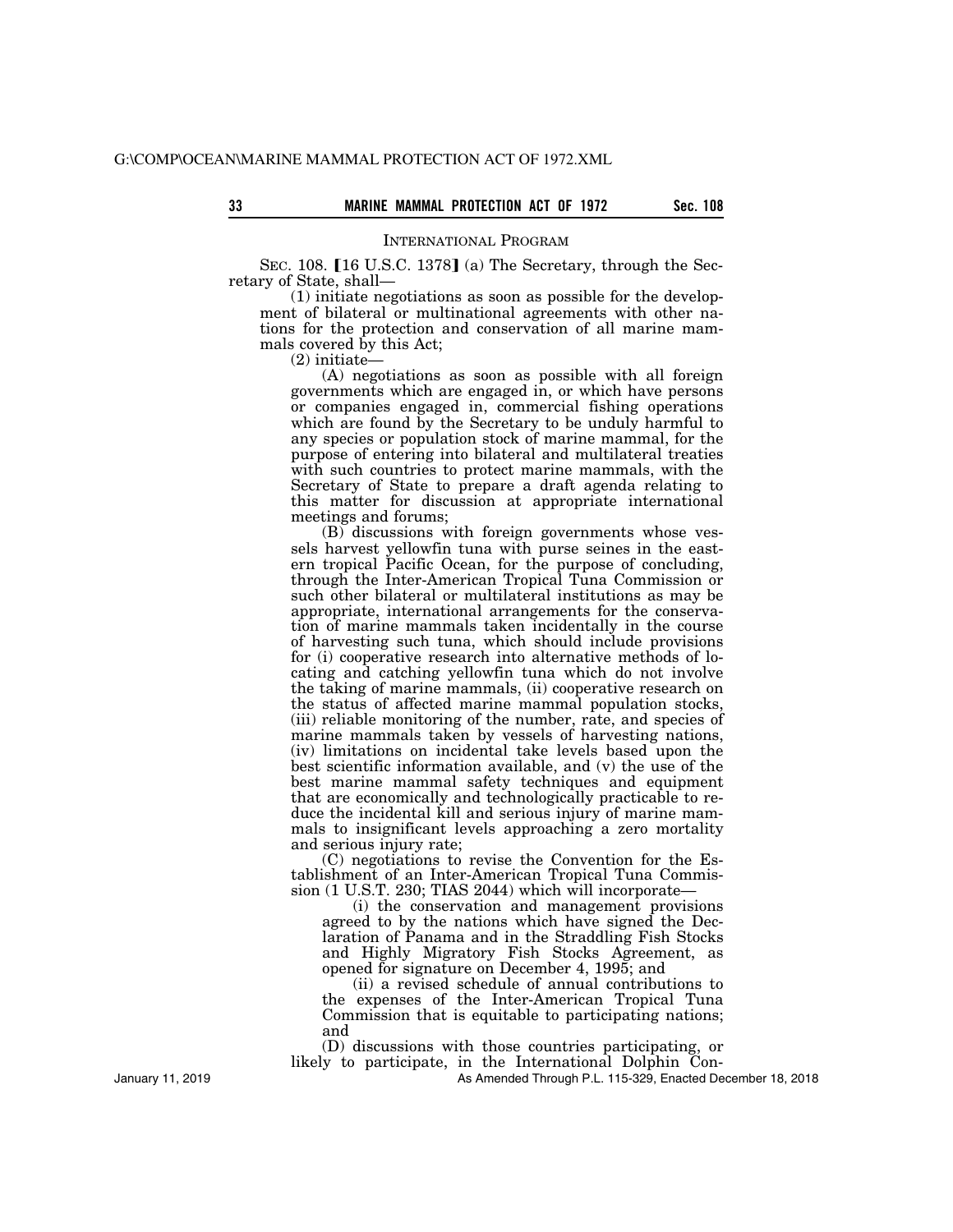INTERNATIONAL PROGRAM

SEC. 108. 【16 U.S.C. 1378】 (a) The Secretary, through the Secretary of State, shall—

(1) initiate negotiations as soon as possible for the development of bilateral or multinational agreements with other nations for the protection and conservation of all marine mammals covered by this Act;

(2) initiate—

(A) negotiations as soon as possible with all foreign governments which are engaged in, or which have persons or companies engaged in, commercial fishing operations which are found by the Secretary to be unduly harmful to any species or population stock of marine mammal, for the purpose of entering into bilateral and multilateral treaties with such countries to protect marine mammals, with the Secretary of State to prepare a draft agenda relating to this matter for discussion at appropriate international meetings and forums;

(B) discussions with foreign governments whose vessels harvest yellowfin tuna with purse seines in the eastern tropical Pacific Ocean, for the purpose of concluding, through the Inter-American Tropical Tuna Commission or such other bilateral or multilateral institutions as may be appropriate, international arrangements for the conservation of marine mammals taken incidentally in the course of harvesting such tuna, which should include provisions for (i) cooperative research into alternative methods of locating and catching yellowfin tuna which do not involve the taking of marine mammals, (ii) cooperative research on the status of affected marine mammal population stocks, (iii) reliable monitoring of the number, rate, and species of marine mammals taken by vessels of harvesting nations, (iv) limitations on incidental take levels based upon the best scientific information available, and (v) the use of the best marine mammal safety techniques and equipment that are economically and technologically practicable to reduce the incidental kill and serious injury of marine mammals to insignificant levels approaching a zero mortality and serious injury rate;

(C) negotiations to revise the Convention for the Establishment of an Inter-American Tropical Tuna Commission (1 U.S.T. 230; TIAS 2044) which will incorporate—

(i) the conservation and management provisions agreed to by the nations which have signed the Declaration of Panama and in the Straddling Fish Stocks and Highly Migratory Fish Stocks Agreement, as opened for signature on December 4, 1995; and

(ii) a revised schedule of annual contributions to the expenses of the Inter-American Tropical Tuna Commission that is equitable to participating nations; and

(D) discussions with those countries participating, or likely to participate, in the International Dolphin Con-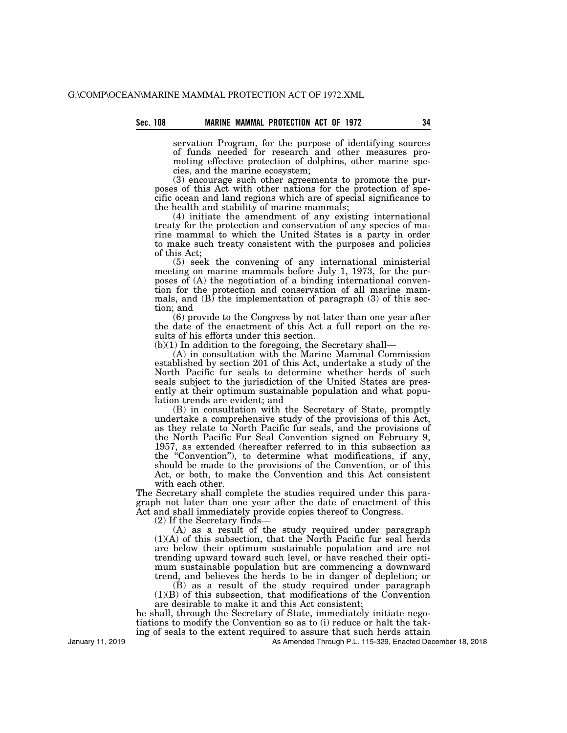servation Program, for the purpose of identifying sources of funds needed for research and other measures promoting effective protection of dolphins, other marine species, and the marine ecosystem;

(3) encourage such other agreements to promote the purposes of this Act with other nations for the protection of specific ocean and land regions which are of special significance to the health and stability of marine mammals;

(4) initiate the amendment of any existing international treaty for the protection and conservation of any species of marine mammal to which the United States is a party in order to make such treaty consistent with the purposes and policies of this Act;

(5) seek the convening of any international ministerial meeting on marine mammals before July 1, 1973, for the purposes of (A) the negotiation of a binding international convention for the protection and conservation of all marine mammals, and (B) the implementation of paragraph (3) of this section; and

(6) provide to the Congress by not later than one year after the date of the enactment of this Act a full report on the results of his efforts under this section.

(b)(1) In addition to the foregoing, the Secretary shall—

(A) in consultation with the Marine Mammal Commission established by section 201 of this Act, undertake a study of the North Pacific fur seals to determine whether herds of such seals subject to the jurisdiction of the United States are presently at their optimum sustainable population and what population trends are evident; and

(B) in consultation with the Secretary of State, promptly undertake a comprehensive study of the provisions of this Act, as they relate to North Pacific fur seals, and the provisions of the North Pacific Fur Seal Convention signed on February 9, 1957, as extended (hereafter referred to in this subsection as the "Convention"), to determine what modifications, if any, should be made to the provisions of the Convention, or of this Act, or both, to make the Convention and this Act consistent with each other.

The Secretary shall complete the studies required under this paragraph not later than one year after the date of enactment of this Act and shall immediately provide copies thereof to Congress.

(2) If the Secretary finds—

(A) as a result of the study required under paragraph (1)(A) of this subsection, that the North Pacific fur seal herds are below their optimum sustainable population and are not trending upward toward such level, or have reached their optimum sustainable population but are commencing a downward trend, and believes the herds to be in danger of depletion; or

(B) as a result of the study required under paragraph (1)(B) of this subsection, that modifications of the Convention are desirable to make it and this Act consistent;

he shall, through the Secretary of State, immediately initiate negotiations to modify the Convention so as to (i) reduce or halt the taking of seals to the extent required to assure that such herds attain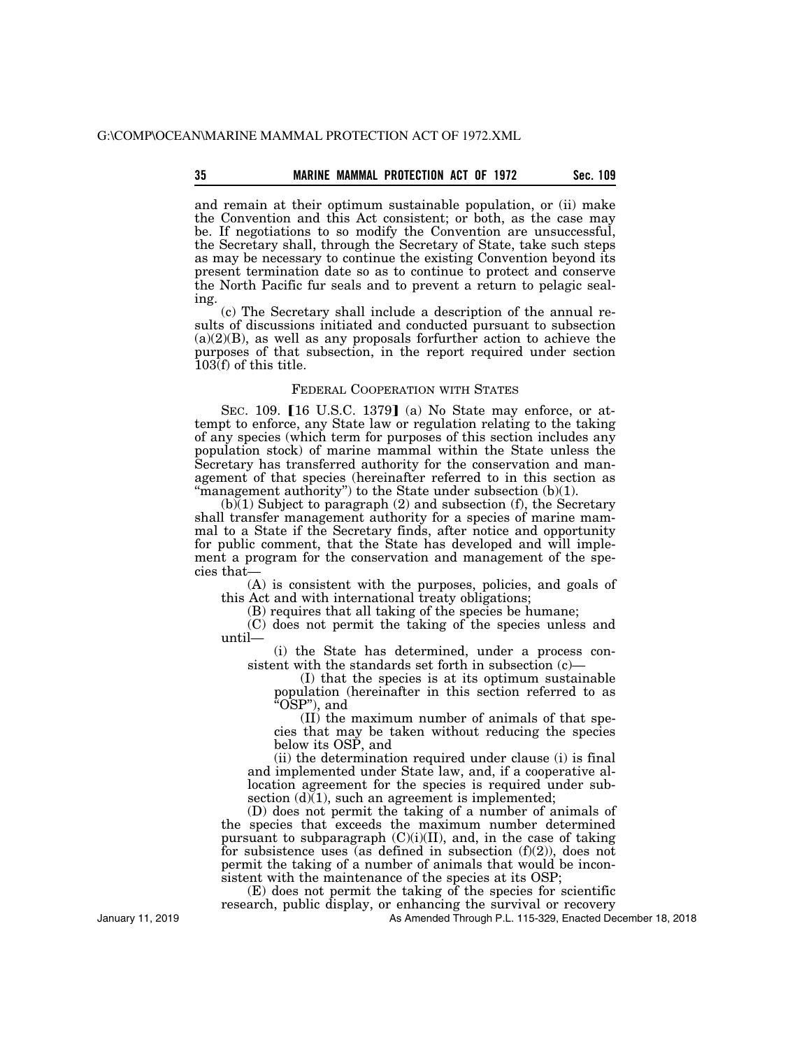and remain at their optimum sustainable population, or (ii) make the Convention and this Act consistent; or both, as the case may be. If negotiations to so modify the Convention are unsuccessful, the Secretary shall, through the Secretary of State, take such steps as may be necessary to continue the existing Convention beyond its present termination date so as to continue to protect and conserve the North Pacific fur seals and to prevent a return to pelagic sealing.

(c) The Secretary shall include a description of the annual results of discussions initiated and conducted pursuant to subsection (a)(2)(B), as well as any proposals forfurther action to achieve the purposes of that subsection, in the report required under section 103(f) of this title.

## FEDERAL COOPERATION WITH STATES

SEC. 109. [16 U.S.C. 1379] (a) No State may enforce, or attempt to enforce, any State law or regulation relating to the taking of any species (which term for purposes of this section includes any population stock) of marine mammal within the State unless the Secretary has transferred authority for the conservation and management of that species (hereinafter referred to in this section as "management authority") to the State under subsection (b)(1).

(b)(1) Subject to paragraph (2) and subsection (f), the Secretary shall transfer management authority for a species of marine mammal to a State if the Secretary finds, after notice and opportunity for public comment, that the State has developed and will implement a program for the conservation and management of the species that—

(A) is consistent with the purposes, policies, and goals of this Act and with international treaty obligations;

(B) requires that all taking of the species be humane;

(C) does not permit the taking of the species unless and until—

(i) the State has determined, under a process consistent with the standards set forth in subsection (c)—

(I) that the species is at its optimum sustainable population (hereinafter in this section referred to as "OSP"), and

(II) the maximum number of animals of that species that may be taken without reducing the species below its OSP, and

(ii) the determination required under clause (i) is final and implemented under State law, and, if a cooperative allocation agreement for the species is required under subsection (d)(1), such an agreement is implemented;

(D) does not permit the taking of a number of animals of the species that exceeds the maximum number determined pursuant to subparagraph (C)(i)(II), and, in the case of taking for subsistence uses (as defined in subsection (f)(2)), does not permit the taking of a number of animals that would be inconsistent with the maintenance of the species at its OSP;

(E) does not permit the taking of the species for scientific research, public display, or enhancing the survival or recovery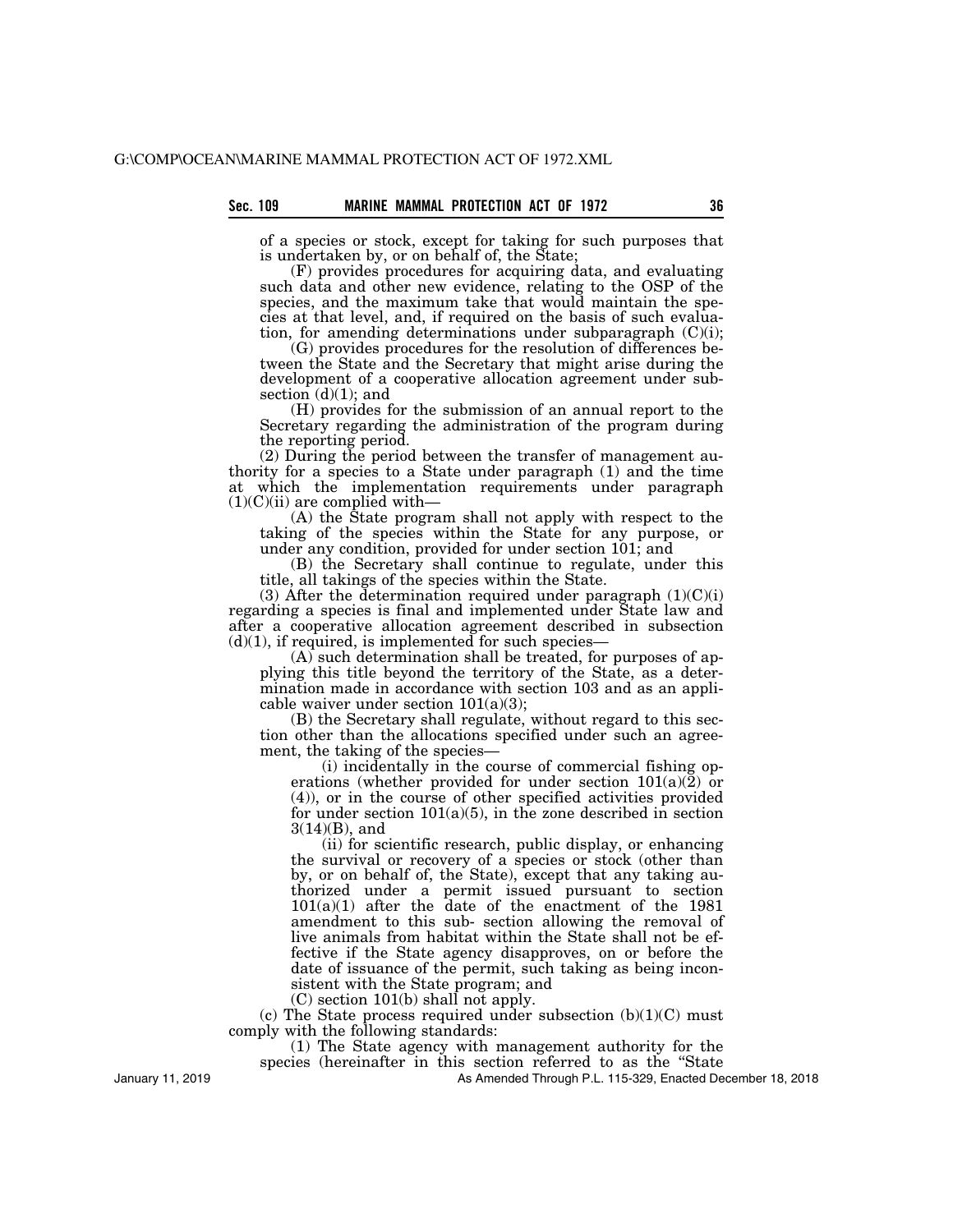of a species or stock, except for taking for such purposes that is undertaken by, or on behalf of, the State;

(F) provides procedures for acquiring data, and evaluating such data and other new evidence, relating to the OSP of the species, and the maximum take that would maintain the species at that level, and, if required on the basis of such evaluation, for amending determinations under subparagraph (C)(i);

(G) provides procedures for the resolution of differences between the State and the Secretary that might arise during the development of a cooperative allocation agreement under subsection (d)(1); and

(H) provides for the submission of an annual report to the Secretary regarding the administration of the program during the reporting period.

(2) During the period between the transfer of management authority for a species to a State under paragraph (1) and the time at which the implementation requirements under paragraph (1)(C)(ii) are complied with—

(A) the State program shall not apply with respect to the taking of the species within the State for any purpose, or under any condition, provided for under section 101; and

(B) the Secretary shall continue to regulate, under this title, all takings of the species within the State.

(3) After the determination required under paragraph (1)(C)(i) regarding a species is final and implemented under State law and after a cooperative allocation agreement described in subsection (d)(1), if required, is implemented for such species—

(A) such determination shall be treated, for purposes of applying this title beyond the territory of the State, as a determination made in accordance with section 103 and as an applicable waiver under section 101(a)(3);

(B) the Secretary shall regulate, without regard to this section other than the allocations specified under such an agreement, the taking of the species—

(i) incidentally in the course of commercial fishing operations (whether provided for under section 101(a)(2) or (4)), or in the course of other specified activities provided for under section 101(a)(5), in the zone described in section 3(14)(B), and

(ii) for scientific research, public display, or enhancing the survival or recovery of a species or stock (other than by, or on behalf of, the State), except that any taking authorized under a permit issued pursuant to section 101(a)(1) after the date of the enactment of the 1981 amendment to this sub- section allowing the removal of live animals from habitat within the State shall not be effective if the State agency disapproves, on or before the date of issuance of the permit, such taking as being inconsistent with the State program; and

(C) section 101(b) shall not apply.

(c) The State process required under subsection (b)(1)(C) must comply with the following standards:

(1) The State agency with management authority for the species (hereinafter in this section referred to as the "State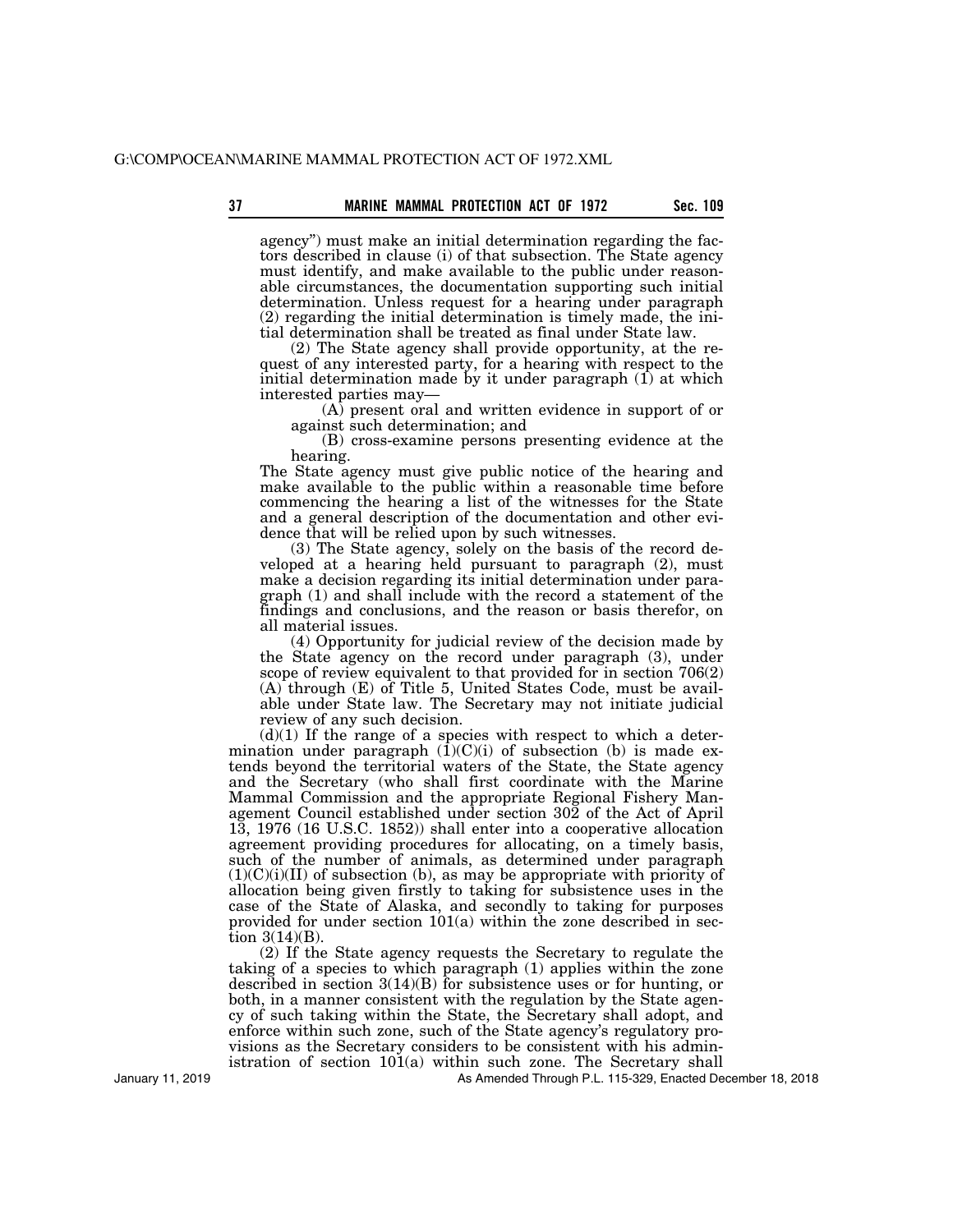agency") must make an initial determination regarding the factors described in clause (i) of that subsection. The State agency must identify, and make available to the public under reasonable circumstances, the documentation supporting such initial determination. Unless request for a hearing under paragraph (2) regarding the initial determination is timely made, the initial determination shall be treated as final under State law.

(2) The State agency shall provide opportunity, at the request of any interested party, for a hearing with respect to the initial determination made by it under paragraph (1) at which interested parties may—

(A) present oral and written evidence in support of or against such determination; and

(B) cross-examine persons presenting evidence at the hearing.

The State agency must give public notice of the hearing and make available to the public within a reasonable time before commencing the hearing a list of the witnesses for the State and a general description of the documentation and other evidence that will be relied upon by such witnesses.

(3) The State agency, solely on the basis of the record developed at a hearing held pursuant to paragraph (2), must make a decision regarding its initial determination under paragraph (1) and shall include with the record a statement of the findings and conclusions, and the reason or basis therefor, on all material issues.

(4) Opportunity for judicial review of the decision made by the State agency on the record under paragraph (3), under scope of review equivalent to that provided for in section 706(2) (A) through (E) of Title 5, United States Code, must be available under State law. The Secretary may not initiate judicial review of any such decision.

(d)(1) If the range of a species with respect to which a determination under paragraph (1)(C)(i) of subsection (b) is made extends beyond the territorial waters of the State, the State agency and the Secretary (who shall first coordinate with the Marine Mammal Commission and the appropriate Regional Fishery Management Council established under section 302 of the Act of April 13, 1976 (16 U.S.C. 1852)) shall enter into a cooperative allocation agreement providing procedures for allocating, on a timely basis, such of the number of animals, as determined under paragraph (1)(C)(i)(II) of subsection (b), as may be appropriate with priority of allocation being given firstly to taking for subsistence uses in the case of the State of Alaska, and secondly to taking for purposes provided for under section 101(a) within the zone described in section 3(14)(B).

(2) If the State agency requests the Secretary to regulate the taking of a species to which paragraph (1) applies within the zone described in section 3(14)(B) for subsistence uses or for hunting, or both, in a manner consistent with the regulation by the State agency of such taking within the State, the Secretary shall adopt, and enforce within such zone, such of the State agency's regulatory provisions as the Secretary considers to be consistent with his administration of section 101(a) within such zone. The Secretary shall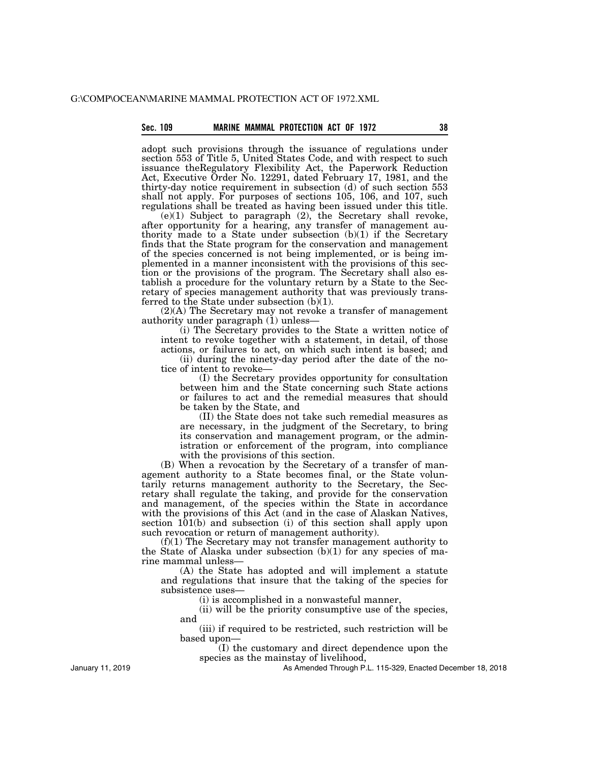adopt such provisions through the issuance of regulations under section 553 of Title 5, United States Code, and with respect to such issuance theRegulatory Flexibility Act, the Paperwork Reduction Act, Executive Order No. 12291, dated February 17, 1981, and the thirty-day notice requirement in subsection (d) of such section 553 shall not apply. For purposes of sections 105, 106, and 107, such regulations shall be treated as having been issued under this title.

(e)(1) Subject to paragraph (2), the Secretary shall revoke, after opportunity for a hearing, any transfer of management authority made to a State under subsection (b)(1) if the Secretary finds that the State program for the conservation and management of the species concerned is not being implemented, or is being implemented in a manner inconsistent with the provisions of this section or the provisions of the program. The Secretary shall also establish a procedure for the voluntary return by a State to the Secretary of species management authority that was previously transferred to the State under subsection (b)(1).

(2)(A) The Secretary may not revoke a transfer of management authority under paragraph (1) unless—

(i) The Secretary provides to the State a written notice of intent to revoke together with a statement, in detail, of those actions, or failures to act, on which such intent is based; and

(ii) during the ninety-day period after the date of the notice of intent to revoke—

(I) the Secretary provides opportunity for consultation between him and the State concerning such State actions or failures to act and the remedial measures that should be taken by the State, and

(II) the State does not take such remedial measures as are necessary, in the judgment of the Secretary, to bring its conservation and management program, or the administration or enforcement of the program, into compliance with the provisions of this section.

(B) When a revocation by the Secretary of a transfer of management authority to a State becomes final, or the State voluntarily returns management authority to the Secretary, the Secretary shall regulate the taking, and provide for the conservation and management, of the species within the State in accordance with the provisions of this Act (and in the case of Alaskan Natives, section 101(b) and subsection (i) of this section shall apply upon such revocation or return of management authority).

(f)(1) The Secretary may not transfer management authority to the State of Alaska under subsection (b)(1) for any species of marine mammal unless—

(A) the State has adopted and will implement a statute and regulations that insure that the taking of the species for subsistence uses—

(i) is accomplished in a nonwasteful manner,

(ii) will be the priority consumptive use of the species, and

(iii) if required to be restricted, such restriction will be based upon—

(I) the customary and direct dependence upon the species as the mainstay of livelihood,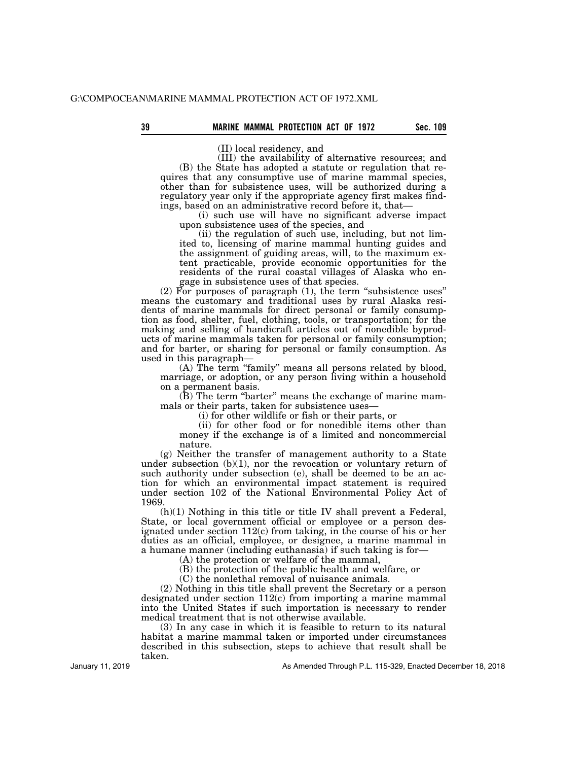(II) local residency, and

(III) the availability of alternative resources; and

(B) the State has adopted a statute or regulation that requires that any consumptive use of marine mammal species, other than for subsistence uses, will be authorized during a regulatory year only if the appropriate agency first makes findings, based on an administrative record before it, that—

(i) such use will have no significant adverse impact upon subsistence uses of the species, and

(ii) the regulation of such use, including, but not limited to, licensing of marine mammal hunting guides and the assignment of guiding areas, will, to the maximum extent practicable, provide economic opportunities for the residents of the rural coastal villages of Alaska who engage in subsistence uses of that species.

(2) For purposes of paragraph (1), the term "subsistence uses" means the customary and traditional uses by rural Alaska residents of marine mammals for direct personal or family consumption as food, shelter, fuel, clothing, tools, or transportation; for the making and selling of handicraft articles out of nonedible byproducts of marine mammals taken for personal or family consumption; and for barter, or sharing for personal or family consumption. As used in this paragraph—

(A) The term "family" means all persons related by blood, marriage, or adoption, or any person living within a household on a permanent basis.

(B) The term "barter" means the exchange of marine mammals or their parts, taken for subsistence uses—

(i) for other wildlife or fish or their parts, or

(ii) for other food or for nonedible items other than money if the exchange is of a limited and noncommercial nature.

(g) Neither the transfer of management authority to a State under subsection (b)(1), nor the revocation or voluntary return of such authority under subsection (e), shall be deemed to be an action for which an environmental impact statement is required under section 102 of the National Environmental Policy Act of 1969.

(h)(1) Nothing in this title or title IV shall prevent a Federal, State, or local government official or employee or a person designated under section 112(c) from taking, in the course of his or her duties as an official, employee, or designee, a marine mammal in a humane manner (including euthanasia) if such taking is for—

(A) the protection or welfare of the mammal,

(B) the protection of the public health and welfare, or

(C) the nonlethal removal of nuisance animals.

(2) Nothing in this title shall prevent the Secretary or a person designated under section 112(c) from importing a marine mammal into the United States if such importation is necessary to render medical treatment that is not otherwise available.

(3) In any case in which it is feasible to return to its natural habitat a marine mammal taken or imported under circumstances described in this subsection, steps to achieve that result shall be taken.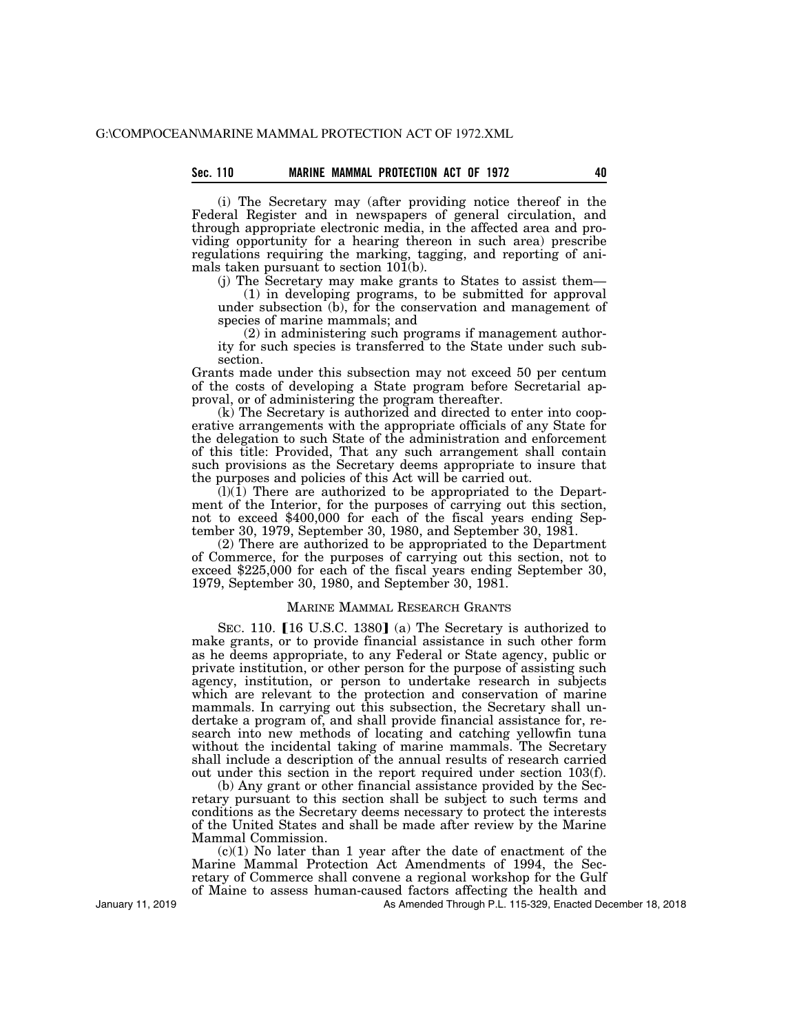(i) The Secretary may (after providing notice thereof in the Federal Register and in newspapers of general circulation, and through appropriate electronic media, in the affected area and providing opportunity for a hearing thereon in such area) prescribe regulations requiring the marking, tagging, and reporting of animals taken pursuant to section 101(b).

(j) The Secretary may make grants to States to assist them—

(1) in developing programs, to be submitted for approval under subsection (b), for the conservation and management of species of marine mammals; and

(2) in administering such programs if management authority for such species is transferred to the State under such subsection.

Grants made under this subsection may not exceed 50 per centum of the costs of developing a State program before Secretarial approval, or of administering the program thereafter.

(k) The Secretary is authorized and directed to enter into cooperative arrangements with the appropriate officials of any State for the delegation to such State of the administration and enforcement of this title: Provided, That any such arrangement shall contain such provisions as the Secretary deems appropriate to insure that the purposes and policies of this Act will be carried out.

(l)(1) There are authorized to be appropriated to the Department of the Interior, for the purposes of carrying out this section, not to exceed $400,000 for each of the fiscal years ending September 30, 1979, September 30, 1980, and September 30, 1981.

(2) There are authorized to be appropriated to the Department of Commerce, for the purposes of carrying out this section, not to exceed $225,000 for each of the fiscal years ending September 30, 1979, September 30, 1980, and September 30, 1981.

## MARINE MAMMAL RESEARCH GRANTS

SEC. 110. 【16 U.S.C. 1380】 (a) The Secretary is authorized to make grants, or to provide financial assistance in such other form as he deems appropriate, to any Federal or State agency, public or private institution, or other person for the purpose of assisting such agency, institution, or person to undertake research in subjects which are relevant to the protection and conservation of marine mammals. In carrying out this subsection, the Secretary shall undertake a program of, and shall provide financial assistance for, research into new methods of locating and catching yellowfin tuna without the incidental taking of marine mammals. The Secretary shall include a description of the annual results of research carried out under this section in the report required under section 103(f).

(b) Any grant or other financial assistance provided by the Secretary pursuant to this section shall be subject to such terms and conditions as the Secretary deems necessary to protect the interests of the United States and shall be made after review by the Marine Mammal Commission.

(c)(1) No later than 1 year after the date of enactment of the Marine Mammal Protection Act Amendments of 1994, the Secretary of Commerce shall convene a regional workshop for the Gulf of Maine to assess human-caused factors affecting the health and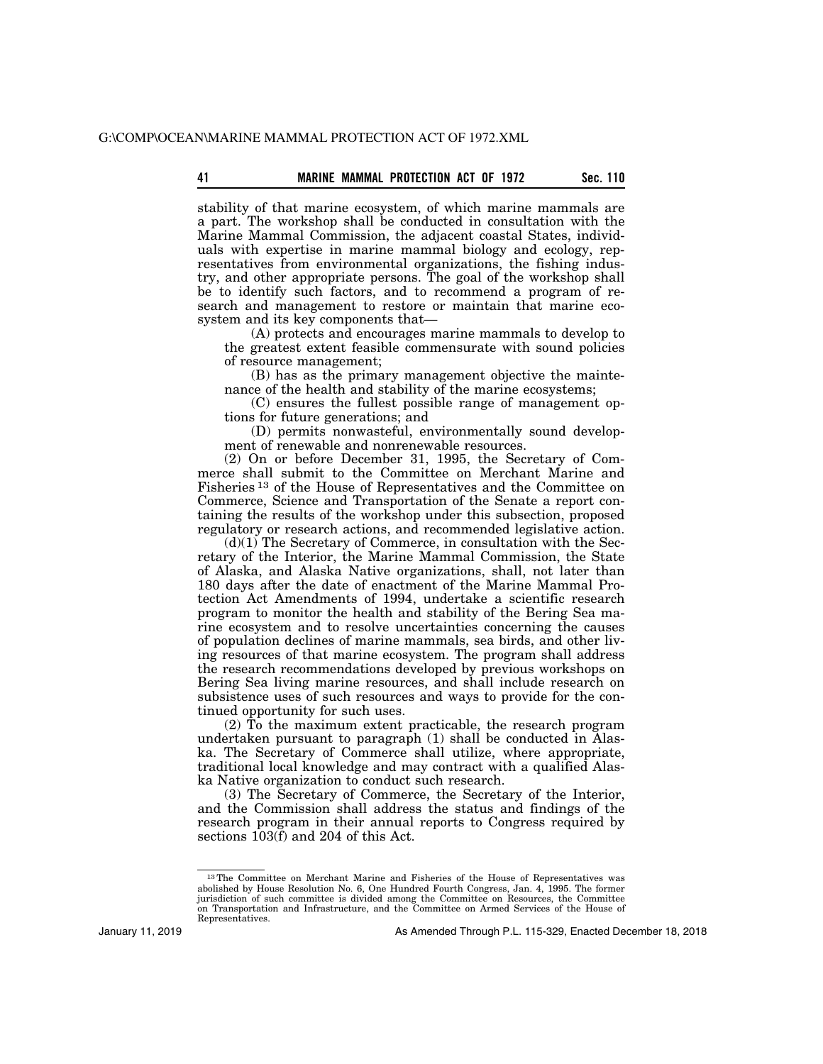stability of that marine ecosystem, of which marine mammals are a part. The workshop shall be conducted in consultation with the Marine Mammal Commission, the adjacent coastal States, individuals with expertise in marine mammal biology and ecology, representatives from environmental organizations, the fishing industry, and other appropriate persons. The goal of the workshop shall be to identify such factors, and to recommend a program of research and management to restore or maintain that marine ecosystem and its key components that—

(A) protects and encourages marine mammals to develop to the greatest extent feasible commensurate with sound policies of resource management;

(B) has as the primary management objective the maintenance of the health and stability of the marine ecosystems;

(C) ensures the fullest possible range of management options for future generations; and

(D) permits nonwasteful, environmentally sound development of renewable and nonrenewable resources.

(2) On or before December 31, 1995, the Secretary of Commerce shall submit to the Committee on Merchant Marine and Fisheries [13] of the House of Representatives and the Committee on Commerce, Science and Transportation of the Senate a report containing the results of the workshop under this subsection, proposed regulatory or research actions, and recommended legislative action.

(d)(1) The Secretary of Commerce, in consultation with the Secretary of the Interior, the Marine Mammal Commission, the State of Alaska, and Alaska Native organizations, shall, not later than 180 days after the date of enactment of the Marine Mammal Protection Act Amendments of 1994, undertake a scientific research program to monitor the health and stability of the Bering Sea marine ecosystem and to resolve uncertainties concerning the causes of population declines of marine mammals, sea birds, and other living resources of that marine ecosystem. The program shall address the research recommendations developed by previous workshops on Bering Sea living marine resources, and shall include research on subsistence uses of such resources and ways to provide for the continued opportunity for such uses.

(2) To the maximum extent practicable, the research program undertaken pursuant to paragraph (1) shall be conducted in Alaska. The Secretary of Commerce shall utilize, where appropriate, traditional local knowledge and may contract with a qualified Alaska Native organization to conduct such research.

(3) The Secretary of Commerce, the Secretary of the Interior, and the Commission shall address the status and findings of the research program in their annual reports to Congress required by sections 103(f) and 204 of this Act.

---

[13] The Committee on Merchant Marine and Fisheries of the House of Representatives was abolished by House Resolution No. 6, One Hundred Fourth Congress, Jan. 4, 1995. The former jurisdiction of such committee is divided among the Committee on Resources, the Committee on Transportation and Infrastructure, and the Committee on Armed Services of the House of Representatives.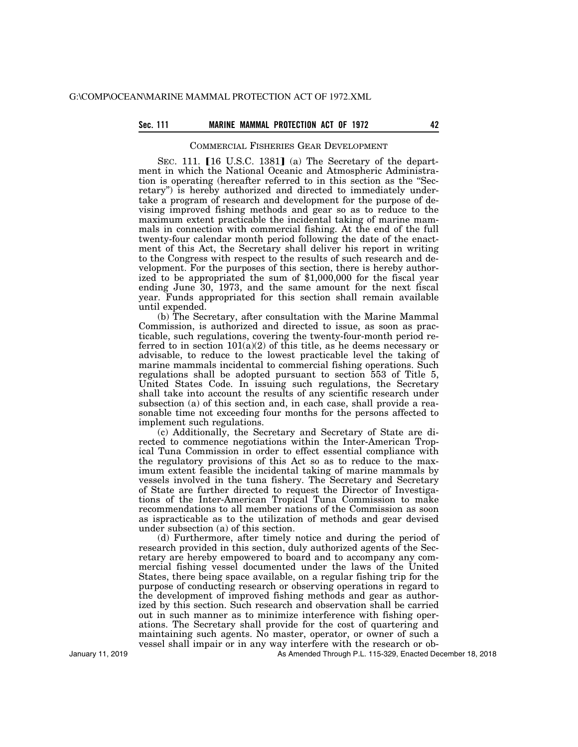COMMERCIAL FISHERIES GEAR DEVELOPMENT

SEC. 111. 【16 U.S.C. 1381】 (a) The Secretary of the department in which the National Oceanic and Atmospheric Administration is operating (hereafter referred to in this section as the "Secretary") is hereby authorized and directed to immediately undertake a program of research and development for the purpose of devising improved fishing methods and gear so as to reduce to the maximum extent practicable the incidental taking of marine mammals in connection with commercial fishing. At the end of the full twenty-four calendar month period following the date of the enactment of this Act, the Secretary shall deliver his report in writing to the Congress with respect to the results of such research and development. For the purposes of this section, there is hereby authorized to be appropriated the sum of $1,000,000 for the fiscal year ending June 30, 1973, and the same amount for the next fiscal year. Funds appropriated for this section shall remain available until expended.

(b) The Secretary, after consultation with the Marine Mammal Commission, is authorized and directed to issue, as soon as practicable, such regulations, covering the twenty-four-month period referred to in section 101(a)(2) of this title, as he deems necessary or advisable, to reduce to the lowest practicable level the taking of marine mammals incidental to commercial fishing operations. Such regulations shall be adopted pursuant to section 553 of Title 5, United States Code. In issuing such regulations, the Secretary shall take into account the results of any scientific research under subsection (a) of this section and, in each case, shall provide a reasonable time not exceeding four months for the persons affected to implement such regulations.

(c) Additionally, the Secretary and Secretary of State are directed to commence negotiations within the Inter-American Tropical Tuna Commission in order to effect essential compliance with the regulatory provisions of this Act so as to reduce to the maximum extent feasible the incidental taking of marine mammals by vessels involved in the tuna fishery. The Secretary and Secretary of State are further directed to request the Director of Investigations of the Inter-American Tropical Tuna Commission to make recommendations to all member nations of the Commission as soon as ispracticable as to the utilization of methods and gear devised under subsection (a) of this section.

(d) Furthermore, after timely notice and during the period of research provided in this section, duly authorized agents of the Secretary are hereby empowered to board and to accompany any commercial fishing vessel documented under the laws of the United States, there being space available, on a regular fishing trip for the purpose of conducting research or observing operations in regard to the development of improved fishing methods and gear as authorized by this section. Such research and observation shall be carried out in such manner as to minimize interference with fishing operations. The Secretary shall provide for the cost of quartering and maintaining such agents. No master, operator, or owner of such a vessel shall impair or in any way interfere with the research or ob-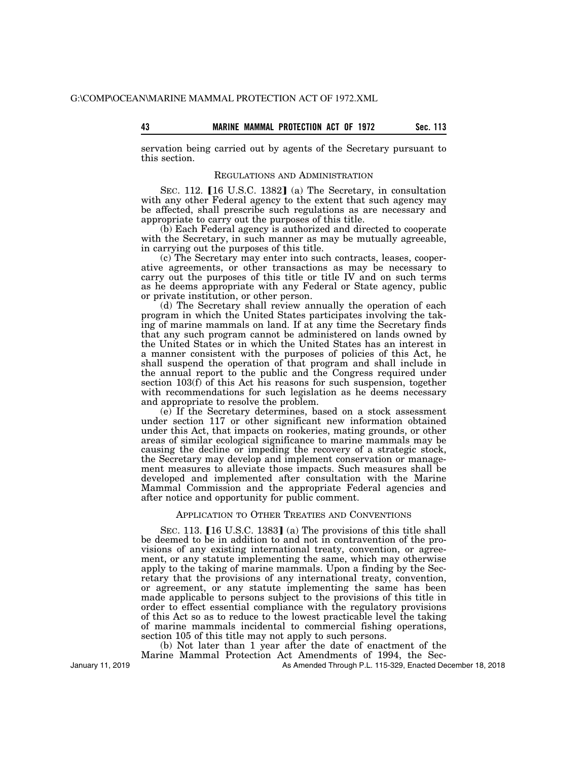servation being carried out by agents of the Secretary pursuant to this section.

## REGULATIONS AND ADMINISTRATION

SEC. 112. 【16 U.S.C. 1382】 (a) The Secretary, in consultation with any other Federal agency to the extent that such agency may be affected, shall prescribe such regulations as are necessary and appropriate to carry out the purposes of this title.

(b) Each Federal agency is authorized and directed to cooperate with the Secretary, in such manner as may be mutually agreeable, in carrying out the purposes of this title.

(c) The Secretary may enter into such contracts, leases, cooperative agreements, or other transactions as may be necessary to carry out the purposes of this title or title IV and on such terms as he deems appropriate with any Federal or State agency, public or private institution, or other person.

(d) The Secretary shall review annually the operation of each program in which the United States participates involving the taking of marine mammals on land. If at any time the Secretary finds that any such program cannot be administered on lands owned by the United States or in which the United States has an interest in a manner consistent with the purposes of policies of this Act, he shall suspend the operation of that program and shall include in the annual report to the public and the Congress required under section 103(f) of this Act his reasons for such suspension, together with recommendations for such legislation as he deems necessary and appropriate to resolve the problem.

(e) If the Secretary determines, based on a stock assessment under section 117 or other significant new information obtained under this Act, that impacts on rookeries, mating grounds, or other areas of similar ecological significance to marine mammals may be causing the decline or impeding the recovery of a strategic stock, the Secretary may develop and implement conservation or management measures to alleviate those impacts. Such measures shall be developed and implemented after consultation with the Marine Mammal Commission and the appropriate Federal agencies and after notice and opportunity for public comment.

## APPLICATION TO OTHER TREATIES AND CONVENTIONS

SEC. 113. 【16 U.S.C. 1383】 (a) The provisions of this title shall be deemed to be in addition to and not in contravention of the provisions of any existing international treaty, convention, or agreement, or any statute implementing the same, which may otherwise apply to the taking of marine mammals. Upon a finding by the Secretary that the provisions of any international treaty, convention, or agreement, or any statute implementing the same has been made applicable to persons subject to the provisions of this title in order to effect essential compliance with the regulatory provisions of this Act so as to reduce to the lowest practicable level the taking of marine mammals incidental to commercial fishing operations, section 105 of this title may not apply to such persons.

(b) Not later than 1 year after the date of enactment of the Marine Mammal Protection Act Amendments of 1994, the Sec-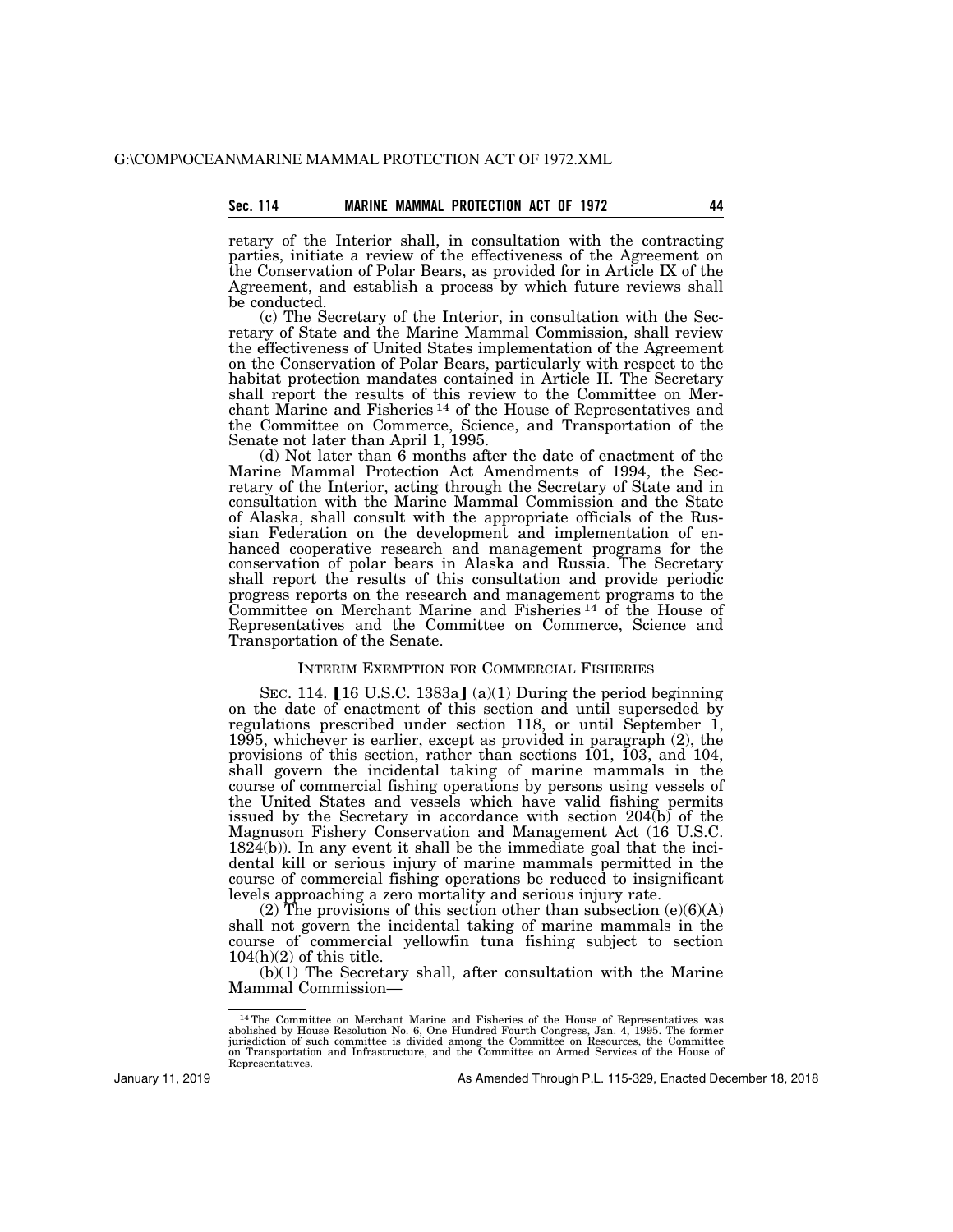retary of the Interior shall, in consultation with the contracting parties, initiate a review of the effectiveness of the Agreement on the Conservation of Polar Bears, as provided for in Article IX of the Agreement, and establish a process by which future reviews shall be conducted.

(c) The Secretary of the Interior, in consultation with the Secretary of State and the Marine Mammal Commission, shall review the effectiveness of United States implementation of the Agreement on the Conservation of Polar Bears, particularly with respect to the habitat protection mandates contained in Article II. The Secretary shall report the results of this review to the Committee on Merchant Marine and Fisheries [14] of the House of Representatives and the Committee on Commerce, Science, and Transportation of the Senate not later than April 1, 1995.

(d) Not later than 6 months after the date of enactment of the Marine Mammal Protection Act Amendments of 1994, the Secretary of the Interior, acting through the Secretary of State and in consultation with the Marine Mammal Commission and the State of Alaska, shall consult with the appropriate officials of the Russian Federation on the development and implementation of enhanced cooperative research and management programs for the conservation of polar bears in Alaska and Russia. The Secretary shall report the results of this consultation and provide periodic progress reports on the research and management programs to the Committee on Merchant Marine and Fisheries [14] of the House of Representatives and the Committee on Commerce, Science and Transportation of the Senate.

## INTERIM EXEMPTION FOR COMMERCIAL FISHERIES

SEC. 114. 【16 U.S.C. 1383a】 (a)(1) During the period beginning on the date of enactment of this section and until superseded by regulations prescribed under section 118, or until September 1, 1995, whichever is earlier, except as provided in paragraph (2), the provisions of this section, rather than sections 101, 103, and 104, shall govern the incidental taking of marine mammals in the course of commercial fishing operations by persons using vessels of the United States and vessels which have valid fishing permits issued by the Secretary in accordance with section 204(b) of the Magnuson Fishery Conservation and Management Act (16 U.S.C. 1824(b)). In any event it shall be the immediate goal that the incidental kill or serious injury of marine mammals permitted in the course of commercial fishing operations be reduced to insignificant levels approaching a zero mortality and serious injury rate.

(2) The provisions of this section other than subsection (e)(6)(A) shall not govern the incidental taking of marine mammals in the course of commercial yellowfin tuna fishing subject to section 104(h)(2) of this title.

(b)(1) The Secretary shall, after consultation with the Marine Mammal Commission—

---

[14] The Committee on Merchant Marine and Fisheries of the House of Representatives was abolished by House Resolution No. 6, One Hundred Fourth Congress, Jan. 4, 1995. The former jurisdiction of such committee is divided among the Committee on Resources, the Committee on Transportation and Infrastructure, and the Committee on Armed Services of the House of Representatives.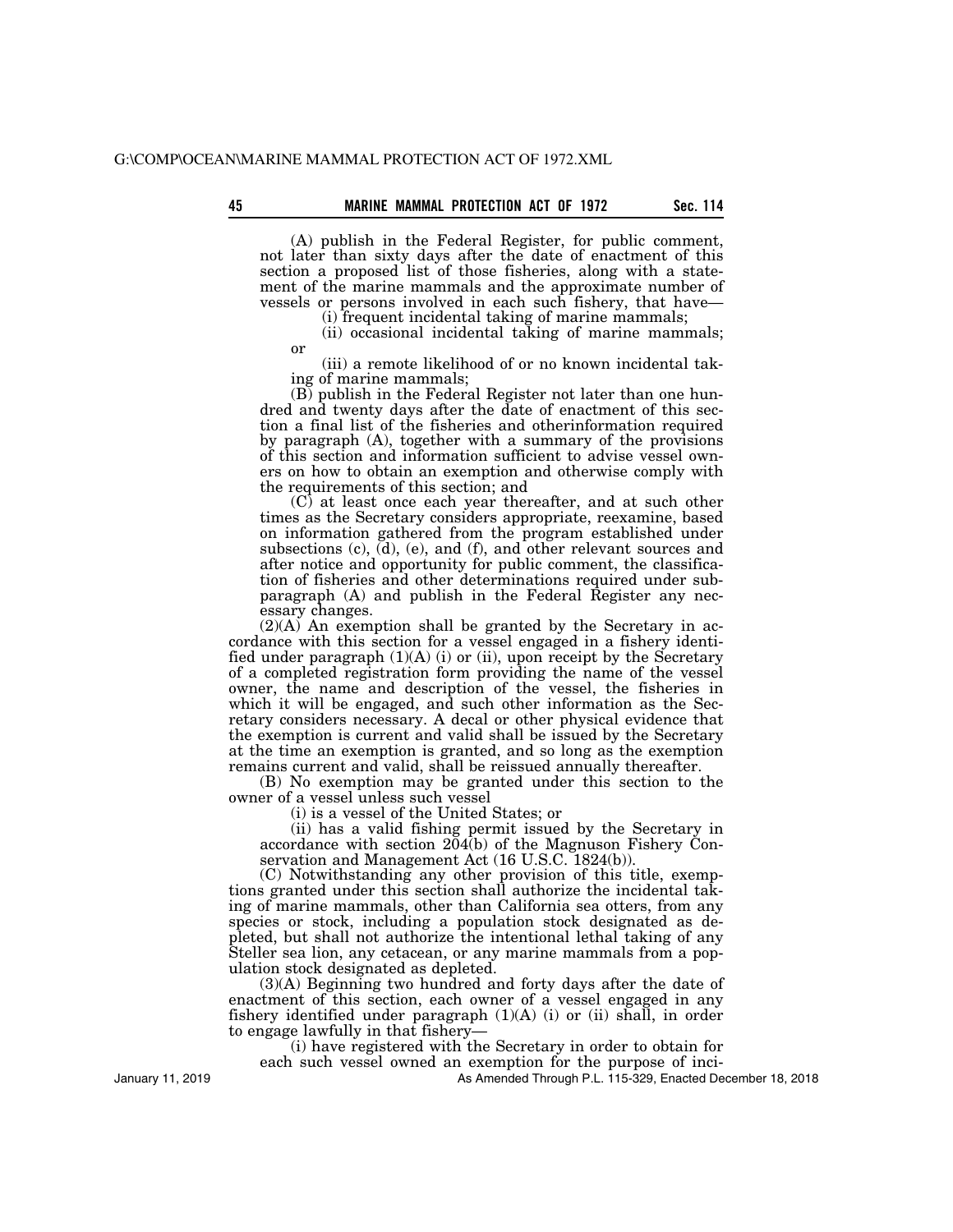(A) publish in the Federal Register, for public comment, not later than sixty days after the date of enactment of this section a proposed list of those fisheries, along with a statement of the marine mammals and the approximate number of vessels or persons involved in each such fishery, that have—

(i) frequent incidental taking of marine mammals;

(ii) occasional incidental taking of marine mammals; or

(iii) a remote likelihood of or no known incidental taking of marine mammals;

(B) publish in the Federal Register not later than one hundred and twenty days after the date of enactment of this section a final list of the fisheries and otherinformation required by paragraph (A), together with a summary of the provisions of this section and information sufficient to advise vessel owners on how to obtain an exemption and otherwise comply with the requirements of this section; and

(C) at least once each year thereafter, and at such other times as the Secretary considers appropriate, reexamine, based on information gathered from the program established under subsections (c), (d), (e), and (f), and other relevant sources and after notice and opportunity for public comment, the classification of fisheries and other determinations required under subparagraph (A) and publish in the Federal Register any necessary changes.

(2)(A) An exemption shall be granted by the Secretary in accordance with this section for a vessel engaged in a fishery identified under paragraph (1)(A) (i) or (ii), upon receipt by the Secretary of a completed registration form providing the name of the vessel owner, the name and description of the vessel, the fisheries in which it will be engaged, and such other information as the Secretary considers necessary. A decal or other physical evidence that the exemption is current and valid shall be issued by the Secretary at the time an exemption is granted, and so long as the exemption remains current and valid, shall be reissued annually thereafter.

(B) No exemption may be granted under this section to the owner of a vessel unless such vessel

(i) is a vessel of the United States; or

(ii) has a valid fishing permit issued by the Secretary in accordance with section 204(b) of the Magnuson Fishery Conservation and Management Act (16 U.S.C. 1824(b)).

(C) Notwithstanding any other provision of this title, exemptions granted under this section shall authorize the incidental taking of marine mammals, other than California sea otters, from any species or stock, including a population stock designated as depleted, but shall not authorize the intentional lethal taking of any Steller sea lion, any cetacean, or any marine mammals from a population stock designated as depleted.

(3)(A) Beginning two hundred and forty days after the date of enactment of this section, each owner of a vessel engaged in any fishery identified under paragraph (1)(A) (i) or (ii) shall, in order to engage lawfully in that fishery—

(i) have registered with the Secretary in order to obtain for each such vessel owned an exemption for the purpose of inci-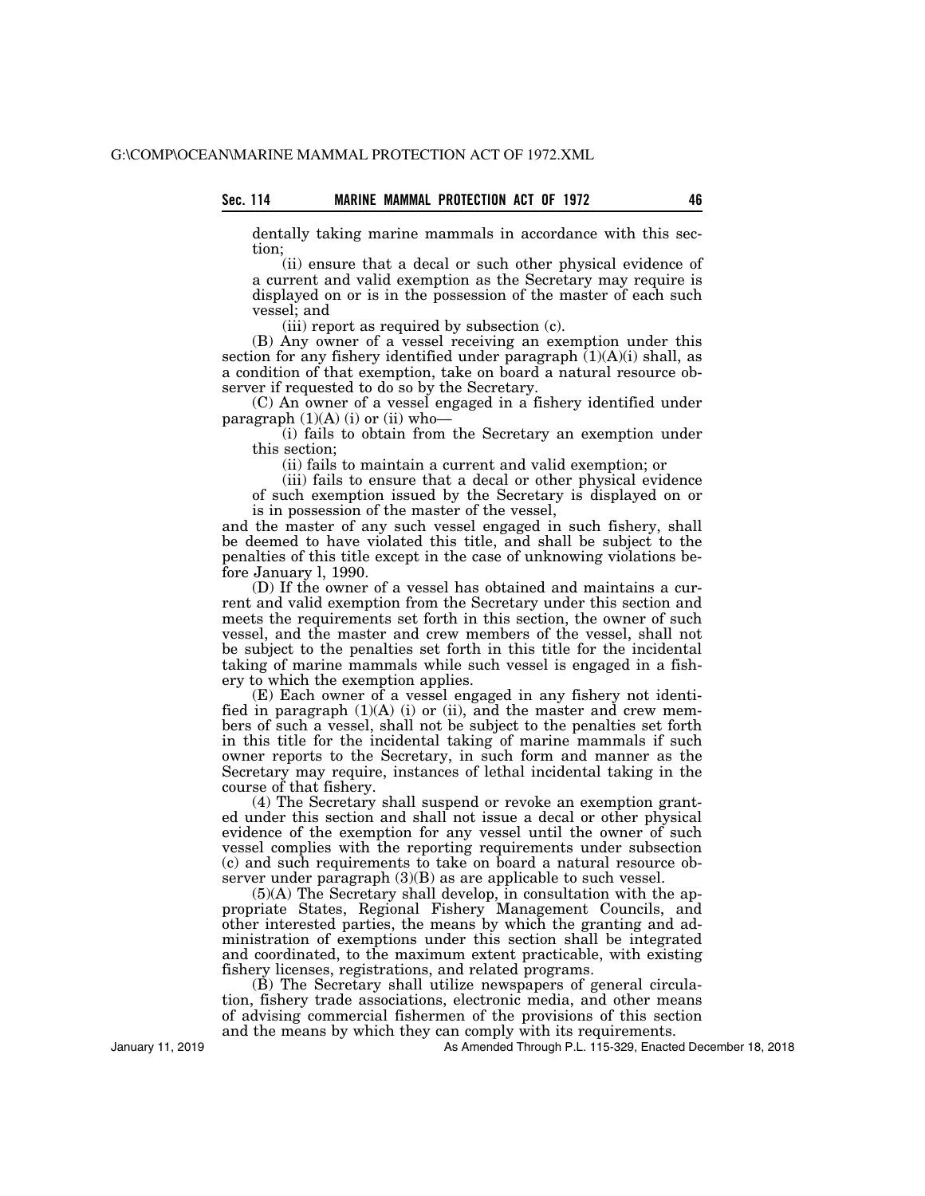dentally taking marine mammals in accordance with this section;

(ii) ensure that a decal or such other physical evidence of a current and valid exemption as the Secretary may require is displayed on or is in the possession of the master of each such vessel; and

(iii) report as required by subsection (c).

(B) Any owner of a vessel receiving an exemption under this section for any fishery identified under paragraph (1)(A)(i) shall, as a condition of that exemption, take on board a natural resource observer if requested to do so by the Secretary.

(C) An owner of a vessel engaged in a fishery identified under paragraph (1)(A) (i) or (ii) who—

(i) fails to obtain from the Secretary an exemption under this section;

(ii) fails to maintain a current and valid exemption; or

(iii) fails to ensure that a decal or other physical evidence of such exemption issued by the Secretary is displayed on or is in possession of the master of the vessel,

and the master of any such vessel engaged in such fishery, shall be deemed to have violated this title, and shall be subject to the penalties of this title except in the case of unknowing violations before January l, 1990.

(D) If the owner of a vessel has obtained and maintains a current and valid exemption from the Secretary under this section and meets the requirements set forth in this section, the owner of such vessel, and the master and crew members of the vessel, shall not be subject to the penalties set forth in this title for the incidental taking of marine mammals while such vessel is engaged in a fishery to which the exemption applies.

(E) Each owner of a vessel engaged in any fishery not identified in paragraph (1)(A) (i) or (ii), and the master and crew members of such a vessel, shall not be subject to the penalties set forth in this title for the incidental taking of marine mammals if such owner reports to the Secretary, in such form and manner as the Secretary may require, instances of lethal incidental taking in the course of that fishery.

(4) The Secretary shall suspend or revoke an exemption granted under this section and shall not issue a decal or other physical evidence of the exemption for any vessel until the owner of such vessel complies with the reporting requirements under subsection (c) and such requirements to take on board a natural resource observer under paragraph (3)(B) as are applicable to such vessel.

(5)(A) The Secretary shall develop, in consultation with the appropriate States, Regional Fishery Management Councils, and other interested parties, the means by which the granting and administration of exemptions under this section shall be integrated and coordinated, to the maximum extent practicable, with existing fishery licenses, registrations, and related programs.

(B) The Secretary shall utilize newspapers of general circulation, fishery trade associations, electronic media, and other means of advising commercial fishermen of the provisions of this section and the means by which they can comply with its requirements.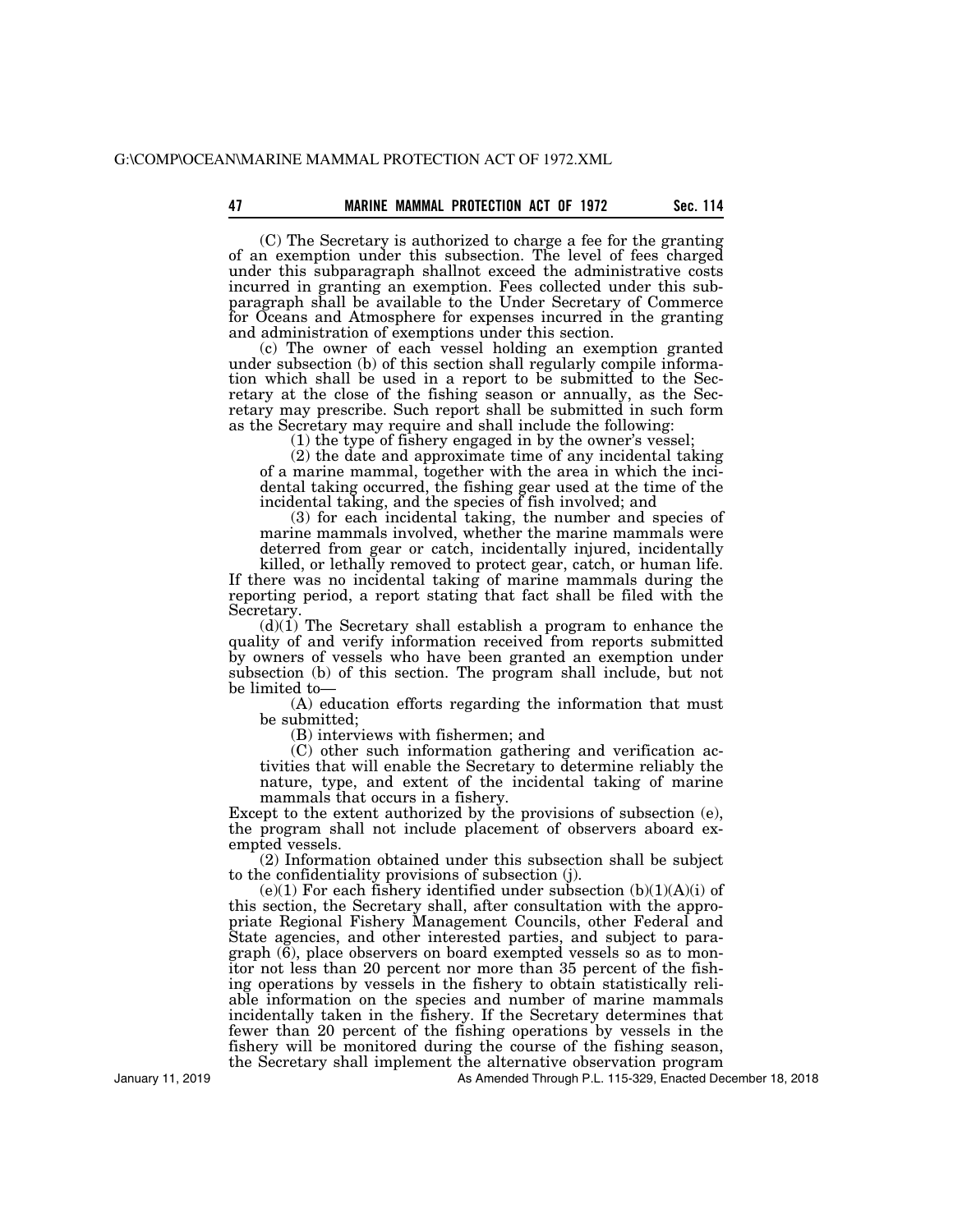(C) The Secretary is authorized to charge a fee for the granting of an exemption under this subsection. The level of fees charged under this subparagraph shallnot exceed the administrative costs incurred in granting an exemption. Fees collected under this subparagraph shall be available to the Under Secretary of Commerce for Oceans and Atmosphere for expenses incurred in the granting and administration of exemptions under this section.

(c) The owner of each vessel holding an exemption granted under subsection (b) of this section shall regularly compile information which shall be used in a report to be submitted to the Secretary at the close of the fishing season or annually, as the Secretary may prescribe. Such report shall be submitted in such form as the Secretary may require and shall include the following:

(1) the type of fishery engaged in by the owner's vessel;

(2) the date and approximate time of any incidental taking of a marine mammal, together with the area in which the incidental taking occurred, the fishing gear used at the time of the incidental taking, and the species of fish involved; and

(3) for each incidental taking, the number and species of marine mammals involved, whether the marine mammals were deterred from gear or catch, incidentally injured, incidentally killed, or lethally removed to protect gear, catch, or human life.

If there was no incidental taking of marine mammals during the reporting period, a report stating that fact shall be filed with the Secretary.

(d)(1) The Secretary shall establish a program to enhance the quality of and verify information received from reports submitted by owners of vessels who have been granted an exemption under subsection (b) of this section. The program shall include, but not be limited to—

(A) education efforts regarding the information that must be submitted;

(B) interviews with fishermen; and

(C) other such information gathering and verification activities that will enable the Secretary to determine reliably the nature, type, and extent of the incidental taking of marine mammals that occurs in a fishery.

Except to the extent authorized by the provisions of subsection (e), the program shall not include placement of observers aboard exempted vessels.

(2) Information obtained under this subsection shall be subject to the confidentiality provisions of subsection (j).

(e)(1) For each fishery identified under subsection (b)(1)(A)(i) of this section, the Secretary shall, after consultation with the appropriate Regional Fishery Management Councils, other Federal and State agencies, and other interested parties, and subject to paragraph (6), place observers on board exempted vessels so as to monitor not less than 20 percent nor more than 35 percent of the fishing operations by vessels in the fishery to obtain statistically reliable information on the species and number of marine mammals incidentally taken in the fishery. If the Secretary determines that fewer than 20 percent of the fishing operations by vessels in the fishery will be monitored during the course of the fishing season, the Secretary shall implement the alternative observation program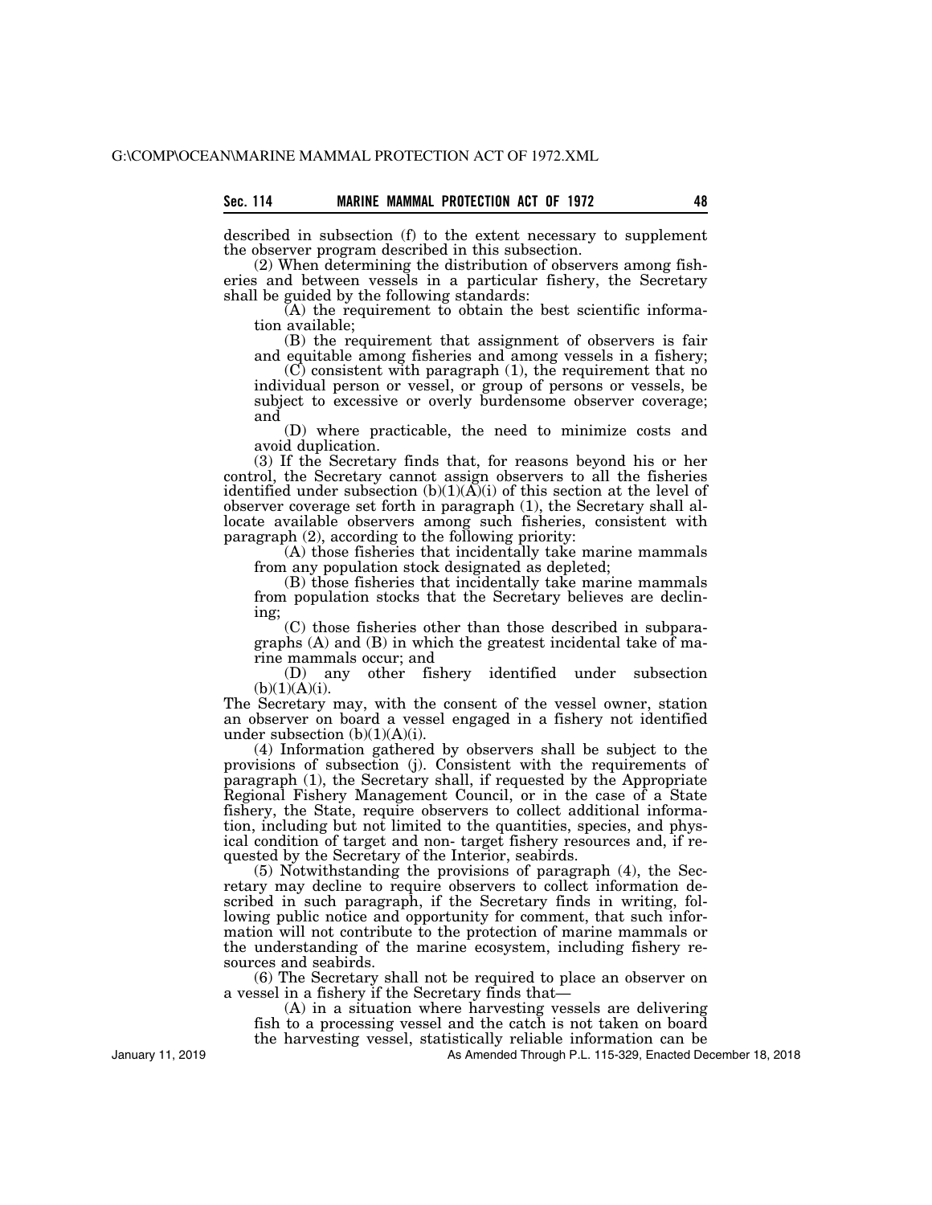described in subsection (f) to the extent necessary to supplement the observer program described in this subsection.

(2) When determining the distribution of observers among fisheries and between vessels in a particular fishery, the Secretary shall be guided by the following standards:

(A) the requirement to obtain the best scientific information available;

(B) the requirement that assignment of observers is fair and equitable among fisheries and among vessels in a fishery;

(C) consistent with paragraph (1), the requirement that no individual person or vessel, or group of persons or vessels, be subject to excessive or overly burdensome observer coverage; and

(D) where practicable, the need to minimize costs and avoid duplication.

(3) If the Secretary finds that, for reasons beyond his or her control, the Secretary cannot assign observers to all the fisheries identified under subsection (b)(1)(A)(i) of this section at the level of observer coverage set forth in paragraph (1), the Secretary shall allocate available observers among such fisheries, consistent with paragraph (2), according to the following priority:

(A) those fisheries that incidentally take marine mammals from any population stock designated as depleted;

(B) those fisheries that incidentally take marine mammals from population stocks that the Secretary believes are declining;

(C) those fisheries other than those described in subparagraphs (A) and (B) in which the greatest incidental take of marine mammals occur; and

(D) any other fishery identified under subsection (b)(1)(A)(i).

The Secretary may, with the consent of the vessel owner, station an observer on board a vessel engaged in a fishery not identified under subsection (b)(1)(A)(i).

(4) Information gathered by observers shall be subject to the provisions of subsection (j). Consistent with the requirements of paragraph (1), the Secretary shall, if requested by the Appropriate Regional Fishery Management Council, or in the case of a State fishery, the State, require observers to collect additional information, including but not limited to the quantities, species, and physical condition of target and non- target fishery resources and, if requested by the Secretary of the Interior, seabirds.

(5) Notwithstanding the provisions of paragraph (4), the Secretary may decline to require observers to collect information described in such paragraph, if the Secretary finds in writing, following public notice and opportunity for comment, that such information will not contribute to the protection of marine mammals or the understanding of the marine ecosystem, including fishery resources and seabirds.

(6) The Secretary shall not be required to place an observer on a vessel in a fishery if the Secretary finds that—

(A) in a situation where harvesting vessels are delivering fish to a processing vessel and the catch is not taken on board the harvesting vessel, statistically reliable information can be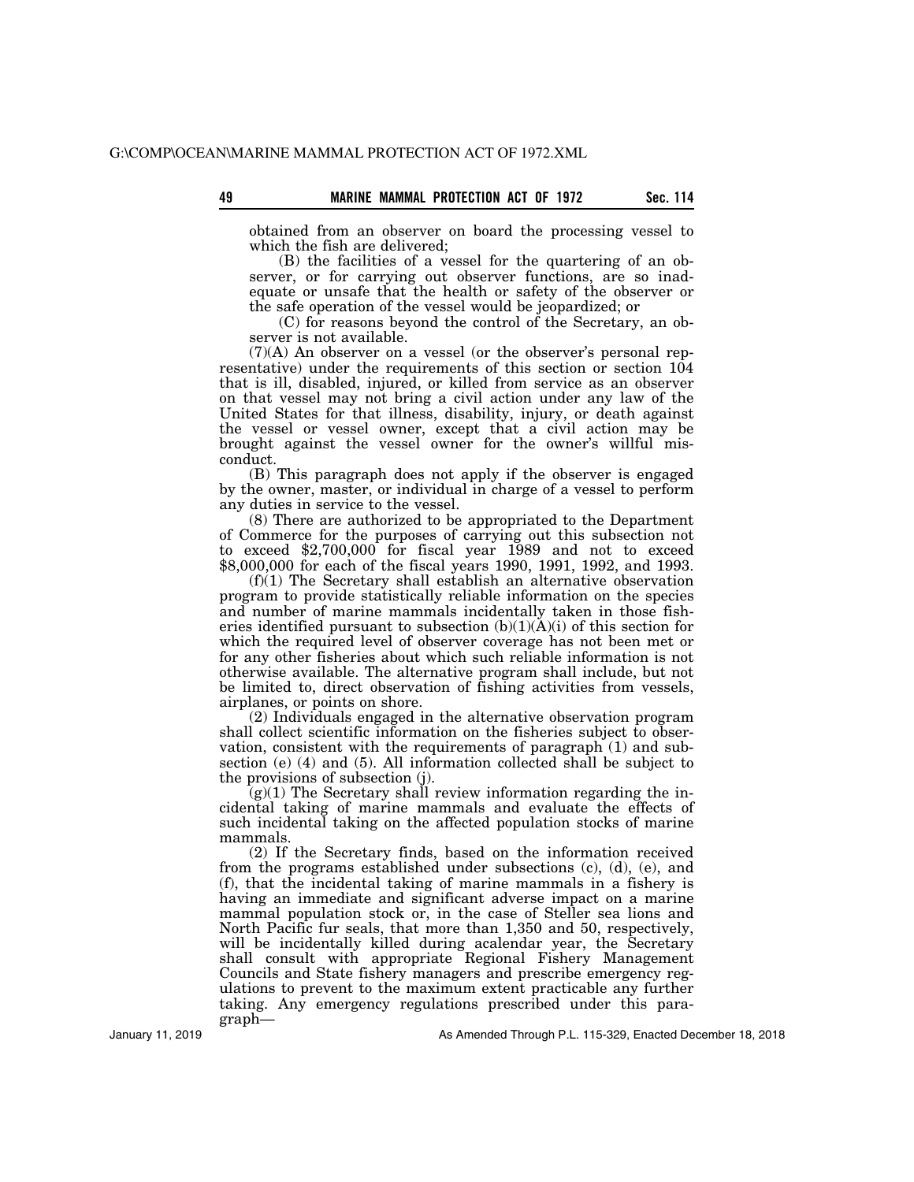obtained from an observer on board the processing vessel to which the fish are delivered;

(B) the facilities of a vessel for the quartering of an observer, or for carrying out observer functions, are so inadequate or unsafe that the health or safety of the observer or the safe operation of the vessel would be jeopardized; or

(C) for reasons beyond the control of the Secretary, an observer is not available.

(7)(A) An observer on a vessel (or the observer's personal representative) under the requirements of this section or section 104 that is ill, disabled, injured, or killed from service as an observer on that vessel may not bring a civil action under any law of the United States for that illness, disability, injury, or death against the vessel or vessel owner, except that a civil action may be brought against the vessel owner for the owner's willful misconduct.

(B) This paragraph does not apply if the observer is engaged by the owner, master, or individual in charge of a vessel to perform any duties in service to the vessel.

(8) There are authorized to be appropriated to the Department of Commerce for the purposes of carrying out this subsection not to exceed $2,700,000 for fiscal year 1989 and not to exceed $8,000,000 for each of the fiscal years 1990, 1991, 1992, and 1993.

(f)(1) The Secretary shall establish an alternative observation program to provide statistically reliable information on the species and number of marine mammals incidentally taken in those fisheries identified pursuant to subsection (b)(1)(A)(i) of this section for which the required level of observer coverage has not been met or for any other fisheries about which such reliable information is not otherwise available. The alternative program shall include, but not be limited to, direct observation of fishing activities from vessels, airplanes, or points on shore.

(2) Individuals engaged in the alternative observation program shall collect scientific information on the fisheries subject to observation, consistent with the requirements of paragraph (1) and subsection (e) (4) and (5). All information collected shall be subject to the provisions of subsection (j).

(g)(1) The Secretary shall review information regarding the incidental taking of marine mammals and evaluate the effects of such incidental taking on the affected population stocks of marine mammals.

(2) If the Secretary finds, based on the information received from the programs established under subsections (c), (d), (e), and (f), that the incidental taking of marine mammals in a fishery is having an immediate and significant adverse impact on a marine mammal population stock or, in the case of Steller sea lions and North Pacific fur seals, that more than 1,350 and 50, respectively, will be incidentally killed during acalendar year, the Secretary shall consult with appropriate Regional Fishery Management Councils and State fishery managers and prescribe emergency regulations to prevent to the maximum extent practicable any further taking. Any emergency regulations prescribed under this paragraph—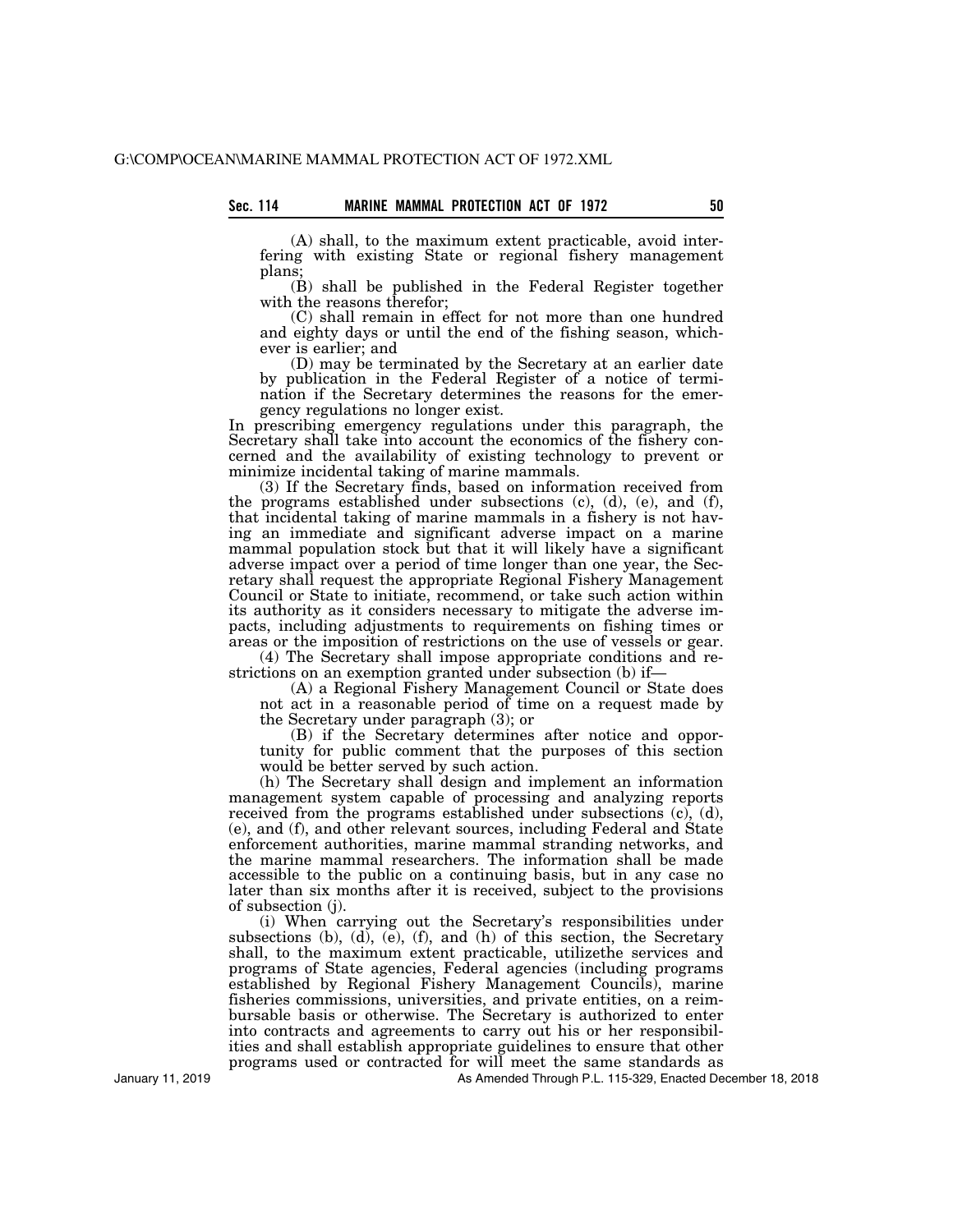(A) shall, to the maximum extent practicable, avoid interfering with existing State or regional fishery management plans;

(B) shall be published in the Federal Register together with the reasons therefor;

(C) shall remain in effect for not more than one hundred and eighty days or until the end of the fishing season, whichever is earlier; and

(D) may be terminated by the Secretary at an earlier date by publication in the Federal Register of a notice of termination if the Secretary determines the reasons for the emergency regulations no longer exist.

In prescribing emergency regulations under this paragraph, the Secretary shall take into account the economics of the fishery concerned and the availability of existing technology to prevent or minimize incidental taking of marine mammals.

(3) If the Secretary finds, based on information received from the programs established under subsections (c), (d), (e), and (f), that incidental taking of marine mammals in a fishery is not having an immediate and significant adverse impact on a marine mammal population stock but that it will likely have a significant adverse impact over a period of time longer than one year, the Secretary shall request the appropriate Regional Fishery Management Council or State to initiate, recommend, or take such action within its authority as it considers necessary to mitigate the adverse impacts, including adjustments to requirements on fishing times or areas or the imposition of restrictions on the use of vessels or gear.

(4) The Secretary shall impose appropriate conditions and restrictions on an exemption granted under subsection (b) if—

(A) a Regional Fishery Management Council or State does not act in a reasonable period of time on a request made by the Secretary under paragraph (3); or

(B) if the Secretary determines after notice and opportunity for public comment that the purposes of this section would be better served by such action.

(h) The Secretary shall design and implement an information management system capable of processing and analyzing reports received from the programs established under subsections (c), (d), (e), and (f), and other relevant sources, including Federal and State enforcement authorities, marine mammal stranding networks, and the marine mammal researchers. The information shall be made accessible to the public on a continuing basis, but in any case no later than six months after it is received, subject to the provisions of subsection (j).

(i) When carrying out the Secretary's responsibilities under subsections (b), (d), (e), (f), and (h) of this section, the Secretary shall, to the maximum extent practicable, utilizethe services and programs of State agencies, Federal agencies (including programs established by Regional Fishery Management Councils), marine fisheries commissions, universities, and private entities, on a reimbursable basis or otherwise. The Secretary is authorized to enter into contracts and agreements to carry out his or her responsibilities and shall establish appropriate guidelines to ensure that other programs used or contracted for will meet the same standards as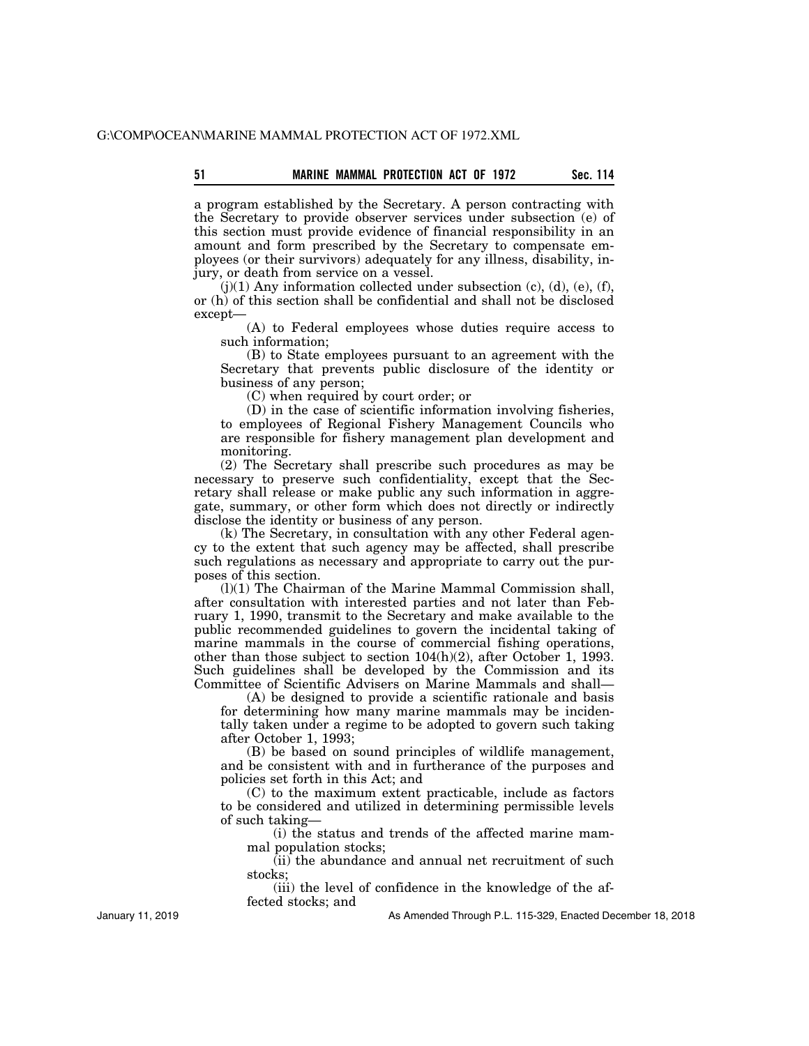a program established by the Secretary. A person contracting with the Secretary to provide observer services under subsection (e) of this section must provide evidence of financial responsibility in an amount and form prescribed by the Secretary to compensate employees (or their survivors) adequately for any illness, disability, injury, or death from service on a vessel.

(j)(1) Any information collected under subsection (c), (d), (e), (f), or (h) of this section shall be confidential and shall not be disclosed except—

(A) to Federal employees whose duties require access to such information;

(B) to State employees pursuant to an agreement with the Secretary that prevents public disclosure of the identity or business of any person;

(C) when required by court order; or

(D) in the case of scientific information involving fisheries, to employees of Regional Fishery Management Councils who are responsible for fishery management plan development and monitoring.

(2) The Secretary shall prescribe such procedures as may be necessary to preserve such confidentiality, except that the Secretary shall release or make public any such information in aggregate, summary, or other form which does not directly or indirectly disclose the identity or business of any person.

(k) The Secretary, in consultation with any other Federal agency to the extent that such agency may be affected, shall prescribe such regulations as necessary and appropriate to carry out the purposes of this section.

(l)(1) The Chairman of the Marine Mammal Commission shall, after consultation with interested parties and not later than February 1, 1990, transmit to the Secretary and make available to the public recommended guidelines to govern the incidental taking of marine mammals in the course of commercial fishing operations, other than those subject to section 104(h)(2), after October 1, 1993. Such guidelines shall be developed by the Commission and its Committee of Scientific Advisers on Marine Mammals and shall—

(A) be designed to provide a scientific rationale and basis for determining how many marine mammals may be incidentally taken under a regime to be adopted to govern such taking after October 1, 1993;

(B) be based on sound principles of wildlife management, and be consistent with and in furtherance of the purposes and policies set forth in this Act; and

(C) to the maximum extent practicable, include as factors to be considered and utilized in determining permissible levels of such taking—

(i) the status and trends of the affected marine mammal population stocks;

(ii) the abundance and annual net recruitment of such stocks;

(iii) the level of confidence in the knowledge of the affected stocks; and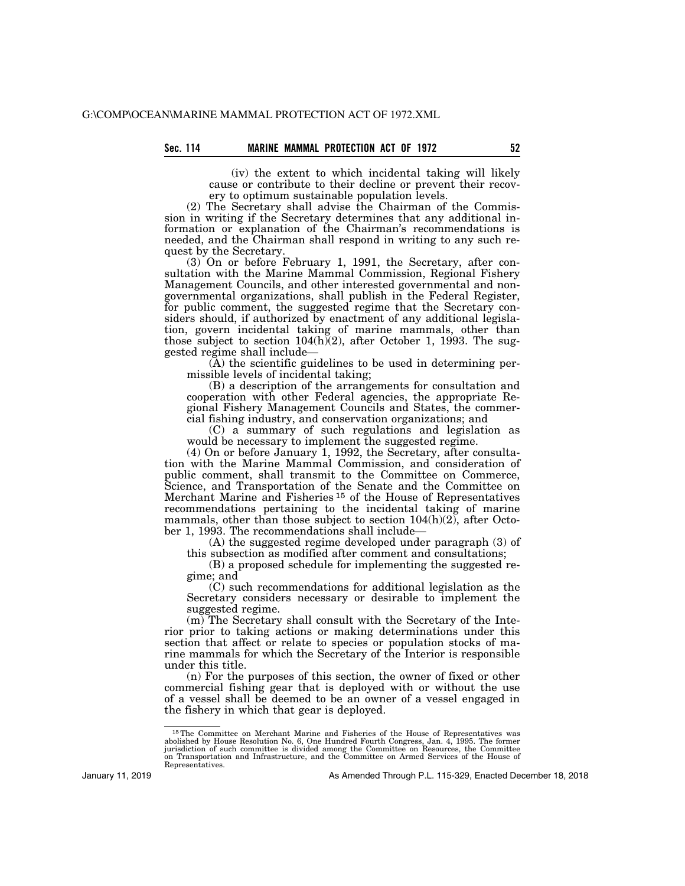(iv) the extent to which incidental taking will likely cause or contribute to their decline or prevent their recovery to optimum sustainable population levels.

(2) The Secretary shall advise the Chairman of the Commission in writing if the Secretary determines that any additional information or explanation of the Chairman's recommendations is needed, and the Chairman shall respond in writing to any such request by the Secretary.

(3) On or before February 1, 1991, the Secretary, after consultation with the Marine Mammal Commission, Regional Fishery Management Councils, and other interested governmental and nongovernmental organizations, shall publish in the Federal Register, for public comment, the suggested regime that the Secretary considers should, if authorized by enactment of any additional legislation, govern incidental taking of marine mammals, other than those subject to section 104(h)(2), after October 1, 1993. The suggested regime shall include—

(A) the scientific guidelines to be used in determining permissible levels of incidental taking;

(B) a description of the arrangements for consultation and cooperation with other Federal agencies, the appropriate Regional Fishery Management Councils and States, the commercial fishing industry, and conservation organizations; and

(C) a summary of such regulations and legislation as would be necessary to implement the suggested regime.

(4) On or before January 1, 1992, the Secretary, after consultation with the Marine Mammal Commission, and consideration of public comment, shall transmit to the Committee on Commerce, Science, and Transportation of the Senate and the Committee on Merchant Marine and Fisheries [15] of the House of Representatives recommendations pertaining to the incidental taking of marine mammals, other than those subject to section 104(h)(2), after October 1, 1993. The recommendations shall include—

(A) the suggested regime developed under paragraph (3) of this subsection as modified after comment and consultations;

(B) a proposed schedule for implementing the suggested regime; and

(C) such recommendations for additional legislation as the Secretary considers necessary or desirable to implement the suggested regime.

(m) The Secretary shall consult with the Secretary of the Interior prior to taking actions or making determinations under this section that affect or relate to species or population stocks of marine mammals for which the Secretary of the Interior is responsible under this title.

(n) For the purposes of this section, the owner of fixed or other commercial fishing gear that is deployed with or without the use of a vessel shall be deemed to be an owner of a vessel engaged in the fishery in which that gear is deployed.

---

[15] The Committee on Merchant Marine and Fisheries of the House of Representatives was abolished by House Resolution No. 6, One Hundred Fourth Congress, Jan. 4, 1995. The former jurisdiction of such committee is divided among the Committee on Resources, the Committee on Transportation and Infrastructure, and the Committee on Armed Services of the House of Representatives.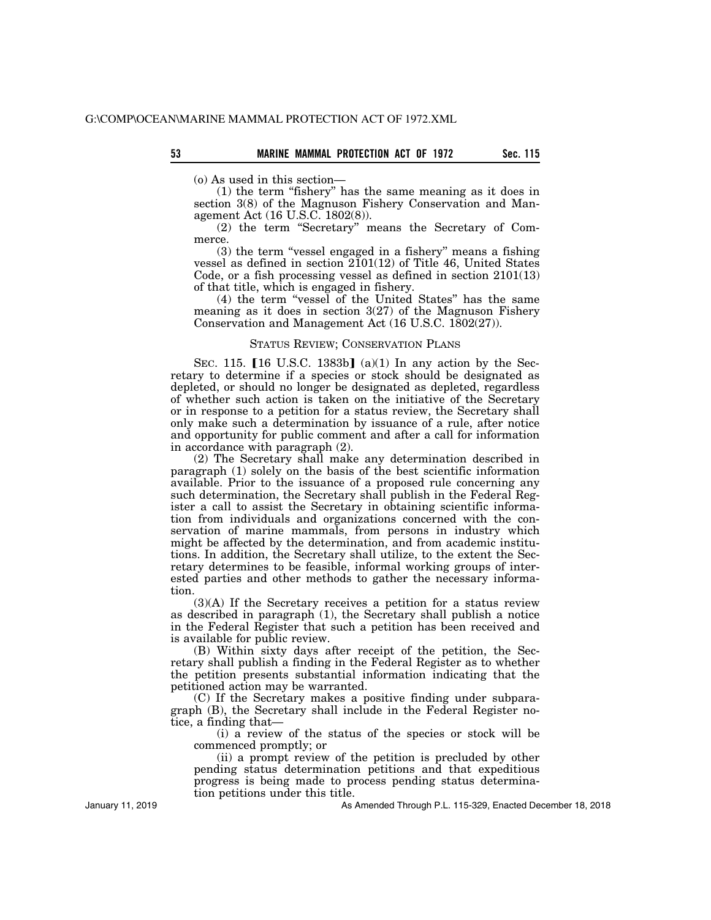(o) As used in this section—

(1) the term "fishery" has the same meaning as it does in section 3(8) of the Magnuson Fishery Conservation and Management Act (16 U.S.C. 1802(8)).

(2) the term "Secretary" means the Secretary of Commerce.

(3) the term "vessel engaged in a fishery" means a fishing vessel as defined in section 2101(12) of Title 46, United States Code, or a fish processing vessel as defined in section 2101(13) of that title, which is engaged in fishery.

(4) the term "vessel of the United States" has the same meaning as it does in section 3(27) of the Magnuson Fishery Conservation and Management Act (16 U.S.C. 1802(27)).

## STATUS REVIEW; CONSERVATION PLANS

SEC. 115. [16 U.S.C. 1383b] (a)(1) In any action by the Secretary to determine if a species or stock should be designated as depleted, or should no longer be designated as depleted, regardless of whether such action is taken on the initiative of the Secretary or in response to a petition for a status review, the Secretary shall only make such a determination by issuance of a rule, after notice and opportunity for public comment and after a call for information in accordance with paragraph (2).

(2) The Secretary shall make any determination described in paragraph (1) solely on the basis of the best scientific information available. Prior to the issuance of a proposed rule concerning any such determination, the Secretary shall publish in the Federal Register a call to assist the Secretary in obtaining scientific information from individuals and organizations concerned with the conservation of marine mammals, from persons in industry which might be affected by the determination, and from academic institutions. In addition, the Secretary shall utilize, to the extent the Secretary determines to be feasible, informal working groups of interested parties and other methods to gather the necessary information.

(3)(A) If the Secretary receives a petition for a status review as described in paragraph (1), the Secretary shall publish a notice in the Federal Register that such a petition has been received and is available for public review.

(B) Within sixty days after receipt of the petition, the Secretary shall publish a finding in the Federal Register as to whether the petition presents substantial information indicating that the petitioned action may be warranted.

(C) If the Secretary makes a positive finding under subparagraph (B), the Secretary shall include in the Federal Register notice, a finding that—

(i) a review of the status of the species or stock will be commenced promptly; or

(ii) a prompt review of the petition is precluded by other pending status determination petitions and that expeditious progress is being made to process pending status determination petitions under this title.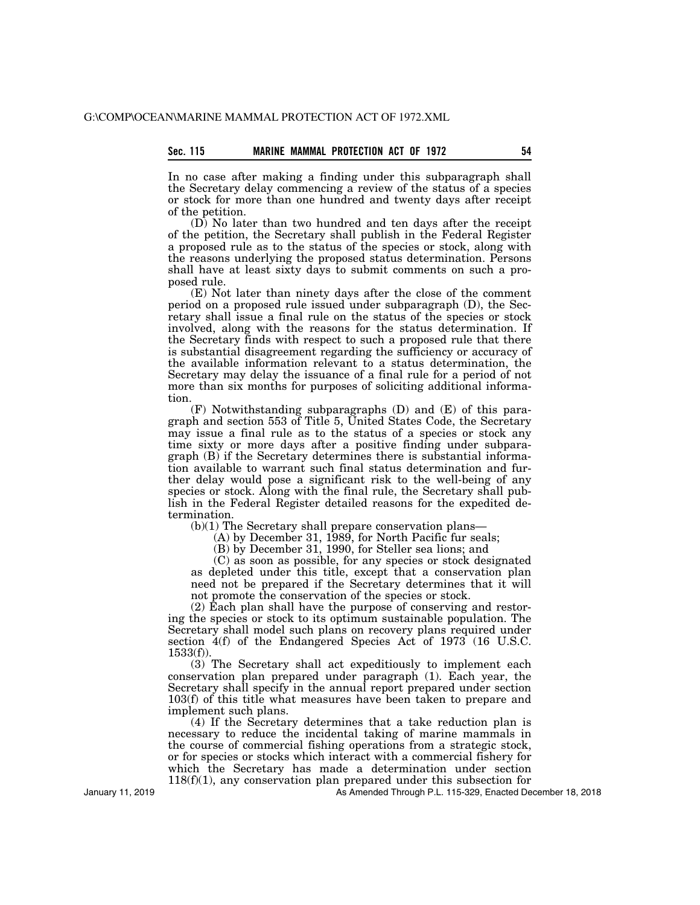In no case after making a finding under this subparagraph shall the Secretary delay commencing a review of the status of a species or stock for more than one hundred and twenty days after receipt of the petition.

(D) No later than two hundred and ten days after the receipt of the petition, the Secretary shall publish in the Federal Register a proposed rule as to the status of the species or stock, along with the reasons underlying the proposed status determination. Persons shall have at least sixty days to submit comments on such a proposed rule.

(E) Not later than ninety days after the close of the comment period on a proposed rule issued under subparagraph (D), the Secretary shall issue a final rule on the status of the species or stock involved, along with the reasons for the status determination. If the Secretary finds with respect to such a proposed rule that there is substantial disagreement regarding the sufficiency or accuracy of the available information relevant to a status determination, the Secretary may delay the issuance of a final rule for a period of not more than six months for purposes of soliciting additional information.

(F) Notwithstanding subparagraphs (D) and (E) of this paragraph and section 553 of Title 5, United States Code, the Secretary may issue a final rule as to the status of a species or stock any time sixty or more days after a positive finding under subparagraph (B) if the Secretary determines there is substantial information available to warrant such final status determination and further delay would pose a significant risk to the well-being of any species or stock. Along with the final rule, the Secretary shall publish in the Federal Register detailed reasons for the expedited determination.

(b)(1) The Secretary shall prepare conservation plans—

(A) by December 31, 1989, for North Pacific fur seals;

(B) by December 31, 1990, for Steller sea lions; and

(C) as soon as possible, for any species or stock designated as depleted under this title, except that a conservation plan need not be prepared if the Secretary determines that it will not promote the conservation of the species or stock.

(2) Each plan shall have the purpose of conserving and restoring the species or stock to its optimum sustainable population. The Secretary shall model such plans on recovery plans required under section 4(f) of the Endangered Species Act of 1973 (16 U.S.C. 1533(f)).

(3) The Secretary shall act expeditiously to implement each conservation plan prepared under paragraph (1). Each year, the Secretary shall specify in the annual report prepared under section 103(f) of this title what measures have been taken to prepare and implement such plans.

(4) If the Secretary determines that a take reduction plan is necessary to reduce the incidental taking of marine mammals in the course of commercial fishing operations from a strategic stock, or for species or stocks which interact with a commercial fishery for which the Secretary has made a determination under section 118(f)(1), any conservation plan prepared under this subsection for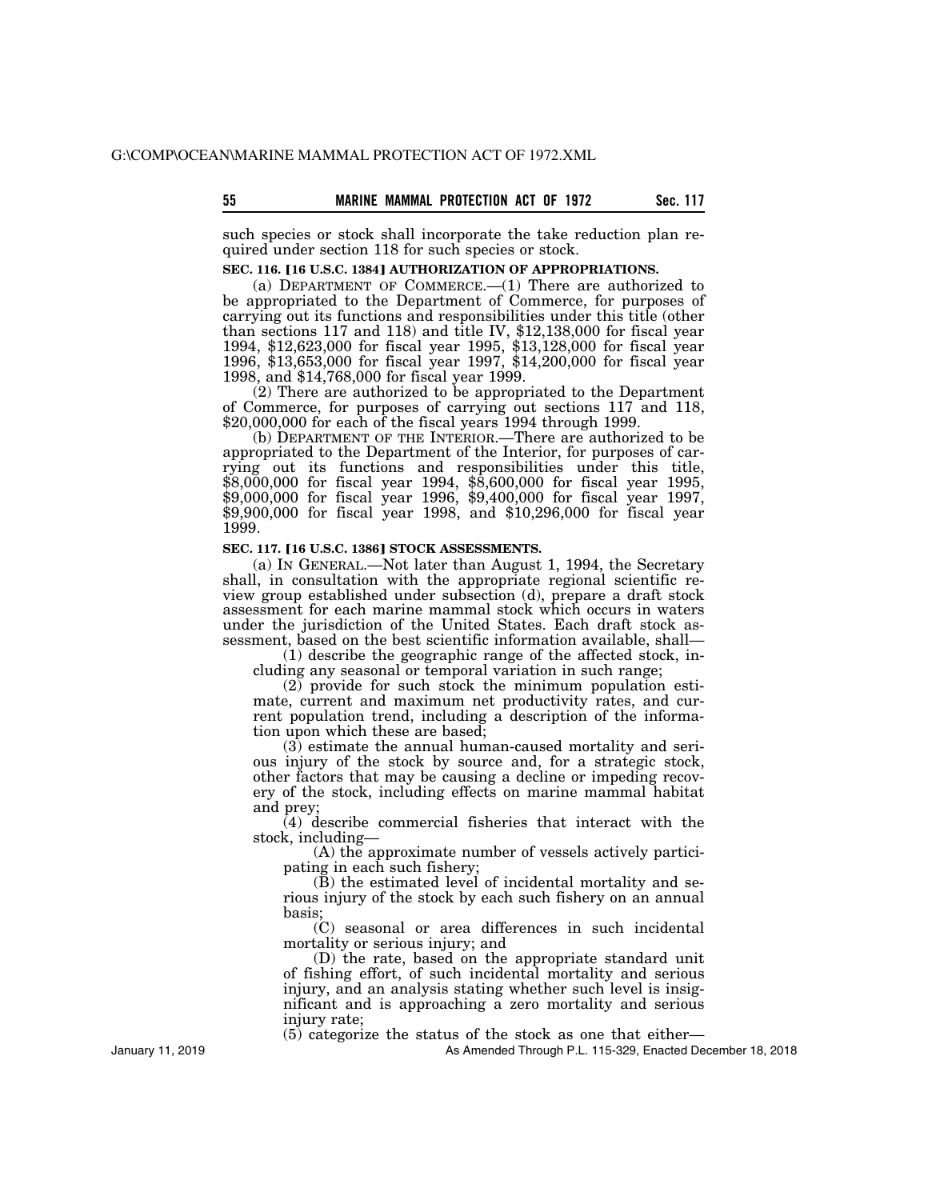such species or stock shall incorporate the take reduction plan required under section 118 for such species or stock.

**SEC. 116. [16 U.S.C. 1384] AUTHORIZATION OF APPROPRIATIONS.**

(a) DEPARTMENT OF COMMERCE.—(1) There are authorized to be appropriated to the Department of Commerce, for purposes of carrying out its functions and responsibilities under this title (other than sections 117 and 118) and title IV, $12,138,000 for fiscal year 1994, $12,623,000 for fiscal year 1995, $13,128,000 for fiscal year 1996, $13,653,000 for fiscal year 1997, $14,200,000 for fiscal year 1998, and $14,768,000 for fiscal year 1999.

(2) There are authorized to be appropriated to the Department of Commerce, for purposes of carrying out sections 117 and 118, $20,000,000 for each of the fiscal years 1994 through 1999.

(b) DEPARTMENT OF THE INTERIOR.—There are authorized to be appropriated to the Department of the Interior, for purposes of carrying out its functions and responsibilities under this title, $8,000,000 for fiscal year 1994, $8,600,000 for fiscal year 1995, $9,000,000 for fiscal year 1996, $9,400,000 for fiscal year 1997, $9,900,000 for fiscal year 1998, and $10,296,000 for fiscal year 1999.

**SEC. 117. [16 U.S.C. 1386] STOCK ASSESSMENTS.**

(a) IN GENERAL.—Not later than August 1, 1994, the Secretary shall, in consultation with the appropriate regional scientific review group established under subsection (d), prepare a draft stock assessment for each marine mammal stock which occurs in waters under the jurisdiction of the United States. Each draft stock assessment, based on the best scientific information available, shall—

(1) describe the geographic range of the affected stock, including any seasonal or temporal variation in such range;

(2) provide for such stock the minimum population estimate, current and maximum net productivity rates, and current population trend, including a description of the information upon which these are based;

(3) estimate the annual human-caused mortality and serious injury of the stock by source and, for a strategic stock, other factors that may be causing a decline or impeding recovery of the stock, including effects on marine mammal habitat and prey;

(4) describe commercial fisheries that interact with the stock, including—

(A) the approximate number of vessels actively participating in each such fishery;

(B) the estimated level of incidental mortality and serious injury of the stock by each such fishery on an annual basis;

(C) seasonal or area differences in such incidental mortality or serious injury; and

(D) the rate, based on the appropriate standard unit of fishing effort, of such incidental mortality and serious injury, and an analysis stating whether such level is insignificant and is approaching a zero mortality and serious injury rate;

(5) categorize the status of the stock as one that either—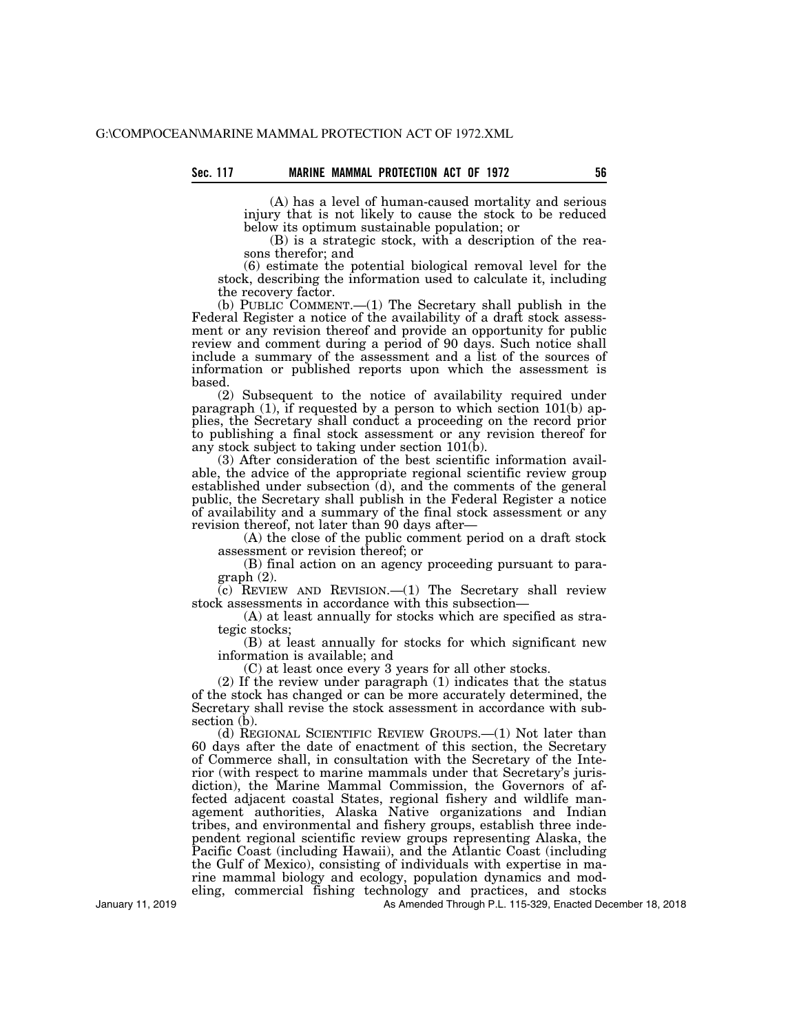(A) has a level of human-caused mortality and serious injury that is not likely to cause the stock to be reduced below its optimum sustainable population; or

(B) is a strategic stock, with a description of the reasons therefor; and

(6) estimate the potential biological removal level for the stock, describing the information used to calculate it, including the recovery factor.

(b) PUBLIC COMMENT.—(1) The Secretary shall publish in the Federal Register a notice of the availability of a draft stock assessment or any revision thereof and provide an opportunity for public review and comment during a period of 90 days. Such notice shall include a summary of the assessment and a list of the sources of information or published reports upon which the assessment is based.

(2) Subsequent to the notice of availability required under paragraph (1), if requested by a person to which section 101(b) applies, the Secretary shall conduct a proceeding on the record prior to publishing a final stock assessment or any revision thereof for any stock subject to taking under section 101(b).

(3) After consideration of the best scientific information available, the advice of the appropriate regional scientific review group established under subsection (d), and the comments of the general public, the Secretary shall publish in the Federal Register a notice of availability and a summary of the final stock assessment or any revision thereof, not later than 90 days after—

(A) the close of the public comment period on a draft stock assessment or revision thereof; or

(B) final action on an agency proceeding pursuant to paragraph (2).

(c) REVIEW AND REVISION.—(1) The Secretary shall review stock assessments in accordance with this subsection—

(A) at least annually for stocks which are specified as strategic stocks;

(B) at least annually for stocks for which significant new information is available; and

(C) at least once every 3 years for all other stocks.

(2) If the review under paragraph (1) indicates that the status of the stock has changed or can be more accurately determined, the Secretary shall revise the stock assessment in accordance with subsection (b).

(d) REGIONAL SCIENTIFIC REVIEW GROUPS.—(1) Not later than 60 days after the date of enactment of this section, the Secretary of Commerce shall, in consultation with the Secretary of the Interior (with respect to marine mammals under that Secretary's jurisdiction), the Marine Mammal Commission, the Governors of affected adjacent coastal States, regional fishery and wildlife management authorities, Alaska Native organizations and Indian tribes, and environmental and fishery groups, establish three independent regional scientific review groups representing Alaska, the Pacific Coast (including Hawaii), and the Atlantic Coast (including the Gulf of Mexico), consisting of individuals with expertise in marine mammal biology and ecology, population dynamics and modeling, commercial fishing technology and practices, and stocks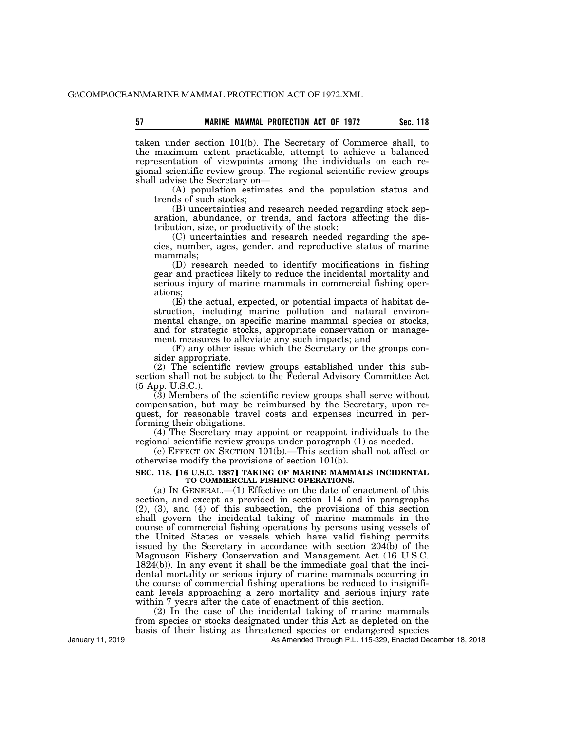taken under section 101(b). The Secretary of Commerce shall, to the maximum extent practicable, attempt to achieve a balanced representation of viewpoints among the individuals on each regional scientific review group. The regional scientific review groups shall advise the Secretary on—

(A) population estimates and the population status and trends of such stocks;

(B) uncertainties and research needed regarding stock separation, abundance, or trends, and factors affecting the distribution, size, or productivity of the stock;

(C) uncertainties and research needed regarding the species, number, ages, gender, and reproductive status of marine mammals;

(D) research needed to identify modifications in fishing gear and practices likely to reduce the incidental mortality and serious injury of marine mammals in commercial fishing operations;

(E) the actual, expected, or potential impacts of habitat destruction, including marine pollution and natural environmental change, on specific marine mammal species or stocks, and for strategic stocks, appropriate conservation or management measures to alleviate any such impacts; and

(F) any other issue which the Secretary or the groups consider appropriate.

(2) The scientific review groups established under this subsection shall not be subject to the Federal Advisory Committee Act (5 App. U.S.C.).

(3) Members of the scientific review groups shall serve without compensation, but may be reimbursed by the Secretary, upon request, for reasonable travel costs and expenses incurred in performing their obligations.

(4) The Secretary may appoint or reappoint individuals to the regional scientific review groups under paragraph (1) as needed.

(e) EFFECT ON SECTION 101(b).—This section shall not affect or otherwise modify the provisions of section 101(b).

## SEC. 118. [16 U.S.C. 1387] TAKING OF MARINE MAMMALS INCIDENTAL TO COMMERCIAL FISHING OPERATIONS.

(a) IN GENERAL.—(1) Effective on the date of enactment of this section, and except as provided in section 114 and in paragraphs (2), (3), and (4) of this subsection, the provisions of this section shall govern the incidental taking of marine mammals in the course of commercial fishing operations by persons using vessels of the United States or vessels which have valid fishing permits issued by the Secretary in accordance with section 204(b) of the Magnuson Fishery Conservation and Management Act (16 U.S.C. 1824(b)). In any event it shall be the immediate goal that the incidental mortality or serious injury of marine mammals occurring in the course of commercial fishing operations be reduced to insignificant levels approaching a zero mortality and serious injury rate within 7 years after the date of enactment of this section.

(2) In the case of the incidental taking of marine mammals from species or stocks designated under this Act as depleted on the basis of their listing as threatened species or endangered species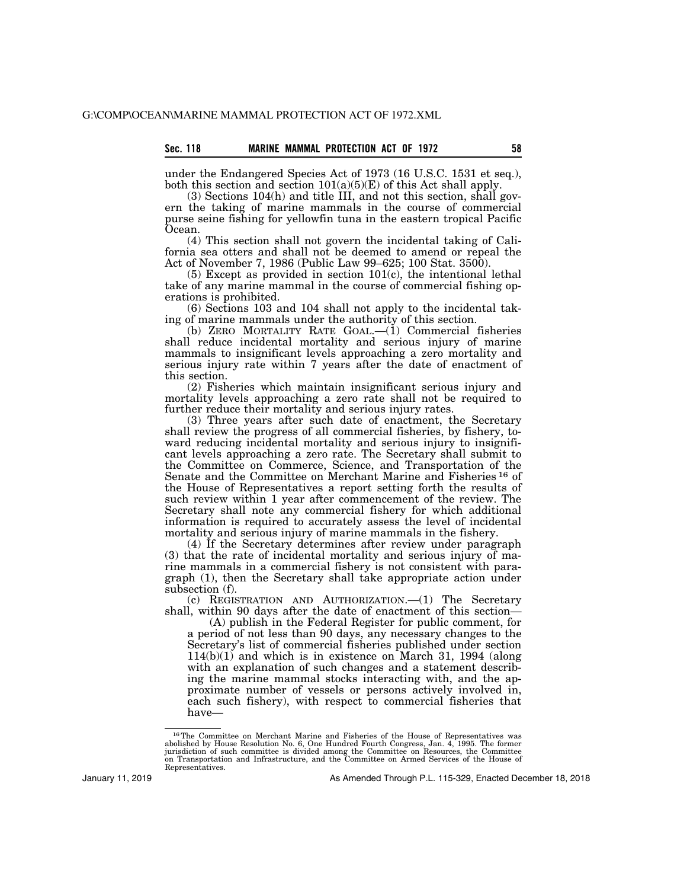under the Endangered Species Act of 1973 (16 U.S.C. 1531 et seq.), both this section and section 101(a)(5)(E) of this Act shall apply.

(3) Sections 104(h) and title III, and not this section, shall govern the taking of marine mammals in the course of commercial purse seine fishing for yellowfin tuna in the eastern tropical Pacific Ocean.

(4) This section shall not govern the incidental taking of California sea otters and shall not be deemed to amend or repeal the Act of November 7, 1986 (Public Law 99–625; 100 Stat. 3500).

(5) Except as provided in section 101(c), the intentional lethal take of any marine mammal in the course of commercial fishing operations is prohibited.

(6) Sections 103 and 104 shall not apply to the incidental taking of marine mammals under the authority of this section.

(b) ZERO MORTALITY RATE GOAL.—(1) Commercial fisheries shall reduce incidental mortality and serious injury of marine mammals to insignificant levels approaching a zero mortality and serious injury rate within 7 years after the date of enactment of this section.

(2) Fisheries which maintain insignificant serious injury and mortality levels approaching a zero rate shall not be required to further reduce their mortality and serious injury rates.

(3) Three years after such date of enactment, the Secretary shall review the progress of all commercial fisheries, by fishery, toward reducing incidental mortality and serious injury to insignificant levels approaching a zero rate. The Secretary shall submit to the Committee on Commerce, Science, and Transportation of the Senate and the Committee on Merchant Marine and Fisheries [16] of the House of Representatives a report setting forth the results of such review within 1 year after commencement of the review. The Secretary shall note any commercial fishery for which additional information is required to accurately assess the level of incidental mortality and serious injury of marine mammals in the fishery.

(4) If the Secretary determines after review under paragraph (3) that the rate of incidental mortality and serious injury of marine mammals in a commercial fishery is not consistent with paragraph (1), then the Secretary shall take appropriate action under subsection (f).

(c) REGISTRATION AND AUTHORIZATION.—(1) The Secretary shall, within 90 days after the date of enactment of this section—

(A) publish in the Federal Register for public comment, for a period of not less than 90 days, any necessary changes to the Secretary's list of commercial fisheries published under section 114(b)(1) and which is in existence on March 31, 1994 (along with an explanation of such changes and a statement describing the marine mammal stocks interacting with, and the approximate number of vessels or persons actively involved in, each such fishery), with respect to commercial fisheries that have—

[16] The Committee on Merchant Marine and Fisheries of the House of Representatives was abolished by House Resolution No. 6, One Hundred Fourth Congress, Jan. 4, 1995. The former jurisdiction of such committee is divided among the Committee on Resources, the Committee on Transportation and Infrastructure, and the Committee on Armed Services of the House of Representatives.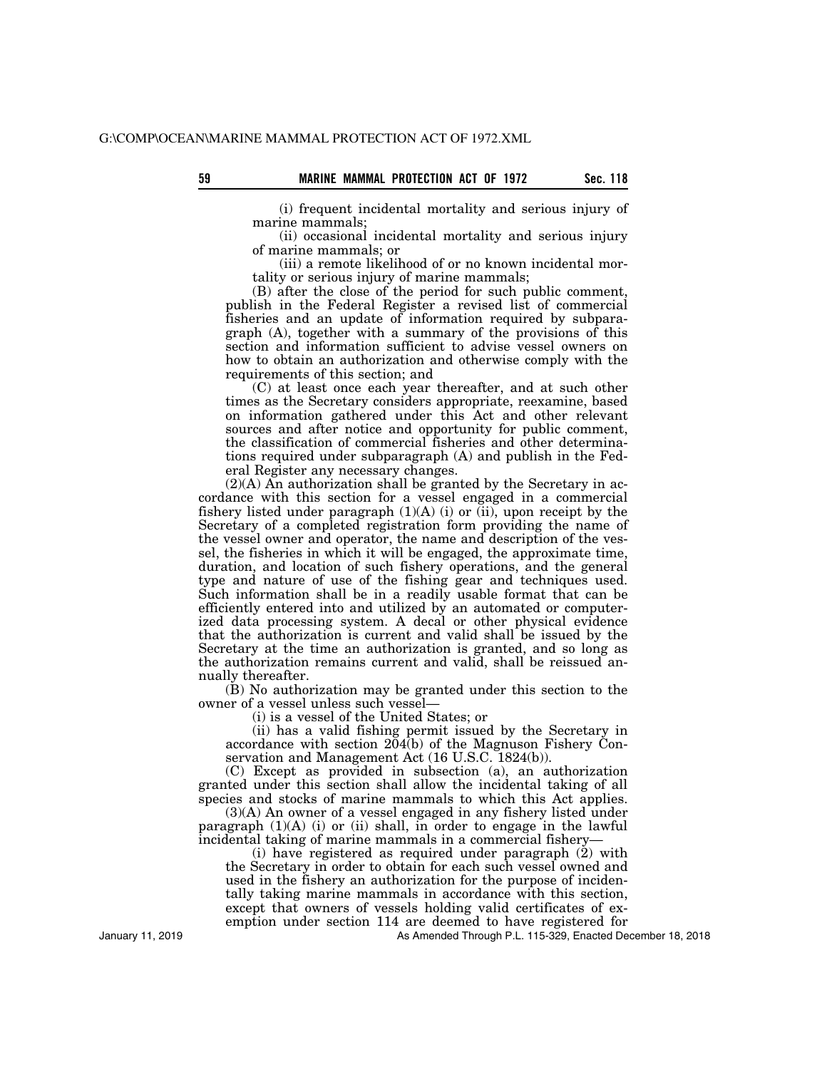(i) frequent incidental mortality and serious injury of marine mammals;

(ii) occasional incidental mortality and serious injury of marine mammals; or

(iii) a remote likelihood of or no known incidental mortality or serious injury of marine mammals;

(B) after the close of the period for such public comment, publish in the Federal Register a revised list of commercial fisheries and an update of information required by subparagraph (A), together with a summary of the provisions of this section and information sufficient to advise vessel owners on how to obtain an authorization and otherwise comply with the requirements of this section; and

(C) at least once each year thereafter, and at such other times as the Secretary considers appropriate, reexamine, based on information gathered under this Act and other relevant sources and after notice and opportunity for public comment, the classification of commercial fisheries and other determinations required under subparagraph (A) and publish in the Federal Register any necessary changes.

(2)(A) An authorization shall be granted by the Secretary in accordance with this section for a vessel engaged in a commercial fishery listed under paragraph (1)(A) (i) or (ii), upon receipt by the Secretary of a completed registration form providing the name of the vessel owner and operator, the name and description of the vessel, the fisheries in which it will be engaged, the approximate time, duration, and location of such fishery operations, and the general type and nature of use of the fishing gear and techniques used. Such information shall be in a readily usable format that can be efficiently entered into and utilized by an automated or computerized data processing system. A decal or other physical evidence that the authorization is current and valid shall be issued by the Secretary at the time an authorization is granted, and so long as the authorization remains current and valid, shall be reissued annually thereafter.

(B) No authorization may be granted under this section to the owner of a vessel unless such vessel—

(i) is a vessel of the United States; or

(ii) has a valid fishing permit issued by the Secretary in accordance with section 204(b) of the Magnuson Fishery Conservation and Management Act (16 U.S.C. 1824(b)).

(C) Except as provided in subsection (a), an authorization granted under this section shall allow the incidental taking of all species and stocks of marine mammals to which this Act applies.

(3)(A) An owner of a vessel engaged in any fishery listed under paragraph (1)(A) (i) or (ii) shall, in order to engage in the lawful incidental taking of marine mammals in a commercial fishery—

(i) have registered as required under paragraph (2) with the Secretary in order to obtain for each such vessel owned and used in the fishery an authorization for the purpose of incidentally taking marine mammals in accordance with this section, except that owners of vessels holding valid certificates of exemption under section 114 are deemed to have registered for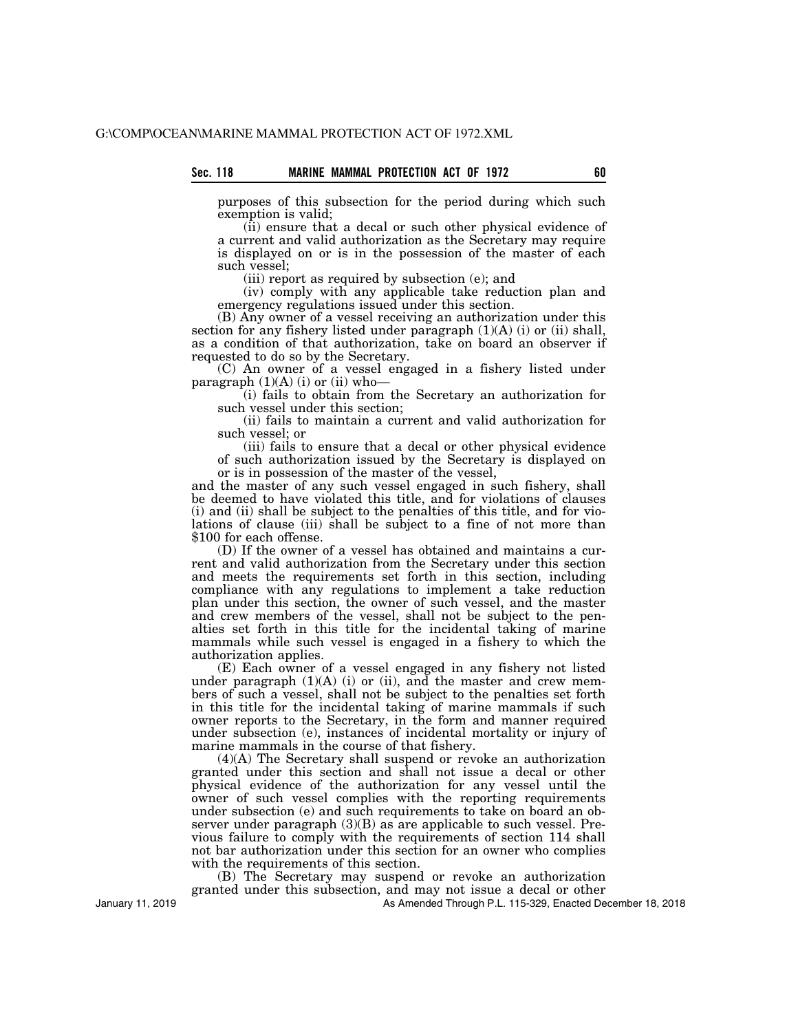purposes of this subsection for the period during which such exemption is valid;

(ii) ensure that a decal or such other physical evidence of a current and valid authorization as the Secretary may require is displayed on or is in the possession of the master of each such vessel;

(iii) report as required by subsection (e); and

(iv) comply with any applicable take reduction plan and emergency regulations issued under this section.

(B) Any owner of a vessel receiving an authorization under this section for any fishery listed under paragraph (1)(A) (i) or (ii) shall, as a condition of that authorization, take on board an observer if requested to do so by the Secretary.

(C) An owner of a vessel engaged in a fishery listed under paragraph (1)(A) (i) or (ii) who—

(i) fails to obtain from the Secretary an authorization for such vessel under this section;

(ii) fails to maintain a current and valid authorization for such vessel; or

(iii) fails to ensure that a decal or other physical evidence of such authorization issued by the Secretary is displayed on or is in possession of the master of the vessel,

and the master of any such vessel engaged in such fishery, shall be deemed to have violated this title, and for violations of clauses (i) and (ii) shall be subject to the penalties of this title, and for violations of clause (iii) shall be subject to a fine of not more than $100 for each offense.

(D) If the owner of a vessel has obtained and maintains a current and valid authorization from the Secretary under this section and meets the requirements set forth in this section, including compliance with any regulations to implement a take reduction plan under this section, the owner of such vessel, and the master and crew members of the vessel, shall not be subject to the penalties set forth in this title for the incidental taking of marine mammals while such vessel is engaged in a fishery to which the authorization applies.

(E) Each owner of a vessel engaged in any fishery not listed under paragraph (1)(A) (i) or (ii), and the master and crew members of such a vessel, shall not be subject to the penalties set forth in this title for the incidental taking of marine mammals if such owner reports to the Secretary, in the form and manner required under subsection (e), instances of incidental mortality or injury of marine mammals in the course of that fishery.

(4)(A) The Secretary shall suspend or revoke an authorization granted under this section and shall not issue a decal or other physical evidence of the authorization for any vessel until the owner of such vessel complies with the reporting requirements under subsection (e) and such requirements to take on board an observer under paragraph (3)(B) as are applicable to such vessel. Previous failure to comply with the requirements of section 114 shall not bar authorization under this section for an owner who complies with the requirements of this section.

(B) The Secretary may suspend or revoke an authorization granted under this subsection, and may not issue a decal or other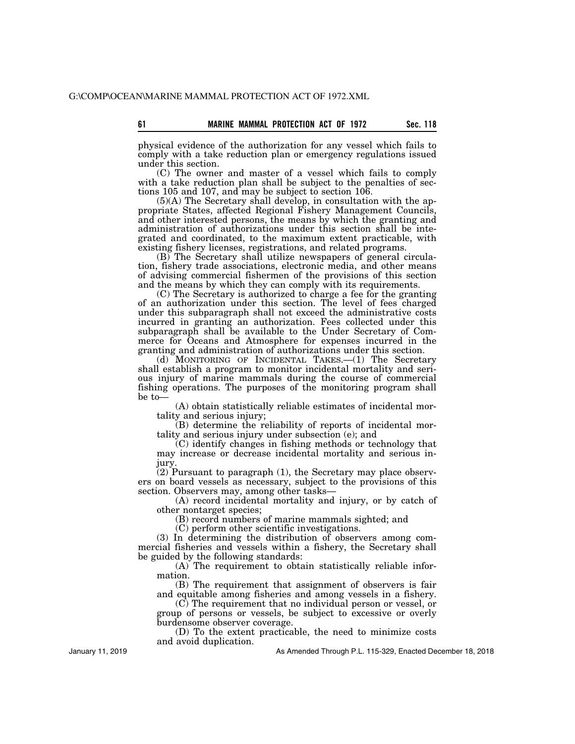physical evidence of the authorization for any vessel which fails to comply with a take reduction plan or emergency regulations issued under this section.

(C) The owner and master of a vessel which fails to comply with a take reduction plan shall be subject to the penalties of sections 105 and 107, and may be subject to section 106.

(5)(A) The Secretary shall develop, in consultation with the appropriate States, affected Regional Fishery Management Councils, and other interested persons, the means by which the granting and administration of authorizations under this section shall be integrated and coordinated, to the maximum extent practicable, with existing fishery licenses, registrations, and related programs.

(B) The Secretary shall utilize newspapers of general circulation, fishery trade associations, electronic media, and other means of advising commercial fishermen of the provisions of this section and the means by which they can comply with its requirements.

(C) The Secretary is authorized to charge a fee for the granting of an authorization under this section. The level of fees charged under this subparagraph shall not exceed the administrative costs incurred in granting an authorization. Fees collected under this subparagraph shall be available to the Under Secretary of Commerce for Oceans and Atmosphere for expenses incurred in the granting and administration of authorizations under this section.

(d) MONITORING OF INCIDENTAL TAKES.—(1) The Secretary shall establish a program to monitor incidental mortality and serious injury of marine mammals during the course of commercial fishing operations. The purposes of the monitoring program shall be to—

(A) obtain statistically reliable estimates of incidental mortality and serious injury;

(B) determine the reliability of reports of incidental mortality and serious injury under subsection (e); and

(C) identify changes in fishing methods or technology that may increase or decrease incidental mortality and serious injury.

(2) Pursuant to paragraph (1), the Secretary may place observers on board vessels as necessary, subject to the provisions of this section. Observers may, among other tasks—

(A) record incidental mortality and injury, or by catch of other nontarget species;

(B) record numbers of marine mammals sighted; and

(C) perform other scientific investigations.

(3) In determining the distribution of observers among commercial fisheries and vessels within a fishery, the Secretary shall be guided by the following standards:

(A) The requirement to obtain statistically reliable information.

(B) The requirement that assignment of observers is fair and equitable among fisheries and among vessels in a fishery.

(C) The requirement that no individual person or vessel, or group of persons or vessels, be subject to excessive or overly burdensome observer coverage.

(D) To the extent practicable, the need to minimize costs and avoid duplication.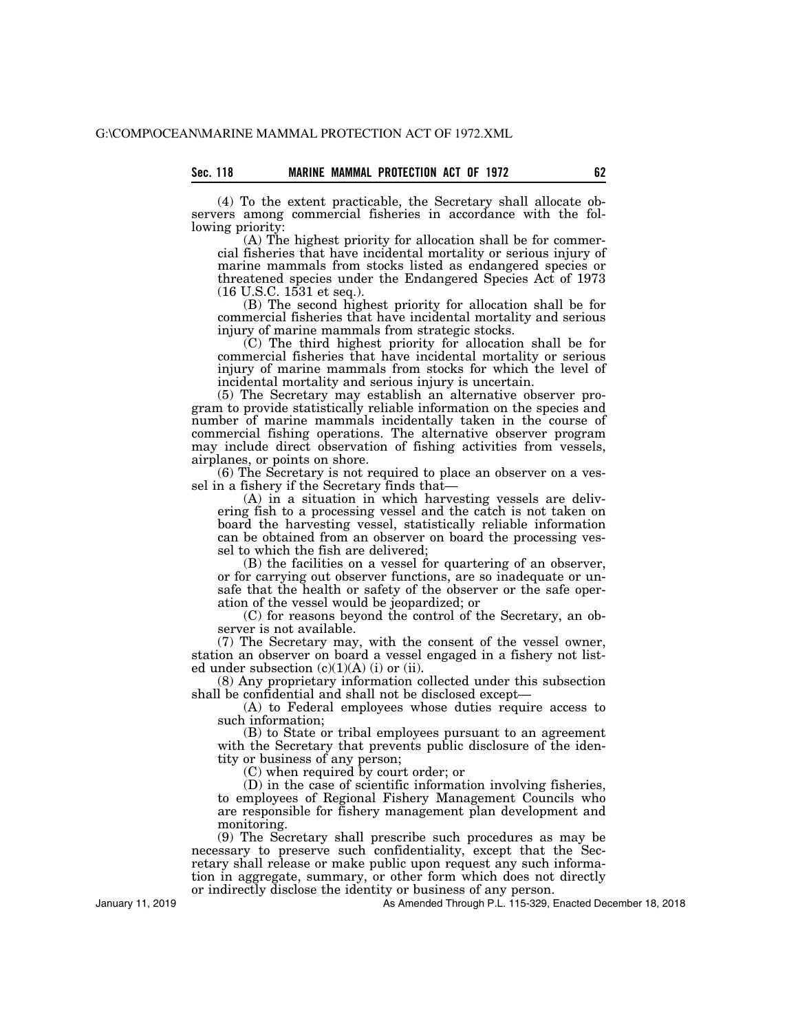(4) To the extent practicable, the Secretary shall allocate observers among commercial fisheries in accordance with the following priority:

(A) The highest priority for allocation shall be for commercial fisheries that have incidental mortality or serious injury of marine mammals from stocks listed as endangered species or threatened species under the Endangered Species Act of 1973 (16 U.S.C. 1531 et seq.).

(B) The second highest priority for allocation shall be for commercial fisheries that have incidental mortality and serious injury of marine mammals from strategic stocks.

(C) The third highest priority for allocation shall be for commercial fisheries that have incidental mortality or serious injury of marine mammals from stocks for which the level of incidental mortality and serious injury is uncertain.

(5) The Secretary may establish an alternative observer program to provide statistically reliable information on the species and number of marine mammals incidentally taken in the course of commercial fishing operations. The alternative observer program may include direct observation of fishing activities from vessels, airplanes, or points on shore.

(6) The Secretary is not required to place an observer on a vessel in a fishery if the Secretary finds that—

(A) in a situation in which harvesting vessels are delivering fish to a processing vessel and the catch is not taken on board the harvesting vessel, statistically reliable information can be obtained from an observer on board the processing vessel to which the fish are delivered;

(B) the facilities on a vessel for quartering of an observer, or for carrying out observer functions, are so inadequate or unsafe that the health or safety of the observer or the safe operation of the vessel would be jeopardized; or

(C) for reasons beyond the control of the Secretary, an observer is not available.

(7) The Secretary may, with the consent of the vessel owner, station an observer on board a vessel engaged in a fishery not listed under subsection (c)(1)(A) (i) or (ii).

(8) Any proprietary information collected under this subsection shall be confidential and shall not be disclosed except—

(A) to Federal employees whose duties require access to such information;

(B) to State or tribal employees pursuant to an agreement with the Secretary that prevents public disclosure of the identity or business of any person;

(C) when required by court order; or

(D) in the case of scientific information involving fisheries, to employees of Regional Fishery Management Councils who are responsible for fishery management plan development and monitoring.

(9) The Secretary shall prescribe such procedures as may be necessary to preserve such confidentiality, except that the Secretary shall release or make public upon request any such information in aggregate, summary, or other form which does not directly or indirectly disclose the identity or business of any person.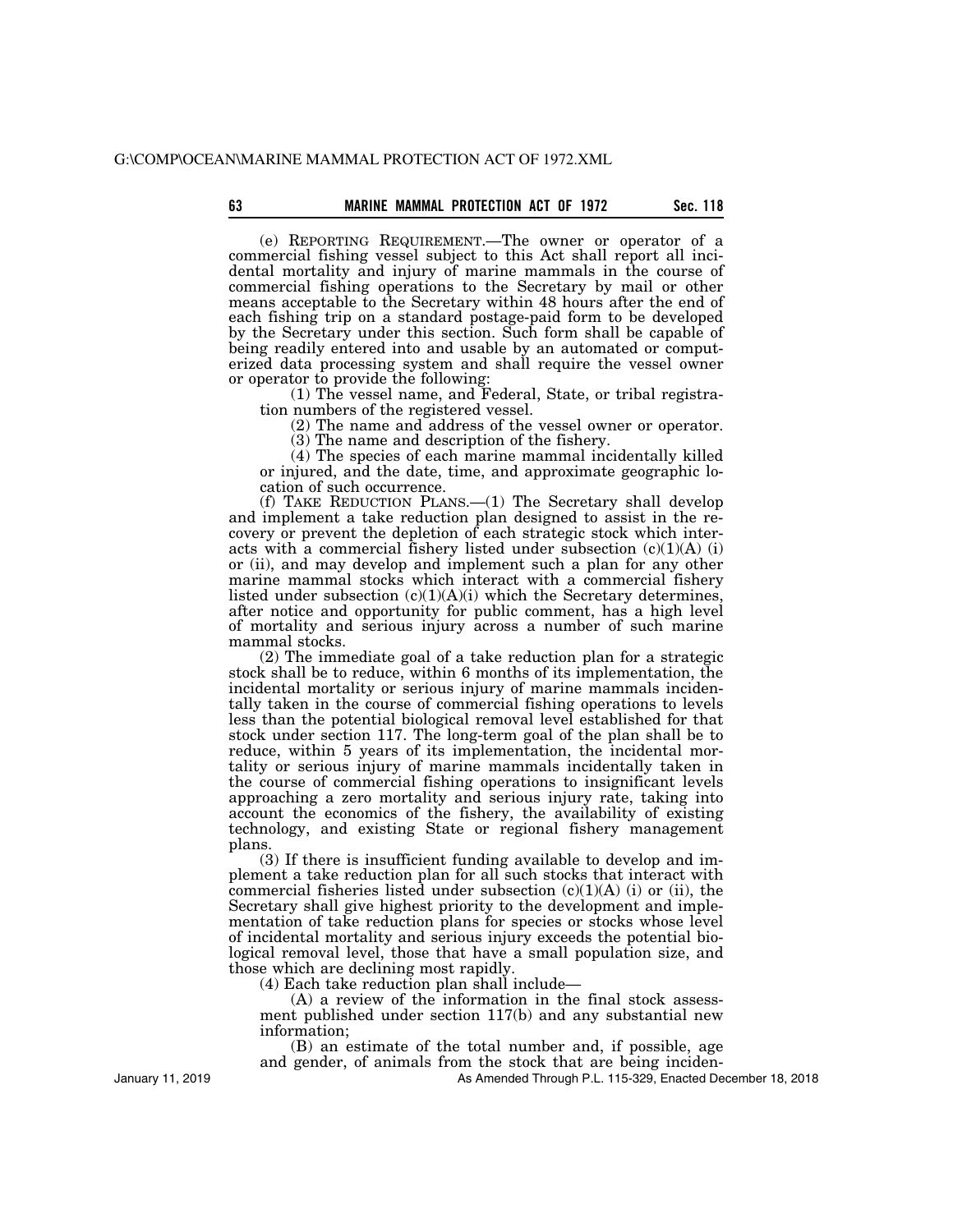(e) REPORTING REQUIREMENT.—The owner or operator of a commercial fishing vessel subject to this Act shall report all incidental mortality and injury of marine mammals in the course of commercial fishing operations to the Secretary by mail or other means acceptable to the Secretary within 48 hours after the end of each fishing trip on a standard postage-paid form to be developed by the Secretary under this section. Such form shall be capable of being readily entered into and usable by an automated or computerized data processing system and shall require the vessel owner or operator to provide the following:

(1) The vessel name, and Federal, State, or tribal registration numbers of the registered vessel.

(2) The name and address of the vessel owner or operator.

(3) The name and description of the fishery.

(4) The species of each marine mammal incidentally killed or injured, and the date, time, and approximate geographic location of such occurrence.

(f) TAKE REDUCTION PLANS.—(1) The Secretary shall develop and implement a take reduction plan designed to assist in the recovery or prevent the depletion of each strategic stock which interacts with a commercial fishery listed under subsection (c)(1)(A) (i) or (ii), and may develop and implement such a plan for any other marine mammal stocks which interact with a commercial fishery listed under subsection (c)(1)(A)(i) which the Secretary determines, after notice and opportunity for public comment, has a high level of mortality and serious injury across a number of such marine mammal stocks.

(2) The immediate goal of a take reduction plan for a strategic stock shall be to reduce, within 6 months of its implementation, the incidental mortality or serious injury of marine mammals incidentally taken in the course of commercial fishing operations to levels less than the potential biological removal level established for that stock under section 117. The long-term goal of the plan shall be to reduce, within 5 years of its implementation, the incidental mortality or serious injury of marine mammals incidentally taken in the course of commercial fishing operations to insignificant levels approaching a zero mortality and serious injury rate, taking into account the economics of the fishery, the availability of existing technology, and existing State or regional fishery management plans.

(3) If there is insufficient funding available to develop and implement a take reduction plan for all such stocks that interact with commercial fisheries listed under subsection (c)(1)(A) (i) or (ii), the Secretary shall give highest priority to the development and implementation of take reduction plans for species or stocks whose level of incidental mortality and serious injury exceeds the potential biological removal level, those that have a small population size, and those which are declining most rapidly.

(4) Each take reduction plan shall include—

(A) a review of the information in the final stock assessment published under section 117(b) and any substantial new information;

(B) an estimate of the total number and, if possible, age and gender, of animals from the stock that are being inciden-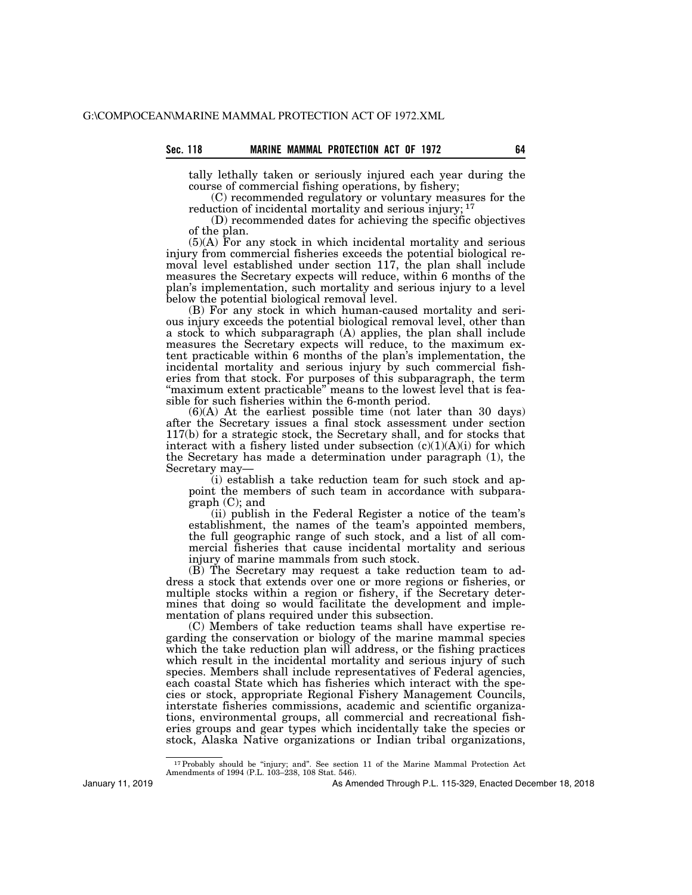tally lethally taken or seriously injured each year during the course of commercial fishing operations, by fishery;

(C) recommended regulatory or voluntary measures for the reduction of incidental mortality and serious injury; [17]

(D) recommended dates for achieving the specific objectives of the plan.

(5)(A) For any stock in which incidental mortality and serious injury from commercial fisheries exceeds the potential biological removal level established under section 117, the plan shall include measures the Secretary expects will reduce, within 6 months of the plan's implementation, such mortality and serious injury to a level below the potential biological removal level.

(B) For any stock in which human-caused mortality and serious injury exceeds the potential biological removal level, other than a stock to which subparagraph (A) applies, the plan shall include measures the Secretary expects will reduce, to the maximum extent practicable within 6 months of the plan's implementation, the incidental mortality and serious injury by such commercial fisheries from that stock. For purposes of this subparagraph, the term "maximum extent practicable" means to the lowest level that is feasible for such fisheries within the 6-month period.

(6)(A) At the earliest possible time (not later than 30 days) after the Secretary issues a final stock assessment under section 117(b) for a strategic stock, the Secretary shall, and for stocks that interact with a fishery listed under subsection (c)(1)(A)(i) for which the Secretary has made a determination under paragraph (1), the Secretary may—

(i) establish a take reduction team for such stock and appoint the members of such team in accordance with subparagraph (C); and

(ii) publish in the Federal Register a notice of the team's establishment, the names of the team's appointed members, the full geographic range of such stock, and a list of all commercial fisheries that cause incidental mortality and serious injury of marine mammals from such stock.

(B) The Secretary may request a take reduction team to address a stock that extends over one or more regions or fisheries, or multiple stocks within a region or fishery, if the Secretary determines that doing so would facilitate the development and implementation of plans required under this subsection.

(C) Members of take reduction teams shall have expertise regarding the conservation or biology of the marine mammal species which the take reduction plan will address, or the fishing practices which result in the incidental mortality and serious injury of such species. Members shall include representatives of Federal agencies, each coastal State which has fisheries which interact with the species or stock, appropriate Regional Fishery Management Councils, interstate fisheries commissions, academic and scientific organizations, environmental groups, all commercial and recreational fisheries groups and gear types which incidentally take the species or stock, Alaska Native organizations or Indian tribal organizations,

---

[17] Probably should be "injury; and". See section 11 of the Marine Mammal Protection Act Amendments of 1994 (P.L. 103–238, 108 Stat. 546).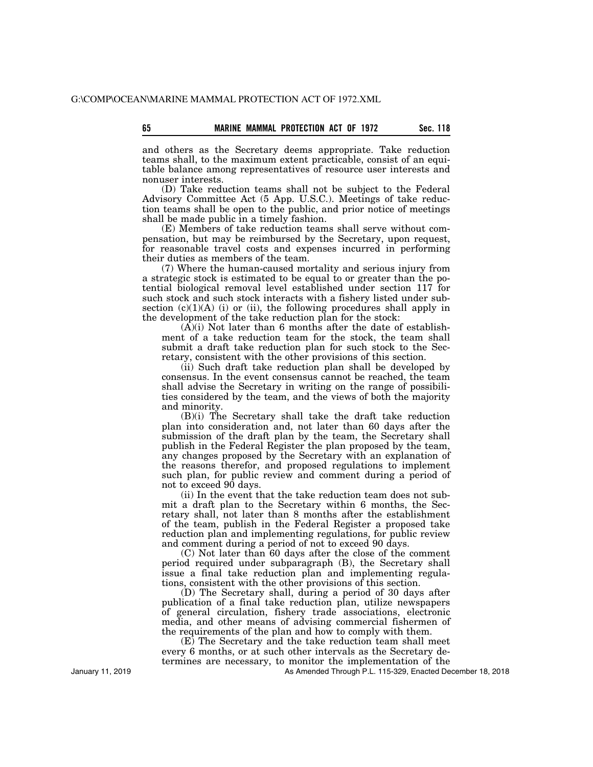and others as the Secretary deems appropriate. Take reduction teams shall, to the maximum extent practicable, consist of an equitable balance among representatives of resource user interests and nonuser interests.

(D) Take reduction teams shall not be subject to the Federal Advisory Committee Act (5 App. U.S.C.). Meetings of take reduction teams shall be open to the public, and prior notice of meetings shall be made public in a timely fashion.

(E) Members of take reduction teams shall serve without compensation, but may be reimbursed by the Secretary, upon request, for reasonable travel costs and expenses incurred in performing their duties as members of the team.

(7) Where the human-caused mortality and serious injury from a strategic stock is estimated to be equal to or greater than the potential biological removal level established under section 117 for such stock and such stock interacts with a fishery listed under subsection (c)(1)(A) (i) or (ii), the following procedures shall apply in the development of the take reduction plan for the stock:

(A)(i) Not later than 6 months after the date of establishment of a take reduction team for the stock, the team shall submit a draft take reduction plan for such stock to the Secretary, consistent with the other provisions of this section.

(ii) Such draft take reduction plan shall be developed by consensus. In the event consensus cannot be reached, the team shall advise the Secretary in writing on the range of possibilities considered by the team, and the views of both the majority and minority.

(B)(i) The Secretary shall take the draft take reduction plan into consideration and, not later than 60 days after the submission of the draft plan by the team, the Secretary shall publish in the Federal Register the plan proposed by the team, any changes proposed by the Secretary with an explanation of the reasons therefor, and proposed regulations to implement such plan, for public review and comment during a period of not to exceed 90 days.

(ii) In the event that the take reduction team does not submit a draft plan to the Secretary within 6 months, the Secretary shall, not later than 8 months after the establishment of the team, publish in the Federal Register a proposed take reduction plan and implementing regulations, for public review and comment during a period of not to exceed 90 days.

(C) Not later than 60 days after the close of the comment period required under subparagraph (B), the Secretary shall issue a final take reduction plan and implementing regulations, consistent with the other provisions of this section.

(D) The Secretary shall, during a period of 30 days after publication of a final take reduction plan, utilize newspapers of general circulation, fishery trade associations, electronic media, and other means of advising commercial fishermen of the requirements of the plan and how to comply with them.

(E) The Secretary and the take reduction team shall meet every 6 months, or at such other intervals as the Secretary determines are necessary, to monitor the implementation of the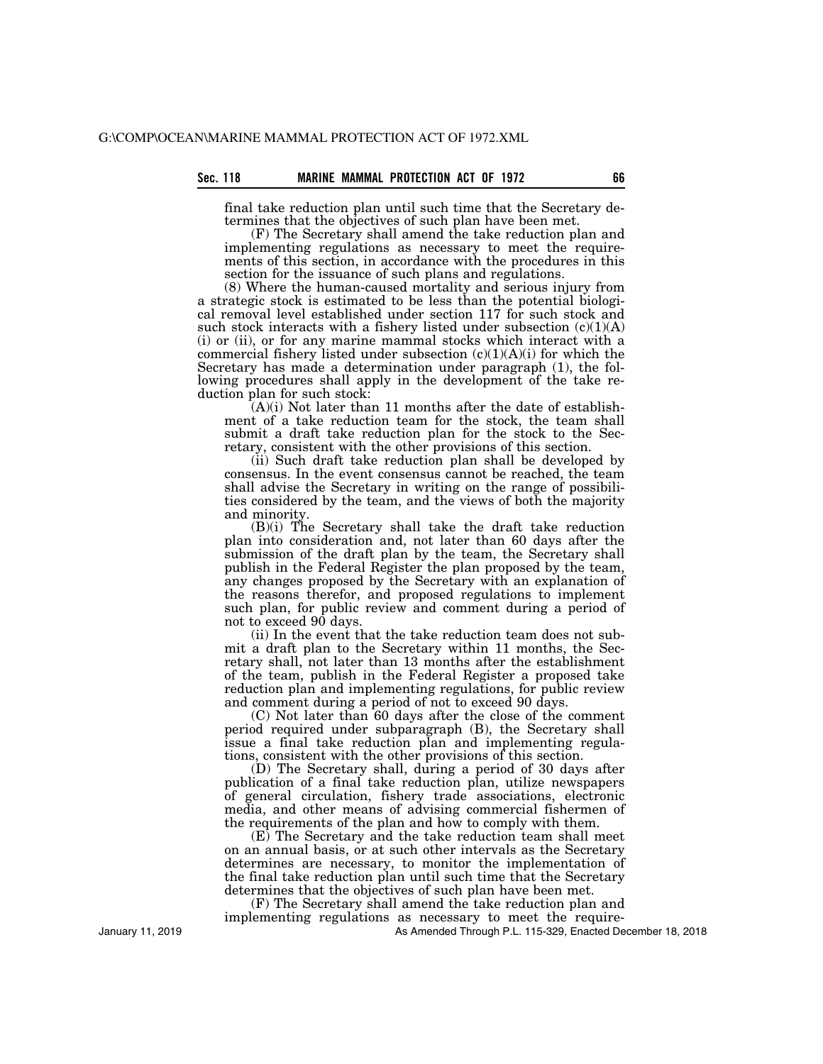final take reduction plan until such time that the Secretary determines that the objectives of such plan have been met.

(F) The Secretary shall amend the take reduction plan and implementing regulations as necessary to meet the requirements of this section, in accordance with the procedures in this section for the issuance of such plans and regulations.

(8) Where the human-caused mortality and serious injury from a strategic stock is estimated to be less than the potential biological removal level established under section 117 for such stock and such stock interacts with a fishery listed under subsection (c)(1)(A) (i) or (ii), or for any marine mammal stocks which interact with a commercial fishery listed under subsection (c)(1)(A)(i) for which the Secretary has made a determination under paragraph (1), the following procedures shall apply in the development of the take reduction plan for such stock:

(A)(i) Not later than 11 months after the date of establishment of a take reduction team for the stock, the team shall submit a draft take reduction plan for the stock to the Secretary, consistent with the other provisions of this section.

(ii) Such draft take reduction plan shall be developed by consensus. In the event consensus cannot be reached, the team shall advise the Secretary in writing on the range of possibilities considered by the team, and the views of both the majority and minority.

(B)(i) The Secretary shall take the draft take reduction plan into consideration and, not later than 60 days after the submission of the draft plan by the team, the Secretary shall publish in the Federal Register the plan proposed by the team, any changes proposed by the Secretary with an explanation of the reasons therefor, and proposed regulations to implement such plan, for public review and comment during a period of not to exceed 90 days.

(ii) In the event that the take reduction team does not submit a draft plan to the Secretary within 11 months, the Secretary shall, not later than 13 months after the establishment of the team, publish in the Federal Register a proposed take reduction plan and implementing regulations, for public review and comment during a period of not to exceed 90 days.

(C) Not later than 60 days after the close of the comment period required under subparagraph (B), the Secretary shall issue a final take reduction plan and implementing regulations, consistent with the other provisions of this section.

(D) The Secretary shall, during a period of 30 days after publication of a final take reduction plan, utilize newspapers of general circulation, fishery trade associations, electronic media, and other means of advising commercial fishermen of the requirements of the plan and how to comply with them.

(E) The Secretary and the take reduction team shall meet on an annual basis, or at such other intervals as the Secretary determines are necessary, to monitor the implementation of the final take reduction plan until such time that the Secretary determines that the objectives of such plan have been met.

(F) The Secretary shall amend the take reduction plan and implementing regulations as necessary to meet the require-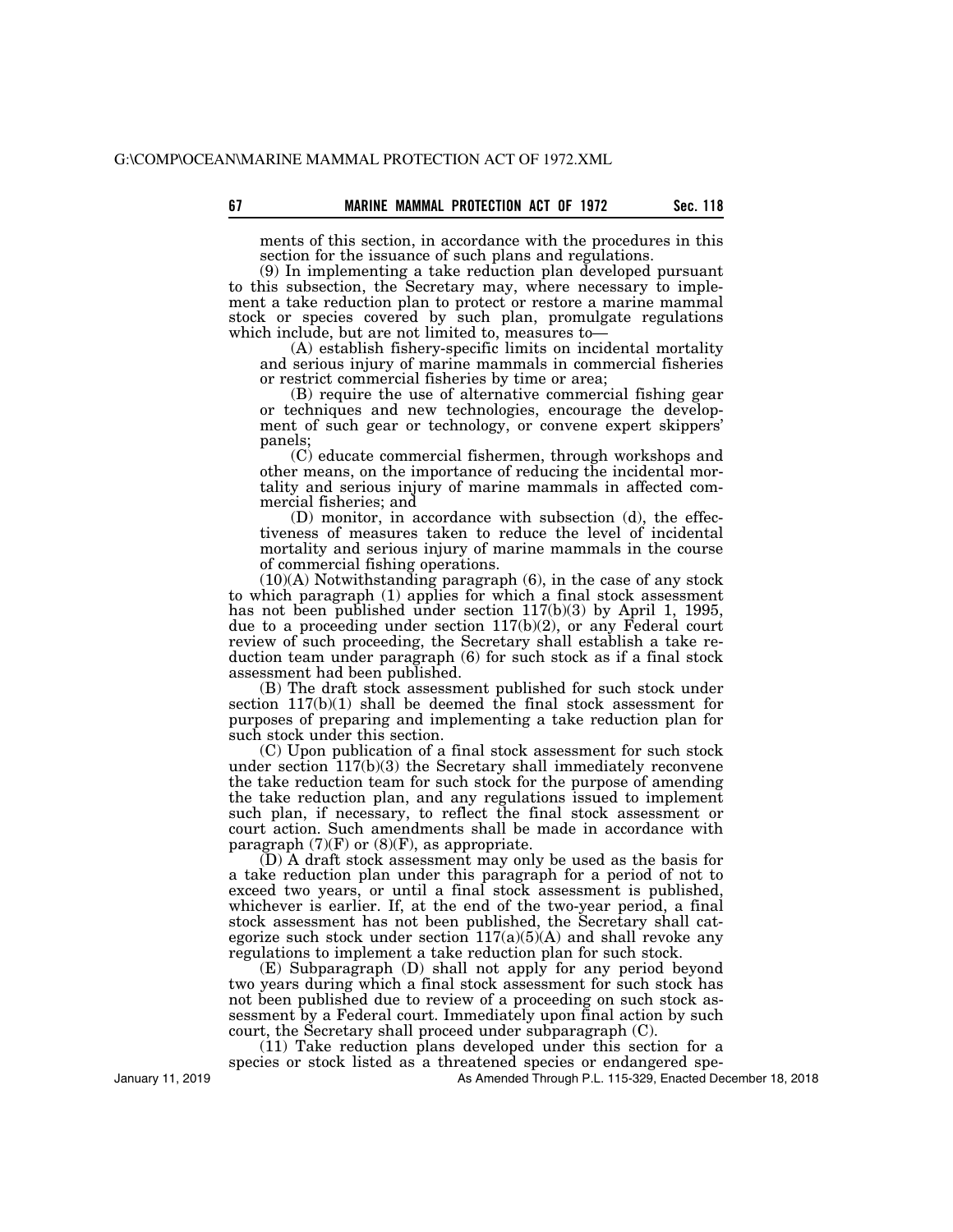ments of this section, in accordance with the procedures in this section for the issuance of such plans and regulations.

(9) In implementing a take reduction plan developed pursuant to this subsection, the Secretary may, where necessary to implement a take reduction plan to protect or restore a marine mammal stock or species covered by such plan, promulgate regulations which include, but are not limited to, measures to—

(A) establish fishery-specific limits on incidental mortality and serious injury of marine mammals in commercial fisheries or restrict commercial fisheries by time or area;

(B) require the use of alternative commercial fishing gear or techniques and new technologies, encourage the development of such gear or technology, or convene expert skippers' panels;

(C) educate commercial fishermen, through workshops and other means, on the importance of reducing the incidental mortality and serious injury of marine mammals in affected commercial fisheries; and

(D) monitor, in accordance with subsection (d), the effectiveness of measures taken to reduce the level of incidental mortality and serious injury of marine mammals in the course of commercial fishing operations.

(10)(A) Notwithstanding paragraph (6), in the case of any stock to which paragraph (1) applies for which a final stock assessment has not been published under section 117(b)(3) by April 1, 1995, due to a proceeding under section 117(b)(2), or any Federal court review of such proceeding, the Secretary shall establish a take reduction team under paragraph (6) for such stock as if a final stock assessment had been published.

(B) The draft stock assessment published for such stock under section 117(b)(1) shall be deemed the final stock assessment for purposes of preparing and implementing a take reduction plan for such stock under this section.

(C) Upon publication of a final stock assessment for such stock under section 117(b)(3) the Secretary shall immediately reconvene the take reduction team for such stock for the purpose of amending the take reduction plan, and any regulations issued to implement such plan, if necessary, to reflect the final stock assessment or court action. Such amendments shall be made in accordance with paragraph (7)(F) or (8)(F), as appropriate.

(D) A draft stock assessment may only be used as the basis for a take reduction plan under this paragraph for a period of not to exceed two years, or until a final stock assessment is published, whichever is earlier. If, at the end of the two-year period, a final stock assessment has not been published, the Secretary shall categorize such stock under section 117(a)(5)(A) and shall revoke any regulations to implement a take reduction plan for such stock.

(E) Subparagraph (D) shall not apply for any period beyond two years during which a final stock assessment for such stock has not been published due to review of a proceeding on such stock assessment by a Federal court. Immediately upon final action by such court, the Secretary shall proceed under subparagraph (C).

(11) Take reduction plans developed under this section for a species or stock listed as a threatened species or endangered spe-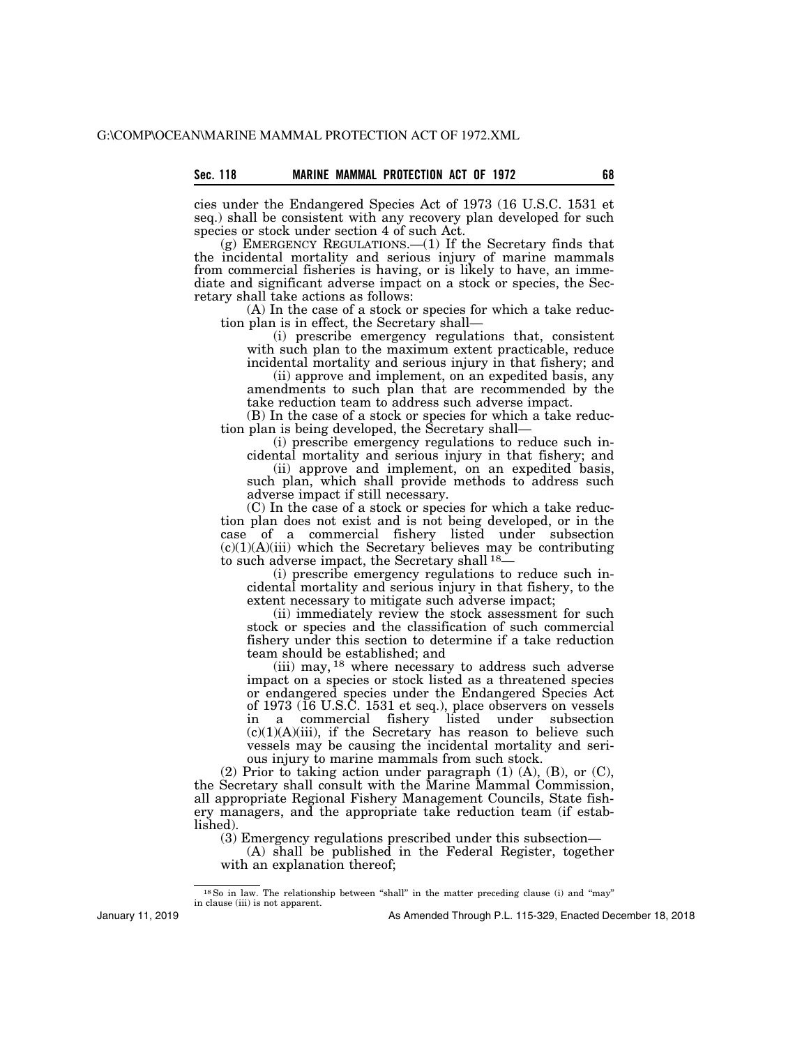cies under the Endangered Species Act of 1973 (16 U.S.C. 1531 et seq.) shall be consistent with any recovery plan developed for such species or stock under section 4 of such Act.

(g) EMERGENCY REGULATIONS.—(1) If the Secretary finds that the incidental mortality and serious injury of marine mammals from commercial fisheries is having, or is likely to have, an immediate and significant adverse impact on a stock or species, the Secretary shall take actions as follows:

(A) In the case of a stock or species for which a take reduction plan is in effect, the Secretary shall—

(i) prescribe emergency regulations that, consistent with such plan to the maximum extent practicable, reduce incidental mortality and serious injury in that fishery; and

(ii) approve and implement, on an expedited basis, any amendments to such plan that are recommended by the take reduction team to address such adverse impact.

(B) In the case of a stock or species for which a take reduction plan is being developed, the Secretary shall—

(i) prescribe emergency regulations to reduce such incidental mortality and serious injury in that fishery; and

(ii) approve and implement, on an expedited basis, such plan, which shall provide methods to address such adverse impact if still necessary.

(C) In the case of a stock or species for which a take reduction plan does not exist and is not being developed, or in the case of a commercial fishery listed under subsection (c)(1)(A)(iii) which the Secretary believes may be contributing to such adverse impact, the Secretary shall [18]—

(i) prescribe emergency regulations to reduce such incidental mortality and serious injury in that fishery, to the extent necessary to mitigate such adverse impact;

(ii) immediately review the stock assessment for such stock or species and the classification of such commercial fishery under this section to determine if a take reduction team should be established; and

(iii) may, [18] where necessary to address such adverse impact on a species or stock listed as a threatened species or endangered species under the Endangered Species Act of 1973 (16 U.S.C. 1531 et seq.), place observers on vessels in a commercial fishery listed under subsection (c)(1)(A)(iii), if the Secretary has reason to believe such vessels may be causing the incidental mortality and serious injury to marine mammals from such stock.

(2) Prior to taking action under paragraph (1) (A), (B), or (C), the Secretary shall consult with the Marine Mammal Commission, all appropriate Regional Fishery Management Councils, State fishery managers, and the appropriate take reduction team (if established).

(3) Emergency regulations prescribed under this subsection—

(A) shall be published in the Federal Register, together with an explanation thereof;

---

[18] So in law. The relationship between "shall" in the matter preceding clause (i) and "may" in clause (iii) is not apparent.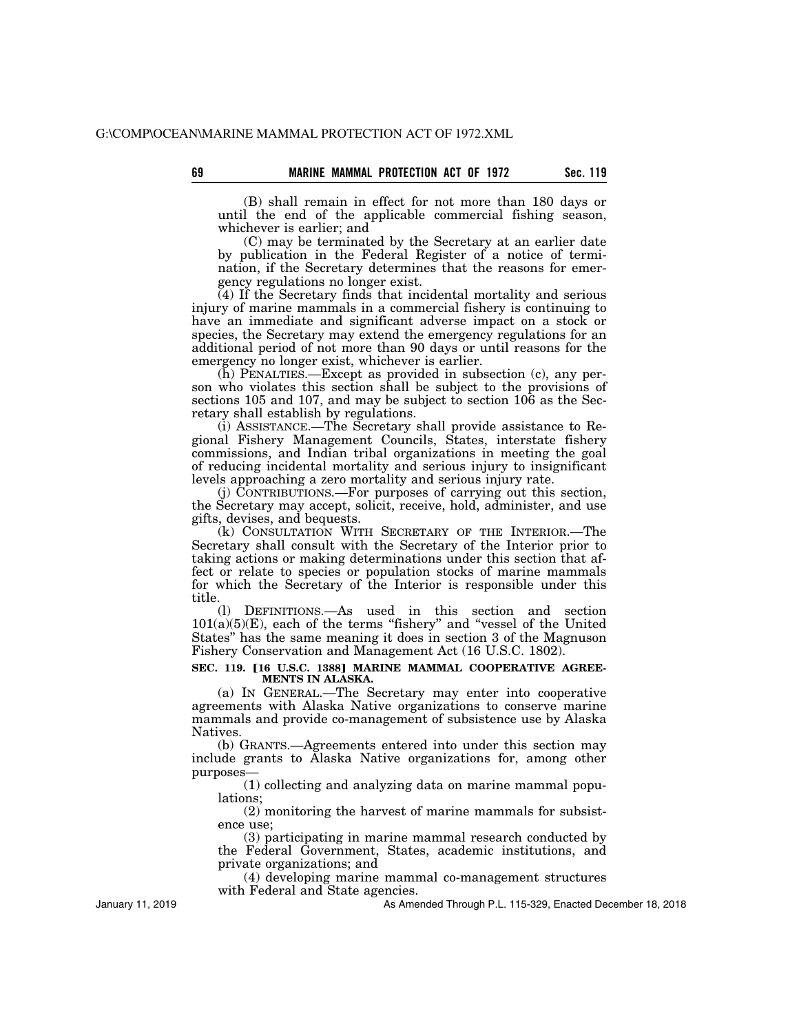(B) shall remain in effect for not more than 180 days or until the end of the applicable commercial fishing season, whichever is earlier; and

(C) may be terminated by the Secretary at an earlier date by publication in the Federal Register of a notice of termination, if the Secretary determines that the reasons for emergency regulations no longer exist.

(4) If the Secretary finds that incidental mortality and serious injury of marine mammals in a commercial fishery is continuing to have an immediate and significant adverse impact on a stock or species, the Secretary may extend the emergency regulations for an additional period of not more than 90 days or until reasons for the emergency no longer exist, whichever is earlier.

(h) PENALTIES.—Except as provided in subsection (c), any person who violates this section shall be subject to the provisions of sections 105 and 107, and may be subject to section 106 as the Secretary shall establish by regulations.

(i) ASSISTANCE.—The Secretary shall provide assistance to Regional Fishery Management Councils, States, interstate fishery commissions, and Indian tribal organizations in meeting the goal of reducing incidental mortality and serious injury to insignificant levels approaching a zero mortality and serious injury rate.

(j) CONTRIBUTIONS.—For purposes of carrying out this section, the Secretary may accept, solicit, receive, hold, administer, and use gifts, devises, and bequests.

(k) CONSULTATION WITH SECRETARY OF THE INTERIOR.—The Secretary shall consult with the Secretary of the Interior prior to taking actions or making determinations under this section that affect or relate to species or population stocks of marine mammals for which the Secretary of the Interior is responsible under this title.

(l) DEFINITIONS.—As used in this section and section 101(a)(5)(E), each of the terms "fishery" and "vessel of the United States" has the same meaning it does in section 3 of the Magnuson Fishery Conservation and Management Act (16 U.S.C. 1802).

**SEC. 119. [16 U.S.C. 1388] MARINE MAMMAL COOPERATIVE AGREEMENTS IN ALASKA.**

(a) IN GENERAL.—The Secretary may enter into cooperative agreements with Alaska Native organizations to conserve marine mammals and provide co-management of subsistence use by Alaska Natives.

(b) GRANTS.—Agreements entered into under this section may include grants to Alaska Native organizations for, among other purposes—

(1) collecting and analyzing data on marine mammal populations;

(2) monitoring the harvest of marine mammals for subsistence use;

(3) participating in marine mammal research conducted by the Federal Government, States, academic institutions, and private organizations; and

(4) developing marine mammal co-management structures with Federal and State agencies.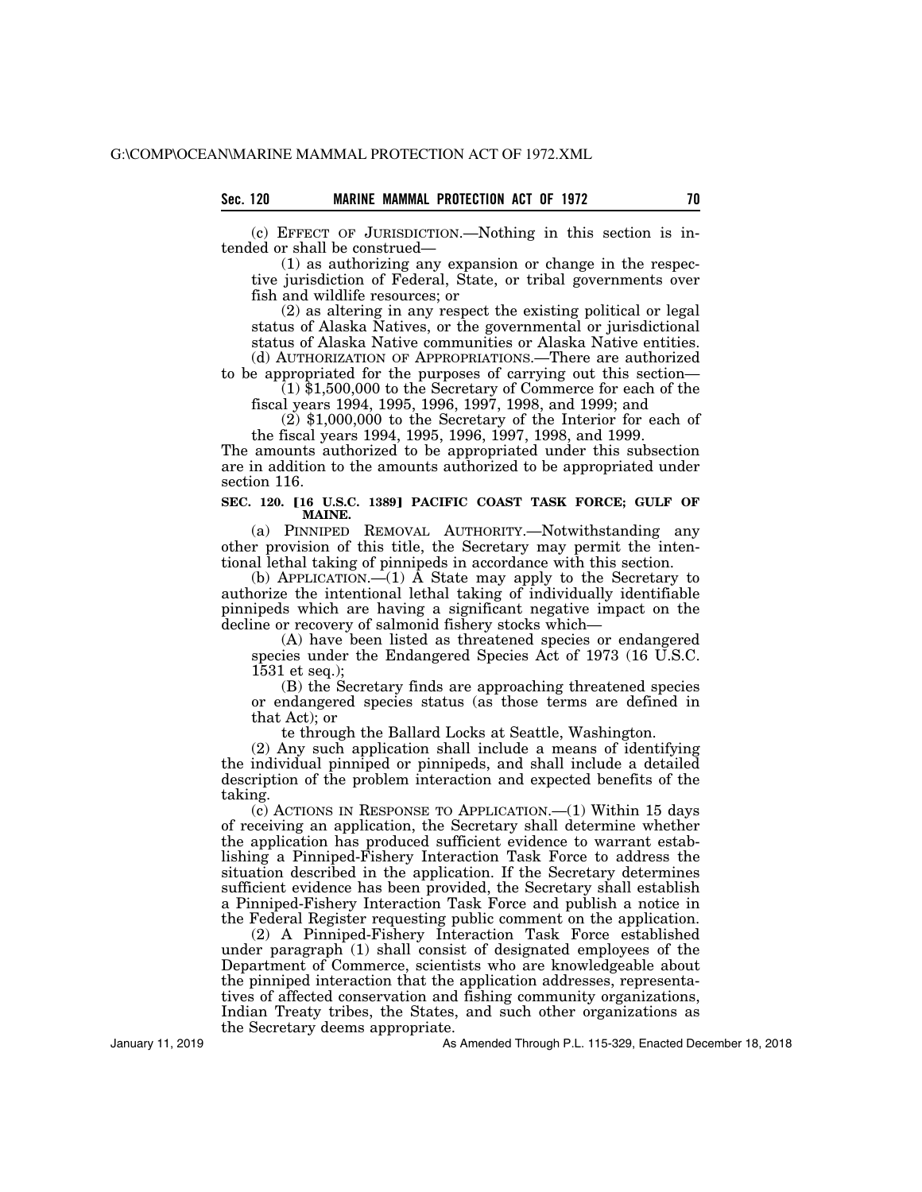(c) EFFECT OF JURISDICTION.—Nothing in this section is intended or shall be construed—

(1) as authorizing any expansion or change in the respective jurisdiction of Federal, State, or tribal governments over fish and wildlife resources; or

(2) as altering in any respect the existing political or legal status of Alaska Natives, or the governmental or jurisdictional status of Alaska Native communities or Alaska Native entities.

(d) AUTHORIZATION OF APPROPRIATIONS.—There are authorized to be appropriated for the purposes of carrying out this section—

(1) $1,500,000 to the Secretary of Commerce for each of the fiscal years 1994, 1995, 1996, 1997, 1998, and 1999; and

(2) $1,000,000 to the Secretary of the Interior for each of the fiscal years 1994, 1995, 1996, 1997, 1998, and 1999.

The amounts authorized to be appropriated under this subsection are in addition to the amounts authorized to be appropriated under section 116.

**SEC. 120. [16 U.S.C. 1389] PACIFIC COAST TASK FORCE; GULF OF MAINE.**

(a) PINNIPED REMOVAL AUTHORITY.—Notwithstanding any other provision of this title, the Secretary may permit the intentional lethal taking of pinnipeds in accordance with this section.

(b) APPLICATION.—(1) A State may apply to the Secretary to authorize the intentional lethal taking of individually identifiable pinnipeds which are having a significant negative impact on the decline or recovery of salmonid fishery stocks which—

(A) have been listed as threatened species or endangered species under the Endangered Species Act of 1973 (16 U.S.C. 1531 et seq.);

(B) the Secretary finds are approaching threatened species or endangered species status (as those terms are defined in that Act); or

te through the Ballard Locks at Seattle, Washington.

(2) Any such application shall include a means of identifying the individual pinniped or pinnipeds, and shall include a detailed description of the problem interaction and expected benefits of the taking.

(c) ACTIONS IN RESPONSE TO APPLICATION.—(1) Within 15 days of receiving an application, the Secretary shall determine whether the application has produced sufficient evidence to warrant establishing a Pinniped-Fishery Interaction Task Force to address the situation described in the application. If the Secretary determines sufficient evidence has been provided, the Secretary shall establish a Pinniped-Fishery Interaction Task Force and publish a notice in the Federal Register requesting public comment on the application.

(2) A Pinniped-Fishery Interaction Task Force established under paragraph (1) shall consist of designated employees of the Department of Commerce, scientists who are knowledgeable about the pinniped interaction that the application addresses, representatives of affected conservation and fishing community organizations, Indian Treaty tribes, the States, and such other organizations as the Secretary deems appropriate.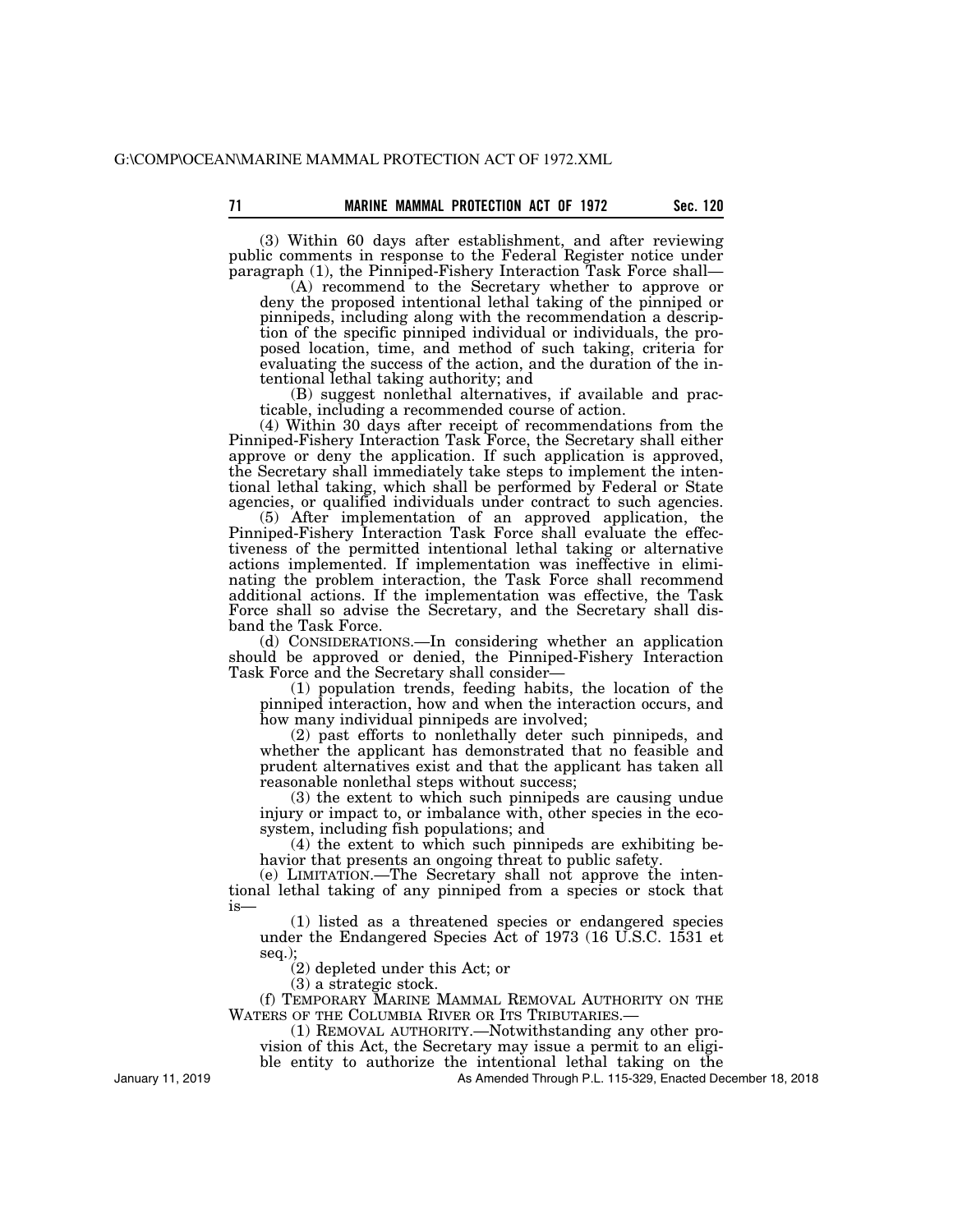(3) Within 60 days after establishment, and after reviewing public comments in response to the Federal Register notice under paragraph (1), the Pinniped-Fishery Interaction Task Force shall—

(A) recommend to the Secretary whether to approve or deny the proposed intentional lethal taking of the pinniped or pinnipeds, including along with the recommendation a description of the specific pinniped individual or individuals, the proposed location, time, and method of such taking, criteria for evaluating the success of the action, and the duration of the intentional lethal taking authority; and

(B) suggest nonlethal alternatives, if available and practicable, including a recommended course of action.

(4) Within 30 days after receipt of recommendations from the Pinniped-Fishery Interaction Task Force, the Secretary shall either approve or deny the application. If such application is approved, the Secretary shall immediately take steps to implement the intentional lethal taking, which shall be performed by Federal or State agencies, or qualified individuals under contract to such agencies.

(5) After implementation of an approved application, the Pinniped-Fishery Interaction Task Force shall evaluate the effectiveness of the permitted intentional lethal taking or alternative actions implemented. If implementation was ineffective in eliminating the problem interaction, the Task Force shall recommend additional actions. If the implementation was effective, the Task Force shall so advise the Secretary, and the Secretary shall disband the Task Force.

(d) CONSIDERATIONS.—In considering whether an application should be approved or denied, the Pinniped-Fishery Interaction Task Force and the Secretary shall consider—

(1) population trends, feeding habits, the location of the pinniped interaction, how and when the interaction occurs, and how many individual pinnipeds are involved;

(2) past efforts to nonlethally deter such pinnipeds, and whether the applicant has demonstrated that no feasible and prudent alternatives exist and that the applicant has taken all reasonable nonlethal steps without success;

(3) the extent to which such pinnipeds are causing undue injury or impact to, or imbalance with, other species in the ecosystem, including fish populations; and

(4) the extent to which such pinnipeds are exhibiting behavior that presents an ongoing threat to public safety.

(e) LIMITATION.—The Secretary shall not approve the intentional lethal taking of any pinniped from a species or stock that is—

(1) listed as a threatened species or endangered species under the Endangered Species Act of 1973 (16 U.S.C. 1531 et seq.);

(2) depleted under this Act; or

(3) a strategic stock.

(f) TEMPORARY MARINE MAMMAL REMOVAL AUTHORITY ON THE WATERS OF THE COLUMBIA RIVER OR ITS TRIBUTARIES.—

(1) REMOVAL AUTHORITY.—Notwithstanding any other provision of this Act, the Secretary may issue a permit to an eligible entity to authorize the intentional lethal taking on the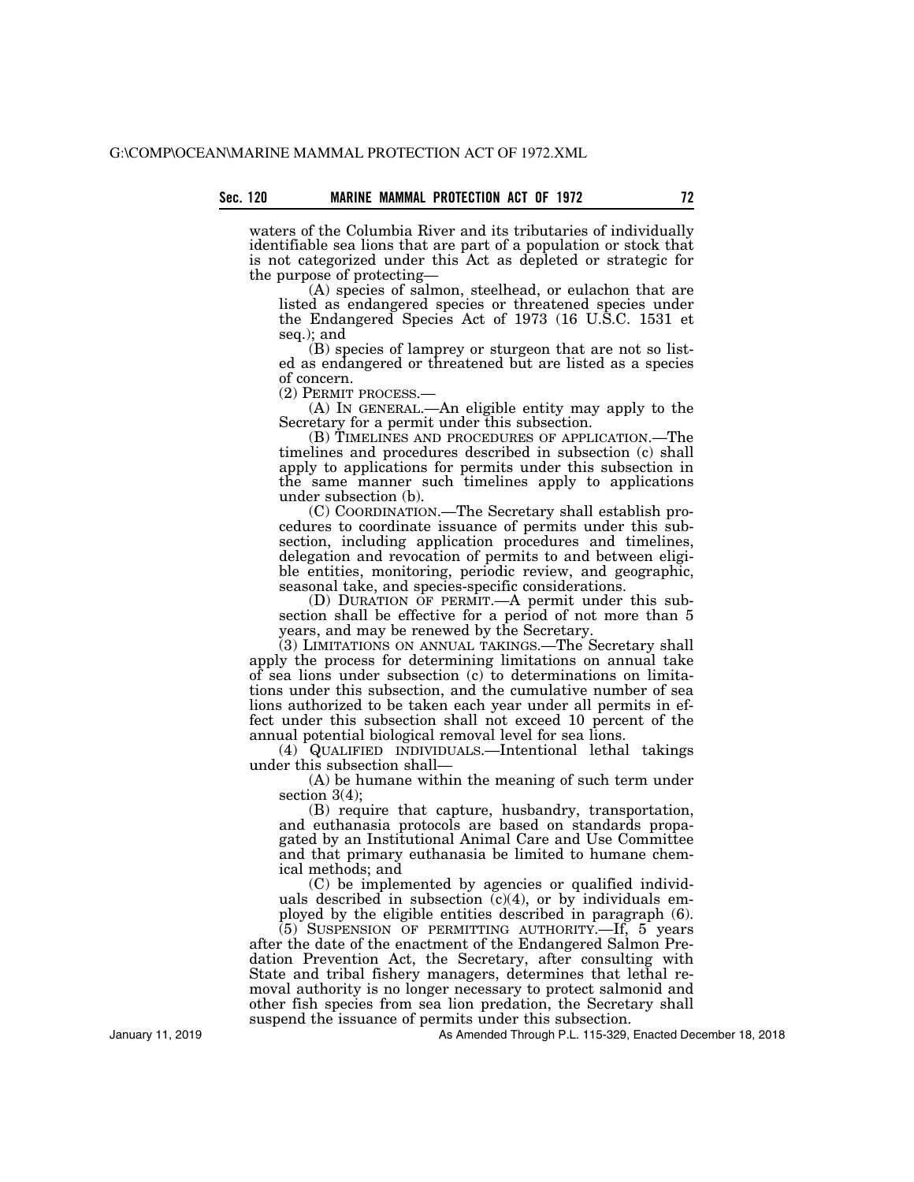waters of the Columbia River and its tributaries of individually identifiable sea lions that are part of a population or stock that is not categorized under this Act as depleted or strategic for the purpose of protecting—

(A) species of salmon, steelhead, or eulachon that are listed as endangered species or threatened species under the Endangered Species Act of 1973 (16 U.S.C. 1531 et seq.); and

(B) species of lamprey or sturgeon that are not so listed as endangered or threatened but are listed as a species of concern.

(2) PERMIT PROCESS.—

(A) IN GENERAL.—An eligible entity may apply to the Secretary for a permit under this subsection.

(B) TIMELINES AND PROCEDURES OF APPLICATION.—The timelines and procedures described in subsection (c) shall apply to applications for permits under this subsection in the same manner such timelines apply to applications under subsection (b).

(C) COORDINATION.—The Secretary shall establish procedures to coordinate issuance of permits under this subsection, including application procedures and timelines, delegation and revocation of permits to and between eligible entities, monitoring, periodic review, and geographic, seasonal take, and species-specific considerations.

(D) DURATION OF PERMIT.—A permit under this subsection shall be effective for a period of not more than 5 years, and may be renewed by the Secretary.

(3) LIMITATIONS ON ANNUAL TAKINGS.—The Secretary shall apply the process for determining limitations on annual take of sea lions under subsection (c) to determinations on limitations under this subsection, and the cumulative number of sea lions authorized to be taken each year under all permits in effect under this subsection shall not exceed 10 percent of the annual potential biological removal level for sea lions.

(4) QUALIFIED INDIVIDUALS.—Intentional lethal takings under this subsection shall—

(A) be humane within the meaning of such term under section 3(4);

(B) require that capture, husbandry, transportation, and euthanasia protocols are based on standards propagated by an Institutional Animal Care and Use Committee and that primary euthanasia be limited to humane chemical methods; and

(C) be implemented by agencies or qualified individuals described in subsection (c)(4), or by individuals employed by the eligible entities described in paragraph (6).

(5) SUSPENSION OF PERMITTING AUTHORITY.—If, 5 years after the date of the enactment of the Endangered Salmon Predation Prevention Act, the Secretary, after consulting with State and tribal fishery managers, determines that lethal removal authority is no longer necessary to protect salmonid and other fish species from sea lion predation, the Secretary shall suspend the issuance of permits under this subsection.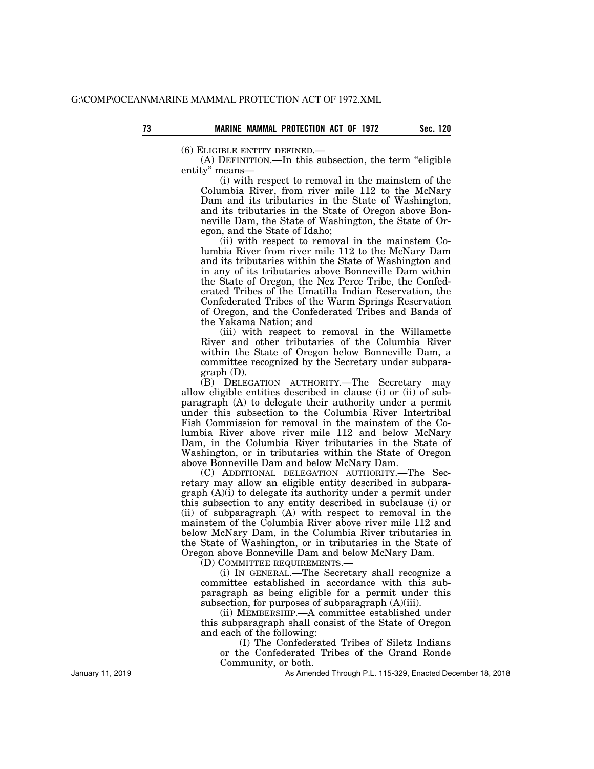(6) ELIGIBLE ENTITY DEFINED.—

(A) DEFINITION.—In this subsection, the term "eligible entity" means—

(i) with respect to removal in the mainstem of the Columbia River, from river mile 112 to the McNary Dam and its tributaries in the State of Washington, and its tributaries in the State of Oregon above Bonneville Dam, the State of Washington, the State of Oregon, and the State of Idaho;

(ii) with respect to removal in the mainstem Columbia River from river mile 112 to the McNary Dam and its tributaries within the State of Washington and in any of its tributaries above Bonneville Dam within the State of Oregon, the Nez Perce Tribe, the Confederated Tribes of the Umatilla Indian Reservation, the Confederated Tribes of the Warm Springs Reservation of Oregon, and the Confederated Tribes and Bands of the Yakama Nation; and

(iii) with respect to removal in the Willamette River and other tributaries of the Columbia River within the State of Oregon below Bonneville Dam, a committee recognized by the Secretary under subparagraph (D).

(B) DELEGATION AUTHORITY.—The Secretary may allow eligible entities described in clause (i) or (ii) of subparagraph (A) to delegate their authority under a permit under this subsection to the Columbia River Intertribal Fish Commission for removal in the mainstem of the Columbia River above river mile 112 and below McNary Dam, in the Columbia River tributaries in the State of Washington, or in tributaries within the State of Oregon above Bonneville Dam and below McNary Dam.

(C) ADDITIONAL DELEGATION AUTHORITY.—The Secretary may allow an eligible entity described in subparagraph (A)(i) to delegate its authority under a permit under this subsection to any entity described in subclause (i) or (ii) of subparagraph (A) with respect to removal in the mainstem of the Columbia River above river mile 112 and below McNary Dam, in the Columbia River tributaries in the State of Washington, or in tributaries in the State of Oregon above Bonneville Dam and below McNary Dam.

(D) COMMITTEE REQUIREMENTS.—

(i) IN GENERAL.—The Secretary shall recognize a committee established in accordance with this subparagraph as being eligible for a permit under this subsection, for purposes of subparagraph (A)(iii).

(ii) MEMBERSHIP.—A committee established under this subparagraph shall consist of the State of Oregon and each of the following:

(I) The Confederated Tribes of Siletz Indians or the Confederated Tribes of the Grand Ronde Community, or both.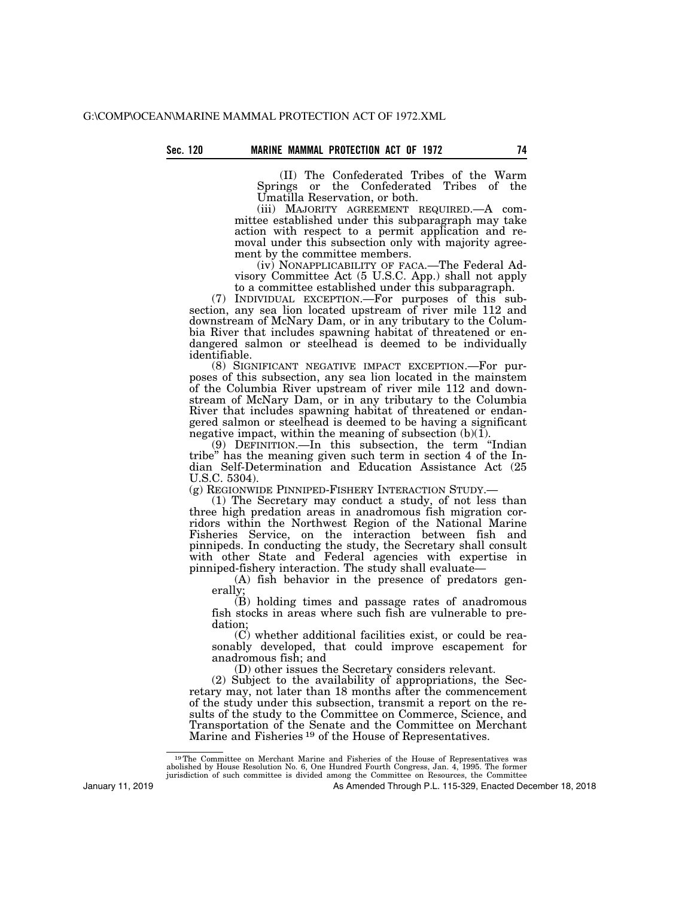(II) The Confederated Tribes of the Warm Springs or the Confederated Tribes of the Umatilla Reservation, or both.

(iii) MAJORITY AGREEMENT REQUIRED.—A committee established under this subparagraph may take action with respect to a permit application and removal under this subsection only with majority agreement by the committee members.

(iv) NONAPPLICABILITY OF FACA.—The Federal Advisory Committee Act (5 U.S.C. App.) shall not apply to a committee established under this subparagraph.

(7) INDIVIDUAL EXCEPTION.—For purposes of this subsection, any sea lion located upstream of river mile 112 and downstream of McNary Dam, or in any tributary to the Columbia River that includes spawning habitat of threatened or endangered salmon or steelhead is deemed to be individually identifiable.

(8) SIGNIFICANT NEGATIVE IMPACT EXCEPTION.—For purposes of this subsection, any sea lion located in the mainstem of the Columbia River upstream of river mile 112 and downstream of McNary Dam, or in any tributary to the Columbia River that includes spawning habitat of threatened or endangered salmon or steelhead is deemed to be having a significant negative impact, within the meaning of subsection (b)(1).

(9) DEFINITION.—In this subsection, the term "Indian tribe" has the meaning given such term in section 4 of the Indian Self-Determination and Education Assistance Act (25 U.S.C. 5304).

(g) REGIONWIDE PINNIPED-FISHERY INTERACTION STUDY.—

(1) The Secretary may conduct a study, of not less than three high predation areas in anadromous fish migration corridors within the Northwest Region of the National Marine Fisheries Service, on the interaction between fish and pinnipeds. In conducting the study, the Secretary shall consult with other State and Federal agencies with expertise in pinniped-fishery interaction. The study shall evaluate—

(A) fish behavior in the presence of predators generally;

(B) holding times and passage rates of anadromous fish stocks in areas where such fish are vulnerable to predation;

(C) whether additional facilities exist, or could be reasonably developed, that could improve escapement for anadromous fish; and

(D) other issues the Secretary considers relevant.

(2) Subject to the availability of appropriations, the Secretary may, not later than 18 months after the commencement of the study under this subsection, transmit a report on the results of the study to the Committee on Commerce, Science, and Transportation of the Senate and the Committee on Merchant Marine and Fisheries [19] of the House of Representatives.

---

[19] The Committee on Merchant Marine and Fisheries of the House of Representatives was abolished by House Resolution No. 6, One Hundred Fourth Congress, Jan. 4, 1995. The former jurisdiction of such committee is divided among the Committee on Resources, the Committee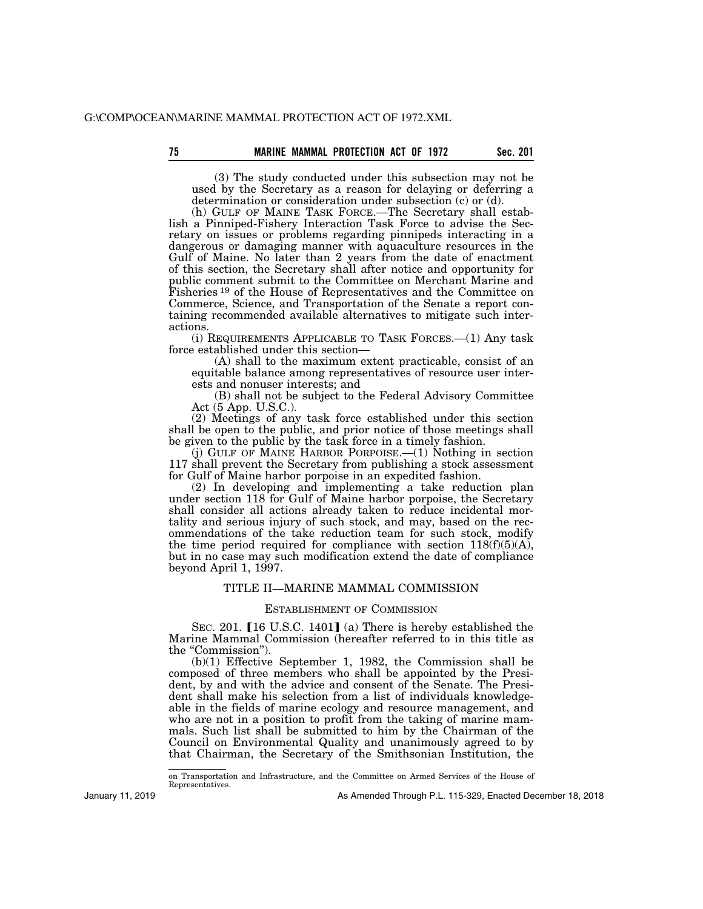(3) The study conducted under this subsection may not be used by the Secretary as a reason for delaying or deferring a determination or consideration under subsection (c) or (d).

(h) GULF OF MAINE TASK FORCE.—The Secretary shall establish a Pinniped-Fishery Interaction Task Force to advise the Secretary on issues or problems regarding pinnipeds interacting in a dangerous or damaging manner with aquaculture resources in the Gulf of Maine. No later than 2 years from the date of enactment of this section, the Secretary shall after notice and opportunity for public comment submit to the Committee on Merchant Marine and Fisheries [19] of the House of Representatives and the Committee on Commerce, Science, and Transportation of the Senate a report containing recommended available alternatives to mitigate such interactions.

(i) REQUIREMENTS APPLICABLE TO TASK FORCES.—(1) Any task force established under this section—

(A) shall to the maximum extent practicable, consist of an equitable balance among representatives of resource user interests and nonuser interests; and

(B) shall not be subject to the Federal Advisory Committee Act (5 App. U.S.C.).

(2) Meetings of any task force established under this section shall be open to the public, and prior notice of those meetings shall be given to the public by the task force in a timely fashion.

(j) GULF OF MAINE HARBOR PORPOISE.—(1) Nothing in section 117 shall prevent the Secretary from publishing a stock assessment for Gulf of Maine harbor porpoise in an expedited fashion.

(2) In developing and implementing a take reduction plan under section 118 for Gulf of Maine harbor porpoise, the Secretary shall consider all actions already taken to reduce incidental mortality and serious injury of such stock, and may, based on the recommendations of the take reduction team for such stock, modify the time period required for compliance with section 118(f)(5)(A), but in no case may such modification extend the date of compliance beyond April 1, 1997.

## TITLE II—MARINE MAMMAL COMMISSION

### ESTABLISHMENT OF COMMISSION

SEC. 201. [16 U.S.C. 1401] (a) There is hereby established the Marine Mammal Commission (hereafter referred to in this title as the "Commission").

(b)(1) Effective September 1, 1982, the Commission shall be composed of three members who shall be appointed by the President, by and with the advice and consent of the Senate. The President shall make his selection from a list of individuals knowledgeable in the fields of marine ecology and resource management, and who are not in a position to profit from the taking of marine mammals. Such list shall be submitted to him by the Chairman of the Council on Environmental Quality and unanimously agreed to by that Chairman, the Secretary of the Smithsonian Institution, the

---

on Transportation and Infrastructure, and the Committee on Armed Services of the House of Representatives.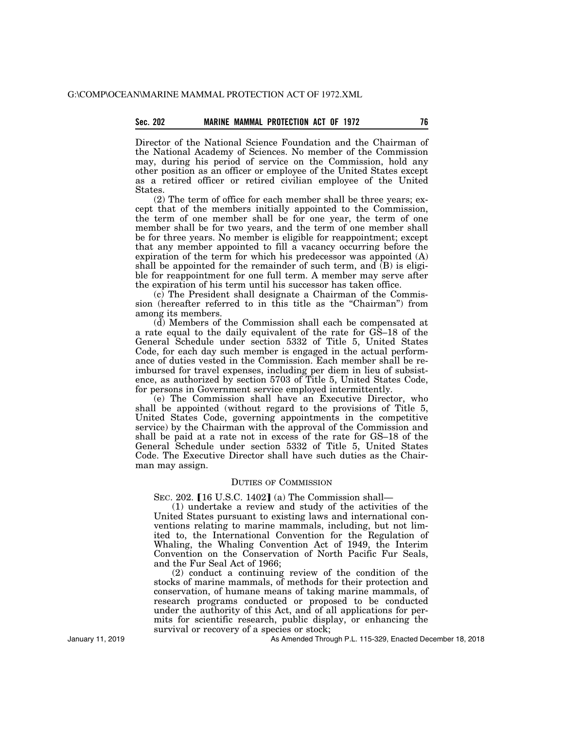Director of the National Science Foundation and the Chairman of the National Academy of Sciences. No member of the Commission may, during his period of service on the Commission, hold any other position as an officer or employee of the United States except as a retired officer or retired civilian employee of the United States.

(2) The term of office for each member shall be three years; except that of the members initially appointed to the Commission, the term of one member shall be for one year, the term of one member shall be for two years, and the term of one member shall be for three years. No member is eligible for reappointment; except that any member appointed to fill a vacancy occurring before the expiration of the term for which his predecessor was appointed (A) shall be appointed for the remainder of such term, and (B) is eligible for reappointment for one full term. A member may serve after the expiration of his term until his successor has taken office.

(c) The President shall designate a Chairman of the Commission (hereafter referred to in this title as the "Chairman") from among its members.

(d) Members of the Commission shall each be compensated at a rate equal to the daily equivalent of the rate for GS–18 of the General Schedule under section 5332 of Title 5, United States Code, for each day such member is engaged in the actual performance of duties vested in the Commission. Each member shall be reimbursed for travel expenses, including per diem in lieu of subsistence, as authorized by section 5703 of Title 5, United States Code, for persons in Government service employed intermittently.

(e) The Commission shall have an Executive Director, who shall be appointed (without regard to the provisions of Title 5, United States Code, governing appointments in the competitive service) by the Chairman with the approval of the Commission and shall be paid at a rate not in excess of the rate for GS–18 of the General Schedule under section 5332 of Title 5, United States Code. The Executive Director shall have such duties as the Chairman may assign.

DUTIES OF COMMISSION

SEC. 202. 【16 U.S.C. 1402】 (a) The Commission shall—

(1) undertake a review and study of the activities of the United States pursuant to existing laws and international conventions relating to marine mammals, including, but not limited to, the International Convention for the Regulation of Whaling, the Whaling Convention Act of 1949, the Interim Convention on the Conservation of North Pacific Fur Seals, and the Fur Seal Act of 1966;

(2) conduct a continuing review of the condition of the stocks of marine mammals, of methods for their protection and conservation, of humane means of taking marine mammals, of research programs conducted or proposed to be conducted under the authority of this Act, and of all applications for permits for scientific research, public display, or enhancing the survival or recovery of a species or stock;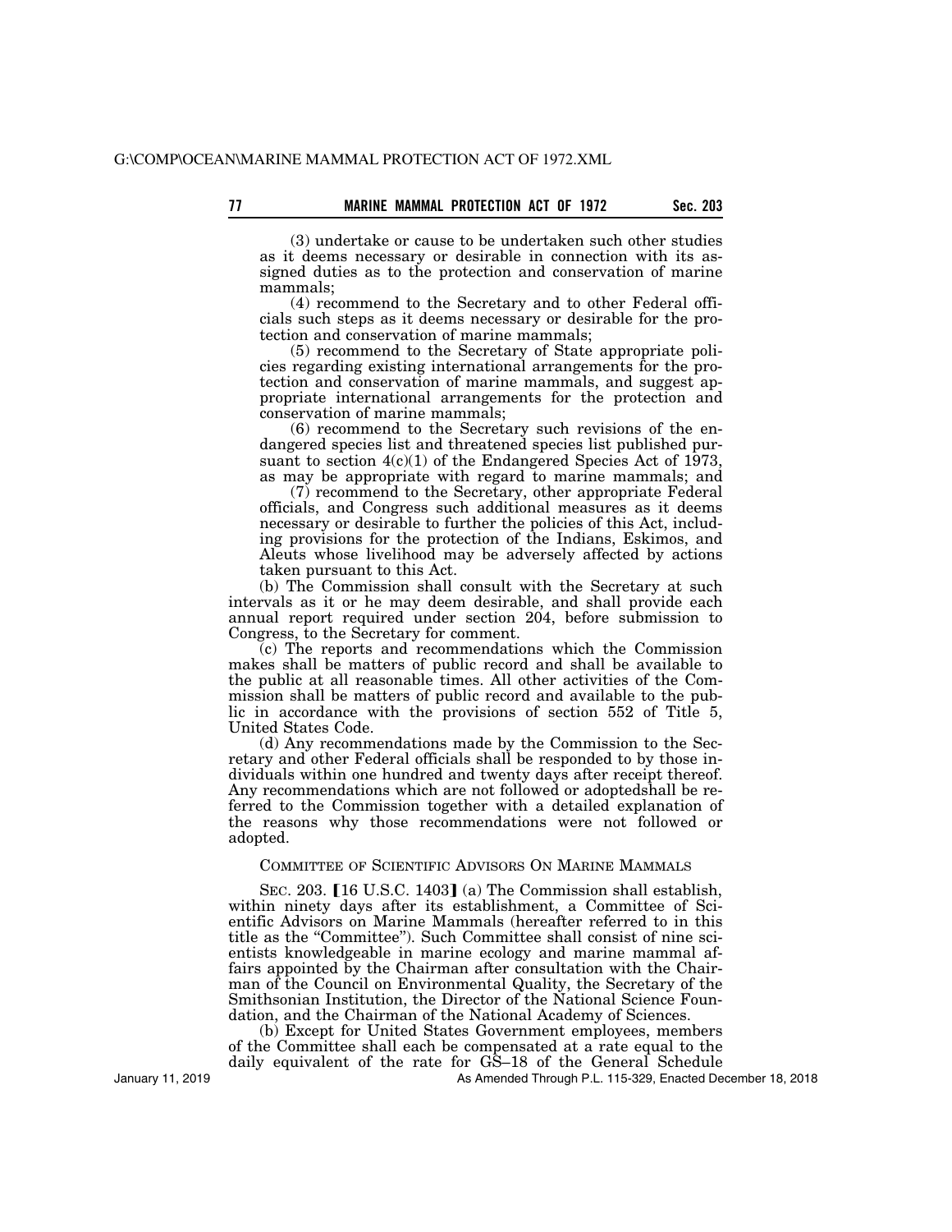(3) undertake or cause to be undertaken such other studies as it deems necessary or desirable in connection with its assigned duties as to the protection and conservation of marine mammals;

(4) recommend to the Secretary and to other Federal officials such steps as it deems necessary or desirable for the protection and conservation of marine mammals;

(5) recommend to the Secretary of State appropriate policies regarding existing international arrangements for the protection and conservation of marine mammals, and suggest appropriate international arrangements for the protection and conservation of marine mammals;

(6) recommend to the Secretary such revisions of the endangered species list and threatened species list published pursuant to section 4(c)(1) of the Endangered Species Act of 1973, as may be appropriate with regard to marine mammals; and

(7) recommend to the Secretary, other appropriate Federal officials, and Congress such additional measures as it deems necessary or desirable to further the policies of this Act, including provisions for the protection of the Indians, Eskimos, and Aleuts whose livelihood may be adversely affected by actions taken pursuant to this Act.

(b) The Commission shall consult with the Secretary at such intervals as it or he may deem desirable, and shall provide each annual report required under section 204, before submission to Congress, to the Secretary for comment.

(c) The reports and recommendations which the Commission makes shall be matters of public record and shall be available to the public at all reasonable times. All other activities of the Commission shall be matters of public record and available to the public in accordance with the provisions of section 552 of Title 5, United States Code.

(d) Any recommendations made by the Commission to the Secretary and other Federal officials shall be responded to by those individuals within one hundred and twenty days after receipt thereof. Any recommendations which are not followed or adoptedshall be referred to the Commission together with a detailed explanation of the reasons why those recommendations were not followed or adopted.

COMMITTEE OF SCIENTIFIC ADVISORS ON MARINE MAMMALS

SEC. 203. [16 U.S.C. 1403] (a) The Commission shall establish, within ninety days after its establishment, a Committee of Scientific Advisors on Marine Mammals (hereafter referred to in this title as the "Committee"). Such Committee shall consist of nine scientists knowledgeable in marine ecology and marine mammal affairs appointed by the Chairman after consultation with the Chairman of the Council on Environmental Quality, the Secretary of the Smithsonian Institution, the Director of the National Science Foundation, and the Chairman of the National Academy of Sciences.

(b) Except for United States Government employees, members of the Committee shall each be compensated at a rate equal to the daily equivalent of the rate for GS–18 of the General Schedule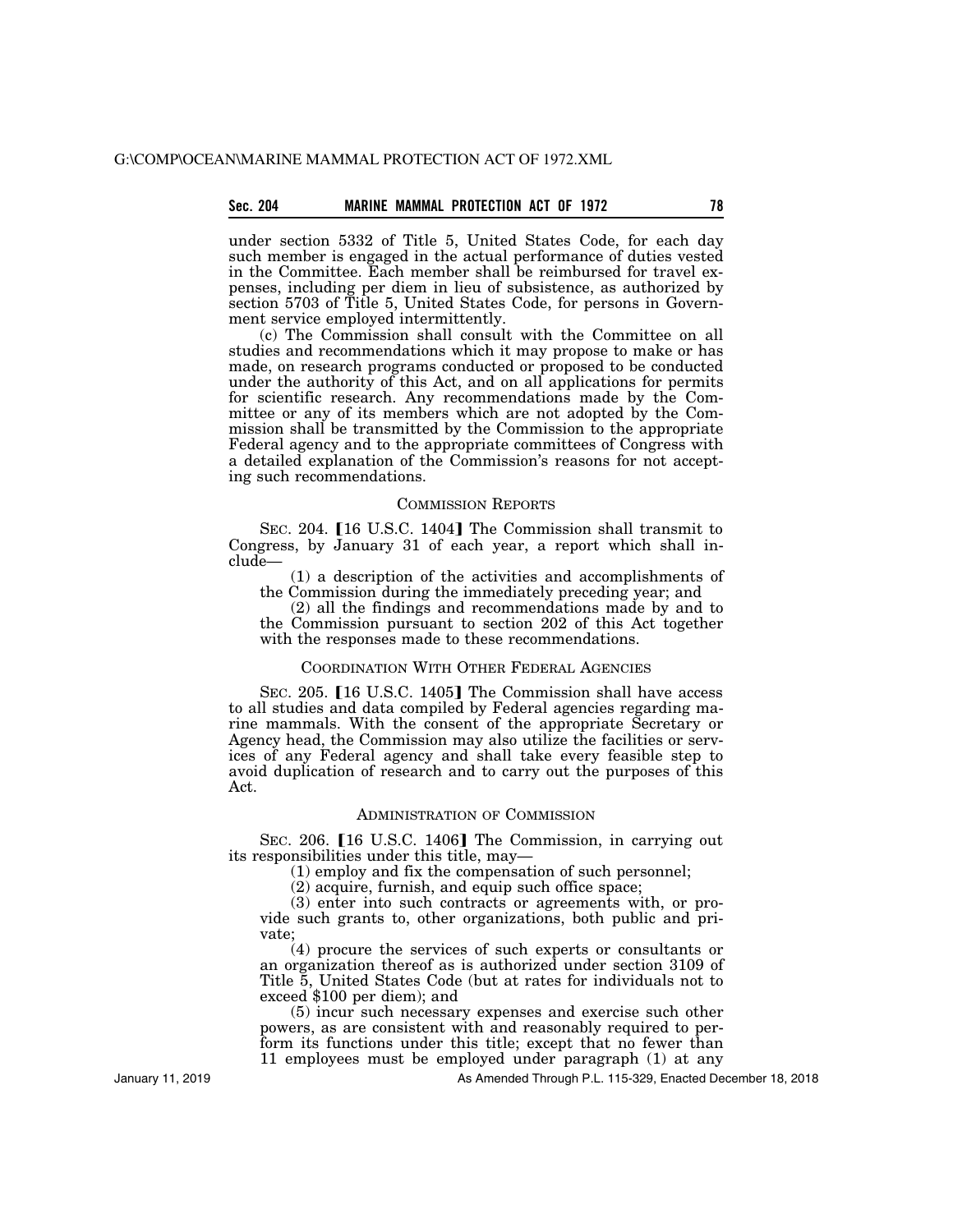under section 5332 of Title 5, United States Code, for each day such member is engaged in the actual performance of duties vested in the Committee. Each member shall be reimbursed for travel expenses, including per diem in lieu of subsistence, as authorized by section 5703 of Title 5, United States Code, for persons in Government service employed intermittently.

(c) The Commission shall consult with the Committee on all studies and recommendations which it may propose to make or has made, on research programs conducted or proposed to be conducted under the authority of this Act, and on all applications for permits for scientific research. Any recommendations made by the Committee or any of its members which are not adopted by the Commission shall be transmitted by the Commission to the appropriate Federal agency and to the appropriate committees of Congress with a detailed explanation of the Commission's reasons for not accepting such recommendations.

### COMMISSION REPORTS

SEC. 204. [16 U.S.C. 1404] The Commission shall transmit to Congress, by January 31 of each year, a report which shall include—

(1) a description of the activities and accomplishments of the Commission during the immediately preceding year; and

(2) all the findings and recommendations made by and to the Commission pursuant to section 202 of this Act together with the responses made to these recommendations.

### COORDINATION WITH OTHER FEDERAL AGENCIES

SEC. 205. [16 U.S.C. 1405] The Commission shall have access to all studies and data compiled by Federal agencies regarding marine mammals. With the consent of the appropriate Secretary or Agency head, the Commission may also utilize the facilities or services of any Federal agency and shall take every feasible step to avoid duplication of research and to carry out the purposes of this Act.

### ADMINISTRATION OF COMMISSION

SEC. 206. [16 U.S.C. 1406] The Commission, in carrying out its responsibilities under this title, may—

(1) employ and fix the compensation of such personnel;

(2) acquire, furnish, and equip such office space;

(3) enter into such contracts or agreements with, or provide such grants to, other organizations, both public and private;

(4) procure the services of such experts or consultants or an organization thereof as is authorized under section 3109 of Title 5, United States Code (but at rates for individuals not to exceed $100 per diem); and

(5) incur such necessary expenses and exercise such other powers, as are consistent with and reasonably required to perform its functions under this title; except that no fewer than 11 employees must be employed under paragraph (1) at any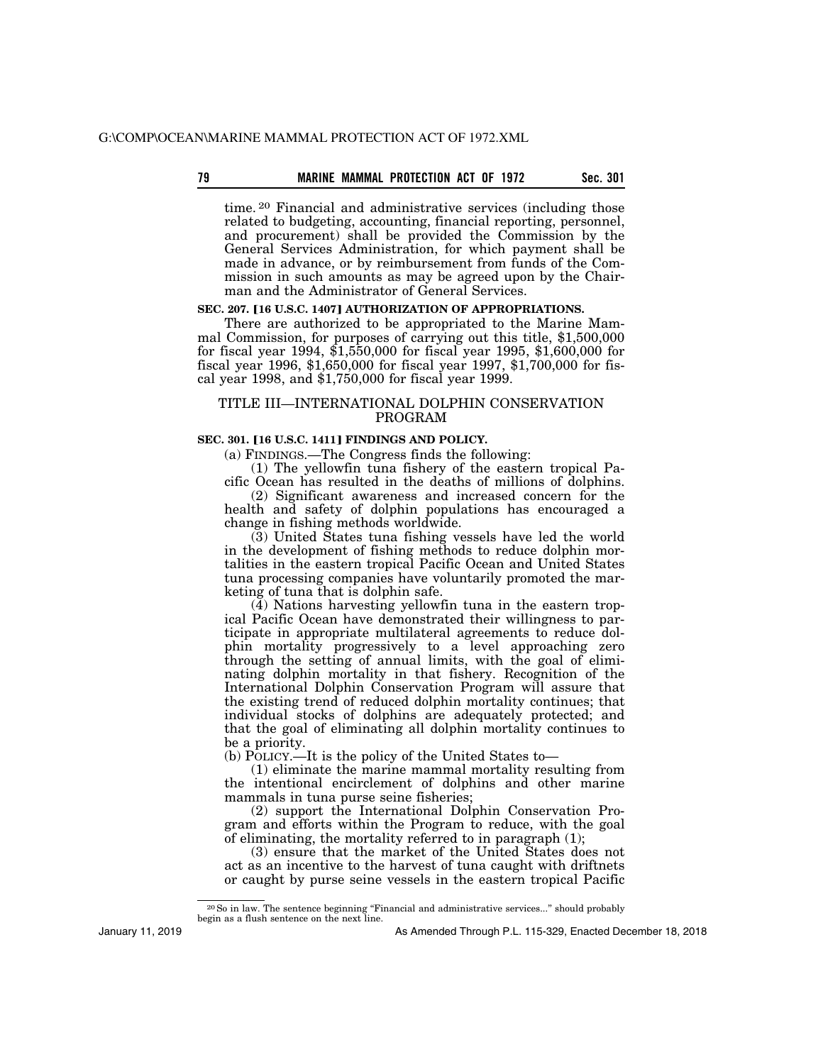time.[20] Financial and administrative services (including those related to budgeting, accounting, financial reporting, personnel, and procurement) shall be provided the Commission by the General Services Administration, for which payment shall be made in advance, or by reimbursement from funds of the Commission in such amounts as may be agreed upon by the Chairman and the Administrator of General Services.

**SEC. 207. [16 U.S.C. 1407] AUTHORIZATION OF APPROPRIATIONS.**

There are authorized to be appropriated to the Marine Mammal Commission, for purposes of carrying out this title, $1,500,000 for fiscal year 1994, $1,550,000 for fiscal year 1995, $1,600,000 for fiscal year 1996, $1,650,000 for fiscal year 1997, $1,700,000 for fiscal year 1998, and $1,750,000 for fiscal year 1999.

## TITLE III—INTERNATIONAL DOLPHIN CONSERVATION PROGRAM

**SEC. 301. [16 U.S.C. 1411] FINDINGS AND POLICY.**

(a) FINDINGS.—The Congress finds the following:

(1) The yellowfin tuna fishery of the eastern tropical Pacific Ocean has resulted in the deaths of millions of dolphins.

(2) Significant awareness and increased concern for the health and safety of dolphin populations has encouraged a change in fishing methods worldwide.

(3) United States tuna fishing vessels have led the world in the development of fishing methods to reduce dolphin mortalities in the eastern tropical Pacific Ocean and United States tuna processing companies have voluntarily promoted the marketing of tuna that is dolphin safe.

(4) Nations harvesting yellowfin tuna in the eastern tropical Pacific Ocean have demonstrated their willingness to participate in appropriate multilateral agreements to reduce dolphin mortality progressively to a level approaching zero through the setting of annual limits, with the goal of eliminating dolphin mortality in that fishery. Recognition of the International Dolphin Conservation Program will assure that the existing trend of reduced dolphin mortality continues; that individual stocks of dolphins are adequately protected; and that the goal of eliminating all dolphin mortality continues to be a priority.

(b) POLICY.—It is the policy of the United States to—

(1) eliminate the marine mammal mortality resulting from the intentional encirclement of dolphins and other marine mammals in tuna purse seine fisheries;

(2) support the International Dolphin Conservation Program and efforts within the Program to reduce, with the goal of eliminating, the mortality referred to in paragraph (1);

(3) ensure that the market of the United States does not act as an incentive to the harvest of tuna caught with driftnets or caught by purse seine vessels in the eastern tropical Pacific

[20] So in law. The sentence beginning "Financial and administrative services..." should probably begin as a flush sentence on the next line.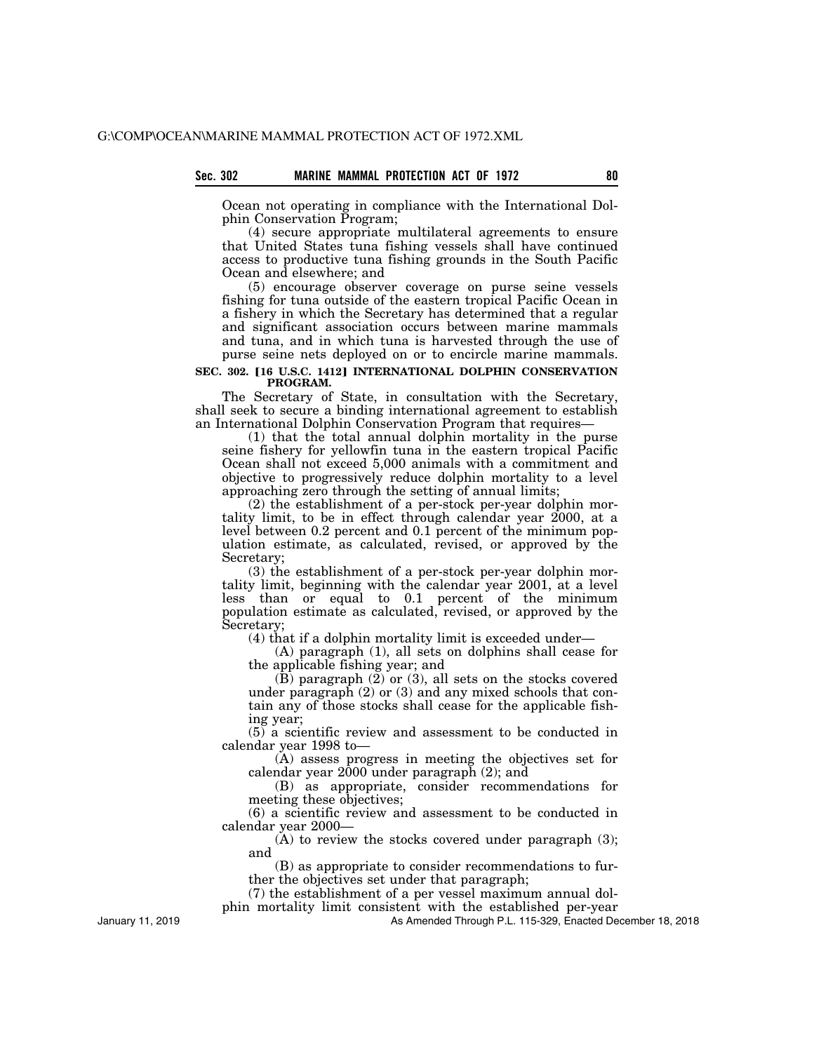Ocean not operating in compliance with the International Dolphin Conservation Program;

(4) secure appropriate multilateral agreements to ensure that United States tuna fishing vessels shall have continued access to productive tuna fishing grounds in the South Pacific Ocean and elsewhere; and

(5) encourage observer coverage on purse seine vessels fishing for tuna outside of the eastern tropical Pacific Ocean in a fishery in which the Secretary has determined that a regular and significant association occurs between marine mammals and tuna, and in which tuna is harvested through the use of purse seine nets deployed on or to encircle marine mammals.

**SEC. 302. [16 U.S.C. 1412] INTERNATIONAL DOLPHIN CONSERVATION PROGRAM.**

The Secretary of State, in consultation with the Secretary, shall seek to secure a binding international agreement to establish an International Dolphin Conservation Program that requires—

(1) that the total annual dolphin mortality in the purse seine fishery for yellowfin tuna in the eastern tropical Pacific Ocean shall not exceed 5,000 animals with a commitment and objective to progressively reduce dolphin mortality to a level approaching zero through the setting of annual limits;

(2) the establishment of a per-stock per-year dolphin mortality limit, to be in effect through calendar year 2000, at a level between 0.2 percent and 0.1 percent of the minimum population estimate, as calculated, revised, or approved by the Secretary;

(3) the establishment of a per-stock per-year dolphin mortality limit, beginning with the calendar year 2001, at a level less than or equal to 0.1 percent of the minimum population estimate as calculated, revised, or approved by the Secretary;

(4) that if a dolphin mortality limit is exceeded under—

(A) paragraph (1), all sets on dolphins shall cease for the applicable fishing year; and

(B) paragraph (2) or (3), all sets on the stocks covered under paragraph (2) or (3) and any mixed schools that contain any of those stocks shall cease for the applicable fishing year;

(5) a scientific review and assessment to be conducted in calendar year 1998 to—

(A) assess progress in meeting the objectives set for calendar year 2000 under paragraph (2); and

(B) as appropriate, consider recommendations for meeting these objectives;

(6) a scientific review and assessment to be conducted in calendar year 2000—

(A) to review the stocks covered under paragraph (3); and

(B) as appropriate to consider recommendations to further the objectives set under that paragraph;

(7) the establishment of a per vessel maximum annual dolphin mortality limit consistent with the established per-year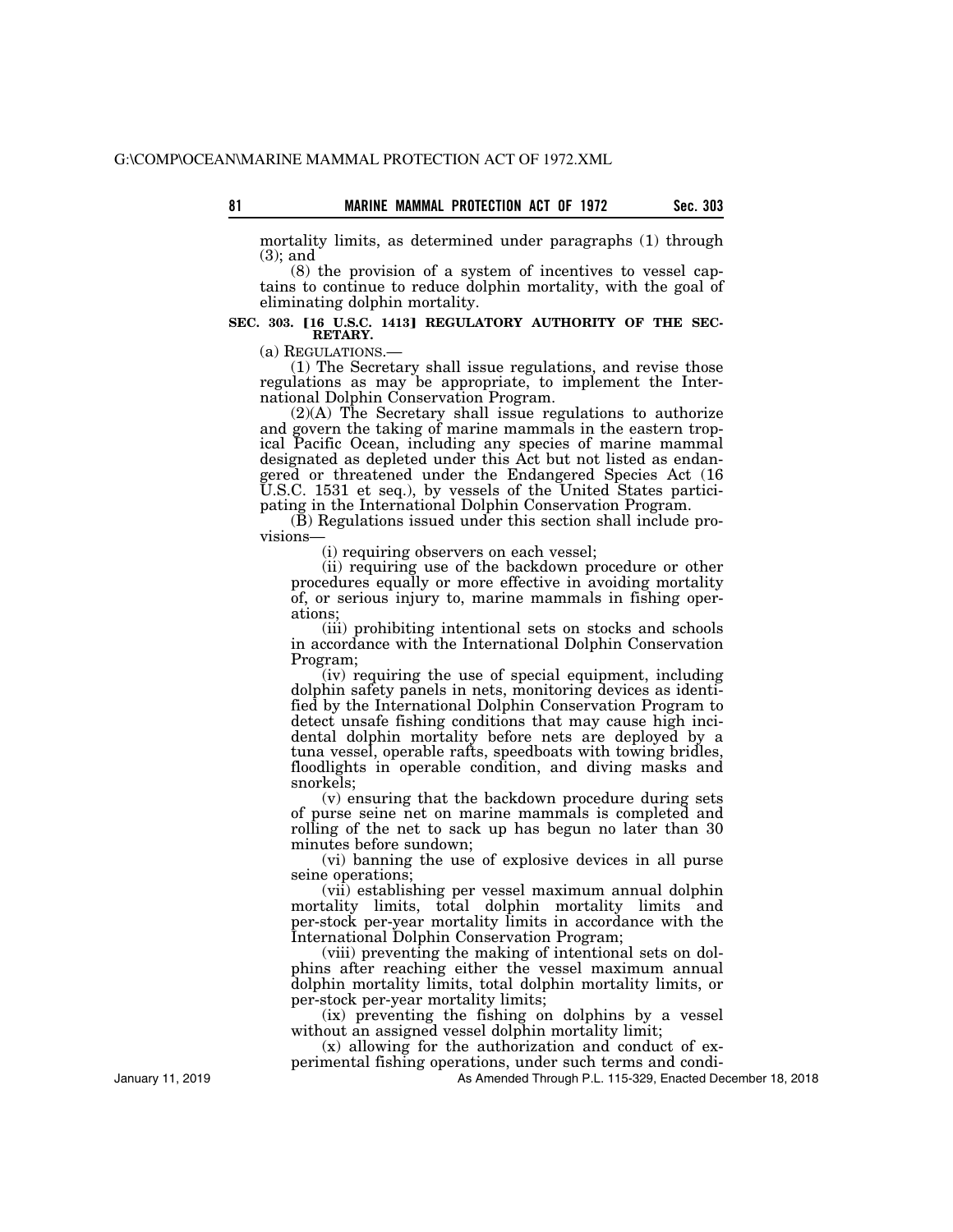mortality limits, as determined under paragraphs (1) through (3); and

(8) the provision of a system of incentives to vessel captains to continue to reduce dolphin mortality, with the goal of eliminating dolphin mortality.

**SEC. 303. [16 U.S.C. 1413] REGULATORY AUTHORITY OF THE SECRETARY.**

(a) REGULATIONS.—

(1) The Secretary shall issue regulations, and revise those regulations as may be appropriate, to implement the International Dolphin Conservation Program.

(2)(A) The Secretary shall issue regulations to authorize and govern the taking of marine mammals in the eastern tropical Pacific Ocean, including any species of marine mammal designated as depleted under this Act but not listed as endangered or threatened under the Endangered Species Act (16 U.S.C. 1531 et seq.), by vessels of the United States participating in the International Dolphin Conservation Program.

(B) Regulations issued under this section shall include provisions—

(i) requiring observers on each vessel;

(ii) requiring use of the backdown procedure or other procedures equally or more effective in avoiding mortality of, or serious injury to, marine mammals in fishing operations;

(iii) prohibiting intentional sets on stocks and schools in accordance with the International Dolphin Conservation Program;

(iv) requiring the use of special equipment, including dolphin safety panels in nets, monitoring devices as identified by the International Dolphin Conservation Program to detect unsafe fishing conditions that may cause high incidental dolphin mortality before nets are deployed by a tuna vessel, operable rafts, speedboats with towing bridles, floodlights in operable condition, and diving masks and snorkels;

(v) ensuring that the backdown procedure during sets of purse seine net on marine mammals is completed and rolling of the net to sack up has begun no later than 30 minutes before sundown;

(vi) banning the use of explosive devices in all purse seine operations;

(vii) establishing per vessel maximum annual dolphin mortality limits, total dolphin mortality limits and per-stock per-year mortality limits in accordance with the International Dolphin Conservation Program;

(viii) preventing the making of intentional sets on dolphins after reaching either the vessel maximum annual dolphin mortality limits, total dolphin mortality limits, or per-stock per-year mortality limits;

(ix) preventing the fishing on dolphins by a vessel without an assigned vessel dolphin mortality limit;

(x) allowing for the authorization and conduct of experimental fishing operations, under such terms and condi-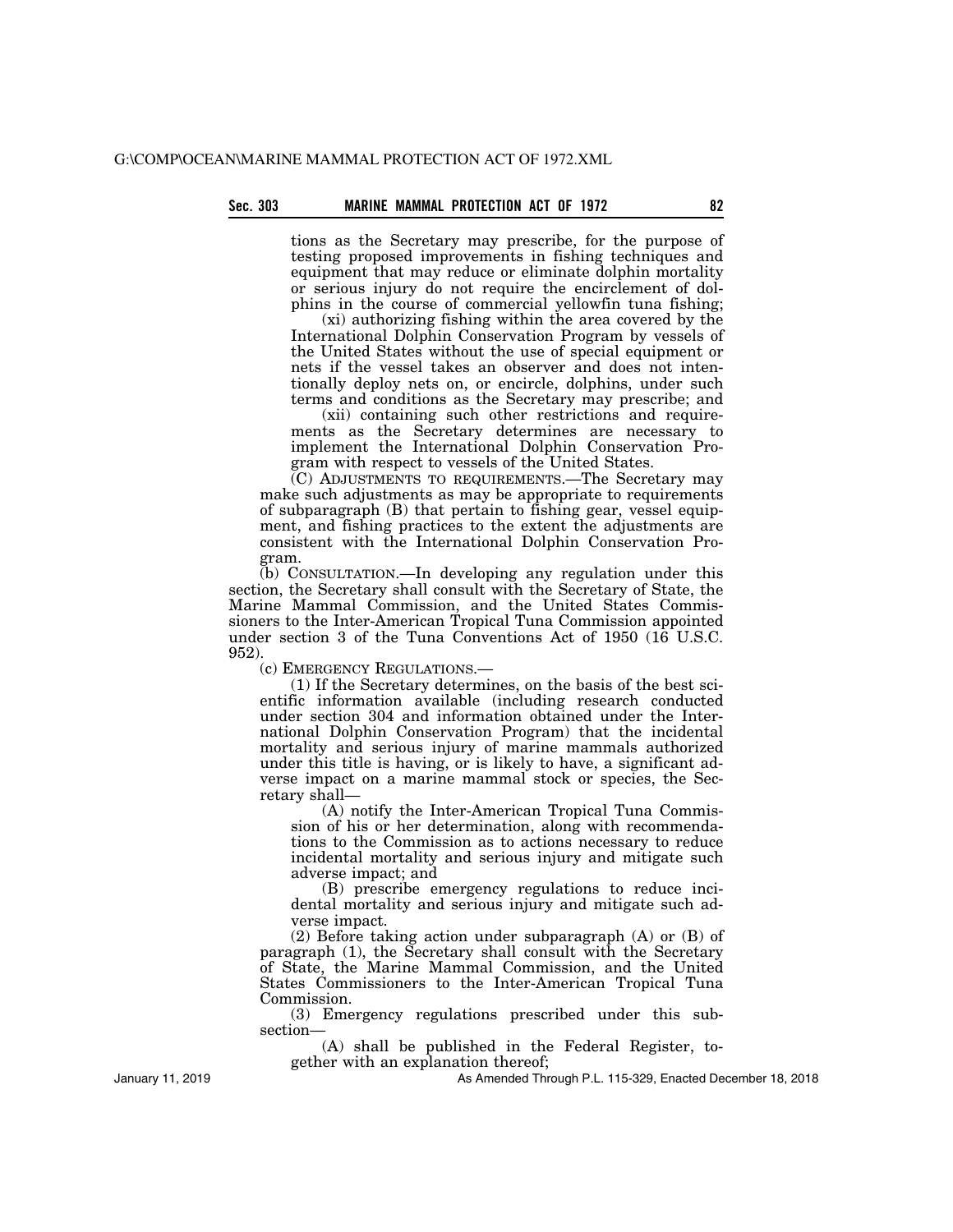tions as the Secretary may prescribe, for the purpose of testing proposed improvements in fishing techniques and equipment that may reduce or eliminate dolphin mortality or serious injury do not require the encirclement of dolphins in the course of commercial yellowfin tuna fishing;

(xi) authorizing fishing within the area covered by the International Dolphin Conservation Program by vessels of the United States without the use of special equipment or nets if the vessel takes an observer and does not intentionally deploy nets on, or encircle, dolphins, under such terms and conditions as the Secretary may prescribe; and

(xii) containing such other restrictions and requirements as the Secretary determines are necessary to implement the International Dolphin Conservation Program with respect to vessels of the United States.

(C) ADJUSTMENTS TO REQUIREMENTS.—The Secretary may make such adjustments as may be appropriate to requirements of subparagraph (B) that pertain to fishing gear, vessel equipment, and fishing practices to the extent the adjustments are consistent with the International Dolphin Conservation Program.

(b) CONSULTATION.—In developing any regulation under this section, the Secretary shall consult with the Secretary of State, the Marine Mammal Commission, and the United States Commissioners to the Inter-American Tropical Tuna Commission appointed under section 3 of the Tuna Conventions Act of 1950 (16 U.S.C. 952).

(c) EMERGENCY REGULATIONS.—

(1) If the Secretary determines, on the basis of the best scientific information available (including research conducted under section 304 and information obtained under the International Dolphin Conservation Program) that the incidental mortality and serious injury of marine mammals authorized under this title is having, or is likely to have, a significant adverse impact on a marine mammal stock or species, the Secretary shall—

(A) notify the Inter-American Tropical Tuna Commission of his or her determination, along with recommendations to the Commission as to actions necessary to reduce incidental mortality and serious injury and mitigate such adverse impact; and

(B) prescribe emergency regulations to reduce incidental mortality and serious injury and mitigate such adverse impact.

(2) Before taking action under subparagraph (A) or (B) of paragraph (1), the Secretary shall consult with the Secretary of State, the Marine Mammal Commission, and the United States Commissioners to the Inter-American Tropical Tuna Commission.

(3) Emergency regulations prescribed under this subsection—

(A) shall be published in the Federal Register, together with an explanation thereof;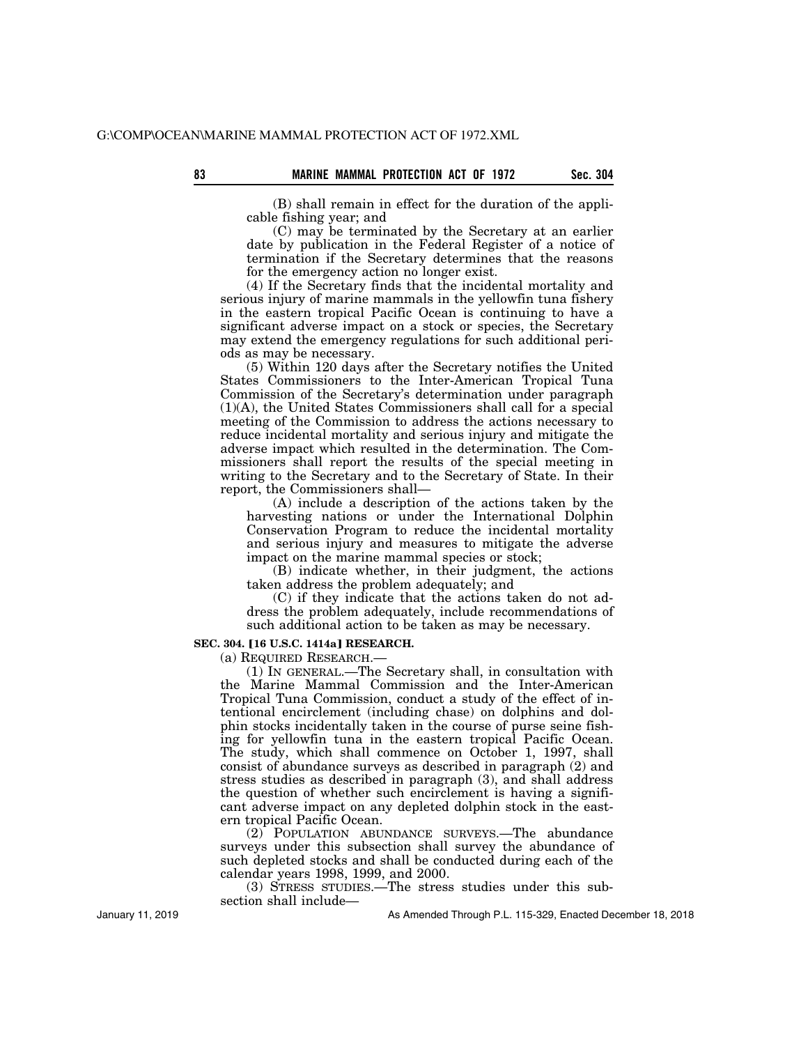(B) shall remain in effect for the duration of the applicable fishing year; and

(C) may be terminated by the Secretary at an earlier date by publication in the Federal Register of a notice of termination if the Secretary determines that the reasons for the emergency action no longer exist.

(4) If the Secretary finds that the incidental mortality and serious injury of marine mammals in the yellowfin tuna fishery in the eastern tropical Pacific Ocean is continuing to have a significant adverse impact on a stock or species, the Secretary may extend the emergency regulations for such additional periods as may be necessary.

(5) Within 120 days after the Secretary notifies the United States Commissioners to the Inter-American Tropical Tuna Commission of the Secretary's determination under paragraph (1)(A), the United States Commissioners shall call for a special meeting of the Commission to address the actions necessary to reduce incidental mortality and serious injury and mitigate the adverse impact which resulted in the determination. The Commissioners shall report the results of the special meeting in writing to the Secretary and to the Secretary of State. In their report, the Commissioners shall—

(A) include a description of the actions taken by the harvesting nations or under the International Dolphin Conservation Program to reduce the incidental mortality and serious injury and measures to mitigate the adverse impact on the marine mammal species or stock;

(B) indicate whether, in their judgment, the actions taken address the problem adequately; and

(C) if they indicate that the actions taken do not address the problem adequately, include recommendations of such additional action to be taken as may be necessary.

**SEC. 304. [16 U.S.C. 1414a] RESEARCH.**

(a) REQUIRED RESEARCH.—

(1) IN GENERAL.—The Secretary shall, in consultation with the Marine Mammal Commission and the Inter-American Tropical Tuna Commission, conduct a study of the effect of intentional encirclement (including chase) on dolphins and dolphin stocks incidentally taken in the course of purse seine fishing for yellowfin tuna in the eastern tropical Pacific Ocean. The study, which shall commence on October 1, 1997, shall consist of abundance surveys as described in paragraph (2) and stress studies as described in paragraph (3), and shall address the question of whether such encirclement is having a significant adverse impact on any depleted dolphin stock in the eastern tropical Pacific Ocean.

(2) POPULATION ABUNDANCE SURVEYS.—The abundance surveys under this subsection shall survey the abundance of such depleted stocks and shall be conducted during each of the calendar years 1998, 1999, and 2000.

(3) STRESS STUDIES.—The stress studies under this subsection shall include—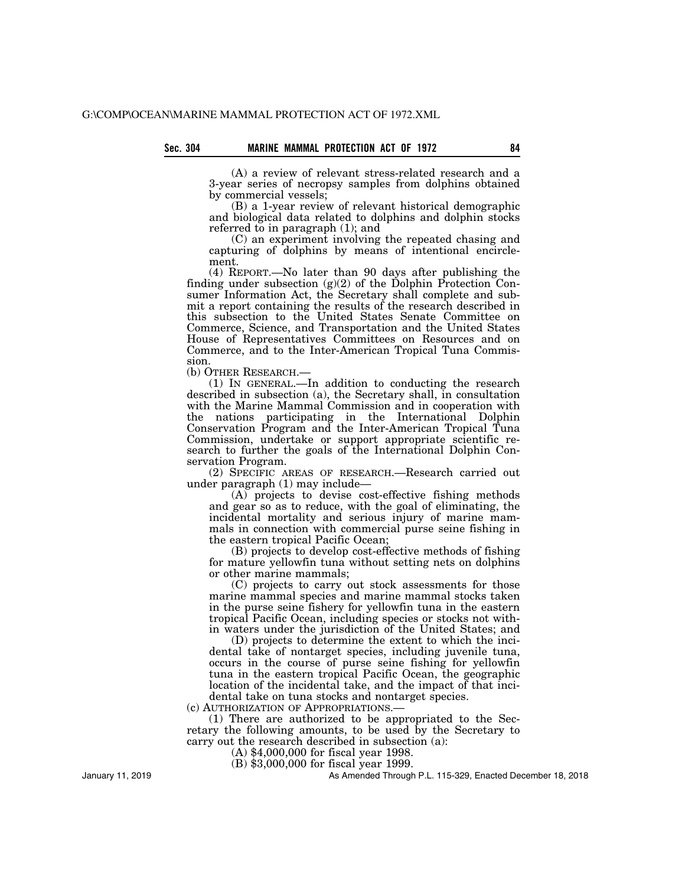(A) a review of relevant stress-related research and a 3-year series of necropsy samples from dolphins obtained by commercial vessels;

(B) a 1-year review of relevant historical demographic and biological data related to dolphins and dolphin stocks referred to in paragraph (1); and

(C) an experiment involving the repeated chasing and capturing of dolphins by means of intentional encirclement.

(4) REPORT.—No later than 90 days after publishing the finding under subsection (g)(2) of the Dolphin Protection Consumer Information Act, the Secretary shall complete and submit a report containing the results of the research described in this subsection to the United States Senate Committee on Commerce, Science, and Transportation and the United States House of Representatives Committees on Resources and on Commerce, and to the Inter-American Tropical Tuna Commission.

(b) OTHER RESEARCH.—

(1) IN GENERAL.—In addition to conducting the research described in subsection (a), the Secretary shall, in consultation with the Marine Mammal Commission and in cooperation with the nations participating in the International Dolphin Conservation Program and the Inter-American Tropical Tuna Commission, undertake or support appropriate scientific research to further the goals of the International Dolphin Conservation Program.

(2) SPECIFIC AREAS OF RESEARCH.—Research carried out under paragraph (1) may include—

(A) projects to devise cost-effective fishing methods and gear so as to reduce, with the goal of eliminating, the incidental mortality and serious injury of marine mammals in connection with commercial purse seine fishing in the eastern tropical Pacific Ocean;

(B) projects to develop cost-effective methods of fishing for mature yellowfin tuna without setting nets on dolphins or other marine mammals;

(C) projects to carry out stock assessments for those marine mammal species and marine mammal stocks taken in the purse seine fishery for yellowfin tuna in the eastern tropical Pacific Ocean, including species or stocks not within waters under the jurisdiction of the United States; and

(D) projects to determine the extent to which the incidental take of nontarget species, including juvenile tuna, occurs in the course of purse seine fishing for yellowfin tuna in the eastern tropical Pacific Ocean, the geographic location of the incidental take, and the impact of that incidental take on tuna stocks and nontarget species.

(c) AUTHORIZATION OF APPROPRIATIONS.—

(1) There are authorized to be appropriated to the Secretary the following amounts, to be used by the Secretary to carry out the research described in subsection (a):

(A) $4,000,000 for fiscal year 1998.

(B) $3,000,000 for fiscal year 1999.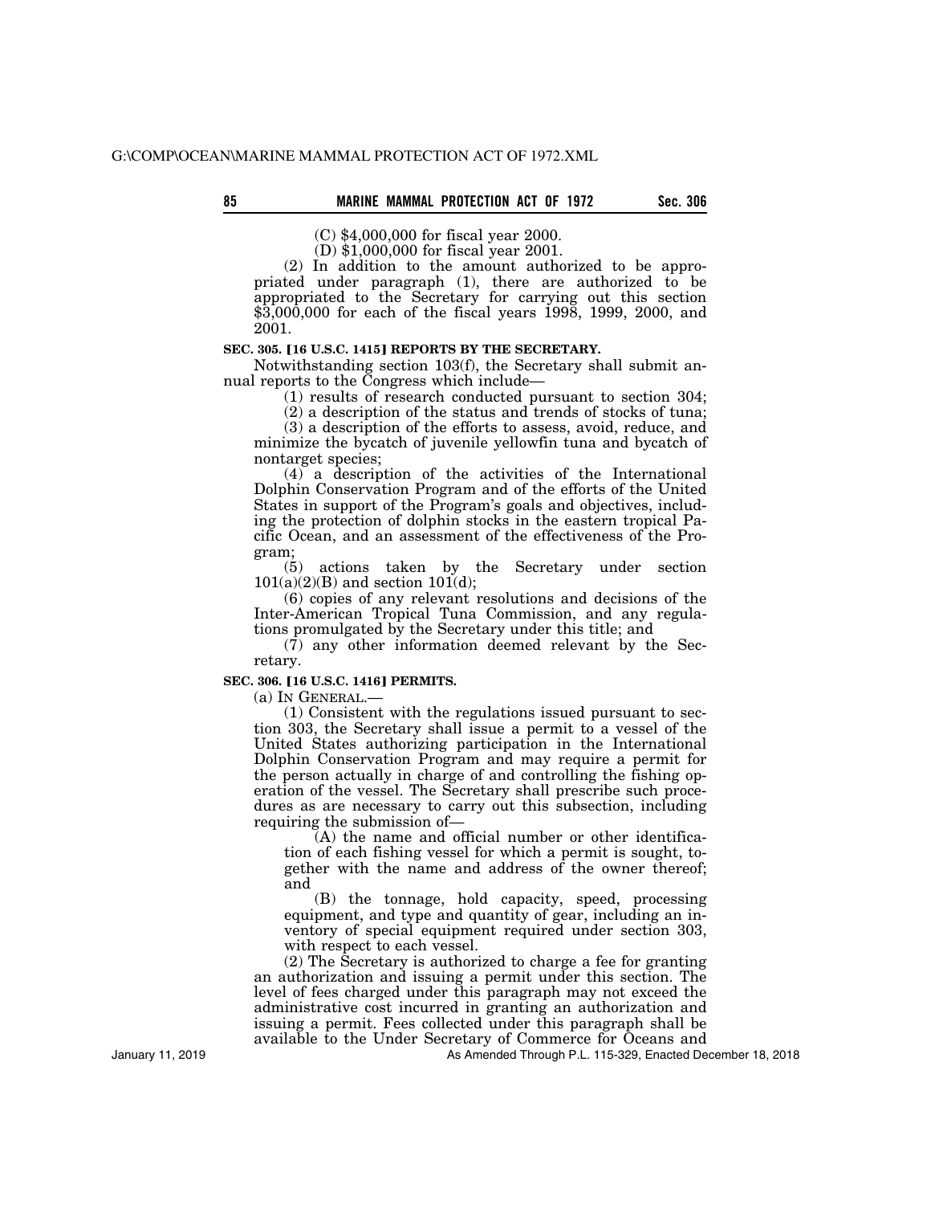(C) $4,000,000 for fiscal year 2000.

(D) $1,000,000 for fiscal year 2001.

(2) In addition to the amount authorized to be appropriated under paragraph (1), there are authorized to be appropriated to the Secretary for carrying out this section $3,000,000 for each of the fiscal years 1998, 1999, 2000, and 2001.

**SEC. 305. [16 U.S.C. 1415] REPORTS BY THE SECRETARY.**

Notwithstanding section 103(f), the Secretary shall submit annual reports to the Congress which include—

(1) results of research conducted pursuant to section 304;

(2) a description of the status and trends of stocks of tuna;

(3) a description of the efforts to assess, avoid, reduce, and minimize the bycatch of juvenile yellowfin tuna and bycatch of nontarget species;

(4) a description of the activities of the International Dolphin Conservation Program and of the efforts of the United States in support of the Program's goals and objectives, including the protection of dolphin stocks in the eastern tropical Pacific Ocean, and an assessment of the effectiveness of the Program;

(5) actions taken by the Secretary under section 101(a)(2)(B) and section 101(d);

(6) copies of any relevant resolutions and decisions of the Inter-American Tropical Tuna Commission, and any regulations promulgated by the Secretary under this title; and

(7) any other information deemed relevant by the Secretary.

**SEC. 306. [16 U.S.C. 1416] PERMITS.**

(a) IN GENERAL.—

(1) Consistent with the regulations issued pursuant to section 303, the Secretary shall issue a permit to a vessel of the United States authorizing participation in the International Dolphin Conservation Program and may require a permit for the person actually in charge of and controlling the fishing operation of the vessel. The Secretary shall prescribe such procedures as are necessary to carry out this subsection, including requiring the submission of—

(A) the name and official number or other identification of each fishing vessel for which a permit is sought, together with the name and address of the owner thereof; and

(B) the tonnage, hold capacity, speed, processing equipment, and type and quantity of gear, including an inventory of special equipment required under section 303, with respect to each vessel.

(2) The Secretary is authorized to charge a fee for granting an authorization and issuing a permit under this section. The level of fees charged under this paragraph may not exceed the administrative cost incurred in granting an authorization and issuing a permit. Fees collected under this paragraph shall be available to the Under Secretary of Commerce for Oceans and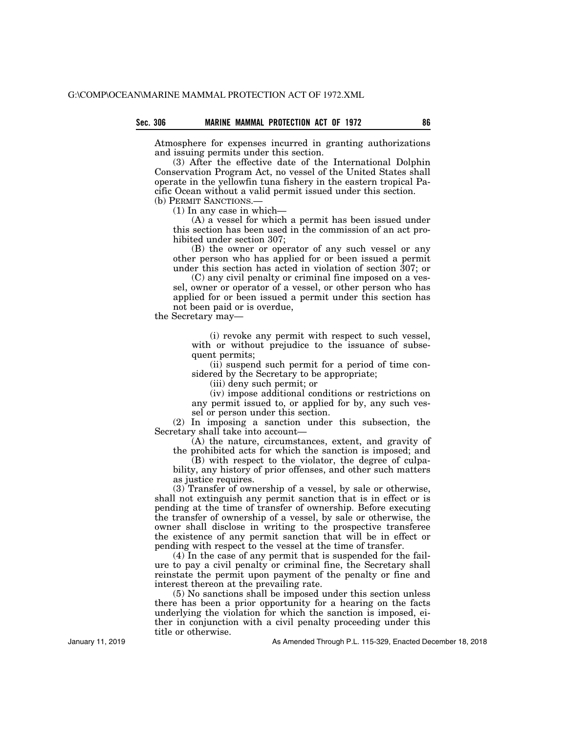Atmosphere for expenses incurred in granting authorizations and issuing permits under this section.

(3) After the effective date of the International Dolphin Conservation Program Act, no vessel of the United States shall operate in the yellowfin tuna fishery in the eastern tropical Pacific Ocean without a valid permit issued under this section.

(b) PERMIT SANCTIONS.—

(1) In any case in which—

(A) a vessel for which a permit has been issued under this section has been used in the commission of an act prohibited under section 307;

(B) the owner or operator of any such vessel or any other person who has applied for or been issued a permit under this section has acted in violation of section 307; or

(C) any civil penalty or criminal fine imposed on a vessel, owner or operator of a vessel, or other person who has applied for or been issued a permit under this section has not been paid or is overdue,

the Secretary may—

(i) revoke any permit with respect to such vessel, with or without prejudice to the issuance of subsequent permits;

(ii) suspend such permit for a period of time considered by the Secretary to be appropriate;

(iii) deny such permit; or

(iv) impose additional conditions or restrictions on any permit issued to, or applied for by, any such vessel or person under this section.

(2) In imposing a sanction under this subsection, the Secretary shall take into account—

(A) the nature, circumstances, extent, and gravity of the prohibited acts for which the sanction is imposed; and

(B) with respect to the violator, the degree of culpability, any history of prior offenses, and other such matters as justice requires.

(3) Transfer of ownership of a vessel, by sale or otherwise, shall not extinguish any permit sanction that is in effect or is pending at the time of transfer of ownership. Before executing the transfer of ownership of a vessel, by sale or otherwise, the owner shall disclose in writing to the prospective transferee the existence of any permit sanction that will be in effect or pending with respect to the vessel at the time of transfer.

(4) In the case of any permit that is suspended for the failure to pay a civil penalty or criminal fine, the Secretary shall reinstate the permit upon payment of the penalty or fine and interest thereon at the prevailing rate.

(5) No sanctions shall be imposed under this section unless there has been a prior opportunity for a hearing on the facts underlying the violation for which the sanction is imposed, either in conjunction with a civil penalty proceeding under this title or otherwise.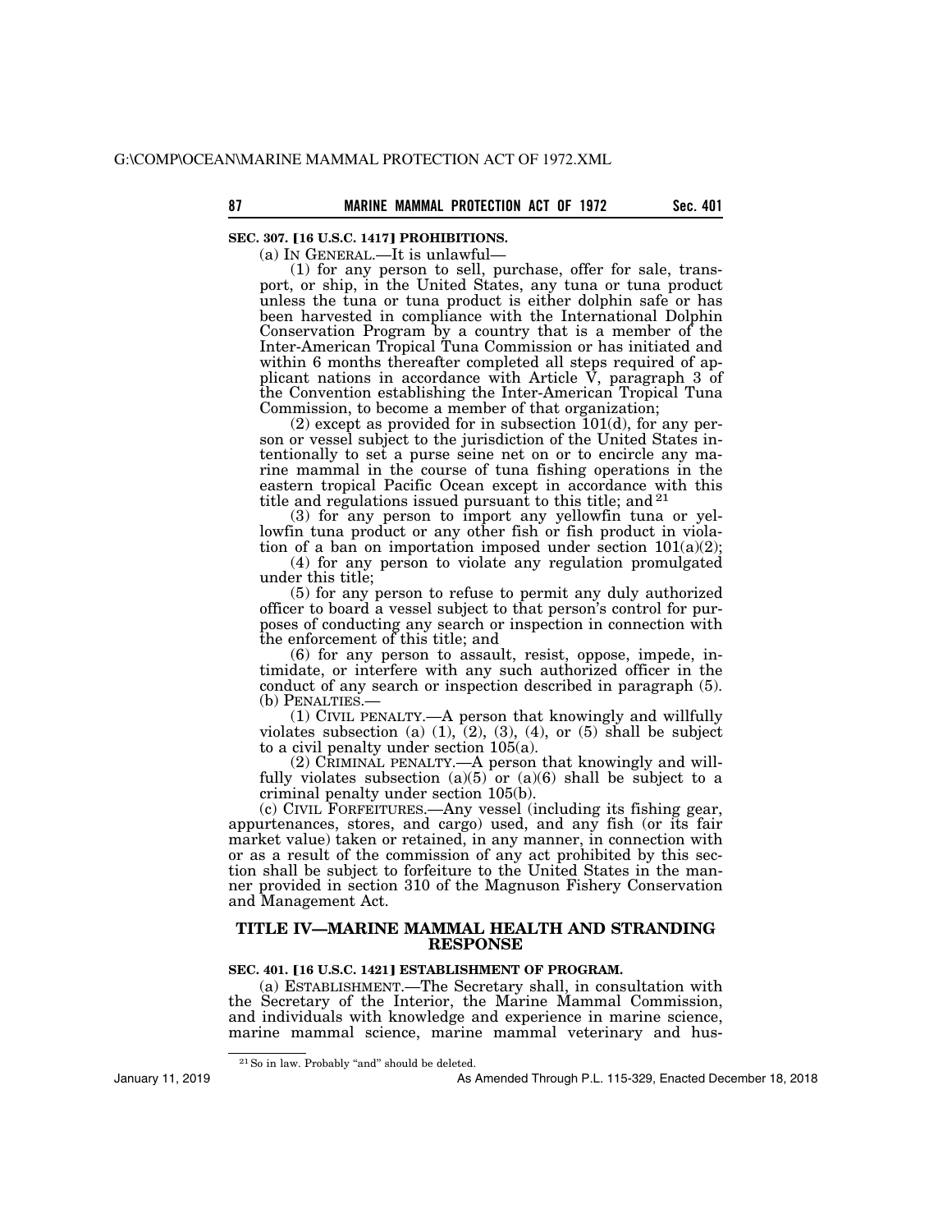**SEC. 307. [16 U.S.C. 1417] PROHIBITIONS.**

(a) IN GENERAL.—It is unlawful—

(1) for any person to sell, purchase, offer for sale, transport, or ship, in the United States, any tuna or tuna product unless the tuna or tuna product is either dolphin safe or has been harvested in compliance with the International Dolphin Conservation Program by a country that is a member of the Inter-American Tropical Tuna Commission or has initiated and within 6 months thereafter completed all steps required of applicant nations in accordance with Article V, paragraph 3 of the Convention establishing the Inter-American Tropical Tuna Commission, to become a member of that organization;

(2) except as provided for in subsection 101(d), for any person or vessel subject to the jurisdiction of the United States intentionally to set a purse seine net on or to encircle any marine mammal in the course of tuna fishing operations in the eastern tropical Pacific Ocean except in accordance with this title and regulations issued pursuant to this title; and [21]

(3) for any person to import any yellowfin tuna or yellowfin tuna product or any other fish or fish product in violation of a ban on importation imposed under section 101(a)(2);

(4) for any person to violate any regulation promulgated under this title;

(5) for any person to refuse to permit any duly authorized officer to board a vessel subject to that person's control for purposes of conducting any search or inspection in connection with the enforcement of this title; and

(6) for any person to assault, resist, oppose, impede, intimidate, or interfere with any such authorized officer in the conduct of any search or inspection described in paragraph (5).

(b) PENALTIES.—

(1) CIVIL PENALTY.—A person that knowingly and willfully violates subsection (a) (1), (2), (3), (4), or (5) shall be subject to a civil penalty under section 105(a).

(2) CRIMINAL PENALTY.—A person that knowingly and willfully violates subsection (a)(5) or (a)(6) shall be subject to a criminal penalty under section 105(b).

(c) CIVIL FORFEITURES.—Any vessel (including its fishing gear, appurtenances, stores, and cargo) used, and any fish (or its fair market value) taken or retained, in any manner, in connection with or as a result of the commission of any act prohibited by this section shall be subject to forfeiture to the United States in the manner provided in section 310 of the Magnuson Fishery Conservation and Management Act.

## TITLE IV—MARINE MAMMAL HEALTH AND STRANDING RESPONSE

**SEC. 401. [16 U.S.C. 1421] ESTABLISHMENT OF PROGRAM.**

(a) ESTABLISHMENT.—The Secretary shall, in consultation with the Secretary of the Interior, the Marine Mammal Commission, and individuals with knowledge and experience in marine science, marine mammal science, marine mammal veterinary and hus-

---

[21] So in law. Probably "and" should be deleted.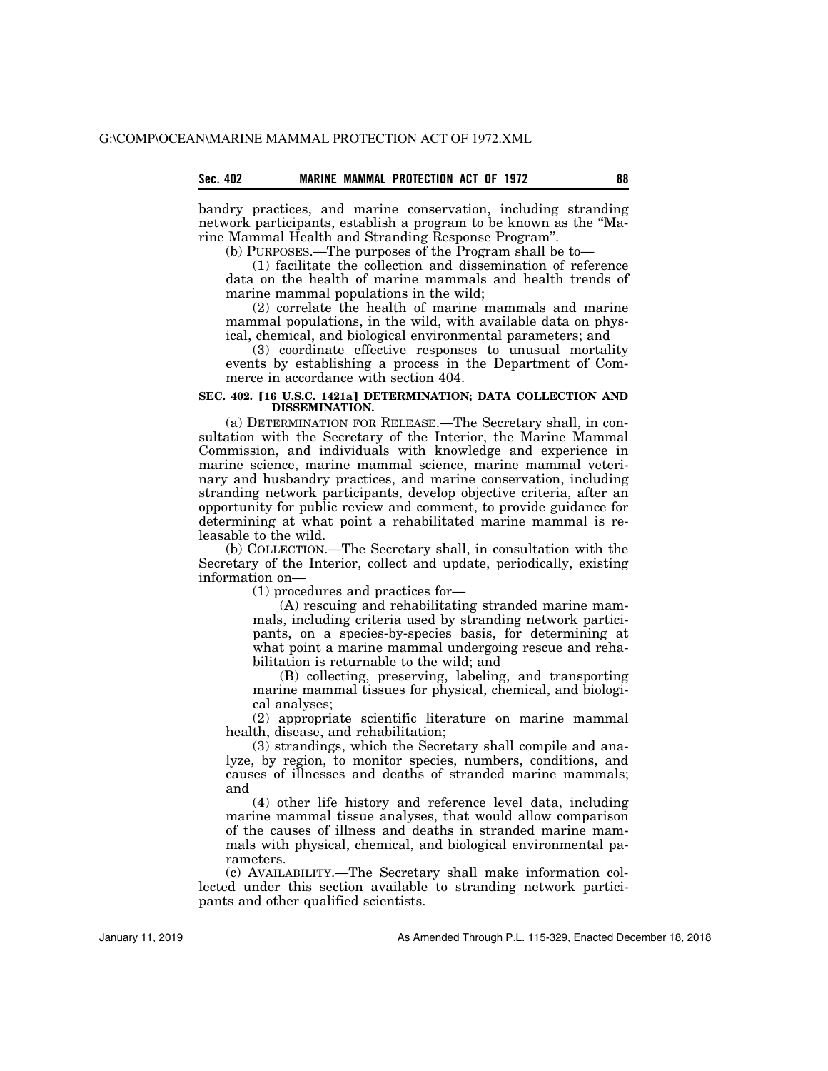bandry practices, and marine conservation, including stranding network participants, establish a program to be known as the "Marine Mammal Health and Stranding Response Program".

(b) PURPOSES.—The purposes of the Program shall be to—

(1) facilitate the collection and dissemination of reference data on the health of marine mammals and health trends of marine mammal populations in the wild;

(2) correlate the health of marine mammals and marine mammal populations, in the wild, with available data on physical, chemical, and biological environmental parameters; and

(3) coordinate effective responses to unusual mortality events by establishing a process in the Department of Commerce in accordance with section 404.

### SEC. 402. [16 U.S.C. 1421a] DETERMINATION; DATA COLLECTION AND DISSEMINATION.

(a) DETERMINATION FOR RELEASE.—The Secretary shall, in consultation with the Secretary of the Interior, the Marine Mammal Commission, and individuals with knowledge and experience in marine science, marine mammal science, marine mammal veterinary and husbandry practices, and marine conservation, including stranding network participants, develop objective criteria, after an opportunity for public review and comment, to provide guidance for determining at what point a rehabilitated marine mammal is releasable to the wild.

(b) COLLECTION.—The Secretary shall, in consultation with the Secretary of the Interior, collect and update, periodically, existing information on—

(1) procedures and practices for—

(A) rescuing and rehabilitating stranded marine mammals, including criteria used by stranding network participants, on a species-by-species basis, for determining at what point a marine mammal undergoing rescue and rehabilitation is returnable to the wild; and

(B) collecting, preserving, labeling, and transporting marine mammal tissues for physical, chemical, and biological analyses;

(2) appropriate scientific literature on marine mammal health, disease, and rehabilitation;

(3) strandings, which the Secretary shall compile and analyze, by region, to monitor species, numbers, conditions, and causes of illnesses and deaths of stranded marine mammals; and

(4) other life history and reference level data, including marine mammal tissue analyses, that would allow comparison of the causes of illness and deaths in stranded marine mammals with physical, chemical, and biological environmental parameters.

(c) AVAILABILITY.—The Secretary shall make information collected under this section available to stranding network participants and other qualified scientists.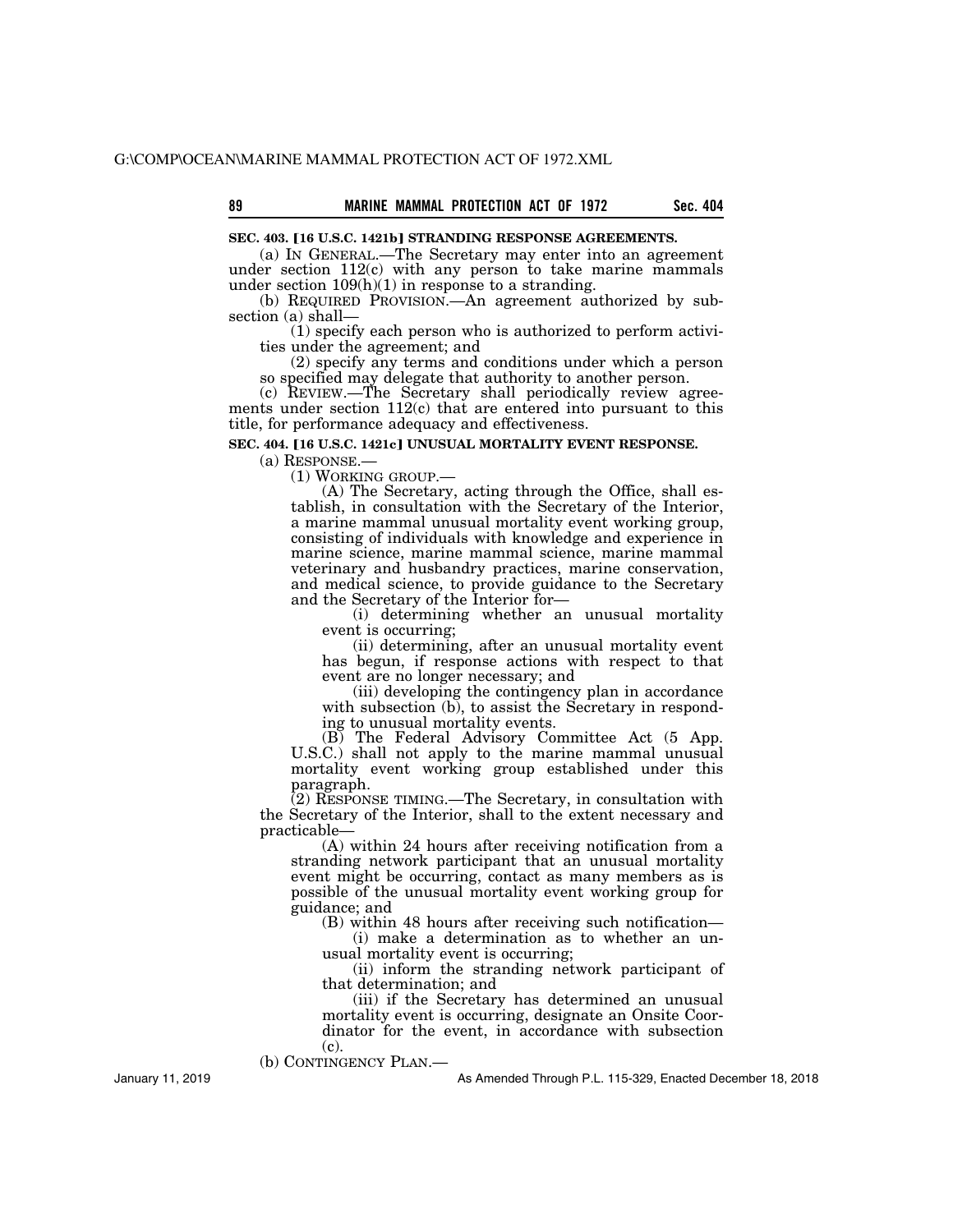**SEC. 403. [16 U.S.C. 1421b] STRANDING RESPONSE AGREEMENTS.**

(a) IN GENERAL.—The Secretary may enter into an agreement under section 112(c) with any person to take marine mammals under section 109(h)(1) in response to a stranding.

(b) REQUIRED PROVISION.—An agreement authorized by subsection (a) shall—

(1) specify each person who is authorized to perform activities under the agreement; and

(2) specify any terms and conditions under which a person so specified may delegate that authority to another person.

(c) REVIEW.—The Secretary shall periodically review agreements under section 112(c) that are entered into pursuant to this title, for performance adequacy and effectiveness.

**SEC. 404. [16 U.S.C. 1421c] UNUSUAL MORTALITY EVENT RESPONSE.**

(a) RESPONSE.—

(1) WORKING GROUP.—

(A) The Secretary, acting through the Office, shall establish, in consultation with the Secretary of the Interior, a marine mammal unusual mortality event working group, consisting of individuals with knowledge and experience in marine science, marine mammal science, marine mammal veterinary and husbandry practices, marine conservation, and medical science, to provide guidance to the Secretary and the Secretary of the Interior for—

(i) determining whether an unusual mortality event is occurring;

(ii) determining, after an unusual mortality event has begun, if response actions with respect to that event are no longer necessary; and

(iii) developing the contingency plan in accordance with subsection (b), to assist the Secretary in responding to unusual mortality events.

(B) The Federal Advisory Committee Act (5 App. U.S.C.) shall not apply to the marine mammal unusual mortality event working group established under this paragraph.

(2) RESPONSE TIMING.—The Secretary, in consultation with the Secretary of the Interior, shall to the extent necessary and practicable—

(A) within 24 hours after receiving notification from a stranding network participant that an unusual mortality event might be occurring, contact as many members as is possible of the unusual mortality event working group for guidance; and

(B) within 48 hours after receiving such notification—

(i) make a determination as to whether an unusual mortality event is occurring;

(ii) inform the stranding network participant of that determination; and

(iii) if the Secretary has determined an unusual mortality event is occurring, designate an Onsite Coordinator for the event, in accordance with subsection (c).

(b) CONTINGENCY PLAN.—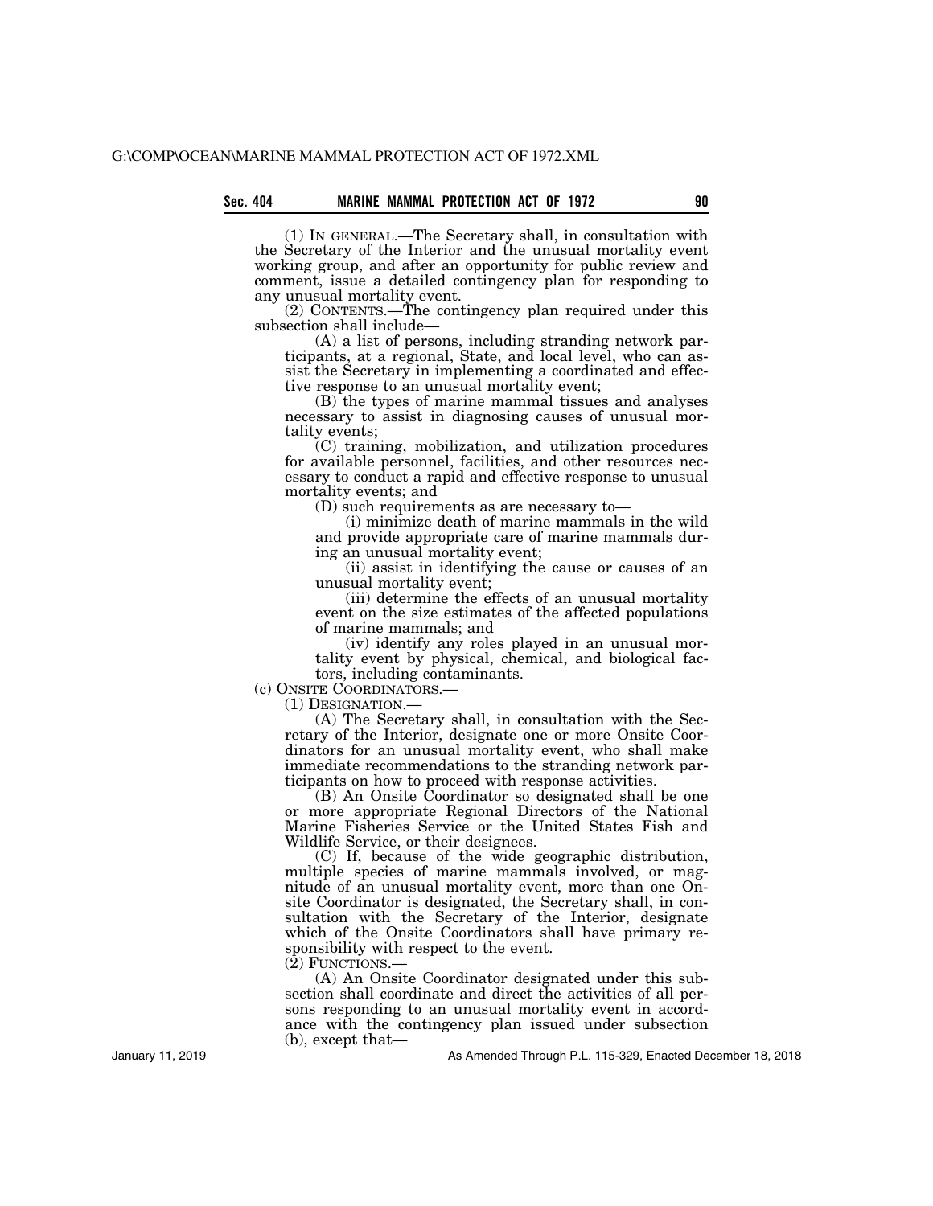(1) IN GENERAL.—The Secretary shall, in consultation with the Secretary of the Interior and the unusual mortality event working group, and after an opportunity for public review and comment, issue a detailed contingency plan for responding to any unusual mortality event.

(2) CONTENTS.—The contingency plan required under this subsection shall include—

(A) a list of persons, including stranding network participants, at a regional, State, and local level, who can assist the Secretary in implementing a coordinated and effective response to an unusual mortality event;

(B) the types of marine mammal tissues and analyses necessary to assist in diagnosing causes of unusual mortality events;

(C) training, mobilization, and utilization procedures for available personnel, facilities, and other resources necessary to conduct a rapid and effective response to unusual mortality events; and

(D) such requirements as are necessary to—

(i) minimize death of marine mammals in the wild and provide appropriate care of marine mammals during an unusual mortality event;

(ii) assist in identifying the cause or causes of an unusual mortality event;

(iii) determine the effects of an unusual mortality event on the size estimates of the affected populations of marine mammals; and

(iv) identify any roles played in an unusual mortality event by physical, chemical, and biological factors, including contaminants.

(c) ONSITE COORDINATORS.—

(1) DESIGNATION.—

(A) The Secretary shall, in consultation with the Secretary of the Interior, designate one or more Onsite Coordinators for an unusual mortality event, who shall make immediate recommendations to the stranding network participants on how to proceed with response activities.

(B) An Onsite Coordinator so designated shall be one or more appropriate Regional Directors of the National Marine Fisheries Service or the United States Fish and Wildlife Service, or their designees.

(C) If, because of the wide geographic distribution, multiple species of marine mammals involved, or magnitude of an unusual mortality event, more than one Onsite Coordinator is designated, the Secretary shall, in consultation with the Secretary of the Interior, designate which of the Onsite Coordinators shall have primary responsibility with respect to the event.

(2) FUNCTIONS.—

(A) An Onsite Coordinator designated under this subsection shall coordinate and direct the activities of all persons responding to an unusual mortality event in accordance with the contingency plan issued under subsection (b), except that—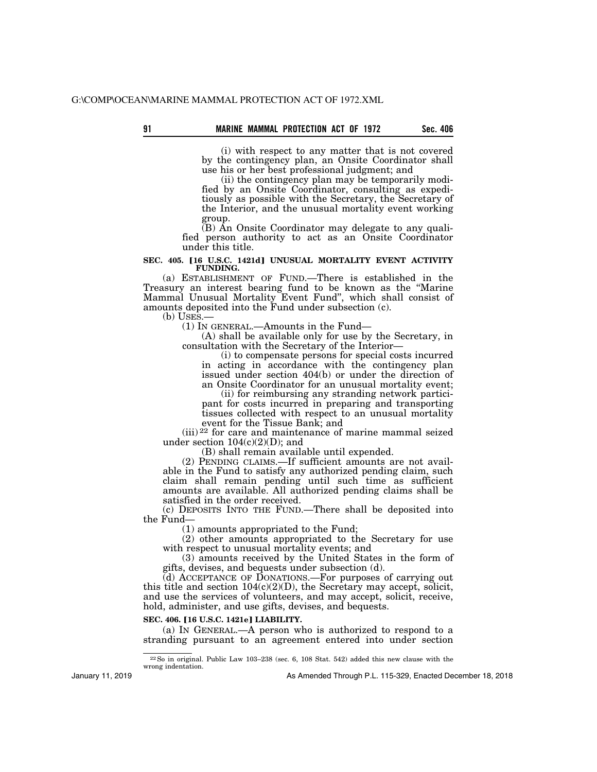(i) with respect to any matter that is not covered by the contingency plan, an Onsite Coordinator shall use his or her best professional judgment; and

(ii) the contingency plan may be temporarily modified by an Onsite Coordinator, consulting as expeditiously as possible with the Secretary, the Secretary of the Interior, and the unusual mortality event working group.

(B) An Onsite Coordinator may delegate to any qualified person authority to act as an Onsite Coordinator under this title.

**SEC. 405. [16 U.S.C. 1421d] UNUSUAL MORTALITY EVENT ACTIVITY FUNDING.**

(a) ESTABLISHMENT OF FUND.—There is established in the Treasury an interest bearing fund to be known as the "Marine Mammal Unusual Mortality Event Fund", which shall consist of amounts deposited into the Fund under subsection (c).

(b) USES.—

(1) IN GENERAL.—Amounts in the Fund—

(A) shall be available only for use by the Secretary, in consultation with the Secretary of the Interior—

(i) to compensate persons for special costs incurred in acting in accordance with the contingency plan issued under section 404(b) or under the direction of an Onsite Coordinator for an unusual mortality event;

(ii) for reimbursing any stranding network participant for costs incurred in preparing and transporting tissues collected with respect to an unusual mortality event for the Tissue Bank; and

(iii)[22] for care and maintenance of marine mammal seized under section 104(c)(2)(D); and

(B) shall remain available until expended.

(2) PENDING CLAIMS.—If sufficient amounts are not available in the Fund to satisfy any authorized pending claim, such claim shall remain pending until such time as sufficient amounts are available. All authorized pending claims shall be satisfied in the order received.

(c) DEPOSITS INTO THE FUND.—There shall be deposited into the Fund—

(1) amounts appropriated to the Fund;

(2) other amounts appropriated to the Secretary for use with respect to unusual mortality events; and

(3) amounts received by the United States in the form of gifts, devises, and bequests under subsection (d).

(d) ACCEPTANCE OF DONATIONS.—For purposes of carrying out this title and section 104(c)(2)(D), the Secretary may accept, solicit, and use the services of volunteers, and may accept, solicit, receive, hold, administer, and use gifts, devises, and bequests.

**SEC. 406. [16 U.S.C. 1421e] LIABILITY.**

(a) IN GENERAL.—A person who is authorized to respond to a stranding pursuant to an agreement entered into under section

---

[22] So in original. Public Law 103–238 (sec. 6, 108 Stat. 542) added this new clause with the wrong indentation.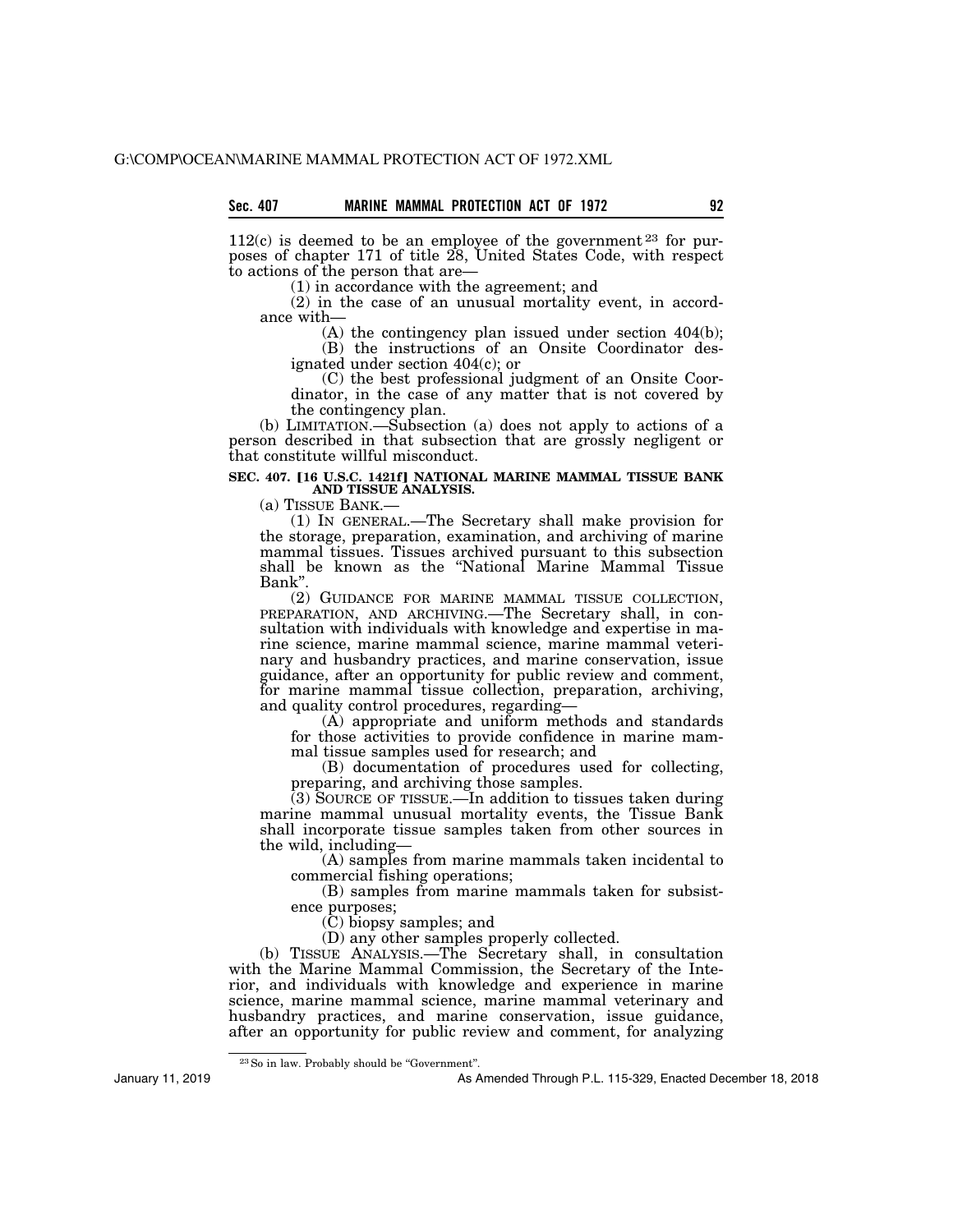112(c) is deemed to be an employee of the government[23] for purposes of chapter 171 of title 28, United States Code, with respect to actions of the person that are—

(1) in accordance with the agreement; and

(2) in the case of an unusual mortality event, in accordance with—

(A) the contingency plan issued under section 404(b);

(B) the instructions of an Onsite Coordinator designated under section 404(c); or

(C) the best professional judgment of an Onsite Coordinator, in the case of any matter that is not covered by the contingency plan.

(b) LIMITATION.—Subsection (a) does not apply to actions of a person described in that subsection that are grossly negligent or that constitute willful misconduct.

### SEC. 407. [16 U.S.C. 1421f] NATIONAL MARINE MAMMAL TISSUE BANK AND TISSUE ANALYSIS.

(a) TISSUE BANK.—

(1) IN GENERAL.—The Secretary shall make provision for the storage, preparation, examination, and archiving of marine mammal tissues. Tissues archived pursuant to this subsection shall be known as the "National Marine Mammal Tissue Bank".

(2) GUIDANCE FOR MARINE MAMMAL TISSUE COLLECTION, PREPARATION, AND ARCHIVING.—The Secretary shall, in consultation with individuals with knowledge and expertise in marine science, marine mammal science, marine mammal veterinary and husbandry practices, and marine conservation, issue guidance, after an opportunity for public review and comment, for marine mammal tissue collection, preparation, archiving, and quality control procedures, regarding—

(A) appropriate and uniform methods and standards for those activities to provide confidence in marine mammal tissue samples used for research; and

(B) documentation of procedures used for collecting, preparing, and archiving those samples.

(3) SOURCE OF TISSUE.—In addition to tissues taken during marine mammal unusual mortality events, the Tissue Bank shall incorporate tissue samples taken from other sources in the wild, including—

(A) samples from marine mammals taken incidental to commercial fishing operations;

(B) samples from marine mammals taken for subsistence purposes;

(C) biopsy samples; and

(D) any other samples properly collected.

(b) TISSUE ANALYSIS.—The Secretary shall, in consultation with the Marine Mammal Commission, the Secretary of the Interior, and individuals with knowledge and experience in marine science, marine mammal science, marine mammal veterinary and husbandry practices, and marine conservation, issue guidance, after an opportunity for public review and comment, for analyzing

[23] So in law. Probably should be "Government".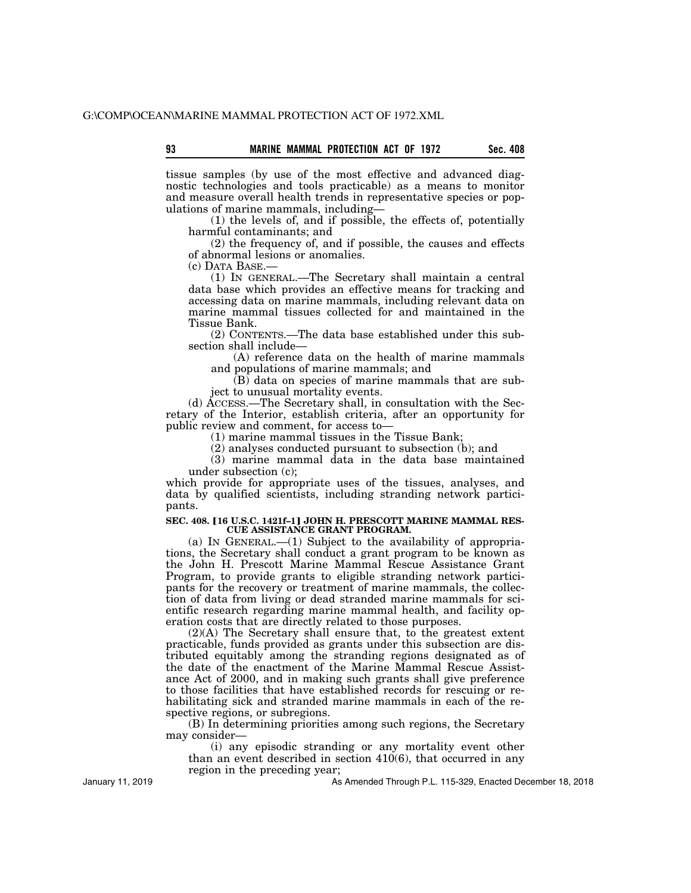tissue samples (by use of the most effective and advanced diagnostic technologies and tools practicable) as a means to monitor and measure overall health trends in representative species or populations of marine mammals, including—

(1) the levels of, and if possible, the effects of, potentially harmful contaminants; and

(2) the frequency of, and if possible, the causes and effects of abnormal lesions or anomalies.

(c) DATA BASE.—

(1) IN GENERAL.—The Secretary shall maintain a central data base which provides an effective means for tracking and accessing data on marine mammals, including relevant data on marine mammal tissues collected for and maintained in the Tissue Bank.

(2) CONTENTS.—The data base established under this subsection shall include—

(A) reference data on the health of marine mammals and populations of marine mammals; and

(B) data on species of marine mammals that are subject to unusual mortality events.

(d) ACCESS.—The Secretary shall, in consultation with the Secretary of the Interior, establish criteria, after an opportunity for public review and comment, for access to—

(1) marine mammal tissues in the Tissue Bank;

(2) analyses conducted pursuant to subsection (b); and

(3) marine mammal data in the data base maintained under subsection (c);

which provide for appropriate uses of the tissues, analyses, and data by qualified scientists, including stranding network participants.

**SEC. 408. [16 U.S.C. 1421f–1] JOHN H. PRESCOTT MARINE MAMMAL RESCUE ASSISTANCE GRANT PROGRAM.**

(a) IN GENERAL.—(1) Subject to the availability of appropriations, the Secretary shall conduct a grant program to be known as the John H. Prescott Marine Mammal Rescue Assistance Grant Program, to provide grants to eligible stranding network participants for the recovery or treatment of marine mammals, the collection of data from living or dead stranded marine mammals for scientific research regarding marine mammal health, and facility operation costs that are directly related to those purposes.

(2)(A) The Secretary shall ensure that, to the greatest extent practicable, funds provided as grants under this subsection are distributed equitably among the stranding regions designated as of the date of the enactment of the Marine Mammal Rescue Assistance Act of 2000, and in making such grants shall give preference to those facilities that have established records for rescuing or rehabilitating sick and stranded marine mammals in each of the respective regions, or subregions.

(B) In determining priorities among such regions, the Secretary may consider—

(i) any episodic stranding or any mortality event other than an event described in section 410(6), that occurred in any region in the preceding year;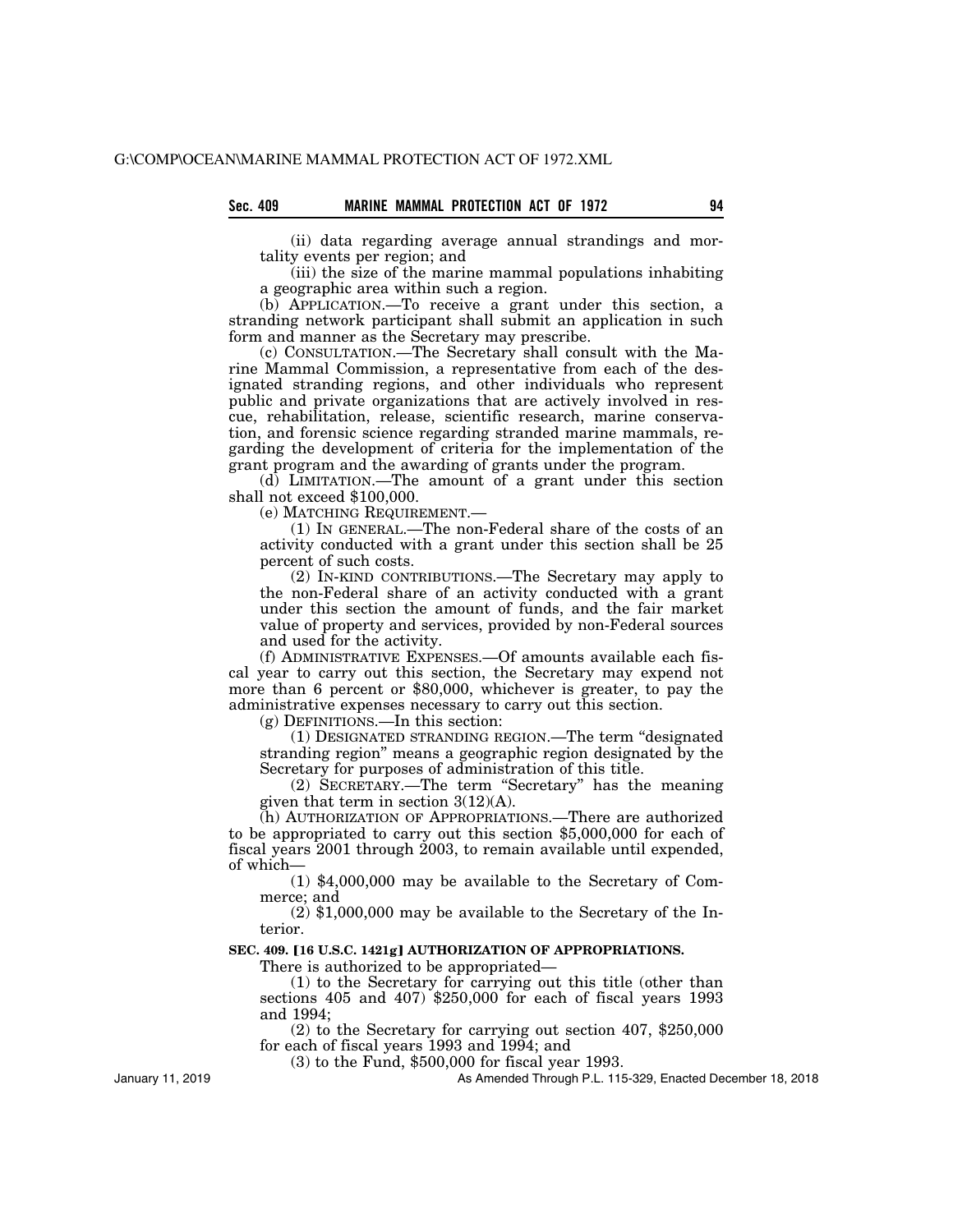(ii) data regarding average annual strandings and mortality events per region; and

(iii) the size of the marine mammal populations inhabiting a geographic area within such a region.

(b) APPLICATION.—To receive a grant under this section, a stranding network participant shall submit an application in such form and manner as the Secretary may prescribe.

(c) CONSULTATION.—The Secretary shall consult with the Marine Mammal Commission, a representative from each of the designated stranding regions, and other individuals who represent public and private organizations that are actively involved in rescue, rehabilitation, release, scientific research, marine conservation, and forensic science regarding stranded marine mammals, regarding the development of criteria for the implementation of the grant program and the awarding of grants under the program.

(d) LIMITATION.—The amount of a grant under this section shall not exceed $100,000.

(e) MATCHING REQUIREMENT.—

(1) IN GENERAL.—The non-Federal share of the costs of an activity conducted with a grant under this section shall be 25 percent of such costs.

(2) IN-KIND CONTRIBUTIONS.—The Secretary may apply to the non-Federal share of an activity conducted with a grant under this section the amount of funds, and the fair market value of property and services, provided by non-Federal sources and used for the activity.

(f) ADMINISTRATIVE EXPENSES.—Of amounts available each fiscal year to carry out this section, the Secretary may expend not more than 6 percent or $80,000, whichever is greater, to pay the administrative expenses necessary to carry out this section.

(g) DEFINITIONS.—In this section:

(1) DESIGNATED STRANDING REGION.—The term "designated stranding region" means a geographic region designated by the Secretary for purposes of administration of this title.

(2) SECRETARY.—The term "Secretary" has the meaning given that term in section 3(12)(A).

(h) AUTHORIZATION OF APPROPRIATIONS.—There are authorized to be appropriated to carry out this section $5,000,000 for each of fiscal years 2001 through 2003, to remain available until expended, of which—

(1) $4,000,000 may be available to the Secretary of Commerce; and

(2) $1,000,000 may be available to the Secretary of the Interior.

**SEC. 409. [16 U.S.C. 1421g] AUTHORIZATION OF APPROPRIATIONS.**

There is authorized to be appropriated—

(1) to the Secretary for carrying out this title (other than sections 405 and 407) $250,000 for each of fiscal years 1993 and 1994;

(2) to the Secretary for carrying out section 407, $250,000 for each of fiscal years 1993 and 1994; and

(3) to the Fund, $500,000 for fiscal year 1993.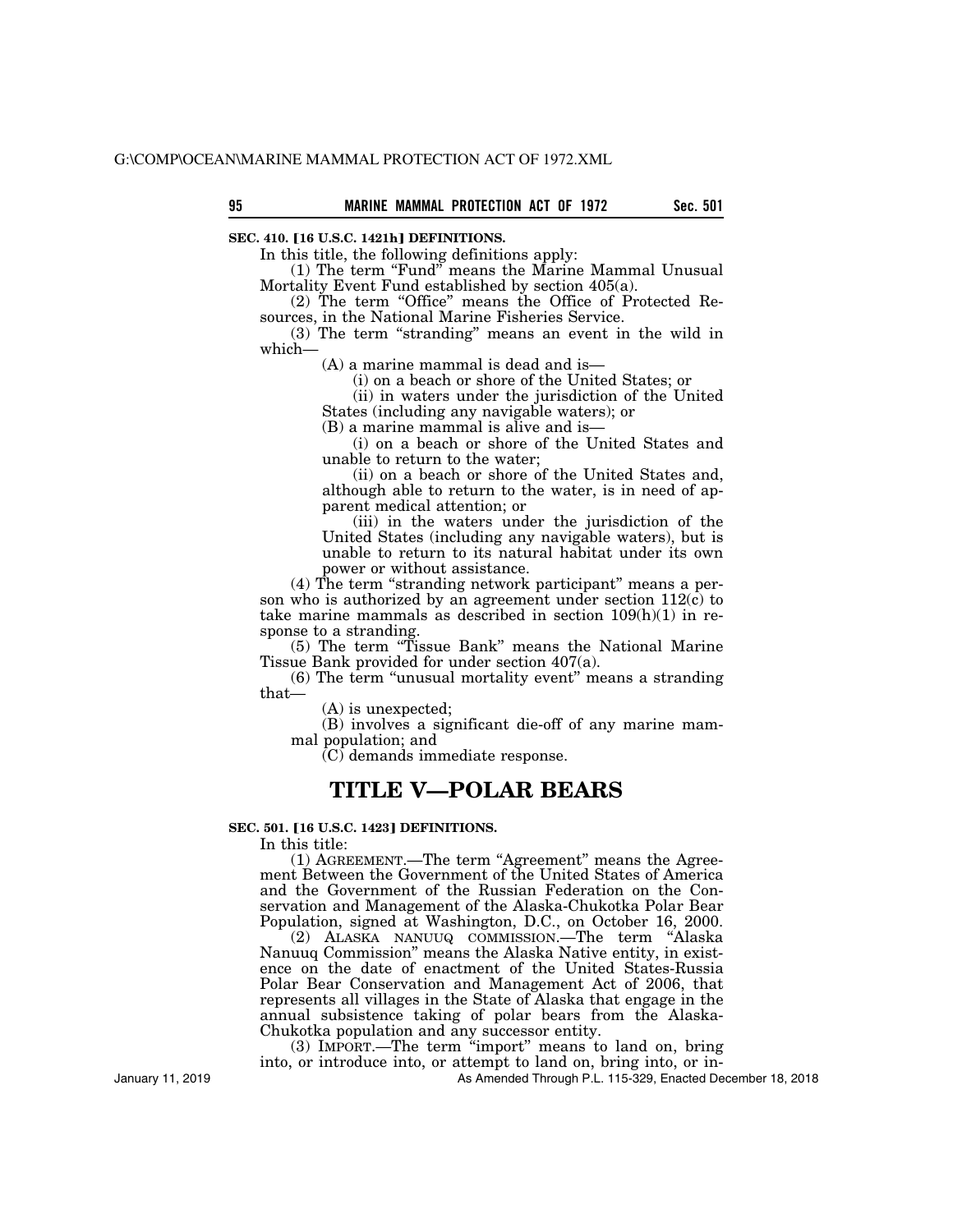**SEC. 410. [16 U.S.C. 1421h] DEFINITIONS.**

In this title, the following definitions apply:

(1) The term "Fund" means the Marine Mammal Unusual Mortality Event Fund established by section 405(a).

(2) The term "Office" means the Office of Protected Resources, in the National Marine Fisheries Service.

(3) The term "stranding" means an event in the wild in which—

(A) a marine mammal is dead and is—

(i) on a beach or shore of the United States; or

(ii) in waters under the jurisdiction of the United States (including any navigable waters); or

(B) a marine mammal is alive and is—

(i) on a beach or shore of the United States and unable to return to the water;

(ii) on a beach or shore of the United States and, although able to return to the water, is in need of apparent medical attention; or

(iii) in the waters under the jurisdiction of the United States (including any navigable waters), but is unable to return to its natural habitat under its own power or without assistance.

(4) The term "stranding network participant" means a person who is authorized by an agreement under section 112(c) to take marine mammals as described in section 109(h)(1) in response to a stranding.

(5) The term "Tissue Bank" means the National Marine Tissue Bank provided for under section 407(a).

(6) The term "unusual mortality event" means a stranding that—

(A) is unexpected;

(B) involves a significant die-off of any marine mammal population; and

(C) demands immediate response.

# TITLE V—POLAR BEARS

**SEC. 501. [16 U.S.C. 1423] DEFINITIONS.**

In this title:

(1) AGREEMENT.—The term "Agreement" means the Agreement Between the Government of the United States of America and the Government of the Russian Federation on the Conservation and Management of the Alaska-Chukotka Polar Bear Population, signed at Washington, D.C., on October 16, 2000.

(2) ALASKA NANUUQ COMMISSION.—The term "Alaska Nanuuq Commission" means the Alaska Native entity, in existence on the date of enactment of the United States-Russia Polar Bear Conservation and Management Act of 2006, that represents all villages in the State of Alaska that engage in the annual subsistence taking of polar bears from the Alaska-Chukotka population and any successor entity.

(3) IMPORT.—The term "import" means to land on, bring into, or introduce into, or attempt to land on, bring into, or in-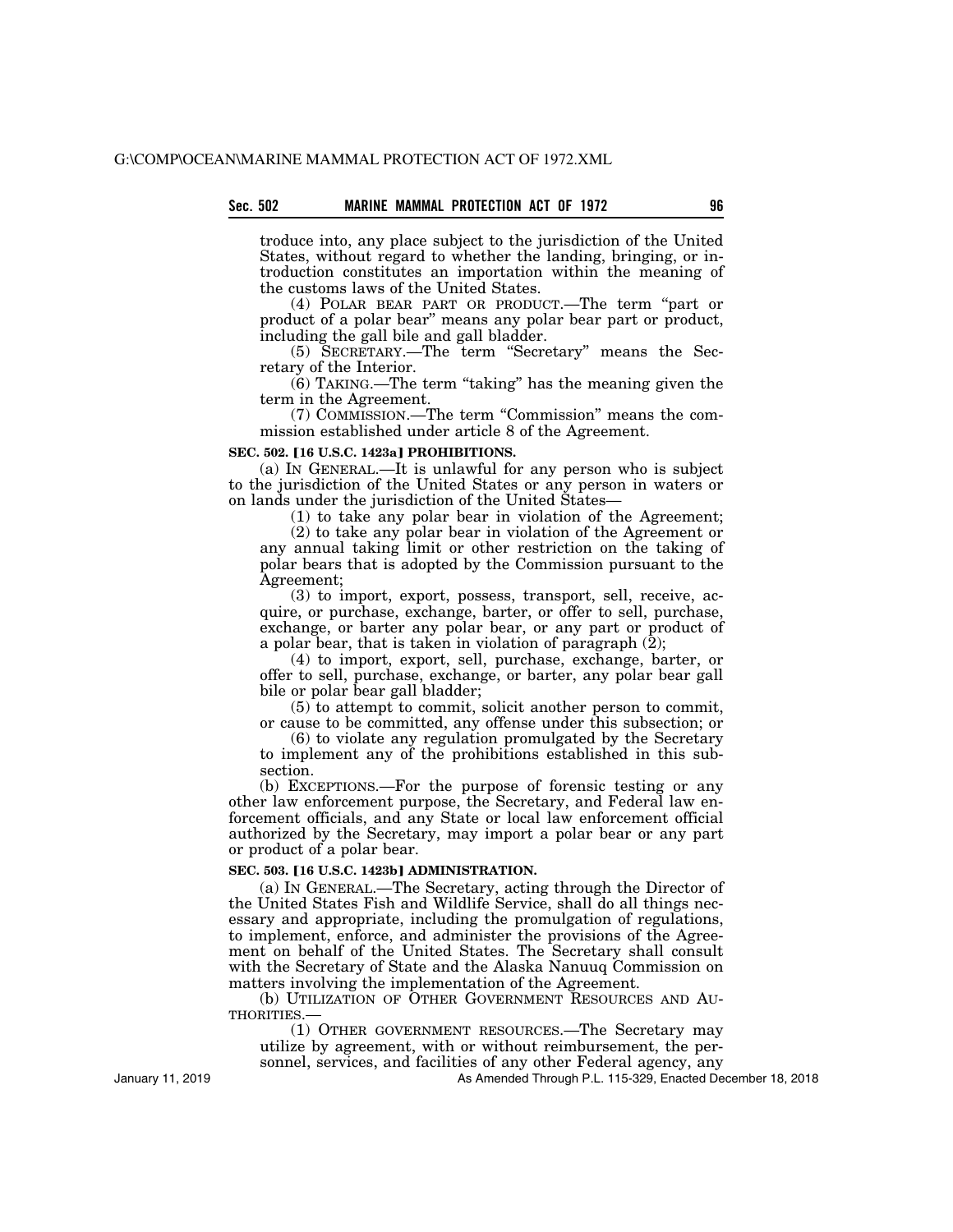troduce into, any place subject to the jurisdiction of the United States, without regard to whether the landing, bringing, or introduction constitutes an importation within the meaning of the customs laws of the United States.

(4) POLAR BEAR PART OR PRODUCT.—The term "part or product of a polar bear" means any polar bear part or product, including the gall bile and gall bladder.

(5) SECRETARY.—The term "Secretary" means the Secretary of the Interior.

(6) TAKING.—The term "taking" has the meaning given the term in the Agreement.

(7) COMMISSION.—The term "Commission" means the commission established under article 8 of the Agreement.

**SEC. 502. [16 U.S.C. 1423a] PROHIBITIONS.**

(a) IN GENERAL.—It is unlawful for any person who is subject to the jurisdiction of the United States or any person in waters or on lands under the jurisdiction of the United States—

(1) to take any polar bear in violation of the Agreement;

(2) to take any polar bear in violation of the Agreement or any annual taking limit or other restriction on the taking of polar bears that is adopted by the Commission pursuant to the Agreement;

(3) to import, export, possess, transport, sell, receive, acquire, or purchase, exchange, barter, or offer to sell, purchase, exchange, or barter any polar bear, or any part or product of a polar bear, that is taken in violation of paragraph (2);

(4) to import, export, sell, purchase, exchange, barter, or offer to sell, purchase, exchange, or barter, any polar bear gall bile or polar bear gall bladder;

(5) to attempt to commit, solicit another person to commit, or cause to be committed, any offense under this subsection; or

(6) to violate any regulation promulgated by the Secretary to implement any of the prohibitions established in this subsection.

(b) EXCEPTIONS.—For the purpose of forensic testing or any other law enforcement purpose, the Secretary, and Federal law enforcement officials, and any State or local law enforcement official authorized by the Secretary, may import a polar bear or any part or product of a polar bear.

**SEC. 503. [16 U.S.C. 1423b] ADMINISTRATION.**

(a) IN GENERAL.—The Secretary, acting through the Director of the United States Fish and Wildlife Service, shall do all things necessary and appropriate, including the promulgation of regulations, to implement, enforce, and administer the provisions of the Agreement on behalf of the United States. The Secretary shall consult with the Secretary of State and the Alaska Nanuuq Commission on matters involving the implementation of the Agreement.

(b) UTILIZATION OF OTHER GOVERNMENT RESOURCES AND AUTHORITIES.—

(1) OTHER GOVERNMENT RESOURCES.—The Secretary may utilize by agreement, with or without reimbursement, the personnel, services, and facilities of any other Federal agency, any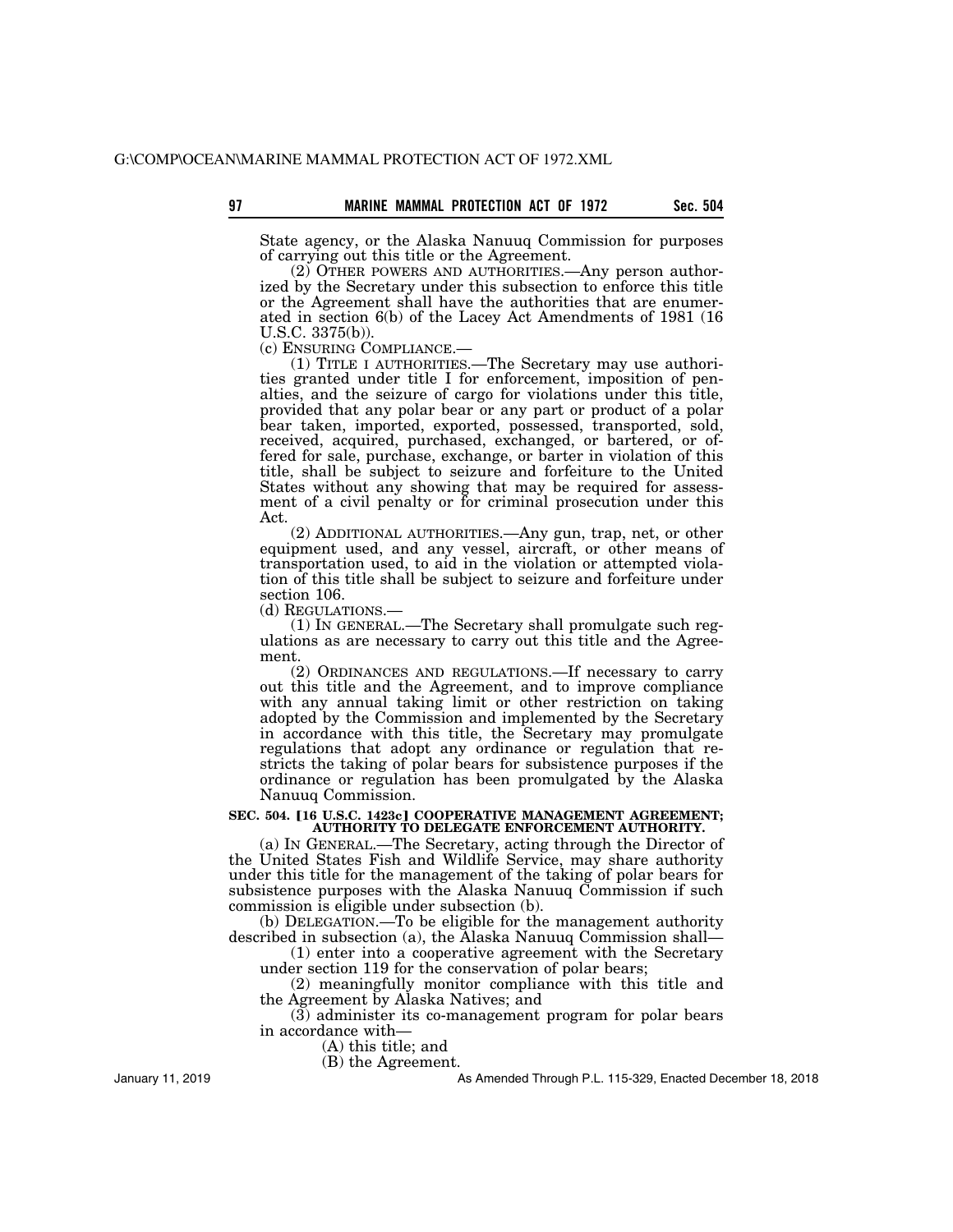State agency, or the Alaska Nanuuq Commission for purposes of carrying out this title or the Agreement.

(2) OTHER POWERS AND AUTHORITIES.—Any person authorized by the Secretary under this subsection to enforce this title or the Agreement shall have the authorities that are enumerated in section 6(b) of the Lacey Act Amendments of 1981 (16 U.S.C. 3375(b)).

(c) ENSURING COMPLIANCE.—

(1) TITLE I AUTHORITIES.—The Secretary may use authorities granted under title I for enforcement, imposition of penalties, and the seizure of cargo for violations under this title, provided that any polar bear or any part or product of a polar bear taken, imported, exported, possessed, transported, sold, received, acquired, purchased, exchanged, or bartered, or offered for sale, purchase, exchange, or barter in violation of this title, shall be subject to seizure and forfeiture to the United States without any showing that may be required for assessment of a civil penalty or for criminal prosecution under this Act.

(2) ADDITIONAL AUTHORITIES.—Any gun, trap, net, or other equipment used, and any vessel, aircraft, or other means of transportation used, to aid in the violation or attempted violation of this title shall be subject to seizure and forfeiture under section 106.

(d) REGULATIONS.—

(1) IN GENERAL.—The Secretary shall promulgate such regulations as are necessary to carry out this title and the Agreement.

(2) ORDINANCES AND REGULATIONS.—If necessary to carry out this title and the Agreement, and to improve compliance with any annual taking limit or other restriction on taking adopted by the Commission and implemented by the Secretary in accordance with this title, the Secretary may promulgate regulations that adopt any ordinance or regulation that restricts the taking of polar bears for subsistence purposes if the ordinance or regulation has been promulgated by the Alaska Nanuuq Commission.

**SEC. 504. [16 U.S.C. 1423c] COOPERATIVE MANAGEMENT AGREEMENT; AUTHORITY TO DELEGATE ENFORCEMENT AUTHORITY.**

(a) IN GENERAL.—The Secretary, acting through the Director of the United States Fish and Wildlife Service, may share authority under this title for the management of the taking of polar bears for subsistence purposes with the Alaska Nanuuq Commission if such commission is eligible under subsection (b).

(b) DELEGATION.—To be eligible for the management authority described in subsection (a), the Alaska Nanuuq Commission shall—

(1) enter into a cooperative agreement with the Secretary under section 119 for the conservation of polar bears;

(2) meaningfully monitor compliance with this title and the Agreement by Alaska Natives; and

(3) administer its co-management program for polar bears in accordance with—

(A) this title; and

(B) the Agreement.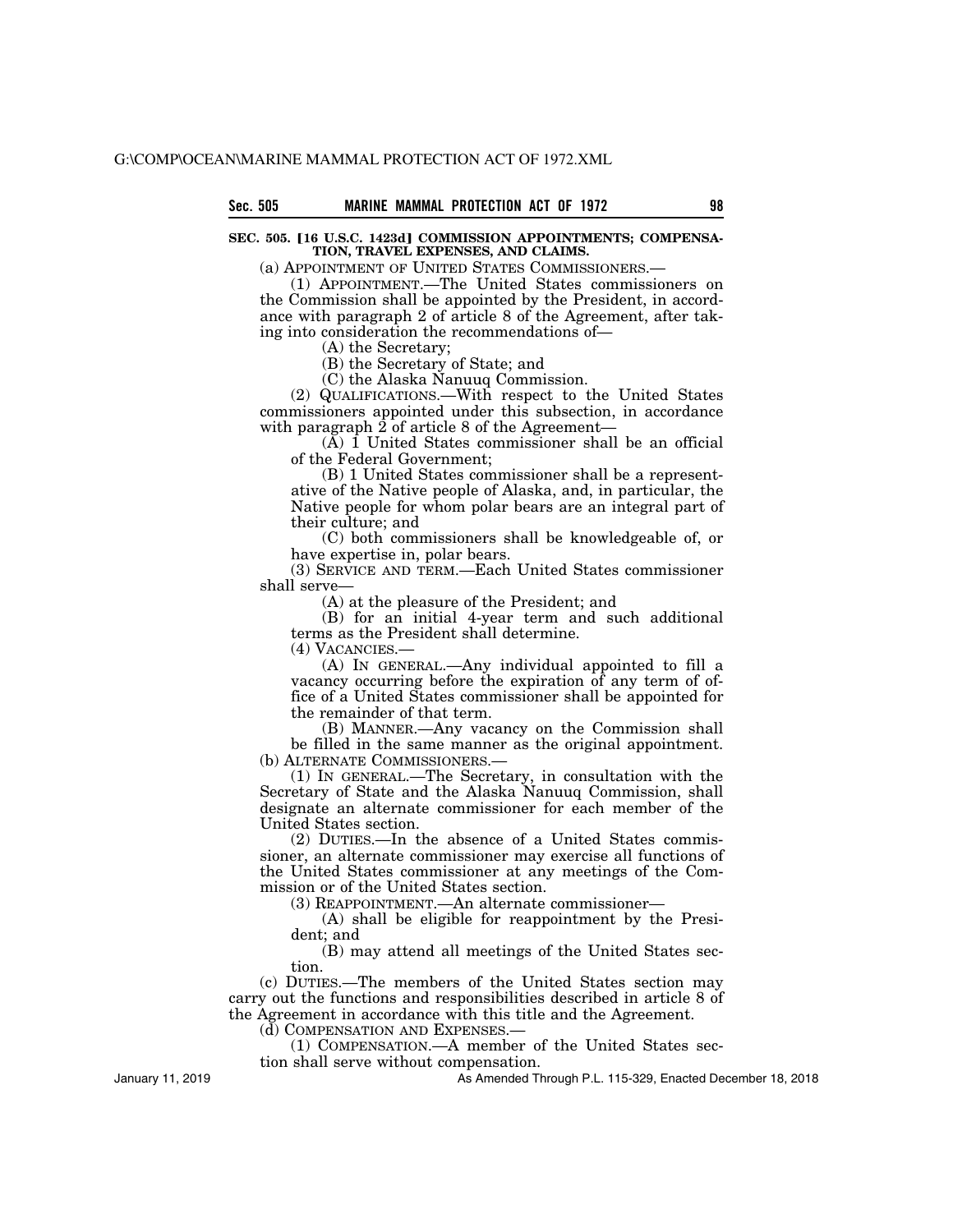### SEC. 505. [16 U.S.C. 1423d] COMMISSION APPOINTMENTS; COMPENSATION, TRAVEL EXPENSES, AND CLAIMS.

(a) APPOINTMENT OF UNITED STATES COMMISSIONERS.—

(1) APPOINTMENT.—The United States commissioners on the Commission shall be appointed by the President, in accordance with paragraph 2 of article 8 of the Agreement, after taking into consideration the recommendations of—

(A) the Secretary;

(B) the Secretary of State; and

(C) the Alaska Nanuuq Commission.

(2) QUALIFICATIONS.—With respect to the United States commissioners appointed under this subsection, in accordance with paragraph 2 of article 8 of the Agreement—

(A) 1 United States commissioner shall be an official of the Federal Government;

(B) 1 United States commissioner shall be a representative of the Native people of Alaska, and, in particular, the Native people for whom polar bears are an integral part of their culture; and

(C) both commissioners shall be knowledgeable of, or have expertise in, polar bears.

(3) SERVICE AND TERM.—Each United States commissioner shall serve—

(A) at the pleasure of the President; and

(B) for an initial 4-year term and such additional terms as the President shall determine.

(4) VACANCIES.—

(A) IN GENERAL.—Any individual appointed to fill a vacancy occurring before the expiration of any term of office of a United States commissioner shall be appointed for the remainder of that term.

(B) MANNER.—Any vacancy on the Commission shall be filled in the same manner as the original appointment.

(b) ALTERNATE COMMISSIONERS.—

(1) IN GENERAL.—The Secretary, in consultation with the Secretary of State and the Alaska Nanuuq Commission, shall designate an alternate commissioner for each member of the United States section.

(2) DUTIES.—In the absence of a United States commissioner, an alternate commissioner may exercise all functions of the United States commissioner at any meetings of the Commission or of the United States section.

(3) REAPPOINTMENT.—An alternate commissioner—

(A) shall be eligible for reappointment by the President; and

(B) may attend all meetings of the United States section.

(c) DUTIES.—The members of the United States section may carry out the functions and responsibilities described in article 8 of the Agreement in accordance with this title and the Agreement.

(d) COMPENSATION AND EXPENSES.—

(1) COMPENSATION.—A member of the United States section shall serve without compensation.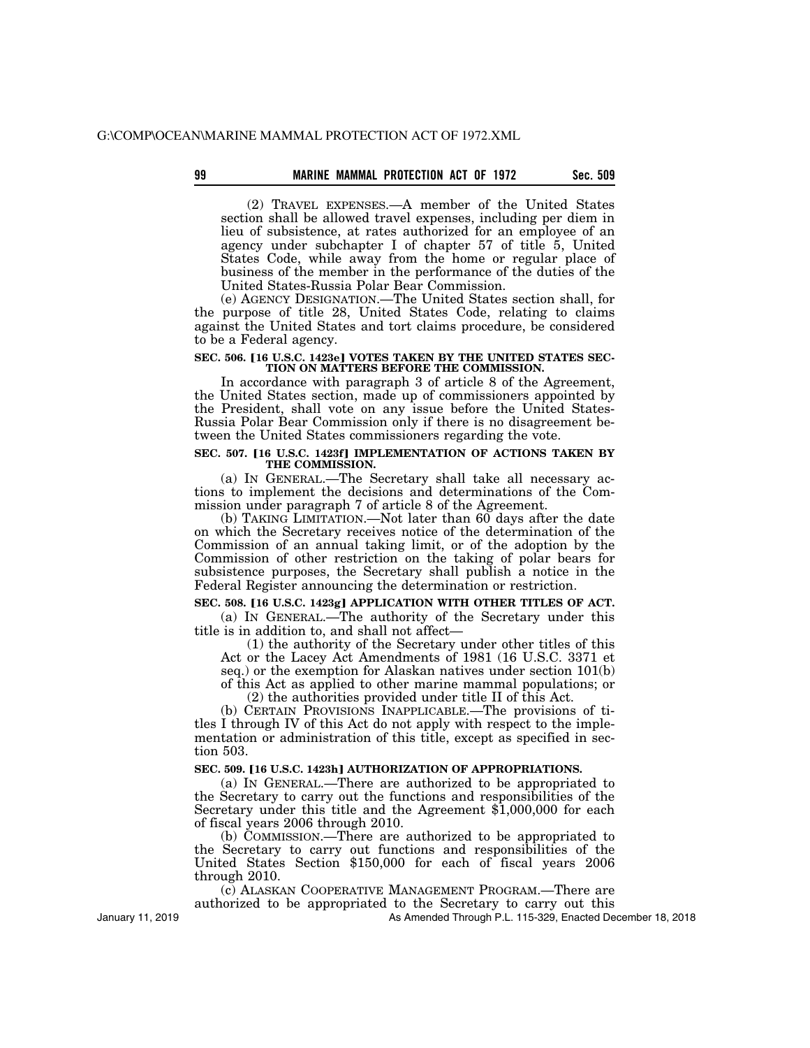(2) TRAVEL EXPENSES.—A member of the United States section shall be allowed travel expenses, including per diem in lieu of subsistence, at rates authorized for an employee of an agency under subchapter I of chapter 57 of title 5, United States Code, while away from the home or regular place of business of the member in the performance of the duties of the United States-Russia Polar Bear Commission.

(e) AGENCY DESIGNATION.—The United States section shall, for the purpose of title 28, United States Code, relating to claims against the United States and tort claims procedure, be considered to be a Federal agency.

**SEC. 506. [16 U.S.C. 1423e] VOTES TAKEN BY THE UNITED STATES SECTION ON MATTERS BEFORE THE COMMISSION.**

In accordance with paragraph 3 of article 8 of the Agreement, the United States section, made up of commissioners appointed by the President, shall vote on any issue before the United States-Russia Polar Bear Commission only if there is no disagreement between the United States commissioners regarding the vote.

**SEC. 507. [16 U.S.C. 1423f] IMPLEMENTATION OF ACTIONS TAKEN BY THE COMMISSION.**

(a) IN GENERAL.—The Secretary shall take all necessary actions to implement the decisions and determinations of the Commission under paragraph 7 of article 8 of the Agreement.

(b) TAKING LIMITATION.—Not later than 60 days after the date on which the Secretary receives notice of the determination of the Commission of an annual taking limit, or of the adoption by the Commission of other restriction on the taking of polar bears for subsistence purposes, the Secretary shall publish a notice in the Federal Register announcing the determination or restriction.

**SEC. 508. [16 U.S.C. 1423g] APPLICATION WITH OTHER TITLES OF ACT.**

(a) IN GENERAL.—The authority of the Secretary under this title is in addition to, and shall not affect—

(1) the authority of the Secretary under other titles of this Act or the Lacey Act Amendments of 1981 (16 U.S.C. 3371 et seq.) or the exemption for Alaskan natives under section 101(b) of this Act as applied to other marine mammal populations; or

(2) the authorities provided under title II of this Act.

(b) CERTAIN PROVISIONS INAPPLICABLE.—The provisions of titles I through IV of this Act do not apply with respect to the implementation or administration of this title, except as specified in section 503.

**SEC. 509. [16 U.S.C. 1423h] AUTHORIZATION OF APPROPRIATIONS.**

(a) IN GENERAL.—There are authorized to be appropriated to the Secretary to carry out the functions and responsibilities of the Secretary under this title and the Agreement $1,000,000 for each of fiscal years 2006 through 2010.

(b) COMMISSION.—There are authorized to be appropriated to the Secretary to carry out functions and responsibilities of the United States Section $150,000 for each of fiscal years 2006 through 2010.

(c) ALASKAN COOPERATIVE MANAGEMENT PROGRAM.—There are authorized to be appropriated to the Secretary to carry out this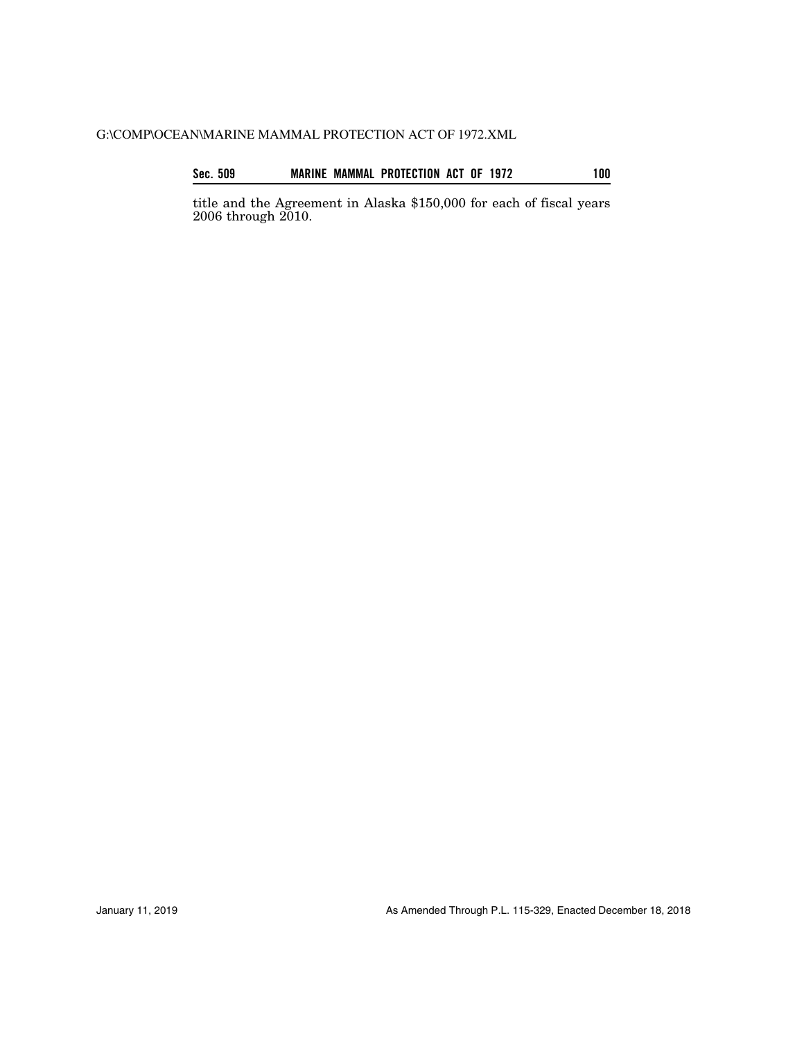title and the Agreement in Alaska $150,000 for each of fiscal years 2006 through 2010.